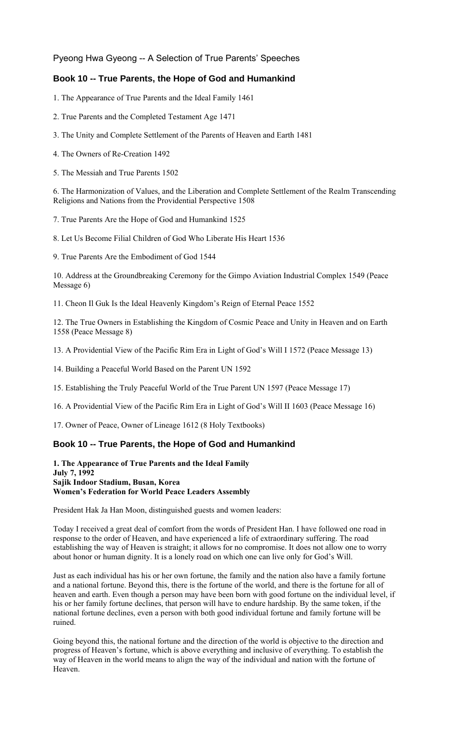Pyeong Hwa Gyeong -- A Selection of True Parents' Speeches

## Book 10 -- True Parents, the Hope of God and Humankind

1. The Appearance of True Parents and the Ideal Family 1461

2. True Parents and the Completed Testament Age 1471

3. The Unity and Complete Settlement of the Parents of Heaven and Earth 1481

4. The Owners of Re-Creation 1492

5. The Messiah and True Parents 1502

6. The Harmonization of Values, and the Liberation and Complete Settlement of the Realm Transcending Religions and Nations from the Providential Perspective 1508

7. True Parents Are the Hope of God and Humankind 1525

8. Let Us Become Filial Children of God Who Liberate His Heart 1536

9. True Parents Are the Embodiment of God 1544

10. Address at the Groundbreaking Ceremony for the Gimpo Aviation Industrial Complex 1549 (Peace Message 6)

11. Cheon Il Guk Is the Ideal Heavenly Kingdom's Reign of Eternal Peace 1552

12. The True Owners in Establishing the Kingdom of Cosmic Peace and Unity in Heaven and on Earth 1558 (Peace Message 8)

13. A Providential View of the Pacific Rim Era in Light of God's Will I 1572 (Peace Message 13)

14. Building a Peaceful World Based on the Parent UN 1592

15. Establishing the Truly Peaceful World of the True Parent UN 1597 (Peace Message 17)

16. A Providential View of the Pacific Rim Era in Light of God's Will II 1603 (Peace Message 16)

17. Owner of Peace, Owner of Lineage 1612 (8 Holy Textbooks)

## Book 10 -- True Parents, the Hope of God and Humankind

**1. The Appearance of True Parents and the Ideal Family**
**July 7, 1992**
**Sajik Indoor Stadium, Busan, Korea**
**Women's Federation for World Peace Leaders Assembly**

President Hak Ja Han Moon, distinguished guests and women leaders:

Today I received a great deal of comfort from the words of President Han. I have followed one road in response to the order of Heaven, and have experienced a life of extraordinary suffering. The road establishing the way of Heaven is straight; it allows for no compromise. It does not allow one to worry about honor or human dignity. It is a lonely road on which one can live only for God's Will.

Just as each individual has his or her own fortune, the family and the nation also have a family fortune and a national fortune. Beyond this, there is the fortune of the world, and there is the fortune for all of heaven and earth. Even though a person may have been born with good fortune on the individual level, if his or her family fortune declines, that person will have to endure hardship. By the same token, if the national fortune declines, even a person with both good individual fortune and family fortune will be ruined.

Going beyond this, the national fortune and the direction of the world is objective to the direction and progress of Heaven's fortune, which is above everything and inclusive of everything. To establish the way of Heaven in the world means to align the way of the individual and nation with the fortune of Heaven.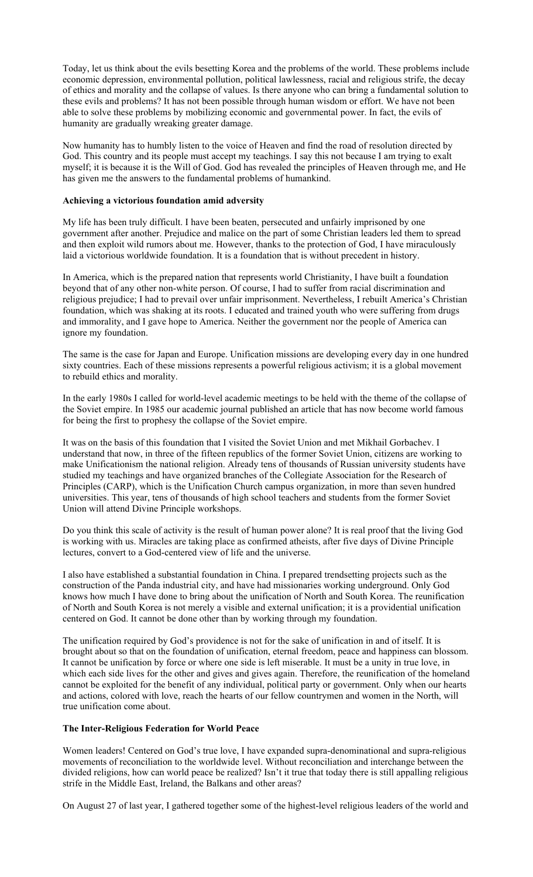Today, let us think about the evils besetting Korea and the problems of the world. These problems include economic depression, environmental pollution, political lawlessness, racial and religious strife, the decay of ethics and morality and the collapse of values. Is there anyone who can bring a fundamental solution to these evils and problems? It has not been possible through human wisdom or effort. We have not been able to solve these problems by mobilizing economic and governmental power. In fact, the evils of humanity are gradually wreaking greater damage.

Now humanity has to humbly listen to the voice of Heaven and find the road of resolution directed by God. This country and its people must accept my teachings. I say this not because I am trying to exalt myself; it is because it is the Will of God. God has revealed the principles of Heaven through me, and He has given me the answers to the fundamental problems of humankind.

**Achieving a victorious foundation amid adversity**

My life has been truly difficult. I have been beaten, persecuted and unfairly imprisoned by one government after another. Prejudice and malice on the part of some Christian leaders led them to spread and then exploit wild rumors about me. However, thanks to the protection of God, I have miraculously laid a victorious worldwide foundation. It is a foundation that is without precedent in history.

In America, which is the prepared nation that represents world Christianity, I have built a foundation beyond that of any other non-white person. Of course, I had to suffer from racial discrimination and religious prejudice; I had to prevail over unfair imprisonment. Nevertheless, I rebuilt America's Christian foundation, which was shaking at its roots. I educated and trained youth who were suffering from drugs and immorality, and I gave hope to America. Neither the government nor the people of America can ignore my foundation.

The same is the case for Japan and Europe. Unification missions are developing every day in one hundred sixty countries. Each of these missions represents a powerful religious activism; it is a global movement to rebuild ethics and morality.

In the early 1980s I called for world-level academic meetings to be held with the theme of the collapse of the Soviet empire. In 1985 our academic journal published an article that has now become world famous for being the first to prophesy the collapse of the Soviet empire.

It was on the basis of this foundation that I visited the Soviet Union and met Mikhail Gorbachev. I understand that now, in three of the fifteen republics of the former Soviet Union, citizens are working to make Unificationism the national religion. Already tens of thousands of Russian university students have studied my teachings and have organized branches of the Collegiate Association for the Research of Principles (CARP), which is the Unification Church campus organization, in more than seven hundred universities. This year, tens of thousands of high school teachers and students from the former Soviet Union will attend Divine Principle workshops.

Do you think this scale of activity is the result of human power alone? It is real proof that the living God is working with us. Miracles are taking place as confirmed atheists, after five days of Divine Principle lectures, convert to a God-centered view of life and the universe.

I also have established a substantial foundation in China. I prepared trendsetting projects such as the construction of the Panda industrial city, and have had missionaries working underground. Only God knows how much I have done to bring about the unification of North and South Korea. The reunification of North and South Korea is not merely a visible and external unification; it is a providential unification centered on God. It cannot be done other than by working through my foundation.

The unification required by God's providence is not for the sake of unification in and of itself. It is brought about so that on the foundation of unification, eternal freedom, peace and happiness can blossom. It cannot be unification by force or where one side is left miserable. It must be a unity in true love, in which each side lives for the other and gives and gives again. Therefore, the reunification of the homeland cannot be exploited for the benefit of any individual, political party or government. Only when our hearts and actions, colored with love, reach the hearts of our fellow countrymen and women in the North, will true unification come about.

**The Inter-Religious Federation for World Peace**

Women leaders! Centered on God's true love, I have expanded supra-denominational and supra-religious movements of reconciliation to the worldwide level. Without reconciliation and interchange between the divided religions, how can world peace be realized? Isn't it true that today there is still appalling religious strife in the Middle East, Ireland, the Balkans and other areas?

On August 27 of last year, I gathered together some of the highest-level religious leaders of the world and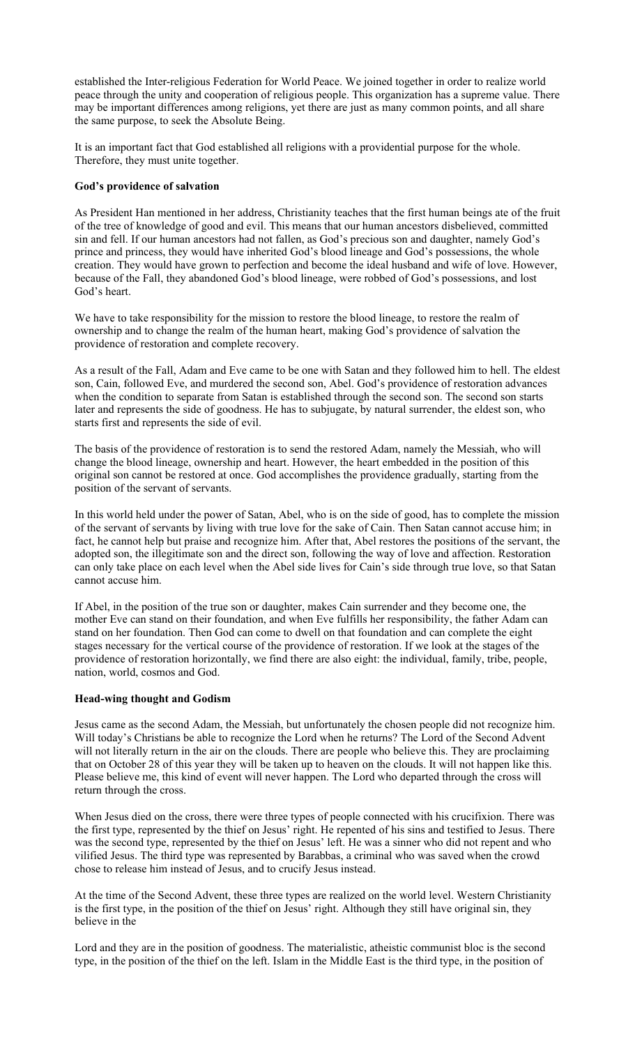established the Inter-religious Federation for World Peace. We joined together in order to realize world peace through the unity and cooperation of religious people. This organization has a supreme value. There may be important differences among religions, yet there are just as many common points, and all share the same purpose, to seek the Absolute Being.

It is an important fact that God established all religions with a providential purpose for the whole. Therefore, they must unite together.

**God's providence of salvation**

As President Han mentioned in her address, Christianity teaches that the first human beings ate of the fruit of the tree of knowledge of good and evil. This means that our human ancestors disbelieved, committed sin and fell. If our human ancestors had not fallen, as God's precious son and daughter, namely God's prince and princess, they would have inherited God's blood lineage and God's possessions, the whole creation. They would have grown to perfection and become the ideal husband and wife of love. However, because of the Fall, they abandoned God's blood lineage, were robbed of God's possessions, and lost God's heart.

We have to take responsibility for the mission to restore the blood lineage, to restore the realm of ownership and to change the realm of the human heart, making God's providence of salvation the providence of restoration and complete recovery.

As a result of the Fall, Adam and Eve came to be one with Satan and they followed him to hell. The eldest son, Cain, followed Eve, and murdered the second son, Abel. God's providence of restoration advances when the condition to separate from Satan is established through the second son. The second son starts later and represents the side of goodness. He has to subjugate, by natural surrender, the eldest son, who starts first and represents the side of evil.

The basis of the providence of restoration is to send the restored Adam, namely the Messiah, who will change the blood lineage, ownership and heart. However, the heart embedded in the position of this original son cannot be restored at once. God accomplishes the providence gradually, starting from the position of the servant of servants.

In this world held under the power of Satan, Abel, who is on the side of good, has to complete the mission of the servant of servants by living with true love for the sake of Cain. Then Satan cannot accuse him; in fact, he cannot help but praise and recognize him. After that, Abel restores the positions of the servant, the adopted son, the illegitimate son and the direct son, following the way of love and affection. Restoration can only take place on each level when the Abel side lives for Cain's side through true love, so that Satan cannot accuse him.

If Abel, in the position of the true son or daughter, makes Cain surrender and they become one, the mother Eve can stand on their foundation, and when Eve fulfills her responsibility, the father Adam can stand on her foundation. Then God can come to dwell on that foundation and can complete the eight stages necessary for the vertical course of the providence of restoration. If we look at the stages of the providence of restoration horizontally, we find there are also eight: the individual, family, tribe, people, nation, world, cosmos and God.

**Head-wing thought and Godism**

Jesus came as the second Adam, the Messiah, but unfortunately the chosen people did not recognize him. Will today's Christians be able to recognize the Lord when he returns? The Lord of the Second Advent will not literally return in the air on the clouds. There are people who believe this. They are proclaiming that on October 28 of this year they will be taken up to heaven on the clouds. It will not happen like this. Please believe me, this kind of event will never happen. The Lord who departed through the cross will return through the cross.

When Jesus died on the cross, there were three types of people connected with his crucifixion. There was the first type, represented by the thief on Jesus' right. He repented of his sins and testified to Jesus. There was the second type, represented by the thief on Jesus' left. He was a sinner who did not repent and who vilified Jesus. The third type was represented by Barabbas, a criminal who was saved when the crowd chose to release him instead of Jesus, and to crucify Jesus instead.

At the time of the Second Advent, these three types are realized on the world level. Western Christianity is the first type, in the position of the thief on Jesus' right. Although they still have original sin, they believe in the Lord and they are in the position of goodness. The materialistic, atheistic communist bloc is the second type, in the position of the thief on the left. Islam in the Middle East is the third type, in the position of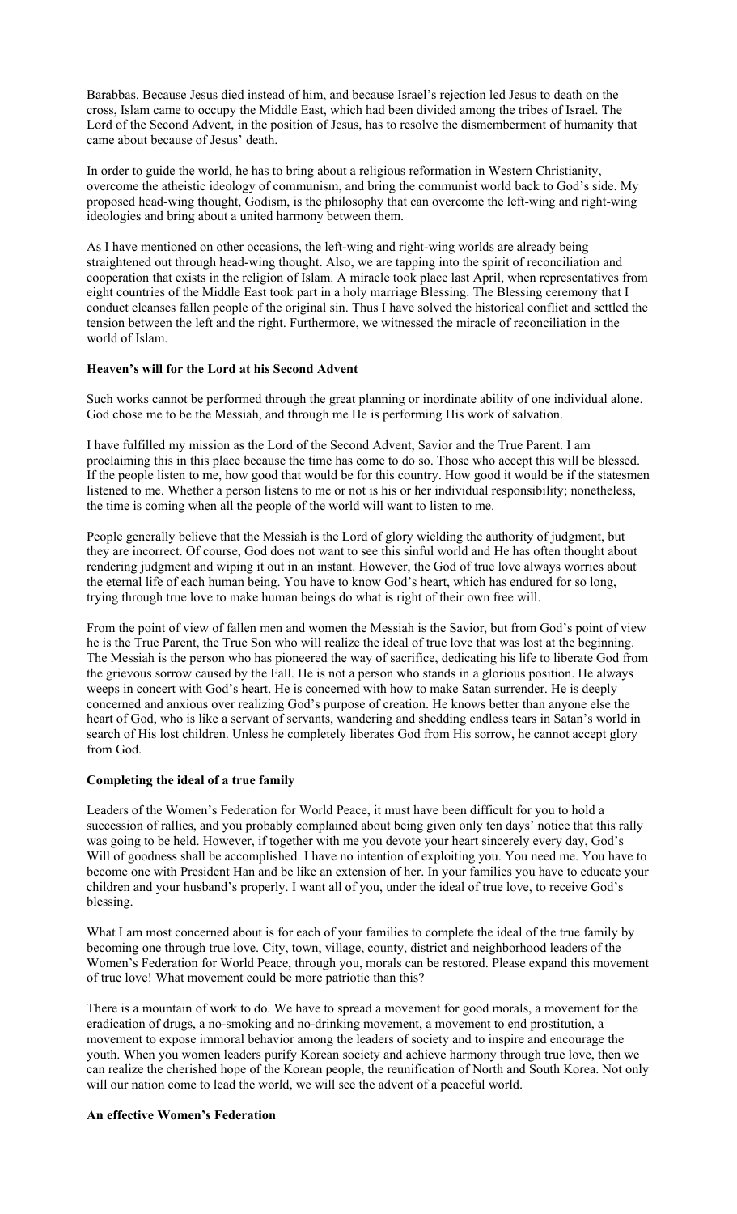Barabbas. Because Jesus died instead of him, and because Israel's rejection led Jesus to death on the cross, Islam came to occupy the Middle East, which had been divided among the tribes of Israel. The Lord of the Second Advent, in the position of Jesus, has to resolve the dismemberment of humanity that came about because of Jesus' death.

In order to guide the world, he has to bring about a religious reformation in Western Christianity, overcome the atheistic ideology of communism, and bring the communist world back to God's side. My proposed head-wing thought, Godism, is the philosophy that can overcome the left-wing and right-wing ideologies and bring about a united harmony between them.

As I have mentioned on other occasions, the left-wing and right-wing worlds are already being straightened out through head-wing thought. Also, we are tapping into the spirit of reconciliation and cooperation that exists in the religion of Islam. A miracle took place last April, when representatives from eight countries of the Middle East took part in a holy marriage Blessing. The Blessing ceremony that I conduct cleanses fallen people of the original sin. Thus I have solved the historical conflict and settled the tension between the left and the right. Furthermore, we witnessed the miracle of reconciliation in the world of Islam.

**Heaven's will for the Lord at his Second Advent**

Such works cannot be performed through the great planning or inordinate ability of one individual alone. God chose me to be the Messiah, and through me He is performing His work of salvation.

I have fulfilled my mission as the Lord of the Second Advent, Savior and the True Parent. I am proclaiming this in this place because the time has come to do so. Those who accept this will be blessed. If the people listen to me, how good that would be for this country. How good it would be if the statesmen listened to me. Whether a person listens to me or not is his or her individual responsibility; nonetheless, the time is coming when all the people of the world will want to listen to me.

People generally believe that the Messiah is the Lord of glory wielding the authority of judgment, but they are incorrect. Of course, God does not want to see this sinful world and He has often thought about rendering judgment and wiping it out in an instant. However, the God of true love always worries about the eternal life of each human being. You have to know God's heart, which has endured for so long, trying through true love to make human beings do what is right of their own free will.

From the point of view of fallen men and women the Messiah is the Savior, but from God's point of view he is the True Parent, the True Son who will realize the ideal of true love that was lost at the beginning. The Messiah is the person who has pioneered the way of sacrifice, dedicating his life to liberate God from the grievous sorrow caused by the Fall. He is not a person who stands in a glorious position. He always weeps in concert with God's heart. He is concerned with how to make Satan surrender. He is deeply concerned and anxious over realizing God's purpose of creation. He knows better than anyone else the heart of God, who is like a servant of servants, wandering and shedding endless tears in Satan's world in search of His lost children. Unless he completely liberates God from His sorrow, he cannot accept glory from God.

**Completing the ideal of a true family**

Leaders of the Women's Federation for World Peace, it must have been difficult for you to hold a succession of rallies, and you probably complained about being given only ten days' notice that this rally was going to be held. However, if together with me you devote your heart sincerely every day, God's Will of goodness shall be accomplished. I have no intention of exploiting you. You need me. You have to become one with President Han and be like an extension of her. In your families you have to educate your children and your husband's properly. I want all of you, under the ideal of true love, to receive God's blessing.

What I am most concerned about is for each of your families to complete the ideal of the true family by becoming one through true love. City, town, village, county, district and neighborhood leaders of the Women's Federation for World Peace, through you, morals can be restored. Please expand this movement of true love! What movement could be more patriotic than this?

There is a mountain of work to do. We have to spread a movement for good morals, a movement for the eradication of drugs, a no-smoking and no-drinking movement, a movement to end prostitution, a movement to expose immoral behavior among the leaders of society and to inspire and encourage the youth. When you women leaders purify Korean society and achieve harmony through true love, then we can realize the cherished hope of the Korean people, the reunification of North and South Korea. Not only will our nation come to lead the world, we will see the advent of a peaceful world.

**An effective Women's Federation**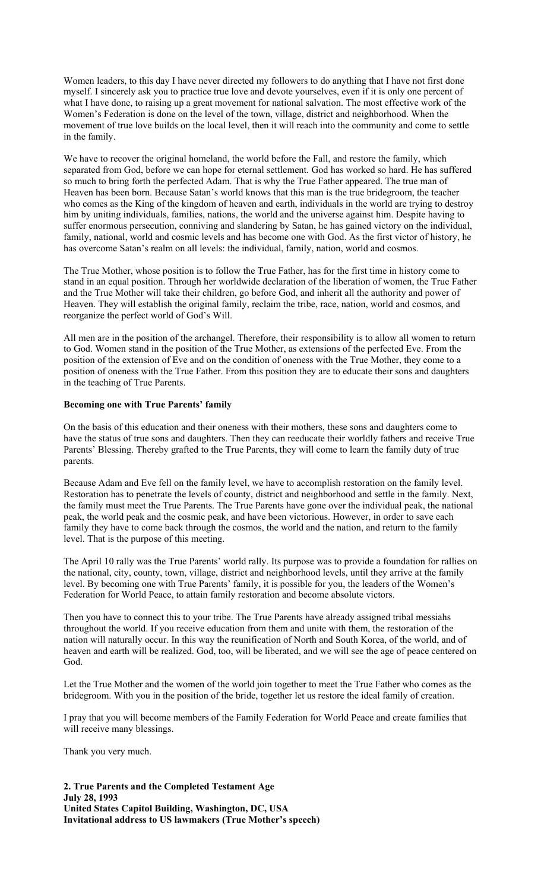Women leaders, to this day I have never directed my followers to do anything that I have not first done myself. I sincerely ask you to practice true love and devote yourselves, even if it is only one percent of what I have done, to raising up a great movement for national salvation. The most effective work of the Women's Federation is done on the level of the town, village, district and neighborhood. When the movement of true love builds on the local level, then it will reach into the community and come to settle in the family.

We have to recover the original homeland, the world before the Fall, and restore the family, which separated from God, before we can hope for eternal settlement. God has worked so hard. He has suffered so much to bring forth the perfected Adam. That is why the True Father appeared. The true man of Heaven has been born. Because Satan's world knows that this man is the true bridegroom, the teacher who comes as the King of the kingdom of heaven and earth, individuals in the world are trying to destroy him by uniting individuals, families, nations, the world and the universe against him. Despite having to suffer enormous persecution, conniving and slandering by Satan, he has gained victory on the individual, family, national, world and cosmic levels and has become one with God. As the first victor of history, he has overcome Satan's realm on all levels: the individual, family, nation, world and cosmos.

The True Mother, whose position is to follow the True Father, has for the first time in history come to stand in an equal position. Through her worldwide declaration of the liberation of women, the True Father and the True Mother will take their children, go before God, and inherit all the authority and power of Heaven. They will establish the original family, reclaim the tribe, race, nation, world and cosmos, and reorganize the perfect world of God's Will.

All men are in the position of the archangel. Therefore, their responsibility is to allow all women to return to God. Women stand in the position of the True Mother, as extensions of the perfected Eve. From the position of the extension of Eve and on the condition of oneness with the True Mother, they come to a position of oneness with the True Father. From this position they are to educate their sons and daughters in the teaching of True Parents.

**Becoming one with True Parents' family**

On the basis of this education and their oneness with their mothers, these sons and daughters come to have the status of true sons and daughters. Then they can reeducate their worldly fathers and receive True Parents' Blessing. Thereby grafted to the True Parents, they will come to learn the family duty of true parents.

Because Adam and Eve fell on the family level, we have to accomplish restoration on the family level. Restoration has to penetrate the levels of county, district and neighborhood and settle in the family. Next, the family must meet the True Parents. The True Parents have gone over the individual peak, the national peak, the world peak and the cosmic peak, and have been victorious. However, in order to save each family they have to come back through the cosmos, the world and the nation, and return to the family level. That is the purpose of this meeting.

The April 10 rally was the True Parents' world rally. Its purpose was to provide a foundation for rallies on the national, city, county, town, village, district and neighborhood levels, until they arrive at the family level. By becoming one with True Parents' family, it is possible for you, the leaders of the Women's Federation for World Peace, to attain family restoration and become absolute victors.

Then you have to connect this to your tribe. The True Parents have already assigned tribal messiahs throughout the world. If you receive education from them and unite with them, the restoration of the nation will naturally occur. In this way the reunification of North and South Korea, of the world, and of heaven and earth will be realized. God, too, will be liberated, and we will see the age of peace centered on God.

Let the True Mother and the women of the world join together to meet the True Father who comes as the bridegroom. With you in the position of the bride, together let us restore the ideal family of creation.

I pray that you will become members of the Family Federation for World Peace and create families that will receive many blessings.

Thank you very much.

**2. True Parents and the Completed Testament Age**
**July 28, 1993**
**United States Capitol Building, Washington, DC, USA**
**Invitational address to US lawmakers (True Mother's speech)**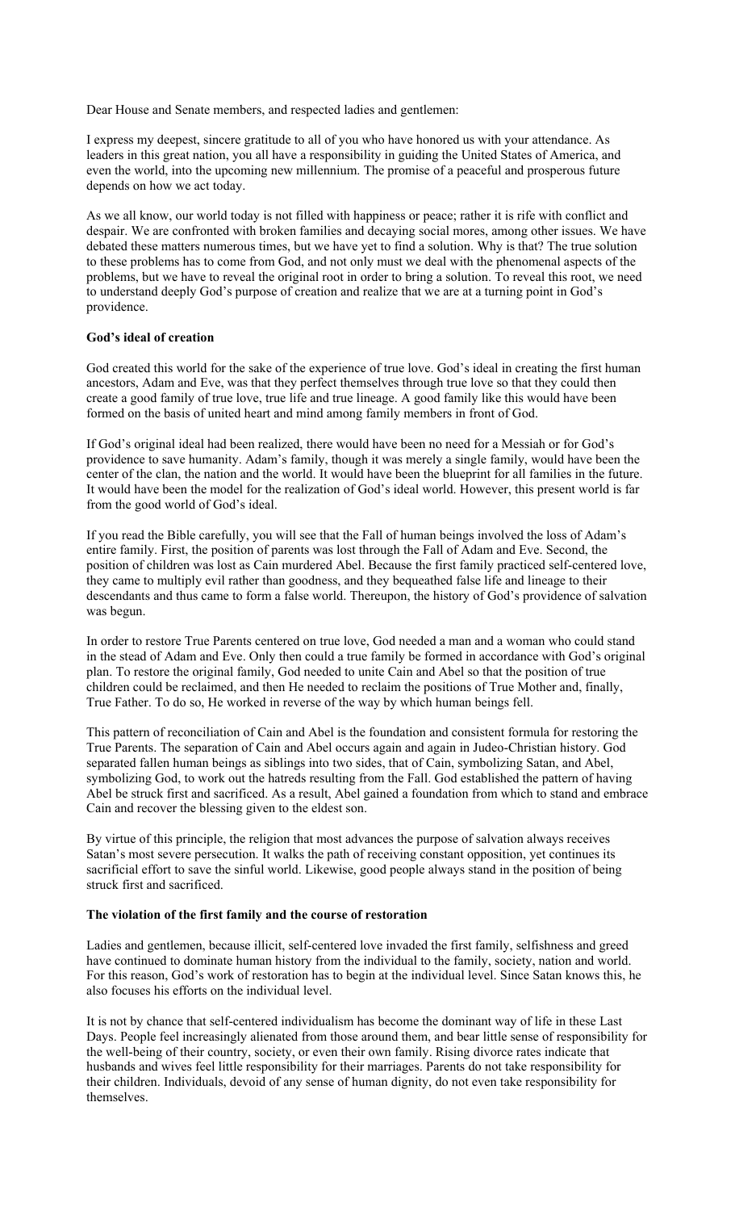Dear House and Senate members, and respected ladies and gentlemen:

I express my deepest, sincere gratitude to all of you who have honored us with your attendance. As leaders in this great nation, you all have a responsibility in guiding the United States of America, and even the world, into the upcoming new millennium. The promise of a peaceful and prosperous future depends on how we act today.

As we all know, our world today is not filled with happiness or peace; rather it is rife with conflict and despair. We are confronted with broken families and decaying social mores, among other issues. We have debated these matters numerous times, but we have yet to find a solution. Why is that? The true solution to these problems has to come from God, and not only must we deal with the phenomenal aspects of the problems, but we have to reveal the original root in order to bring a solution. To reveal this root, we need to understand deeply God's purpose of creation and realize that we are at a turning point in God's providence.

**God's ideal of creation**

God created this world for the sake of the experience of true love. God's ideal in creating the first human ancestors, Adam and Eve, was that they perfect themselves through true love so that they could then create a good family of true love, true life and true lineage. A good family like this would have been formed on the basis of united heart and mind among family members in front of God.

If God's original ideal had been realized, there would have been no need for a Messiah or for God's providence to save humanity. Adam's family, though it was merely a single family, would have been the center of the clan, the nation and the world. It would have been the blueprint for all families in the future. It would have been the model for the realization of God's ideal world. However, this present world is far from the good world of God's ideal.

If you read the Bible carefully, you will see that the Fall of human beings involved the loss of Adam's entire family. First, the position of parents was lost through the Fall of Adam and Eve. Second, the position of children was lost as Cain murdered Abel. Because the first family practiced self-centered love, they came to multiply evil rather than goodness, and they bequeathed false life and lineage to their descendants and thus came to form a false world. Thereupon, the history of God's providence of salvation was begun.

In order to restore True Parents centered on true love, God needed a man and a woman who could stand in the stead of Adam and Eve. Only then could a true family be formed in accordance with God's original plan. To restore the original family, God needed to unite Cain and Abel so that the position of true children could be reclaimed, and then He needed to reclaim the positions of True Mother and, finally, True Father. To do so, He worked in reverse of the way by which human beings fell.

This pattern of reconciliation of Cain and Abel is the foundation and consistent formula for restoring the True Parents. The separation of Cain and Abel occurs again and again in Judeo-Christian history. God separated fallen human beings as siblings into two sides, that of Cain, symbolizing Satan, and Abel, symbolizing God, to work out the hatreds resulting from the Fall. God established the pattern of having Abel be struck first and sacrificed. As a result, Abel gained a foundation from which to stand and embrace Cain and recover the blessing given to the eldest son.

By virtue of this principle, the religion that most advances the purpose of salvation always receives Satan's most severe persecution. It walks the path of receiving constant opposition, yet continues its sacrificial effort to save the sinful world. Likewise, good people always stand in the position of being struck first and sacrificed.

**The violation of the first family and the course of restoration**

Ladies and gentlemen, because illicit, self-centered love invaded the first family, selfishness and greed have continued to dominate human history from the individual to the family, society, nation and world. For this reason, God's work of restoration has to begin at the individual level. Since Satan knows this, he also focuses his efforts on the individual level.

It is not by chance that self-centered individualism has become the dominant way of life in these Last Days. People feel increasingly alienated from those around them, and bear little sense of responsibility for the well-being of their country, society, or even their own family. Rising divorce rates indicate that husbands and wives feel little responsibility for their marriages. Parents do not take responsibility for their children. Individuals, devoid of any sense of human dignity, do not even take responsibility for themselves.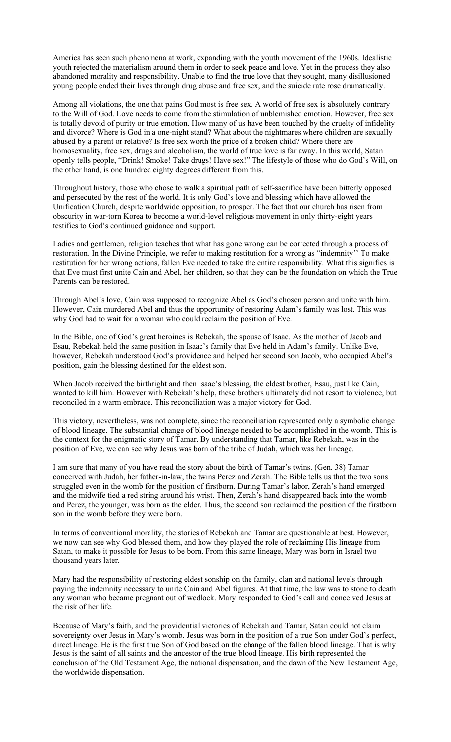America has seen such phenomena at work, expanding with the youth movement of the 1960s. Idealistic youth rejected the materialism around them in order to seek peace and love. Yet in the process they also abandoned morality and responsibility. Unable to find the true love that they sought, many disillusioned young people ended their lives through drug abuse and free sex, and the suicide rate rose dramatically.

Among all violations, the one that pains God most is free sex. A world of free sex is absolutely contrary to the Will of God. Love needs to come from the stimulation of unblemished emotion. However, free sex is totally devoid of purity or true emotion. How many of us have been touched by the cruelty of infidelity and divorce? Where is God in a one-night stand? What about the nightmares where children are sexually abused by a parent or relative? Is free sex worth the price of a broken child? Where there are homosexuality, free sex, drugs and alcoholism, the world of true love is far away. In this world, Satan openly tells people, "Drink! Smoke! Take drugs! Have sex!" The lifestyle of those who do God's Will, on the other hand, is one hundred eighty degrees different from this.

Throughout history, those who chose to walk a spiritual path of self-sacrifice have been bitterly opposed and persecuted by the rest of the world. It is only God's love and blessing which have allowed the Unification Church, despite worldwide opposition, to prosper. The fact that our church has risen from obscurity in war-torn Korea to become a world-level religious movement in only thirty-eight years testifies to God's continued guidance and support.

Ladies and gentlemen, religion teaches that what has gone wrong can be corrected through a process of restoration. In the Divine Principle, we refer to making restitution for a wrong as "indemnity'' To make restitution for her wrong actions, fallen Eve needed to take the entire responsibility. What this signifies is that Eve must first unite Cain and Abel, her children, so that they can be the foundation on which the True Parents can be restored.

Through Abel's love, Cain was supposed to recognize Abel as God's chosen person and unite with him. However, Cain murdered Abel and thus the opportunity of restoring Adam's family was lost. This was why God had to wait for a woman who could reclaim the position of Eve.

In the Bible, one of God's great heroines is Rebekah, the spouse of Isaac. As the mother of Jacob and Esau, Rebekah held the same position in Isaac's family that Eve held in Adam's family. Unlike Eve, however, Rebekah understood God's providence and helped her second son Jacob, who occupied Abel's position, gain the blessing destined for the eldest son.

When Jacob received the birthright and then Isaac's blessing, the eldest brother, Esau, just like Cain, wanted to kill him. However with Rebekah's help, these brothers ultimately did not resort to violence, but reconciled in a warm embrace. This reconciliation was a major victory for God.

This victory, nevertheless, was not complete, since the reconciliation represented only a symbolic change of blood lineage. The substantial change of blood lineage needed to be accomplished in the womb. This is the context for the enigmatic story of Tamar. By understanding that Tamar, like Rebekah, was in the position of Eve, we can see why Jesus was born of the tribe of Judah, which was her lineage.

I am sure that many of you have read the story about the birth of Tamar's twins. (Gen. 38) Tamar conceived with Judah, her father-in-law, the twins Perez and Zerah. The Bible tells us that the two sons struggled even in the womb for the position of firstborn. During Tamar's labor, Zerah's hand emerged and the midwife tied a red string around his wrist. Then, Zerah's hand disappeared back into the womb and Perez, the younger, was born as the elder. Thus, the second son reclaimed the position of the firstborn son in the womb before they were born.

In terms of conventional morality, the stories of Rebekah and Tamar are questionable at best. However, we now can see why God blessed them, and how they played the role of reclaiming His lineage from Satan, to make it possible for Jesus to be born. From this same lineage, Mary was born in Israel two thousand years later.

Mary had the responsibility of restoring eldest sonship on the family, clan and national levels through paying the indemnity necessary to unite Cain and Abel figures. At that time, the law was to stone to death any woman who became pregnant out of wedlock. Mary responded to God's call and conceived Jesus at the risk of her life.

Because of Mary's faith, and the providential victories of Rebekah and Tamar, Satan could not claim sovereignty over Jesus in Mary's womb. Jesus was born in the position of a true Son under God's perfect, direct lineage. He is the first true Son of God based on the change of the fallen blood lineage. That is why Jesus is the saint of all saints and the ancestor of the true blood lineage. His birth represented the conclusion of the Old Testament Age, the national dispensation, and the dawn of the New Testament Age, the worldwide dispensation.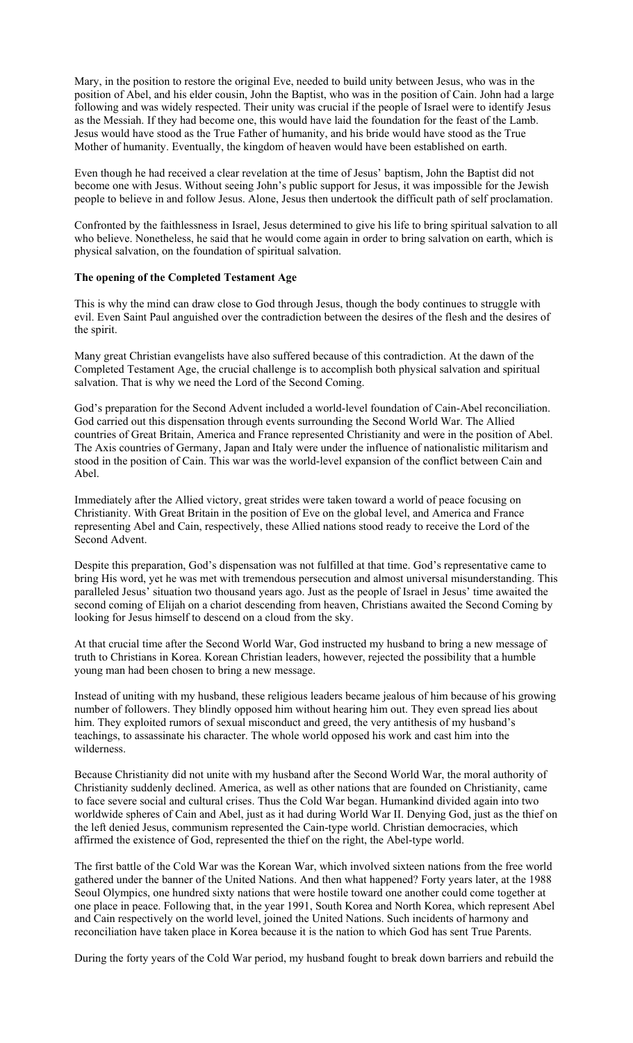Mary, in the position to restore the original Eve, needed to build unity between Jesus, who was in the position of Abel, and his elder cousin, John the Baptist, who was in the position of Cain. John had a large following and was widely respected. Their unity was crucial if the people of Israel were to identify Jesus as the Messiah. If they had become one, this would have laid the foundation for the feast of the Lamb. Jesus would have stood as the True Father of humanity, and his bride would have stood as the True Mother of humanity. Eventually, the kingdom of heaven would have been established on earth.

Even though he had received a clear revelation at the time of Jesus' baptism, John the Baptist did not become one with Jesus. Without seeing John's public support for Jesus, it was impossible for the Jewish people to believe in and follow Jesus. Alone, Jesus then undertook the difficult path of self proclamation.

Confronted by the faithlessness in Israel, Jesus determined to give his life to bring spiritual salvation to all who believe. Nonetheless, he said that he would come again in order to bring salvation on earth, which is physical salvation, on the foundation of spiritual salvation.

**The opening of the Completed Testament Age**

This is why the mind can draw close to God through Jesus, though the body continues to struggle with evil. Even Saint Paul anguished over the contradiction between the desires of the flesh and the desires of the spirit.

Many great Christian evangelists have also suffered because of this contradiction. At the dawn of the Completed Testament Age, the crucial challenge is to accomplish both physical salvation and spiritual salvation. That is why we need the Lord of the Second Coming.

God's preparation for the Second Advent included a world-level foundation of Cain-Abel reconciliation. God carried out this dispensation through events surrounding the Second World War. The Allied countries of Great Britain, America and France represented Christianity and were in the position of Abel. The Axis countries of Germany, Japan and Italy were under the influence of nationalistic militarism and stood in the position of Cain. This war was the world-level expansion of the conflict between Cain and Abel.

Immediately after the Allied victory, great strides were taken toward a world of peace focusing on Christianity. With Great Britain in the position of Eve on the global level, and America and France representing Abel and Cain, respectively, these Allied nations stood ready to receive the Lord of the Second Advent.

Despite this preparation, God's dispensation was not fulfilled at that time. God's representative came to bring His word, yet he was met with tremendous persecution and almost universal misunderstanding. This paralleled Jesus' situation two thousand years ago. Just as the people of Israel in Jesus' time awaited the second coming of Elijah on a chariot descending from heaven, Christians awaited the Second Coming by looking for Jesus himself to descend on a cloud from the sky.

At that crucial time after the Second World War, God instructed my husband to bring a new message of truth to Christians in Korea. Korean Christian leaders, however, rejected the possibility that a humble young man had been chosen to bring a new message.

Instead of uniting with my husband, these religious leaders became jealous of him because of his growing number of followers. They blindly opposed him without hearing him out. They even spread lies about him. They exploited rumors of sexual misconduct and greed, the very antithesis of my husband's teachings, to assassinate his character. The whole world opposed his work and cast him into the wilderness.

Because Christianity did not unite with my husband after the Second World War, the moral authority of Christianity suddenly declined. America, as well as other nations that are founded on Christianity, came to face severe social and cultural crises. Thus the Cold War began. Humankind divided again into two worldwide spheres of Cain and Abel, just as it had during World War II. Denying God, just as the thief on the left denied Jesus, communism represented the Cain-type world. Christian democracies, which affirmed the existence of God, represented the thief on the right, the Abel-type world.

The first battle of the Cold War was the Korean War, which involved sixteen nations from the free world gathered under the banner of the United Nations. And then what happened? Forty years later, at the 1988 Seoul Olympics, one hundred sixty nations that were hostile toward one another could come together at one place in peace. Following that, in the year 1991, South Korea and North Korea, which represent Abel and Cain respectively on the world level, joined the United Nations. Such incidents of harmony and reconciliation have taken place in Korea because it is the nation to which God has sent True Parents.

During the forty years of the Cold War period, my husband fought to break down barriers and rebuild the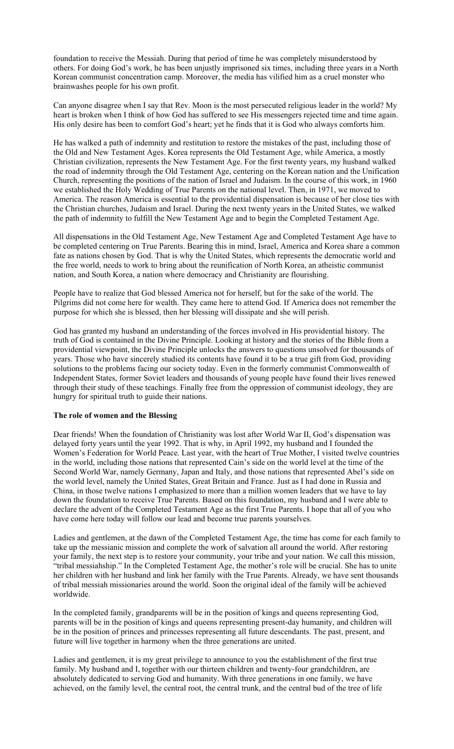foundation to receive the Messiah. During that period of time he was completely misunderstood by others. For doing God's work, he has been unjustly imprisoned six times, including three years in a North Korean communist concentration camp. Moreover, the media has vilified him as a cruel monster who brainwashes people for his own profit.

Can anyone disagree when I say that Rev. Moon is the most persecuted religious leader in the world? My heart is broken when I think of how God has suffered to see His messengers rejected time and time again. His only desire has been to comfort God's heart; yet he finds that it is God who always comforts him.

He has walked a path of indemnity and restitution to restore the mistakes of the past, including those of the Old and New Testament Ages. Korea represents the Old Testament Age, while America, a mostly Christian civilization, represents the New Testament Age. For the first twenty years, my husband walked the road of indemnity through the Old Testament Age, centering on the Korean nation and the Unification Church, representing the positions of the nation of Israel and Judaism. In the course of this work, in 1960 we established the Holy Wedding of True Parents on the national level. Then, in 1971, we moved to America. The reason America is essential to the providential dispensation is because of her close ties with the Christian churches, Judaism and Israel. During the next twenty years in the United States, we walked the path of indemnity to fulfill the New Testament Age and to begin the Completed Testament Age.

All dispensations in the Old Testament Age, New Testament Age and Completed Testament Age have to be completed centering on True Parents. Bearing this in mind, Israel, America and Korea share a common fate as nations chosen by God. That is why the United States, which represents the democratic world and the free world, needs to work to bring about the reunification of North Korea, an atheistic communist nation, and South Korea, a nation where democracy and Christianity are flourishing.

People have to realize that God blessed America not for herself, but for the sake of the world. The Pilgrims did not come here for wealth. They came here to attend God. If America does not remember the purpose for which she is blessed, then her blessing will dissipate and she will perish.

God has granted my husband an understanding of the forces involved in His providential history. The truth of God is contained in the Divine Principle. Looking at history and the stories of the Bible from a providential viewpoint, the Divine Principle unlocks the answers to questions unsolved for thousands of years. Those who have sincerely studied its contents have found it to be a true gift from God, providing solutions to the problems facing our society today. Even in the formerly communist Commonwealth of Independent States, former Soviet leaders and thousands of young people have found their lives renewed through their study of these teachings. Finally free from the oppression of communist ideology, they are hungry for spiritual truth to guide their nations.

**The role of women and the Blessing**

Dear friends! When the foundation of Christianity was lost after World War II, God's dispensation was delayed forty years until the year 1992. That is why, in April 1992, my husband and I founded the Women's Federation for World Peace. Last year, with the heart of True Mother, I visited twelve countries in the world, including those nations that represented Cain's side on the world level at the time of the Second World War, namely Germany, Japan and Italy, and those nations that represented Abel's side on the world level, namely the United States, Great Britain and France. Just as I had done in Russia and China, in those twelve nations I emphasized to more than a million women leaders that we have to lay down the foundation to receive True Parents. Based on this foundation, my husband and I were able to declare the advent of the Completed Testament Age as the first True Parents. I hope that all of you who have come here today will follow our lead and become true parents yourselves.

Ladies and gentlemen, at the dawn of the Completed Testament Age, the time has come for each family to take up the messianic mission and complete the work of salvation all around the world. After restoring your family, the next step is to restore your community, your tribe and your nation. We call this mission, "tribal messiahship." In the Completed Testament Age, the mother's role will be crucial. She has to unite her children with her husband and link her family with the True Parents. Already, we have sent thousands of tribal messiah missionaries around the world. Soon the original ideal of the family will be achieved worldwide.

In the completed family, grandparents will be in the position of kings and queens representing God, parents will be in the position of kings and queens representing present-day humanity, and children will be in the position of princes and princesses representing all future descendants. The past, present, and future will live together in harmony when the three generations are united.

Ladies and gentlemen, it is my great privilege to announce to you the establishment of the first true family. My husband and I, together with our thirteen children and twenty-four grandchildren, are absolutely dedicated to serving God and humanity. With three generations in one family, we have achieved, on the family level, the central root, the central trunk, and the central bud of the tree of life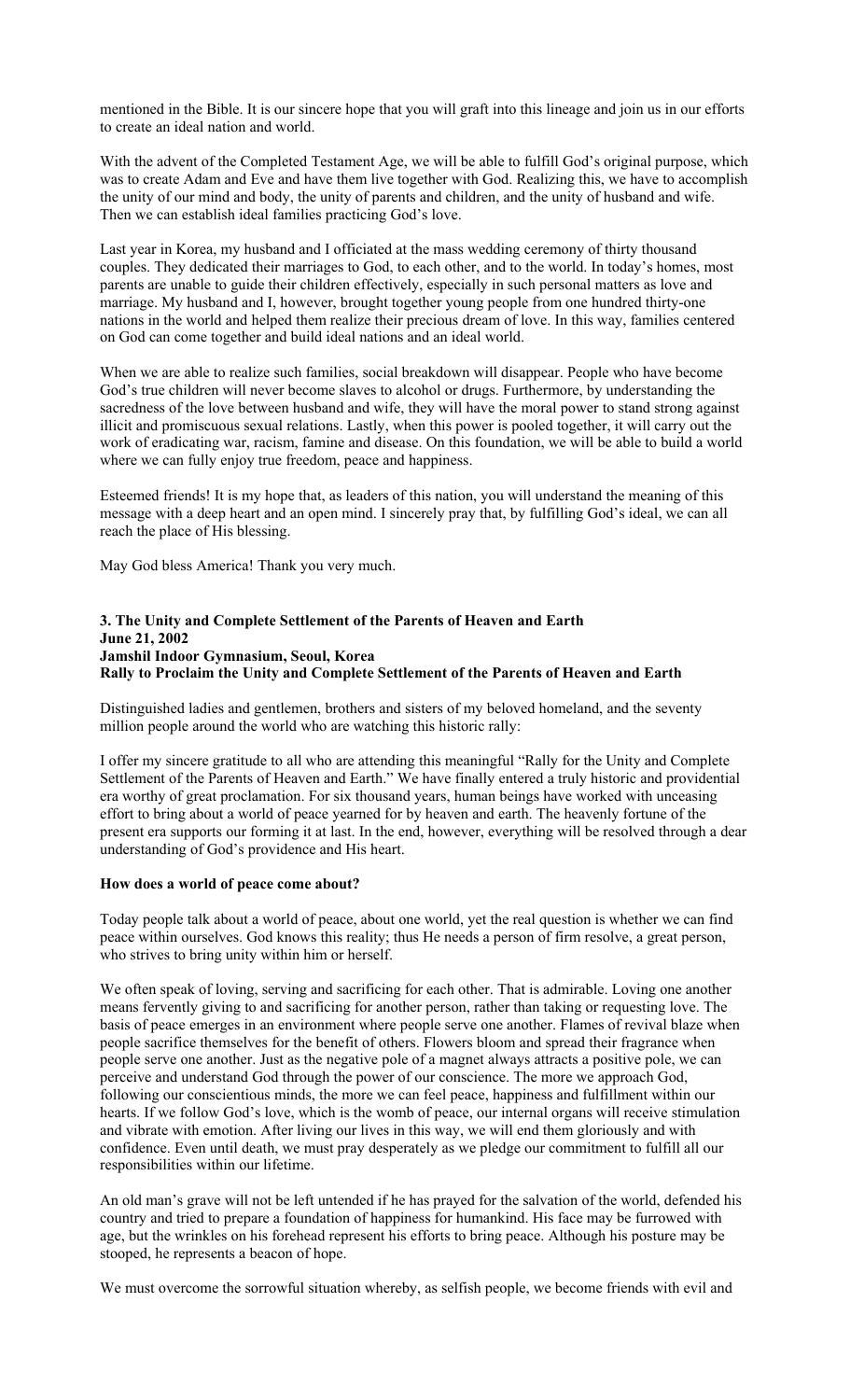mentioned in the Bible. It is our sincere hope that you will graft into this lineage and join us in our efforts to create an ideal nation and world.

With the advent of the Completed Testament Age, we will be able to fulfill God's original purpose, which was to create Adam and Eve and have them live together with God. Realizing this, we have to accomplish the unity of our mind and body, the unity of parents and children, and the unity of husband and wife. Then we can establish ideal families practicing God's love.

Last year in Korea, my husband and I officiated at the mass wedding ceremony of thirty thousand couples. They dedicated their marriages to God, to each other, and to the world. In today's homes, most parents are unable to guide their children effectively, especially in such personal matters as love and marriage. My husband and I, however, brought together young people from one hundred thirty-one nations in the world and helped them realize their precious dream of love. In this way, families centered on God can come together and build ideal nations and an ideal world.

When we are able to realize such families, social breakdown will disappear. People who have become God's true children will never become slaves to alcohol or drugs. Furthermore, by understanding the sacredness of the love between husband and wife, they will have the moral power to stand strong against illicit and promiscuous sexual relations. Lastly, when this power is pooled together, it will carry out the work of eradicating war, racism, famine and disease. On this foundation, we will be able to build a world where we can fully enjoy true freedom, peace and happiness.

Esteemed friends! It is my hope that, as leaders of this nation, you will understand the meaning of this message with a deep heart and an open mind. I sincerely pray that, by fulfilling God's ideal, we can all reach the place of His blessing.

May God bless America! Thank you very much.

### 3. The Unity and Complete Settlement of the Parents of Heaven and Earth
**June 21, 2002**
**Jamshil Indoor Gymnasium, Seoul, Korea**
**Rally to Proclaim the Unity and Complete Settlement of the Parents of Heaven and Earth**

Distinguished ladies and gentlemen, brothers and sisters of my beloved homeland, and the seventy million people around the world who are watching this historic rally:

I offer my sincere gratitude to all who are attending this meaningful "Rally for the Unity and Complete Settlement of the Parents of Heaven and Earth." We have finally entered a truly historic and providential era worthy of great proclamation. For six thousand years, human beings have worked with unceasing effort to bring about a world of peace yearned for by heaven and earth. The heavenly fortune of the present era supports our forming it at last. In the end, however, everything will be resolved through a dear understanding of God's providence and His heart.

#### How does a world of peace come about?

Today people talk about a world of peace, about one world, yet the real question is whether we can find peace within ourselves. God knows this reality; thus He needs a person of firm resolve, a great person, who strives to bring unity within him or herself.

We often speak of loving, serving and sacrificing for each other. That is admirable. Loving one another means fervently giving to and sacrificing for another person, rather than taking or requesting love. The basis of peace emerges in an environment where people serve one another. Flames of revival blaze when people sacrifice themselves for the benefit of others. Flowers bloom and spread their fragrance when people serve one another. Just as the negative pole of a magnet always attracts a positive pole, we can perceive and understand God through the power of our conscience. The more we approach God, following our conscientious minds, the more we can feel peace, happiness and fulfillment within our hearts. If we follow God's love, which is the womb of peace, our internal organs will receive stimulation and vibrate with emotion. After living our lives in this way, we will end them gloriously and with confidence. Even until death, we must pray desperately as we pledge our commitment to fulfill all our responsibilities within our lifetime.

An old man's grave will not be left untended if he has prayed for the salvation of the world, defended his country and tried to prepare a foundation of happiness for humankind. His face may be furrowed with age, but the wrinkles on his forehead represent his efforts to bring peace. Although his posture may be stooped, he represents a beacon of hope.

We must overcome the sorrowful situation whereby, as selfish people, we become friends with evil and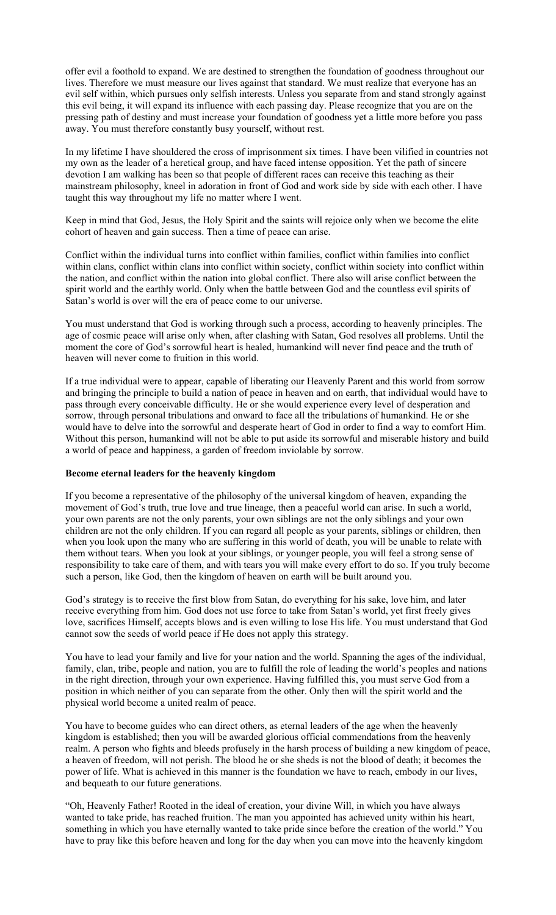offer evil a foothold to expand. We are destined to strengthen the foundation of goodness throughout our lives. Therefore we must measure our lives against that standard. We must realize that everyone has an evil self within, which pursues only selfish interests. Unless you separate from and stand strongly against this evil being, it will expand its influence with each passing day. Please recognize that you are on the pressing path of destiny and must increase your foundation of goodness yet a little more before you pass away. You must therefore constantly busy yourself, without rest.

In my lifetime I have shouldered the cross of imprisonment six times. I have been vilified in countries not my own as the leader of a heretical group, and have faced intense opposition. Yet the path of sincere devotion I am walking has been so that people of different races can receive this teaching as their mainstream philosophy, kneel in adoration in front of God and work side by side with each other. I have taught this way throughout my life no matter where I went.

Keep in mind that God, Jesus, the Holy Spirit and the saints will rejoice only when we become the elite cohort of heaven and gain success. Then a time of peace can arise.

Conflict within the individual turns into conflict within families, conflict within families into conflict within clans, conflict within clans into conflict within society, conflict within society into conflict within the nation, and conflict within the nation into global conflict. There also will arise conflict between the spirit world and the earthly world. Only when the battle between God and the countless evil spirits of Satan's world is over will the era of peace come to our universe.

You must understand that God is working through such a process, according to heavenly principles. The age of cosmic peace will arise only when, after clashing with Satan, God resolves all problems. Until the moment the core of God's sorrowful heart is healed, humankind will never find peace and the truth of heaven will never come to fruition in this world.

If a true individual were to appear, capable of liberating our Heavenly Parent and this world from sorrow and bringing the principle to build a nation of peace in heaven and on earth, that individual would have to pass through every conceivable difficulty. He or she would experience every level of desperation and sorrow, through personal tribulations and onward to face all the tribulations of humankind. He or she would have to delve into the sorrowful and desperate heart of God in order to find a way to comfort Him. Without this person, humankind will not be able to put aside its sorrowful and miserable history and build a world of peace and happiness, a garden of freedom inviolable by sorrow.

**Become eternal leaders for the heavenly kingdom**

If you become a representative of the philosophy of the universal kingdom of heaven, expanding the movement of God's truth, true love and true lineage, then a peaceful world can arise. In such a world, your own parents are not the only parents, your own siblings are not the only siblings and your own children are not the only children. If you can regard all people as your parents, siblings or children, then when you look upon the many who are suffering in this world of death, you will be unable to relate with them without tears. When you look at your siblings, or younger people, you will feel a strong sense of responsibility to take care of them, and with tears you will make every effort to do so. If you truly become such a person, like God, then the kingdom of heaven on earth will be built around you.

God's strategy is to receive the first blow from Satan, do everything for his sake, love him, and later receive everything from him. God does not use force to take from Satan's world, yet first freely gives love, sacrifices Himself, accepts blows and is even willing to lose His life. You must understand that God cannot sow the seeds of world peace if He does not apply this strategy.

You have to lead your family and live for your nation and the world. Spanning the ages of the individual, family, clan, tribe, people and nation, you are to fulfill the role of leading the world's peoples and nations in the right direction, through your own experience. Having fulfilled this, you must serve God from a position in which neither of you can separate from the other. Only then will the spirit world and the physical world become a united realm of peace.

You have to become guides who can direct others, as eternal leaders of the age when the heavenly kingdom is established; then you will be awarded glorious official commendations from the heavenly realm. A person who fights and bleeds profusely in the harsh process of building a new kingdom of peace, a heaven of freedom, will not perish. The blood he or she sheds is not the blood of death; it becomes the power of life. What is achieved in this manner is the foundation we have to reach, embody in our lives, and bequeath to our future generations.

"Oh, Heavenly Father! Rooted in the ideal of creation, your divine Will, in which you have always wanted to take pride, has reached fruition. The man you appointed has achieved unity within his heart, something in which you have eternally wanted to take pride since before the creation of the world." You have to pray like this before heaven and long for the day when you can move into the heavenly kingdom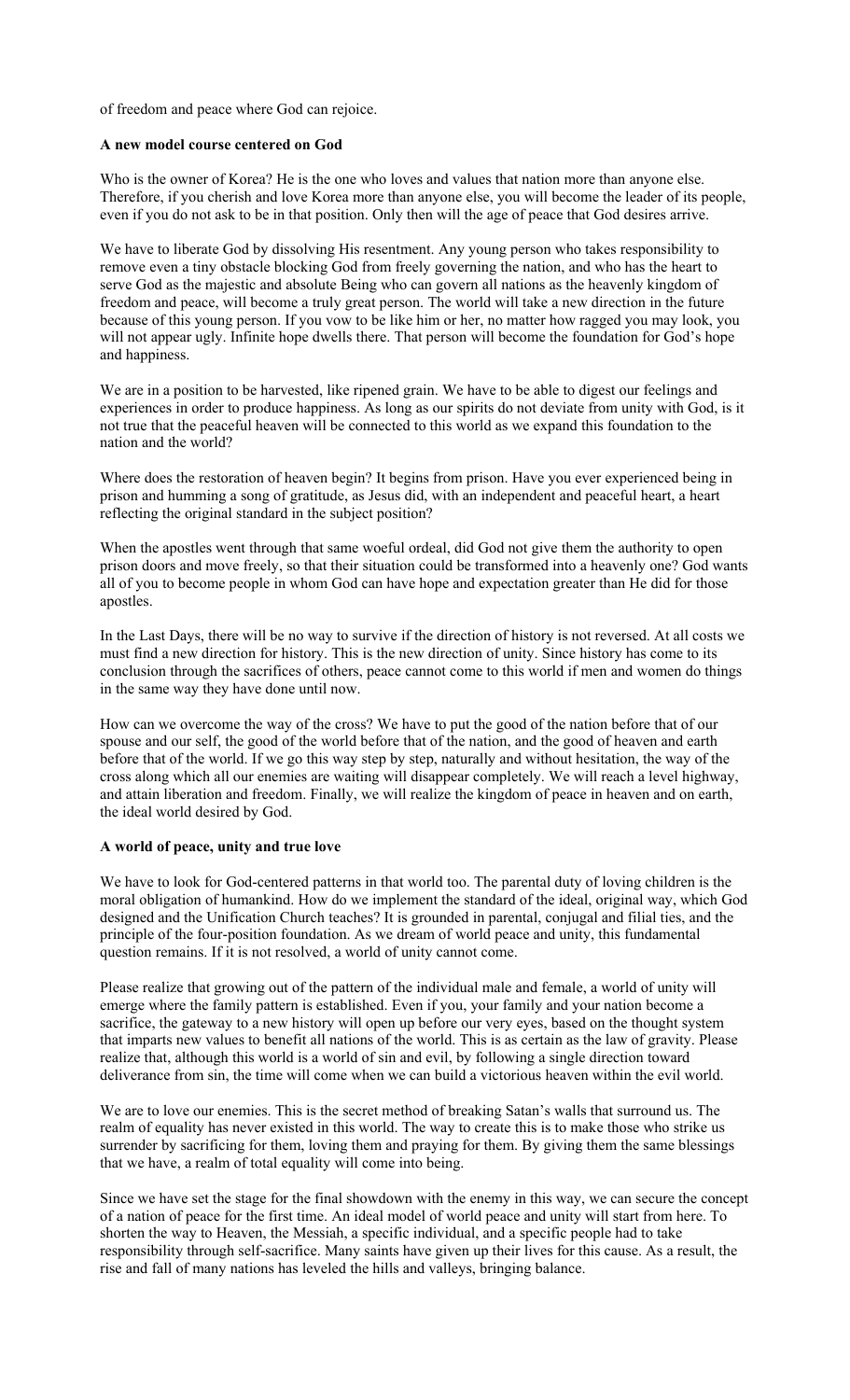of freedom and peace where God can rejoice.

**A new model course centered on God**

Who is the owner of Korea? He is the one who loves and values that nation more than anyone else. Therefore, if you cherish and love Korea more than anyone else, you will become the leader of its people, even if you do not ask to be in that position. Only then will the age of peace that God desires arrive.

We have to liberate God by dissolving His resentment. Any young person who takes responsibility to remove even a tiny obstacle blocking God from freely governing the nation, and who has the heart to serve God as the majestic and absolute Being who can govern all nations as the heavenly kingdom of freedom and peace, will become a truly great person. The world will take a new direction in the future because of this young person. If you vow to be like him or her, no matter how ragged you may look, you will not appear ugly. Infinite hope dwells there. That person will become the foundation for God's hope and happiness.

We are in a position to be harvested, like ripened grain. We have to be able to digest our feelings and experiences in order to produce happiness. As long as our spirits do not deviate from unity with God, is it not true that the peaceful heaven will be connected to this world as we expand this foundation to the nation and the world?

Where does the restoration of heaven begin? It begins from prison. Have you ever experienced being in prison and humming a song of gratitude, as Jesus did, with an independent and peaceful heart, a heart reflecting the original standard in the subject position?

When the apostles went through that same woeful ordeal, did God not give them the authority to open prison doors and move freely, so that their situation could be transformed into a heavenly one? God wants all of you to become people in whom God can have hope and expectation greater than He did for those apostles.

In the Last Days, there will be no way to survive if the direction of history is not reversed. At all costs we must find a new direction for history. This is the new direction of unity. Since history has come to its conclusion through the sacrifices of others, peace cannot come to this world if men and women do things in the same way they have done until now.

How can we overcome the way of the cross? We have to put the good of the nation before that of our spouse and our self, the good of the world before that of the nation, and the good of heaven and earth before that of the world. If we go this way step by step, naturally and without hesitation, the way of the cross along which all our enemies are waiting will disappear completely. We will reach a level highway, and attain liberation and freedom. Finally, we will realize the kingdom of peace in heaven and on earth, the ideal world desired by God.

**A world of peace, unity and true love**

We have to look for God-centered patterns in that world too. The parental duty of loving children is the moral obligation of humankind. How do we implement the standard of the ideal, original way, which God designed and the Unification Church teaches? It is grounded in parental, conjugal and filial ties, and the principle of the four-position foundation. As we dream of world peace and unity, this fundamental question remains. If it is not resolved, a world of unity cannot come.

Please realize that growing out of the pattern of the individual male and female, a world of unity will emerge where the family pattern is established. Even if you, your family and your nation become a sacrifice, the gateway to a new history will open up before our very eyes, based on the thought system that imparts new values to benefit all nations of the world. This is as certain as the law of gravity. Please realize that, although this world is a world of sin and evil, by following a single direction toward deliverance from sin, the time will come when we can build a victorious heaven within the evil world.

We are to love our enemies. This is the secret method of breaking Satan's walls that surround us. The realm of equality has never existed in this world. The way to create this is to make those who strike us surrender by sacrificing for them, loving them and praying for them. By giving them the same blessings that we have, a realm of total equality will come into being.

Since we have set the stage for the final showdown with the enemy in this way, we can secure the concept of a nation of peace for the first time. An ideal model of world peace and unity will start from here. To shorten the way to Heaven, the Messiah, a specific individual, and a specific people had to take responsibility through self-sacrifice. Many saints have given up their lives for this cause. As a result, the rise and fall of many nations has leveled the hills and valleys, bringing balance.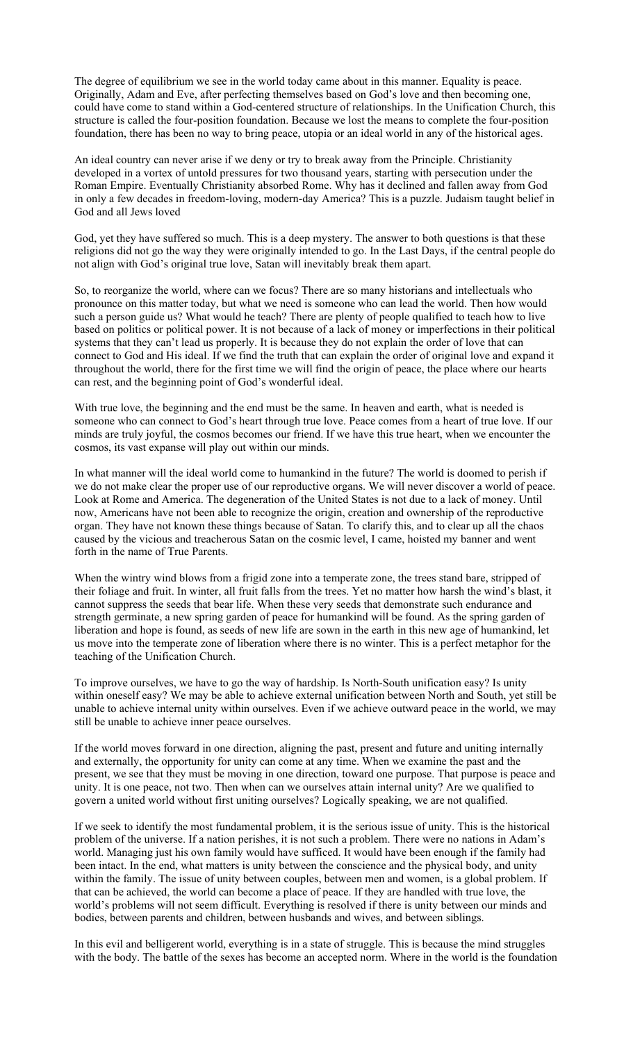The degree of equilibrium we see in the world today came about in this manner. Equality is peace. Originally, Adam and Eve, after perfecting themselves based on God's love and then becoming one, could have come to stand within a God-centered structure of relationships. In the Unification Church, this structure is called the four-position foundation. Because we lost the means to complete the four-position foundation, there has been no way to bring peace, utopia or an ideal world in any of the historical ages.

An ideal country can never arise if we deny or try to break away from the Principle. Christianity developed in a vortex of untold pressures for two thousand years, starting with persecution under the Roman Empire. Eventually Christianity absorbed Rome. Why has it declined and fallen away from God in only a few decades in freedom-loving, modern-day America? This is a puzzle. Judaism taught belief in God and all Jews loved God, yet they have suffered so much. This is a deep mystery. The answer to both questions is that these religions did not go the way they were originally intended to go. In the Last Days, if the central people do not align with God's original true love, Satan will inevitably break them apart.

So, to reorganize the world, where can we focus? There are so many historians and intellectuals who pronounce on this matter today, but what we need is someone who can lead the world. Then how would such a person guide us? What would he teach? There are plenty of people qualified to teach how to live based on politics or political power. It is not because of a lack of money or imperfections in their political systems that they can't lead us properly. It is because they do not explain the order of love that can connect to God and His ideal. If we find the truth that can explain the order of original love and expand it throughout the world, there for the first time we will find the origin of peace, the place where our hearts can rest, and the beginning point of God's wonderful ideal.

With true love, the beginning and the end must be the same. In heaven and earth, what is needed is someone who can connect to God's heart through true love. Peace comes from a heart of true love. If our minds are truly joyful, the cosmos becomes our friend. If we have this true heart, when we encounter the cosmos, its vast expanse will play out within our minds.

In what manner will the ideal world come to humankind in the future? The world is doomed to perish if we do not make clear the proper use of our reproductive organs. We will never discover a world of peace. Look at Rome and America. The degeneration of the United States is not due to a lack of money. Until now, Americans have not been able to recognize the origin, creation and ownership of the reproductive organ. They have not known these things because of Satan. To clarify this, and to clear up all the chaos caused by the vicious and treacherous Satan on the cosmic level, I came, hoisted my banner and went forth in the name of True Parents.

When the wintry wind blows from a frigid zone into a temperate zone, the trees stand bare, stripped of their foliage and fruit. In winter, all fruit falls from the trees. Yet no matter how harsh the wind's blast, it cannot suppress the seeds that bear life. When these very seeds that demonstrate such endurance and strength germinate, a new spring garden of peace for humankind will be found. As the spring garden of liberation and hope is found, as seeds of new life are sown in the earth in this new age of humankind, let us move into the temperate zone of liberation where there is no winter. This is a perfect metaphor for the teaching of the Unification Church.

To improve ourselves, we have to go the way of hardship. Is North-South unification easy? Is unity within oneself easy? We may be able to achieve external unification between North and South, yet still be unable to achieve internal unity within ourselves. Even if we achieve outward peace in the world, we may still be unable to achieve inner peace ourselves.

If the world moves forward in one direction, aligning the past, present and future and uniting internally and externally, the opportunity for unity can come at any time. When we examine the past and the present, we see that they must be moving in one direction, toward one purpose. That purpose is peace and unity. It is one peace, not two. Then when can we ourselves attain internal unity? Are we qualified to govern a united world without first uniting ourselves? Logically speaking, we are not qualified.

If we seek to identify the most fundamental problem, it is the serious issue of unity. This is the historical problem of the universe. If a nation perishes, it is not such a problem. There were no nations in Adam's world. Managing just his own family would have sufficed. It would have been enough if the family had been intact. In the end, what matters is unity between the conscience and the physical body, and unity within the family. The issue of unity between couples, between men and women, is a global problem. If that can be achieved, the world can become a place of peace. If they are handled with true love, the world's problems will not seem difficult. Everything is resolved if there is unity between our minds and bodies, between parents and children, between husbands and wives, and between siblings.

In this evil and belligerent world, everything is in a state of struggle. This is because the mind struggles with the body. The battle of the sexes has become an accepted norm. Where in the world is the foundation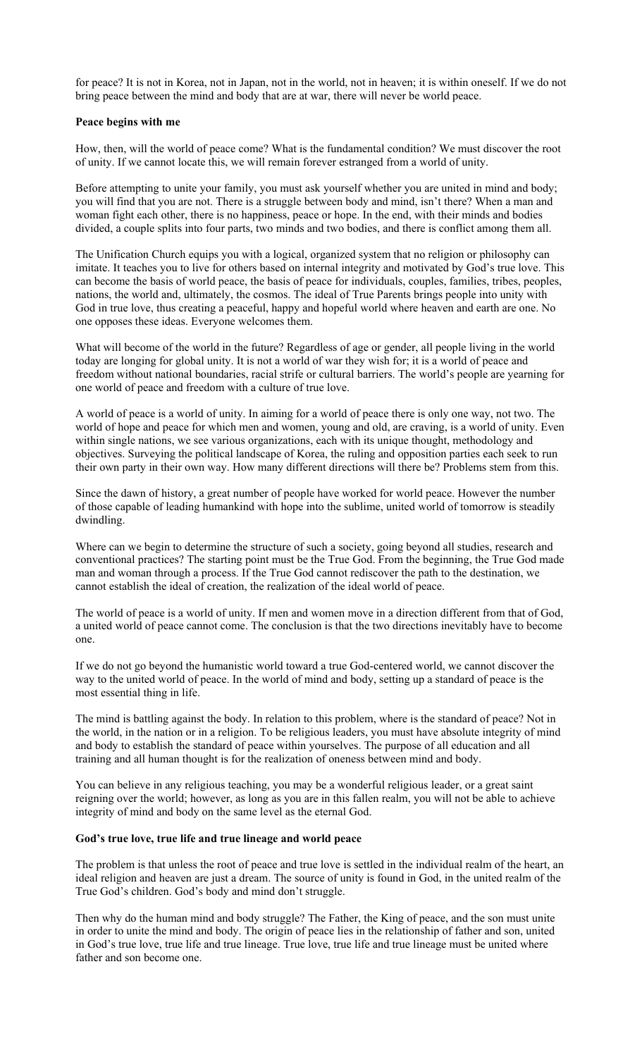for peace? It is not in Korea, not in Japan, not in the world, not in heaven; it is within oneself. If we do not bring peace between the mind and body that are at war, there will never be world peace.

**Peace begins with me**

How, then, will the world of peace come? What is the fundamental condition? We must discover the root of unity. If we cannot locate this, we will remain forever estranged from a world of unity.

Before attempting to unite your family, you must ask yourself whether you are united in mind and body; you will find that you are not. There is a struggle between body and mind, isn't there? When a man and woman fight each other, there is no happiness, peace or hope. In the end, with their minds and bodies divided, a couple splits into four parts, two minds and two bodies, and there is conflict among them all.

The Unification Church equips you with a logical, organized system that no religion or philosophy can imitate. It teaches you to live for others based on internal integrity and motivated by God's true love. This can become the basis of world peace, the basis of peace for individuals, couples, families, tribes, peoples, nations, the world and, ultimately, the cosmos. The ideal of True Parents brings people into unity with God in true love, thus creating a peaceful, happy and hopeful world where heaven and earth are one. No one opposes these ideas. Everyone welcomes them.

What will become of the world in the future? Regardless of age or gender, all people living in the world today are longing for global unity. It is not a world of war they wish for; it is a world of peace and freedom without national boundaries, racial strife or cultural barriers. The world's people are yearning for one world of peace and freedom with a culture of true love.

A world of peace is a world of unity. In aiming for a world of peace there is only one way, not two. The world of hope and peace for which men and women, young and old, are craving, is a world of unity. Even within single nations, we see various organizations, each with its unique thought, methodology and objectives. Surveying the political landscape of Korea, the ruling and opposition parties each seek to run their own party in their own way. How many different directions will there be? Problems stem from this.

Since the dawn of history, a great number of people have worked for world peace. However the number of those capable of leading humankind with hope into the sublime, united world of tomorrow is steadily dwindling.

Where can we begin to determine the structure of such a society, going beyond all studies, research and conventional practices? The starting point must be the True God. From the beginning, the True God made man and woman through a process. If the True God cannot rediscover the path to the destination, we cannot establish the ideal of creation, the realization of the ideal world of peace.

The world of peace is a world of unity. If men and women move in a direction different from that of God, a united world of peace cannot come. The conclusion is that the two directions inevitably have to become one.

If we do not go beyond the humanistic world toward a true God-centered world, we cannot discover the way to the united world of peace. In the world of mind and body, setting up a standard of peace is the most essential thing in life.

The mind is battling against the body. In relation to this problem, where is the standard of peace? Not in the world, in the nation or in a religion. To be religious leaders, you must have absolute integrity of mind and body to establish the standard of peace within yourselves. The purpose of all education and all training and all human thought is for the realization of oneness between mind and body.

You can believe in any religious teaching, you may be a wonderful religious leader, or a great saint reigning over the world; however, as long as you are in this fallen realm, you will not be able to achieve integrity of mind and body on the same level as the eternal God.

**God's true love, true life and true lineage and world peace**

The problem is that unless the root of peace and true love is settled in the individual realm of the heart, an ideal religion and heaven are just a dream. The source of unity is found in God, in the united realm of the True God's children. God's body and mind don't struggle.

Then why do the human mind and body struggle? The Father, the King of peace, and the son must unite in order to unite the mind and body. The origin of peace lies in the relationship of father and son, united in God's true love, true life and true lineage. True love, true life and true lineage must be united where father and son become one.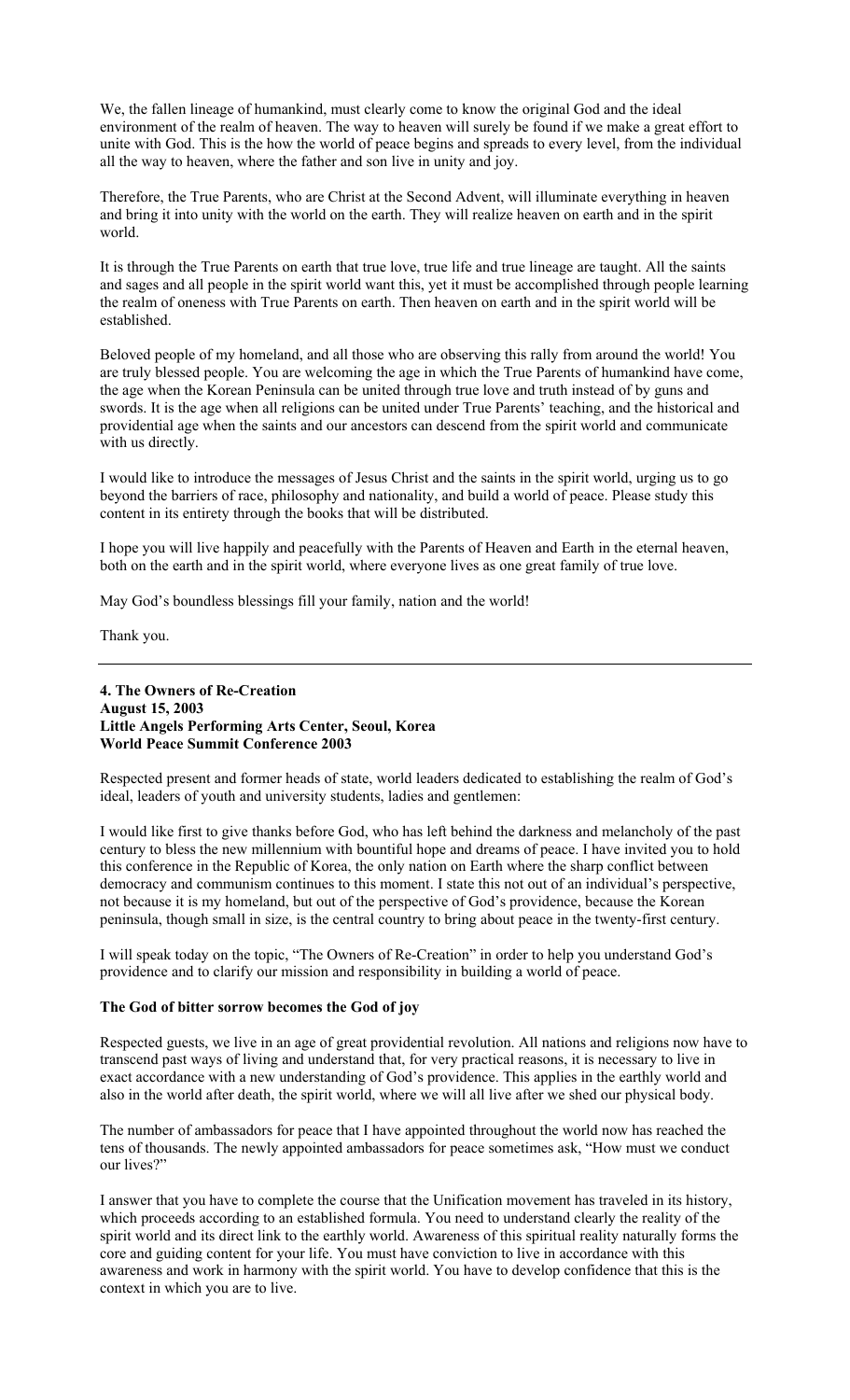We, the fallen lineage of humankind, must clearly come to know the original God and the ideal environment of the realm of heaven. The way to heaven will surely be found if we make a great effort to unite with God. This is the how the world of peace begins and spreads to every level, from the individual all the way to heaven, where the father and son live in unity and joy.

Therefore, the True Parents, who are Christ at the Second Advent, will illuminate everything in heaven and bring it into unity with the world on the earth. They will realize heaven on earth and in the spirit world.

It is through the True Parents on earth that true love, true life and true lineage are taught. All the saints and sages and all people in the spirit world want this, yet it must be accomplished through people learning the realm of oneness with True Parents on earth. Then heaven on earth and in the spirit world will be established.

Beloved people of my homeland, and all those who are observing this rally from around the world! You are truly blessed people. You are welcoming the age in which the True Parents of humankind have come, the age when the Korean Peninsula can be united through true love and truth instead of by guns and swords. It is the age when all religions can be united under True Parents' teaching, and the historical and providential age when the saints and our ancestors can descend from the spirit world and communicate with us directly.

I would like to introduce the messages of Jesus Christ and the saints in the spirit world, urging us to go beyond the barriers of race, philosophy and nationality, and build a world of peace. Please study this content in its entirety through the books that will be distributed.

I hope you will live happily and peacefully with the Parents of Heaven and Earth in the eternal heaven, both on the earth and in the spirit world, where everyone lives as one great family of true love.

May God's boundless blessings fill your family, nation and the world!

Thank you.

---

## 4. The Owners of Re-Creation
**August 15, 2003**
**Little Angels Performing Arts Center, Seoul, Korea**
**World Peace Summit Conference 2003**

Respected present and former heads of state, world leaders dedicated to establishing the realm of God's ideal, leaders of youth and university students, ladies and gentlemen:

I would like first to give thanks before God, who has left behind the darkness and melancholy of the past century to bless the new millennium with bountiful hope and dreams of peace. I have invited you to hold this conference in the Republic of Korea, the only nation on Earth where the sharp conflict between democracy and communism continues to this moment. I state this not out of an individual's perspective, not because it is my homeland, but out of the perspective of God's providence, because the Korean peninsula, though small in size, is the central country to bring about peace in the twenty-first century.

I will speak today on the topic, "The Owners of Re-Creation" in order to help you understand God's providence and to clarify our mission and responsibility in building a world of peace.

### The God of bitter sorrow becomes the God of joy

Respected guests, we live in an age of great providential revolution. All nations and religions now have to transcend past ways of living and understand that, for very practical reasons, it is necessary to live in exact accordance with a new understanding of God's providence. This applies in the earthly world and also in the world after death, the spirit world, where we will all live after we shed our physical body.

The number of ambassadors for peace that I have appointed throughout the world now has reached the tens of thousands. The newly appointed ambassadors for peace sometimes ask, "How must we conduct our lives?"

I answer that you have to complete the course that the Unification movement has traveled in its history, which proceeds according to an established formula. You need to understand clearly the reality of the spirit world and its direct link to the earthly world. Awareness of this spiritual reality naturally forms the core and guiding content for your life. You must have conviction to live in accordance with this awareness and work in harmony with the spirit world. You have to develop confidence that this is the context in which you are to live.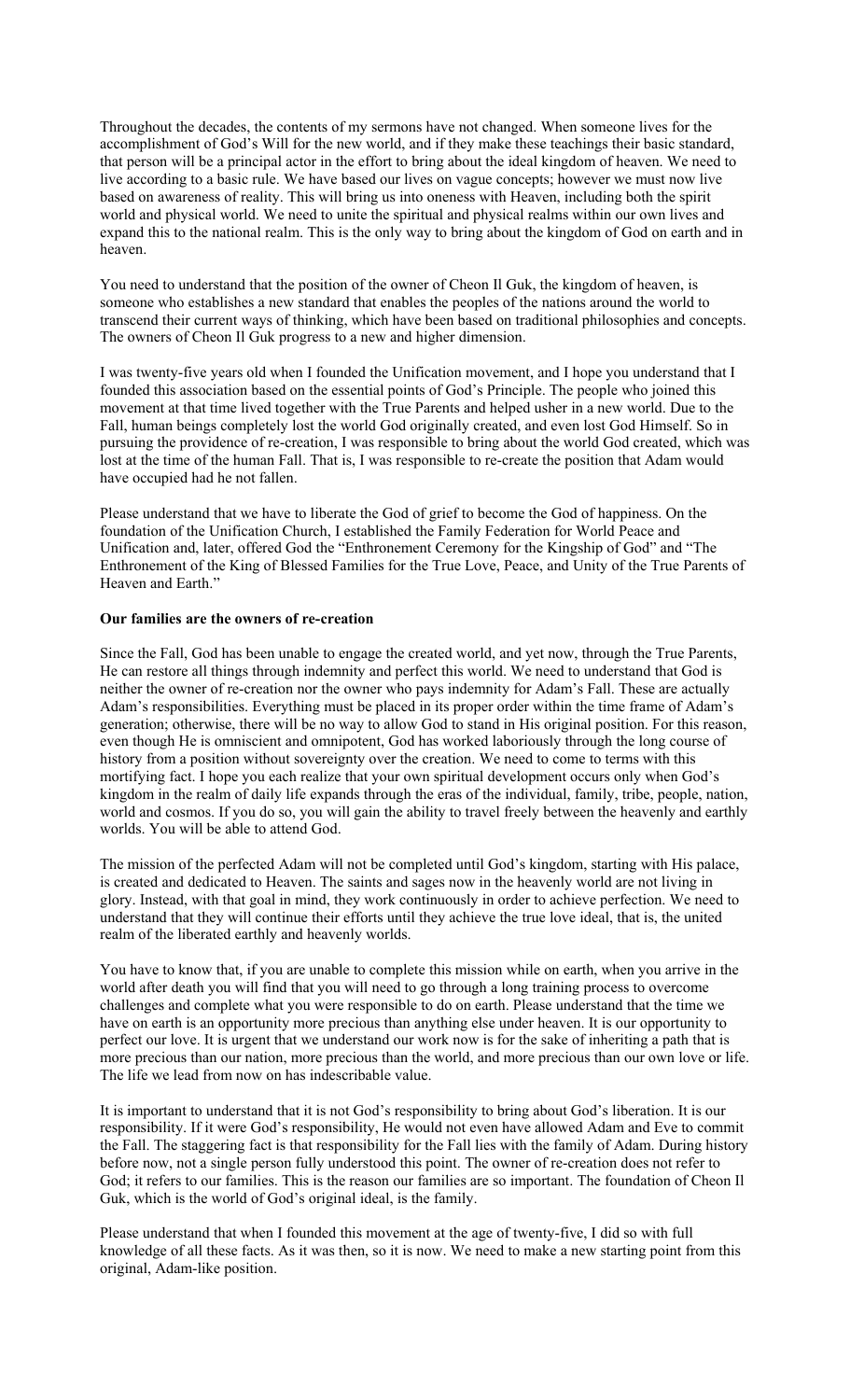Throughout the decades, the contents of my sermons have not changed. When someone lives for the accomplishment of God's Will for the new world, and if they make these teachings their basic standard, that person will be a principal actor in the effort to bring about the ideal kingdom of heaven. We need to live according to a basic rule. We have based our lives on vague concepts; however we must now live based on awareness of reality. This will bring us into oneness with Heaven, including both the spirit world and physical world. We need to unite the spiritual and physical realms within our own lives and expand this to the national realm. This is the only way to bring about the kingdom of God on earth and in heaven.

You need to understand that the position of the owner of Cheon Il Guk, the kingdom of heaven, is someone who establishes a new standard that enables the peoples of the nations around the world to transcend their current ways of thinking, which have been based on traditional philosophies and concepts. The owners of Cheon Il Guk progress to a new and higher dimension.

I was twenty-five years old when I founded the Unification movement, and I hope you understand that I founded this association based on the essential points of God's Principle. The people who joined this movement at that time lived together with the True Parents and helped usher in a new world. Due to the Fall, human beings completely lost the world God originally created, and even lost God Himself. So in pursuing the providence of re-creation, I was responsible to bring about the world God created, which was lost at the time of the human Fall. That is, I was responsible to re-create the position that Adam would have occupied had he not fallen.

Please understand that we have to liberate the God of grief to become the God of happiness. On the foundation of the Unification Church, I established the Family Federation for World Peace and Unification and, later, offered God the "Enthronement Ceremony for the Kingship of God" and "The Enthronement of the King of Blessed Families for the True Love, Peace, and Unity of the True Parents of Heaven and Earth."

**Our families are the owners of re-creation**

Since the Fall, God has been unable to engage the created world, and yet now, through the True Parents, He can restore all things through indemnity and perfect this world. We need to understand that God is neither the owner of re-creation nor the owner who pays indemnity for Adam's Fall. These are actually Adam's responsibilities. Everything must be placed in its proper order within the time frame of Adam's generation; otherwise, there will be no way to allow God to stand in His original position. For this reason, even though He is omniscient and omnipotent, God has worked laboriously through the long course of history from a position without sovereignty over the creation. We need to come to terms with this mortifying fact. I hope you each realize that your own spiritual development occurs only when God's kingdom in the realm of daily life expands through the eras of the individual, family, tribe, people, nation, world and cosmos. If you do so, you will gain the ability to travel freely between the heavenly and earthly worlds. You will be able to attend God.

The mission of the perfected Adam will not be completed until God's kingdom, starting with His palace, is created and dedicated to Heaven. The saints and sages now in the heavenly world are not living in glory. Instead, with that goal in mind, they work continuously in order to achieve perfection. We need to understand that they will continue their efforts until they achieve the true love ideal, that is, the united realm of the liberated earthly and heavenly worlds.

You have to know that, if you are unable to complete this mission while on earth, when you arrive in the world after death you will find that you will need to go through a long training process to overcome challenges and complete what you were responsible to do on earth. Please understand that the time we have on earth is an opportunity more precious than anything else under heaven. It is our opportunity to perfect our love. It is urgent that we understand our work now is for the sake of inheriting a path that is more precious than our nation, more precious than the world, and more precious than our own love or life. The life we lead from now on has indescribable value.

It is important to understand that it is not God's responsibility to bring about God's liberation. It is our responsibility. If it were God's responsibility, He would not even have allowed Adam and Eve to commit the Fall. The staggering fact is that responsibility for the Fall lies with the family of Adam. During history before now, not a single person fully understood this point. The owner of re-creation does not refer to God; it refers to our families. This is the reason our families are so important. The foundation of Cheon Il Guk, which is the world of God's original ideal, is the family.

Please understand that when I founded this movement at the age of twenty-five, I did so with full knowledge of all these facts. As it was then, so it is now. We need to make a new starting point from this original, Adam-like position.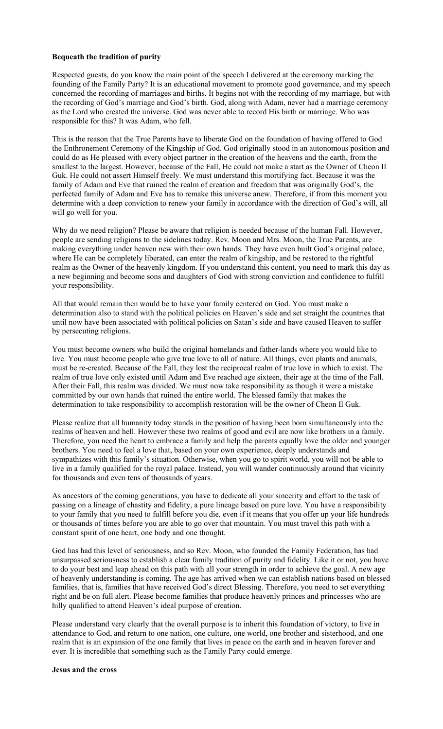**Bequeath the tradition of purity**

Respected guests, do you know the main point of the speech I delivered at the ceremony marking the founding of the Family Party? It is an educational movement to promote good governance, and my speech concerned the recording of marriages and births. It begins not with the recording of my marriage, but with the recording of God's marriage and God's birth. God, along with Adam, never had a marriage ceremony as the Lord who created the universe. God was never able to record His birth or marriage. Who was responsible for this? It was Adam, who fell.

This is the reason that the True Parents have to liberate God on the foundation of having offered to God the Enthronement Ceremony of the Kingship of God. God originally stood in an autonomous position and could do as He pleased with every object partner in the creation of the heavens and the earth, from the smallest to the largest. However, because of the Fall, He could not make a start as the Owner of Cheon Il Guk. He could not assert Himself freely. We must understand this mortifying fact. Because it was the family of Adam and Eve that ruined the realm of creation and freedom that was originally God's, the perfected family of Adam and Eve has to remake this universe anew. Therefore, if from this moment you determine with a deep conviction to renew your family in accordance with the direction of God's will, all will go well for you.

Why do we need religion? Please be aware that religion is needed because of the human Fall. However, people are sending religions to the sidelines today. Rev. Moon and Mrs. Moon, the True Parents, are making everything under heaven new with their own hands. They have even built God's original palace, where He can be completely liberated, can enter the realm of kingship, and be restored to the rightful realm as the Owner of the heavenly kingdom. If you understand this content, you need to mark this day as a new beginning and become sons and daughters of God with strong conviction and confidence to fulfill your responsibility.

All that would remain then would be to have your family centered on God. You must make a determination also to stand with the political policies on Heaven's side and set straight the countries that until now have been associated with political policies on Satan's side and have caused Heaven to suffer by persecuting religions.

You must become owners who build the original homelands and father-lands where you would like to live. You must become people who give true love to all of nature. All things, even plants and animals, must be re-created. Because of the Fall, they lost the reciprocal realm of true love in which to exist. The realm of true love only existed until Adam and Eve reached age sixteen, their age at the time of the Fall. After their Fall, this realm was divided. We must now take responsibility as though it were a mistake committed by our own hands that ruined the entire world. The blessed family that makes the determination to take responsibility to accomplish restoration will be the owner of Cheon Il Guk.

Please realize that all humanity today stands in the position of having been born simultaneously into the realms of heaven and hell. However these two realms of good and evil are now like brothers in a family. Therefore, you need the heart to embrace a family and help the parents equally love the older and younger brothers. You need to feel a love that, based on your own experience, deeply understands and sympathizes with this family's situation. Otherwise, when you go to spirit world, you will not be able to live in a family qualified for the royal palace. Instead, you will wander continuously around that vicinity for thousands and even tens of thousands of years.

As ancestors of the coming generations, you have to dedicate all your sincerity and effort to the task of passing on a lineage of chastity and fidelity, a pure lineage based on pure love. You have a responsibility to your family that you need to fulfill before you die, even if it means that you offer up your life hundreds or thousands of times before you are able to go over that mountain. You must travel this path with a constant spirit of one heart, one body and one thought.

God has had this level of seriousness, and so Rev. Moon, who founded the Family Federation, has had unsurpassed seriousness to establish a clear family tradition of purity and fidelity. Like it or not, you have to do your best and leap ahead on this path with all your strength in order to achieve the goal. A new age of heavenly understanding is coming. The age has arrived when we can establish nations based on blessed families, that is, families that have received God's direct Blessing. Therefore, you need to set everything right and be on full alert. Please become families that produce heavenly princes and princesses who are hilly qualified to attend Heaven's ideal purpose of creation.

Please understand very clearly that the overall purpose is to inherit this foundation of victory, to live in attendance to God, and return to one nation, one culture, one world, one brother and sisterhood, and one realm that is an expansion of the one family that lives in peace on the earth and in heaven forever and ever. It is incredible that something such as the Family Party could emerge.

**Jesus and the cross**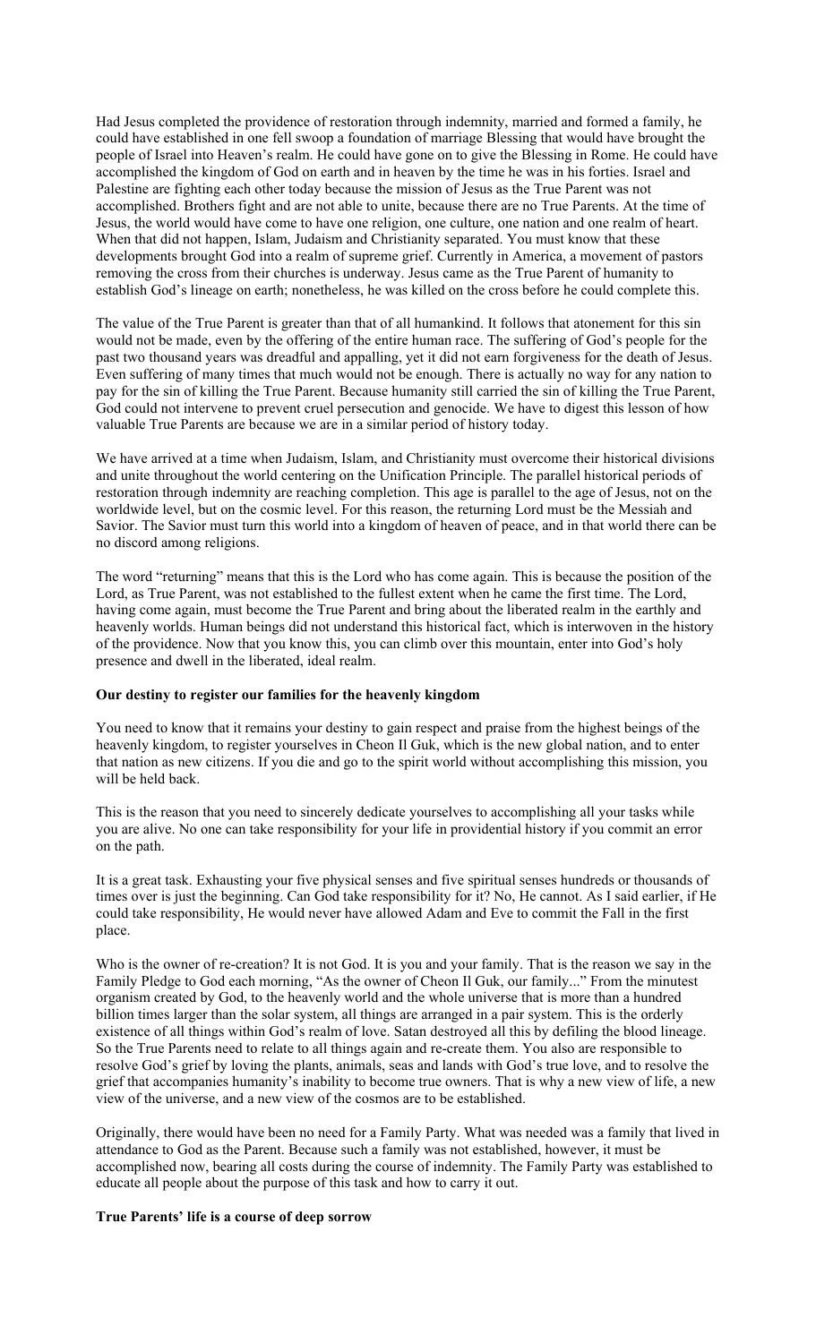Had Jesus completed the providence of restoration through indemnity, married and formed a family, he could have established in one fell swoop a foundation of marriage Blessing that would have brought the people of Israel into Heaven's realm. He could have gone on to give the Blessing in Rome. He could have accomplished the kingdom of God on earth and in heaven by the time he was in his forties. Israel and Palestine are fighting each other today because the mission of Jesus as the True Parent was not accomplished. Brothers fight and are not able to unite, because there are no True Parents. At the time of Jesus, the world would have come to have one religion, one culture, one nation and one realm of heart. When that did not happen, Islam, Judaism and Christianity separated. You must know that these developments brought God into a realm of supreme grief. Currently in America, a movement of pastors removing the cross from their churches is underway. Jesus came as the True Parent of humanity to establish God's lineage on earth; nonetheless, he was killed on the cross before he could complete this.

The value of the True Parent is greater than that of all humankind. It follows that atonement for this sin would not be made, even by the offering of the entire human race. The suffering of God's people for the past two thousand years was dreadful and appalling, yet it did not earn forgiveness for the death of Jesus. Even suffering of many times that much would not be enough. There is actually no way for any nation to pay for the sin of killing the True Parent. Because humanity still carried the sin of killing the True Parent, God could not intervene to prevent cruel persecution and genocide. We have to digest this lesson of how valuable True Parents are because we are in a similar period of history today.

We have arrived at a time when Judaism, Islam, and Christianity must overcome their historical divisions and unite throughout the world centering on the Unification Principle. The parallel historical periods of restoration through indemnity are reaching completion. This age is parallel to the age of Jesus, not on the worldwide level, but on the cosmic level. For this reason, the returning Lord must be the Messiah and Savior. The Savior must turn this world into a kingdom of heaven of peace, and in that world there can be no discord among religions.

The word "returning" means that this is the Lord who has come again. This is because the position of the Lord, as True Parent, was not established to the fullest extent when he came the first time. The Lord, having come again, must become the True Parent and bring about the liberated realm in the earthly and heavenly worlds. Human beings did not understand this historical fact, which is interwoven in the history of the providence. Now that you know this, you can climb over this mountain, enter into God's holy presence and dwell in the liberated, ideal realm.

**Our destiny to register our families for the heavenly kingdom**

You need to know that it remains your destiny to gain respect and praise from the highest beings of the heavenly kingdom, to register yourselves in Cheon Il Guk, which is the new global nation, and to enter that nation as new citizens. If you die and go to the spirit world without accomplishing this mission, you will be held back.

This is the reason that you need to sincerely dedicate yourselves to accomplishing all your tasks while you are alive. No one can take responsibility for your life in providential history if you commit an error on the path.

It is a great task. Exhausting your five physical senses and five spiritual senses hundreds or thousands of times over is just the beginning. Can God take responsibility for it? No, He cannot. As I said earlier, if He could take responsibility, He would never have allowed Adam and Eve to commit the Fall in the first place.

Who is the owner of re-creation? It is not God. It is you and your family. That is the reason we say in the Family Pledge to God each morning, "As the owner of Cheon Il Guk, our family..." From the minutest organism created by God, to the heavenly world and the whole universe that is more than a hundred billion times larger than the solar system, all things are arranged in a pair system. This is the orderly existence of all things within God's realm of love. Satan destroyed all this by defiling the blood lineage. So the True Parents need to relate to all things again and re-create them. You also are responsible to resolve God's grief by loving the plants, animals, seas and lands with God's true love, and to resolve the grief that accompanies humanity's inability to become true owners. That is why a new view of life, a new view of the universe, and a new view of the cosmos are to be established.

Originally, there would have been no need for a Family Party. What was needed was a family that lived in attendance to God as the Parent. Because such a family was not established, however, it must be accomplished now, bearing all costs during the course of indemnity. The Family Party was established to educate all people about the purpose of this task and how to carry it out.

**True Parents' life is a course of deep sorrow**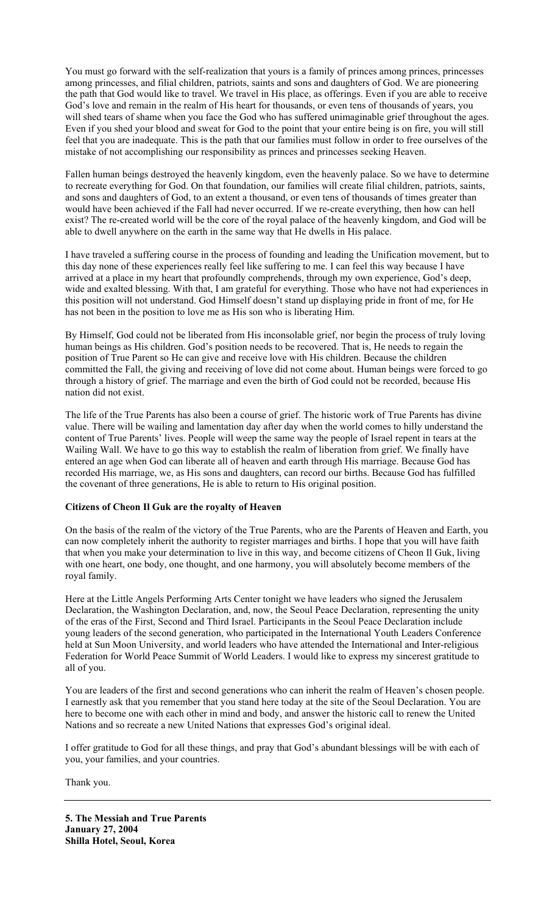You must go forward with the self-realization that yours is a family of princes among princes, princesses among princesses, and filial children, patriots, saints and sons and daughters of God. We are pioneering the path that God would like to travel. We travel in His place, as offerings. Even if you are able to receive God's love and remain in the realm of His heart for thousands, or even tens of thousands of years, you will shed tears of shame when you face the God who has suffered unimaginable grief throughout the ages. Even if you shed your blood and sweat for God to the point that your entire being is on fire, you will still feel that you are inadequate. This is the path that our families must follow in order to free ourselves of the mistake of not accomplishing our responsibility as princes and princesses seeking Heaven.

Fallen human beings destroyed the heavenly kingdom, even the heavenly palace. So we have to determine to recreate everything for God. On that foundation, our families will create filial children, patriots, saints, and sons and daughters of God, to an extent a thousand, or even tens of thousands of times greater than would have been achieved if the Fall had never occurred. If we re-create everything, then how can hell exist? The re-created world will be the core of the royal palace of the heavenly kingdom, and God will be able to dwell anywhere on the earth in the same way that He dwells in His palace.

I have traveled a suffering course in the process of founding and leading the Unification movement, but to this day none of these experiences really feel like suffering to me. I can feel this way because I have arrived at a place in my heart that profoundly comprehends, through my own experience, God's deep, wide and exalted blessing. With that, I am grateful for everything. Those who have not had experiences in this position will not understand. God Himself doesn't stand up displaying pride in front of me, for He has not been in the position to love me as His son who is liberating Him.

By Himself, God could not be liberated from His inconsolable grief, nor begin the process of truly loving human beings as His children. God's position needs to be recovered. That is, He needs to regain the position of True Parent so He can give and receive love with His children. Because the children committed the Fall, the giving and receiving of love did not come about. Human beings were forced to go through a history of grief. The marriage and even the birth of God could not be recorded, because His nation did not exist.

The life of the True Parents has also been a course of grief. The historic work of True Parents has divine value. There will be wailing and lamentation day after day when the world comes to hilly understand the content of True Parents' lives. People will weep the same way the people of Israel repent in tears at the Wailing Wall. We have to go this way to establish the realm of liberation from grief. We finally have entered an age when God can liberate all of heaven and earth through His marriage. Because God has recorded His marriage, we, as His sons and daughters, can record our births. Because God has fulfilled the covenant of three generations, He is able to return to His original position.

**Citizens of Cheon Il Guk are the royalty of Heaven**

On the basis of the realm of the victory of the True Parents, who are the Parents of Heaven and Earth, you can now completely inherit the authority to register marriages and births. I hope that you will have faith that when you make your determination to live in this way, and become citizens of Cheon Il Guk, living with one heart, one body, one thought, and one harmony, you will absolutely become members of the royal family.

Here at the Little Angels Performing Arts Center tonight we have leaders who signed the Jerusalem Declaration, the Washington Declaration, and, now, the Seoul Peace Declaration, representing the unity of the eras of the First, Second and Third Israel. Participants in the Seoul Peace Declaration include young leaders of the second generation, who participated in the International Youth Leaders Conference held at Sun Moon University, and world leaders who have attended the International and Inter-religious Federation for World Peace Summit of World Leaders. I would like to express my sincerest gratitude to all of you.

You are leaders of the first and second generations who can inherit the realm of Heaven's chosen people. I earnestly ask that you remember that you stand here today at the site of the Seoul Declaration. You are here to become one with each other in mind and body, and answer the historic call to renew the United Nations and so recreate a new United Nations that expresses God's original ideal.

I offer gratitude to God for all these things, and pray that God's abundant blessings will be with each of you, your families, and your countries.

Thank you.

---

**5. The Messiah and True Parents**
**January 27, 2004**
**Shilla Hotel, Seoul, Korea**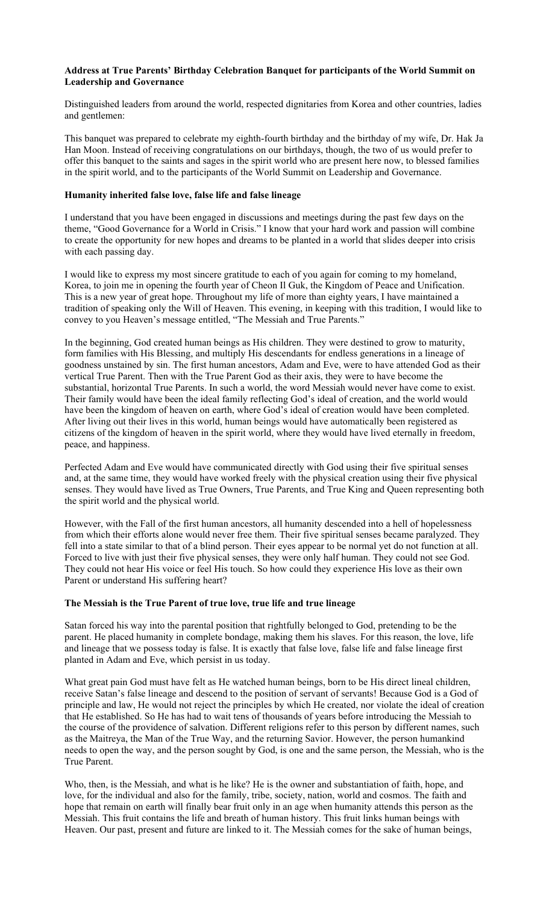**Address at True Parents' Birthday Celebration Banquet for participants of the World Summit on Leadership and Governance**

Distinguished leaders from around the world, respected dignitaries from Korea and other countries, ladies and gentlemen:

This banquet was prepared to celebrate my eighth-fourth birthday and the birthday of my wife, Dr. Hak Ja Han Moon. Instead of receiving congratulations on our birthdays, though, the two of us would prefer to offer this banquet to the saints and sages in the spirit world who are present here now, to blessed families in the spirit world, and to the participants of the World Summit on Leadership and Governance.

**Humanity inherited false love, false life and false lineage**

I understand that you have been engaged in discussions and meetings during the past few days on the theme, "Good Governance for a World in Crisis." I know that your hard work and passion will combine to create the opportunity for new hopes and dreams to be planted in a world that slides deeper into crisis with each passing day.

I would like to express my most sincere gratitude to each of you again for coming to my homeland, Korea, to join me in opening the fourth year of Cheon Il Guk, the Kingdom of Peace and Unification. This is a new year of great hope. Throughout my life of more than eighty years, I have maintained a tradition of speaking only the Will of Heaven. This evening, in keeping with this tradition, I would like to convey to you Heaven's message entitled, "The Messiah and True Parents."

In the beginning, God created human beings as His children. They were destined to grow to maturity, form families with His Blessing, and multiply His descendants for endless generations in a lineage of goodness unstained by sin. The first human ancestors, Adam and Eve, were to have attended God as their vertical True Parent. Then with the True Parent God as their axis, they were to have become the substantial, horizontal True Parents. In such a world, the word Messiah would never have come to exist. Their family would have been the ideal family reflecting God's ideal of creation, and the world would have been the kingdom of heaven on earth, where God's ideal of creation would have been completed. After living out their lives in this world, human beings would have automatically been registered as citizens of the kingdom of heaven in the spirit world, where they would have lived eternally in freedom, peace, and happiness.

Perfected Adam and Eve would have communicated directly with God using their five spiritual senses and, at the same time, they would have worked freely with the physical creation using their five physical senses. They would have lived as True Owners, True Parents, and True King and Queen representing both the spirit world and the physical world.

However, with the Fall of the first human ancestors, all humanity descended into a hell of hopelessness from which their efforts alone would never free them. Their five spiritual senses became paralyzed. They fell into a state similar to that of a blind person. Their eyes appear to be normal yet do not function at all. Forced to live with just their five physical senses, they were only half human. They could not see God. They could not hear His voice or feel His touch. So how could they experience His love as their own Parent or understand His suffering heart?

**The Messiah is the True Parent of true love, true life and true lineage**

Satan forced his way into the parental position that rightfully belonged to God, pretending to be the parent. He placed humanity in complete bondage, making them his slaves. For this reason, the love, life and lineage that we possess today is false. It is exactly that false love, false life and false lineage first planted in Adam and Eve, which persist in us today.

What great pain God must have felt as He watched human beings, born to be His direct lineal children, receive Satan's false lineage and descend to the position of servant of servants! Because God is a God of principle and law, He would not reject the principles by which He created, nor violate the ideal of creation that He established. So He has had to wait tens of thousands of years before introducing the Messiah to the course of the providence of salvation. Different religions refer to this person by different names, such as the Maitreya, the Man of the True Way, and the returning Savior. However, the person humankind needs to open the way, and the person sought by God, is one and the same person, the Messiah, who is the True Parent.

Who, then, is the Messiah, and what is he like? He is the owner and substantiation of faith, hope, and love, for the individual and also for the family, tribe, society, nation, world and cosmos. The faith and hope that remain on earth will finally bear fruit only in an age when humanity attends this person as the Messiah. This fruit contains the life and breath of human history. This fruit links human beings with Heaven. Our past, present and future are linked to it. The Messiah comes for the sake of human beings,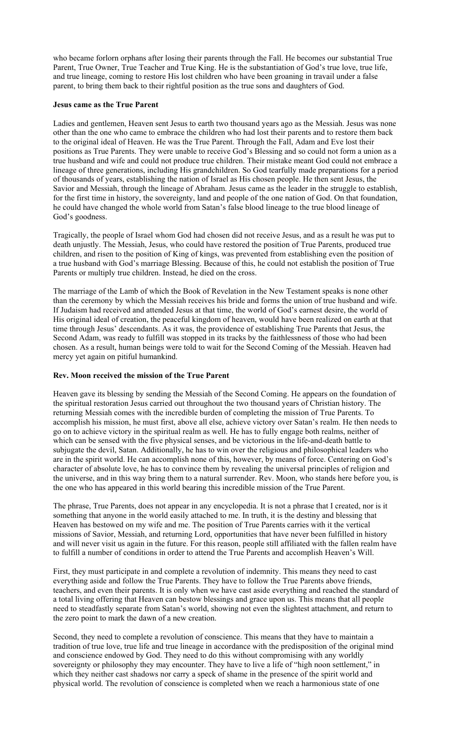who became forlorn orphans after losing their parents through the Fall. He becomes our substantial True Parent, True Owner, True Teacher and True King. He is the substantiation of God's true love, true life, and true lineage, coming to restore His lost children who have been groaning in travail under a false parent, to bring them back to their rightful position as the true sons and daughters of God.

**Jesus came as the True Parent**

Ladies and gentlemen, Heaven sent Jesus to earth two thousand years ago as the Messiah. Jesus was none other than the one who came to embrace the children who had lost their parents and to restore them back to the original ideal of Heaven. He was the True Parent. Through the Fall, Adam and Eve lost their positions as True Parents. They were unable to receive God's Blessing and so could not form a union as a true husband and wife and could not produce true children. Their mistake meant God could not embrace a lineage of three generations, including His grandchildren. So God tearfully made preparations for a period of thousands of years, establishing the nation of Israel as His chosen people. He then sent Jesus, the Savior and Messiah, through the lineage of Abraham. Jesus came as the leader in the struggle to establish, for the first time in history, the sovereignty, land and people of the one nation of God. On that foundation, he could have changed the whole world from Satan's false blood lineage to the true blood lineage of God's goodness.

Tragically, the people of Israel whom God had chosen did not receive Jesus, and as a result he was put to death unjustly. The Messiah, Jesus, who could have restored the position of True Parents, produced true children, and risen to the position of King of kings, was prevented from establishing even the position of a true husband with God's marriage Blessing. Because of this, he could not establish the position of True Parents or multiply true children. Instead, he died on the cross.

The marriage of the Lamb of which the Book of Revelation in the New Testament speaks is none other than the ceremony by which the Messiah receives his bride and forms the union of true husband and wife. If Judaism had received and attended Jesus at that time, the world of God's earnest desire, the world of His original ideal of creation, the peaceful kingdom of heaven, would have been realized on earth at that time through Jesus' descendants. As it was, the providence of establishing True Parents that Jesus, the Second Adam, was ready to fulfill was stopped in its tracks by the faithlessness of those who had been chosen. As a result, human beings were told to wait for the Second Coming of the Messiah. Heaven had mercy yet again on pitiful humankind.

**Rev. Moon received the mission of the True Parent**

Heaven gave its blessing by sending the Messiah of the Second Coming. He appears on the foundation of the spiritual restoration Jesus carried out throughout the two thousand years of Christian history. The returning Messiah comes with the incredible burden of completing the mission of True Parents. To accomplish his mission, he must first, above all else, achieve victory over Satan's realm. He then needs to go on to achieve victory in the spiritual realm as well. He has to fully engage both realms, neither of which can be sensed with the five physical senses, and be victorious in the life-and-death battle to subjugate the devil, Satan. Additionally, he has to win over the religious and philosophical leaders who are in the spirit world. He can accomplish none of this, however, by means of force. Centering on God's character of absolute love, he has to convince them by revealing the universal principles of religion and the universe, and in this way bring them to a natural surrender. Rev. Moon, who stands here before you, is the one who has appeared in this world bearing this incredible mission of the True Parent.

The phrase, True Parents, does not appear in any encyclopedia. It is not a phrase that I created, nor is it something that anyone in the world easily attached to me. In truth, it is the destiny and blessing that Heaven has bestowed on my wife and me. The position of True Parents carries with it the vertical missions of Savior, Messiah, and returning Lord, opportunities that have never been fulfilled in history and will never visit us again in the future. For this reason, people still affiliated with the fallen realm have to fulfill a number of conditions in order to attend the True Parents and accomplish Heaven's Will.

First, they must participate in and complete a revolution of indemnity. This means they need to cast everything aside and follow the True Parents. They have to follow the True Parents above friends, teachers, and even their parents. It is only when we have cast aside everything and reached the standard of a total living offering that Heaven can bestow blessings and grace upon us. This means that all people need to steadfastly separate from Satan's world, showing not even the slightest attachment, and return to the zero point to mark the dawn of a new creation.

Second, they need to complete a revolution of conscience. This means that they have to maintain a tradition of true love, true life and true lineage in accordance with the predisposition of the original mind and conscience endowed by God. They need to do this without compromising with any worldly sovereignty or philosophy they may encounter. They have to live a life of "high noon settlement," in which they neither cast shadows nor carry a speck of shame in the presence of the spirit world and physical world. The revolution of conscience is completed when we reach a harmonious state of one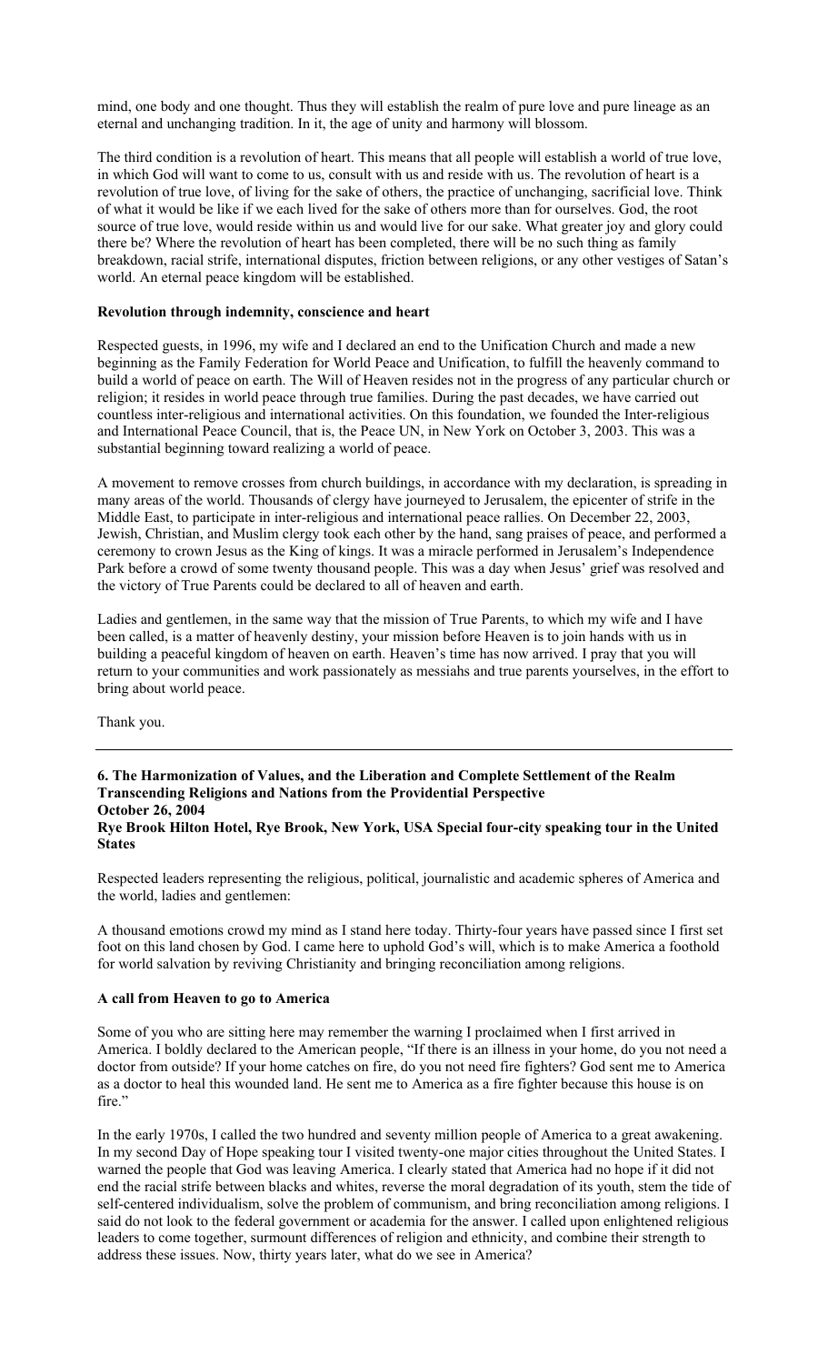mind, one body and one thought. Thus they will establish the realm of pure love and pure lineage as an eternal and unchanging tradition. In it, the age of unity and harmony will blossom.

The third condition is a revolution of heart. This means that all people will establish a world of true love, in which God will want to come to us, consult with us and reside with us. The revolution of heart is a revolution of true love, of living for the sake of others, the practice of unchanging, sacrificial love. Think of what it would be like if we each lived for the sake of others more than for ourselves. God, the root source of true love, would reside within us and would live for our sake. What greater joy and glory could there be? Where the revolution of heart has been completed, there will be no such thing as family breakdown, racial strife, international disputes, friction between religions, or any other vestiges of Satan's world. An eternal peace kingdom will be established.

**Revolution through indemnity, conscience and heart**

Respected guests, in 1996, my wife and I declared an end to the Unification Church and made a new beginning as the Family Federation for World Peace and Unification, to fulfill the heavenly command to build a world of peace on earth. The Will of Heaven resides not in the progress of any particular church or religion; it resides in world peace through true families. During the past decades, we have carried out countless inter-religious and international activities. On this foundation, we founded the Inter-religious and International Peace Council, that is, the Peace UN, in New York on October 3, 2003. This was a substantial beginning toward realizing a world of peace.

A movement to remove crosses from church buildings, in accordance with my declaration, is spreading in many areas of the world. Thousands of clergy have journeyed to Jerusalem, the epicenter of strife in the Middle East, to participate in inter-religious and international peace rallies. On December 22, 2003, Jewish, Christian, and Muslim clergy took each other by the hand, sang praises of peace, and performed a ceremony to crown Jesus as the King of kings. It was a miracle performed in Jerusalem's Independence Park before a crowd of some twenty thousand people. This was a day when Jesus' grief was resolved and the victory of True Parents could be declared to all of heaven and earth.

Ladies and gentlemen, in the same way that the mission of True Parents, to which my wife and I have been called, is a matter of heavenly destiny, your mission before Heaven is to join hands with us in building a peaceful kingdom of heaven on earth. Heaven's time has now arrived. I pray that you will return to your communities and work passionately as messiahs and true parents yourselves, in the effort to bring about world peace.

Thank you.

---

### 6. The Harmonization of Values, and the Liberation and Complete Settlement of the Realm Transcending Religions and Nations from the Providential Perspective

**October 26, 2004**
**Rye Brook Hilton Hotel, Rye Brook, New York, USA Special four-city speaking tour in the United States**

Respected leaders representing the religious, political, journalistic and academic spheres of America and the world, ladies and gentlemen:

A thousand emotions crowd my mind as I stand here today. Thirty-four years have passed since I first set foot on this land chosen by God. I came here to uphold God's will, which is to make America a foothold for world salvation by reviving Christianity and bringing reconciliation among religions.

**A call from Heaven to go to America**

Some of you who are sitting here may remember the warning I proclaimed when I first arrived in America. I boldly declared to the American people, "If there is an illness in your home, do you not need a doctor from outside? If your home catches on fire, do you not need fire fighters? God sent me to America as a doctor to heal this wounded land. He sent me to America as a fire fighter because this house is on fire."

In the early 1970s, I called the two hundred and seventy million people of America to a great awakening. In my second Day of Hope speaking tour I visited twenty-one major cities throughout the United States. I warned the people that God was leaving America. I clearly stated that America had no hope if it did not end the racial strife between blacks and whites, reverse the moral degradation of its youth, stem the tide of self-centered individualism, solve the problem of communism, and bring reconciliation among religions. I said do not look to the federal government or academia for the answer. I called upon enlightened religious leaders to come together, surmount differences of religion and ethnicity, and combine their strength to address these issues. Now, thirty years later, what do we see in America?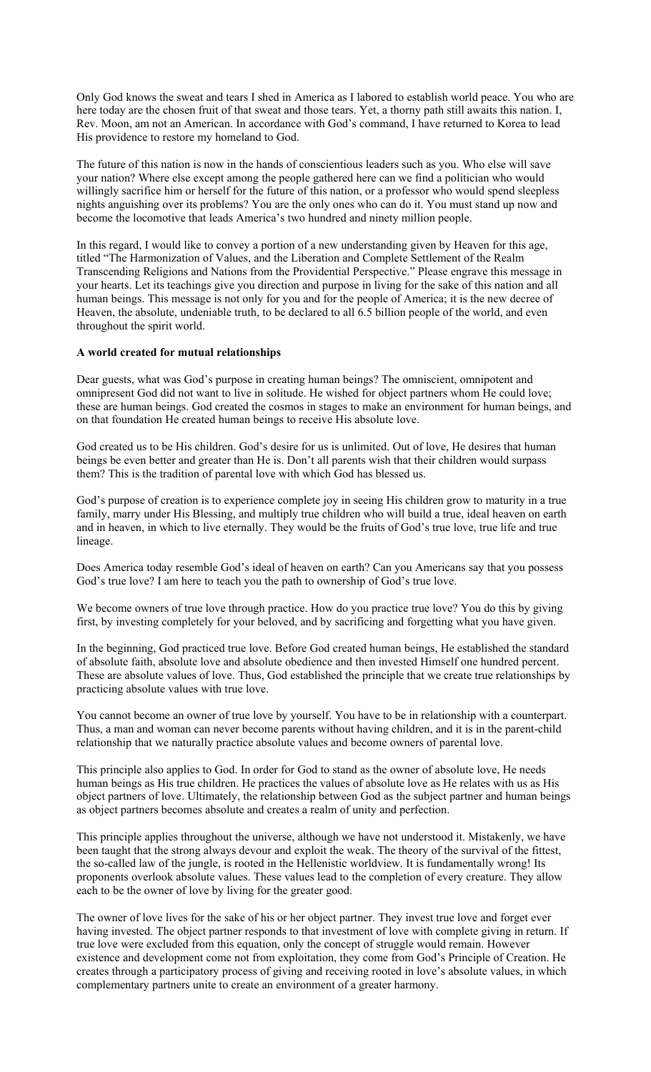Only God knows the sweat and tears I shed in America as I labored to establish world peace. You who are here today are the chosen fruit of that sweat and those tears. Yet, a thorny path still awaits this nation. I, Rev. Moon, am not an American. In accordance with God's command, I have returned to Korea to lead His providence to restore my homeland to God.

The future of this nation is now in the hands of conscientious leaders such as you. Who else will save your nation? Where else except among the people gathered here can we find a politician who would willingly sacrifice him or herself for the future of this nation, or a professor who would spend sleepless nights anguishing over its problems? You are the only ones who can do it. You must stand up now and become the locomotive that leads America's two hundred and ninety million people.

In this regard, I would like to convey a portion of a new understanding given by Heaven for this age, titled "The Harmonization of Values, and the Liberation and Complete Settlement of the Realm Transcending Religions and Nations from the Providential Perspective." Please engrave this message in your hearts. Let its teachings give you direction and purpose in living for the sake of this nation and all human beings. This message is not only for you and for the people of America; it is the new decree of Heaven, the absolute, undeniable truth, to be declared to all 6.5 billion people of the world, and even throughout the spirit world.

**A world created for mutual relationships**

Dear guests, what was God's purpose in creating human beings? The omniscient, omnipotent and omnipresent God did not want to live in solitude. He wished for object partners whom He could love; these are human beings. God created the cosmos in stages to make an environment for human beings, and on that foundation He created human beings to receive His absolute love.

God created us to be His children. God's desire for us is unlimited. Out of love, He desires that human beings be even better and greater than He is. Don't all parents wish that their children would surpass them? This is the tradition of parental love with which God has blessed us.

God's purpose of creation is to experience complete joy in seeing His children grow to maturity in a true family, marry under His Blessing, and multiply true children who will build a true, ideal heaven on earth and in heaven, in which to live eternally. They would be the fruits of God's true love, true life and true lineage.

Does America today resemble God's ideal of heaven on earth? Can you Americans say that you possess God's true love? I am here to teach you the path to ownership of God's true love.

We become owners of true love through practice. How do you practice true love? You do this by giving first, by investing completely for your beloved, and by sacrificing and forgetting what you have given.

In the beginning, God practiced true love. Before God created human beings, He established the standard of absolute faith, absolute love and absolute obedience and then invested Himself one hundred percent. These are absolute values of love. Thus, God established the principle that we create true relationships by practicing absolute values with true love.

You cannot become an owner of true love by yourself. You have to be in relationship with a counterpart. Thus, a man and woman can never become parents without having children, and it is in the parent-child relationship that we naturally practice absolute values and become owners of parental love.

This principle also applies to God. In order for God to stand as the owner of absolute love, He needs human beings as His true children. He practices the values of absolute love as He relates with us as His object partners of love. Ultimately, the relationship between God as the subject partner and human beings as object partners becomes absolute and creates a realm of unity and perfection.

This principle applies throughout the universe, although we have not understood it. Mistakenly, we have been taught that the strong always devour and exploit the weak. The theory of the survival of the fittest, the so-called law of the jungle, is rooted in the Hellenistic worldview. It is fundamentally wrong! Its proponents overlook absolute values. These values lead to the completion of every creature. They allow each to be the owner of love by living for the greater good.

The owner of love lives for the sake of his or her object partner. They invest true love and forget ever having invested. The object partner responds to that investment of love with complete giving in return. If true love were excluded from this equation, only the concept of struggle would remain. However existence and development come not from exploitation, they come from God's Principle of Creation. He creates through a participatory process of giving and receiving rooted in love's absolute values, in which complementary partners unite to create an environment of a greater harmony.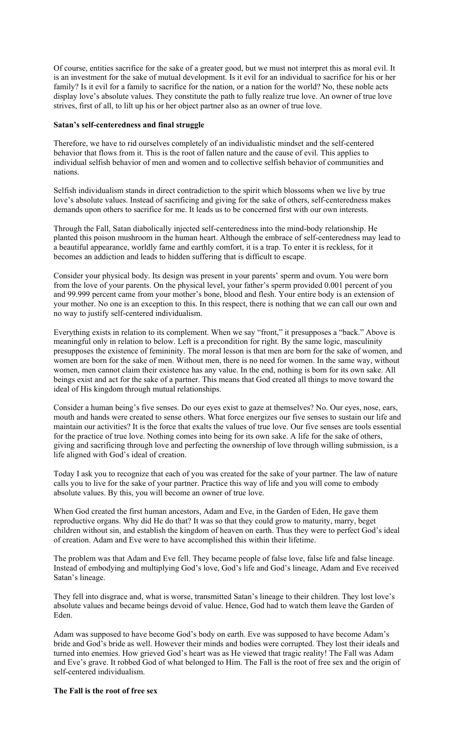Of course, entities sacrifice for the sake of a greater good, but we must not interpret this as moral evil. It is an investment for the sake of mutual development. Is it evil for an individual to sacrifice for his or her family? Is it evil for a family to sacrifice for the nation, or a nation for the world? No, these noble acts display love's absolute values. They constitute the path to fully realize true love. An owner of true love strives, first of all, to lilt up his or her object partner also as an owner of true love.

**Satan's self-centeredness and final struggle**

Therefore, we have to rid ourselves completely of an individualistic mindset and the self-centered behavior that flows from it. This is the root of fallen nature and the cause of evil. This applies to individual selfish behavior of men and women and to collective selfish behavior of communities and nations.

Selfish individualism stands in direct contradiction to the spirit which blossoms when we live by true love's absolute values. Instead of sacrificing and giving for the sake of others, self-centeredness makes demands upon others to sacrifice for me. It leads us to be concerned first with our own interests.

Through the Fall, Satan diabolically injected self-centeredness into the mind-body relationship. He planted this poison mushroom in the human heart. Although the embrace of self-centeredness may lead to a beautiful appearance, worldly fame and earthly comfort, it is a trap. To enter it is reckless, for it becomes an addiction and leads to hidden suffering that is difficult to escape.

Consider your physical body. Its design was present in your parents' sperm and ovum. You were born from the love of your parents. On the physical level, your father's sperm provided 0.001 percent of you and 99.999 percent came from your mother's bone, blood and flesh. Your entire body is an extension of your mother. No one is an exception to this. In this respect, there is nothing that we can call our own and no way to justify self-centered individualism.

Everything exists in relation to its complement. When we say "front," it presupposes a "back." Above is meaningful only in relation to below. Left is a precondition for right. By the same logic, masculinity presupposes the existence of femininity. The moral lesson is that men are born for the sake of women, and women are born for the sake of men. Without men, there is no need for women. In the same way, without women, men cannot claim their existence has any value. In the end, nothing is born for its own sake. All beings exist and act for the sake of a partner. This means that God created all things to move toward the ideal of His kingdom through mutual relationships.

Consider a human being's five senses. Do our eyes exist to gaze at themselves? No. Our eyes, nose, ears, mouth and hands were created to sense others. What force energizes our five senses to sustain our life and maintain our activities? It is the force that exalts the values of true love. Our five senses are tools essential for the practice of true love. Nothing comes into being for its own sake. A life for the sake of others, giving and sacrificing through love and perfecting the ownership of love through willing submission, is a life aligned with God's ideal of creation.

Today I ask you to recognize that each of you was created for the sake of your partner. The law of nature calls you to live for the sake of your partner. Practice this way of life and you will come to embody absolute values. By this, you will become an owner of true love.

When God created the first human ancestors, Adam and Eve, in the Garden of Eden, He gave them reproductive organs. Why did He do that? It was so that they could grow to maturity, marry, beget children without sin, and establish the kingdom of heaven on earth. Thus they were to perfect God's ideal of creation. Adam and Eve were to have accomplished this within their lifetime.

The problem was that Adam and Eve fell. They became people of false love, false life and false lineage. Instead of embodying and multiplying God's love, God's life and God's lineage, Adam and Eve received Satan's lineage.

They fell into disgrace and, what is worse, transmitted Satan's lineage to their children. They lost love's absolute values and became beings devoid of value. Hence, God had to watch them leave the Garden of Eden.

Adam was supposed to have become God's body on earth. Eve was supposed to have become Adam's bride and God's bride as well. However their minds and bodies were corrupted. They lost their ideals and turned into enemies. How grieved God's heart was as He viewed that tragic reality! The Fall was Adam and Eve's grave. It robbed God of what belonged to Him. The Fall is the root of free sex and the origin of self-centered individualism.

**The Fall is the root of free sex**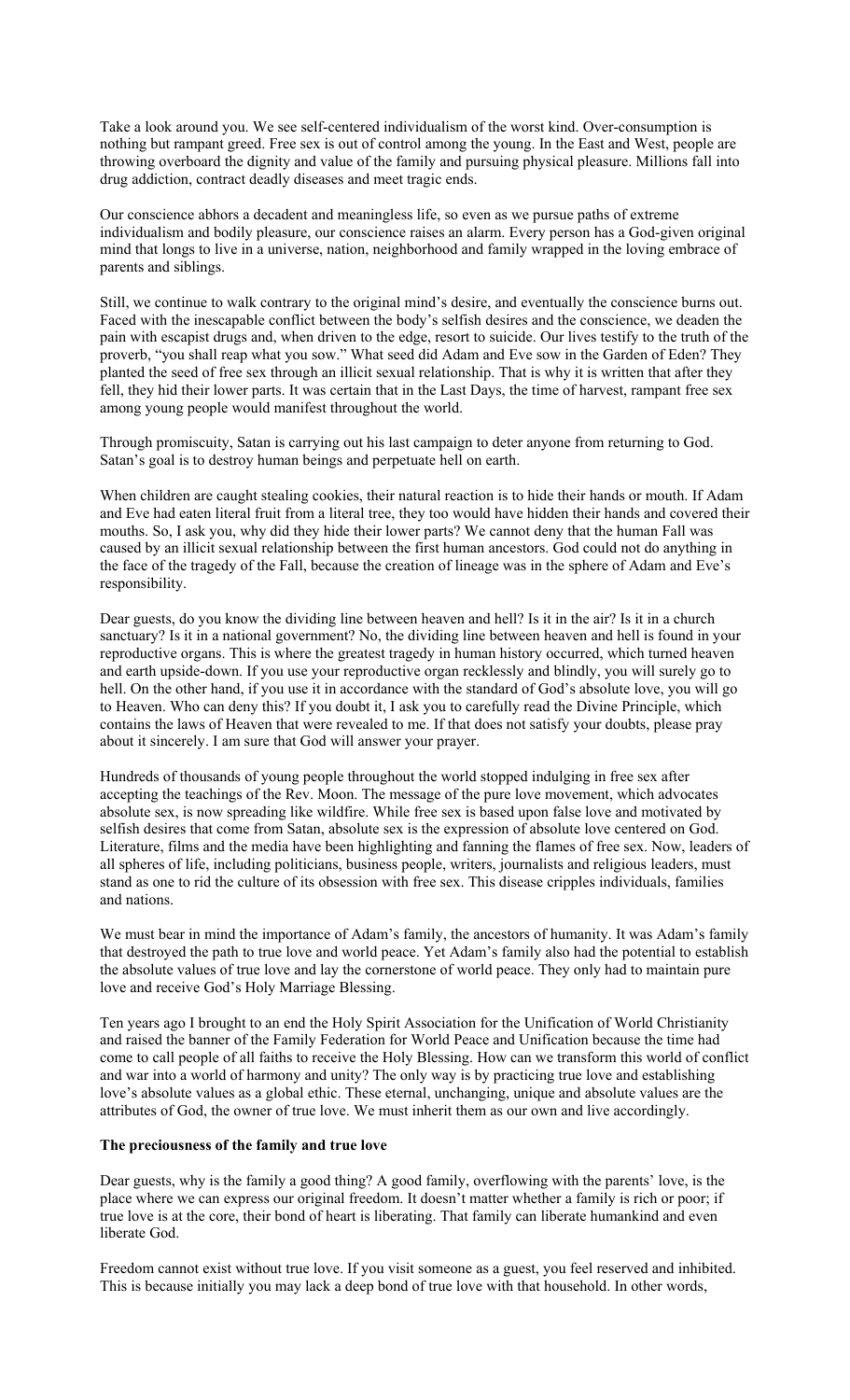Take a look around you. We see self-centered individualism of the worst kind. Over-consumption is nothing but rampant greed. Free sex is out of control among the young. In the East and West, people are throwing overboard the dignity and value of the family and pursuing physical pleasure. Millions fall into drug addiction, contract deadly diseases and meet tragic ends.

Our conscience abhors a decadent and meaningless life, so even as we pursue paths of extreme individualism and bodily pleasure, our conscience raises an alarm. Every person has a God-given original mind that longs to live in a universe, nation, neighborhood and family wrapped in the loving embrace of parents and siblings.

Still, we continue to walk contrary to the original mind's desire, and eventually the conscience burns out. Faced with the inescapable conflict between the body's selfish desires and the conscience, we deaden the pain with escapist drugs and, when driven to the edge, resort to suicide. Our lives testify to the truth of the proverb, "you shall reap what you sow." What seed did Adam and Eve sow in the Garden of Eden? They planted the seed of free sex through an illicit sexual relationship. That is why it is written that after they fell, they hid their lower parts. It was certain that in the Last Days, the time of harvest, rampant free sex among young people would manifest throughout the world.

Through promiscuity, Satan is carrying out his last campaign to deter anyone from returning to God. Satan's goal is to destroy human beings and perpetuate hell on earth.

When children are caught stealing cookies, their natural reaction is to hide their hands or mouth. If Adam and Eve had eaten literal fruit from a literal tree, they too would have hidden their hands and covered their mouths. So, I ask you, why did they hide their lower parts? We cannot deny that the human Fall was caused by an illicit sexual relationship between the first human ancestors. God could not do anything in the face of the tragedy of the Fall, because the creation of lineage was in the sphere of Adam and Eve's responsibility.

Dear guests, do you know the dividing line between heaven and hell? Is it in the air? Is it in a church sanctuary? Is it in a national government? No, the dividing line between heaven and hell is found in your reproductive organs. This is where the greatest tragedy in human history occurred, which turned heaven and earth upside-down. If you use your reproductive organ recklessly and blindly, you will surely go to hell. On the other hand, if you use it in accordance with the standard of God's absolute love, you will go to Heaven. Who can deny this? If you doubt it, I ask you to carefully read the Divine Principle, which contains the laws of Heaven that were revealed to me. If that does not satisfy your doubts, please pray about it sincerely. I am sure that God will answer your prayer.

Hundreds of thousands of young people throughout the world stopped indulging in free sex after accepting the teachings of the Rev. Moon. The message of the pure love movement, which advocates absolute sex, is now spreading like wildfire. While free sex is based upon false love and motivated by selfish desires that come from Satan, absolute sex is the expression of absolute love centered on God. Literature, films and the media have been highlighting and fanning the flames of free sex. Now, leaders of all spheres of life, including politicians, business people, writers, journalists and religious leaders, must stand as one to rid the culture of its obsession with free sex. This disease cripples individuals, families and nations.

We must bear in mind the importance of Adam's family, the ancestors of humanity. It was Adam's family that destroyed the path to true love and world peace. Yet Adam's family also had the potential to establish the absolute values of true love and lay the cornerstone of world peace. They only had to maintain pure love and receive God's Holy Marriage Blessing.

Ten years ago I brought to an end the Holy Spirit Association for the Unification of World Christianity and raised the banner of the Family Federation for World Peace and Unification because the time had come to call people of all faiths to receive the Holy Blessing. How can we transform this world of conflict and war into a world of harmony and unity? The only way is by practicing true love and establishing love's absolute values as a global ethic. These eternal, unchanging, unique and absolute values are the attributes of God, the owner of true love. We must inherit them as our own and live accordingly.

**The preciousness of the family and true love**

Dear guests, why is the family a good thing? A good family, overflowing with the parents' love, is the place where we can express our original freedom. It doesn't matter whether a family is rich or poor; if true love is at the core, their bond of heart is liberating. That family can liberate humankind and even liberate God.

Freedom cannot exist without true love. If you visit someone as a guest, you feel reserved and inhibited. This is because initially you may lack a deep bond of true love with that household. In other words,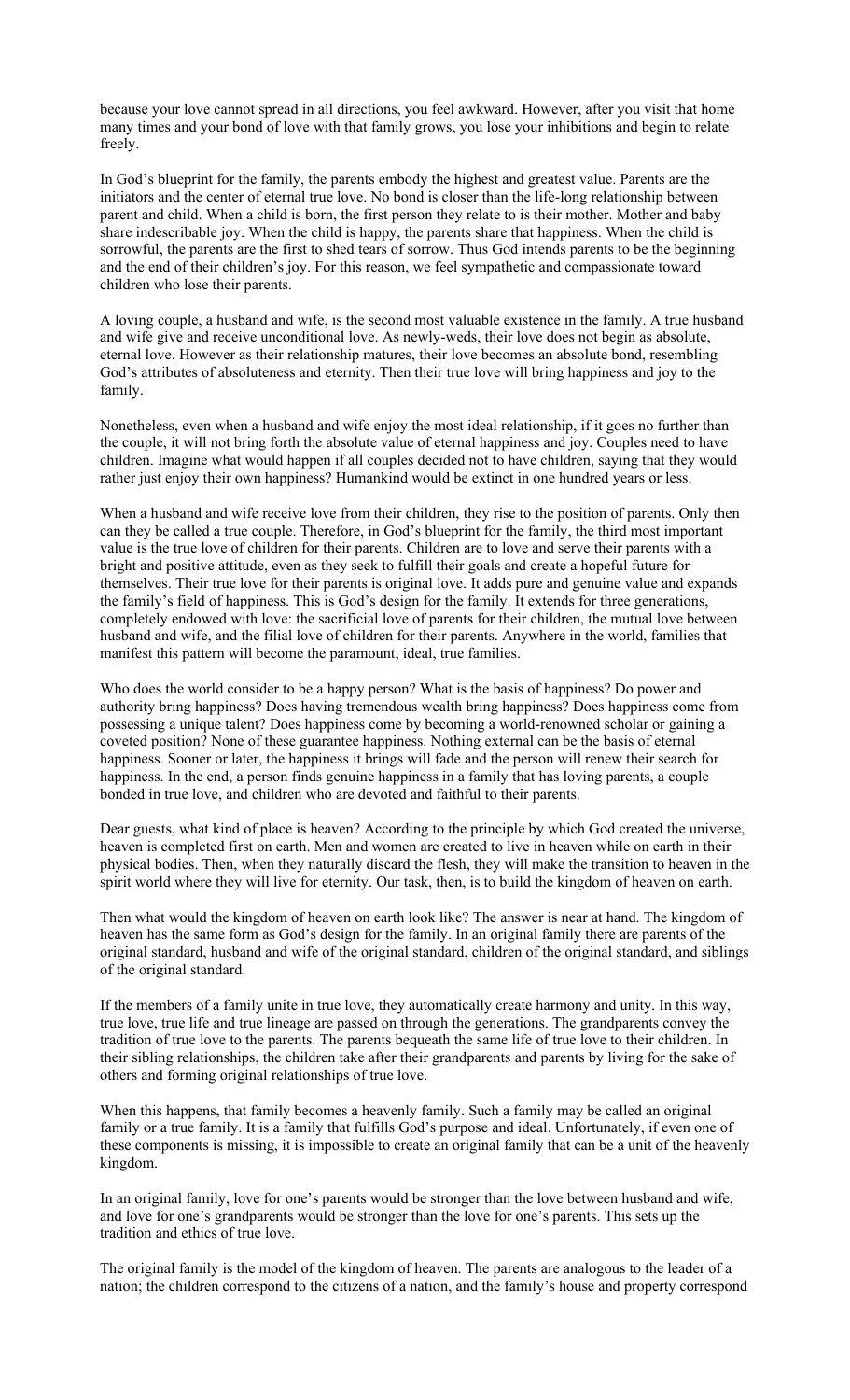because your love cannot spread in all directions, you feel awkward. However, after you visit that home many times and your bond of love with that family grows, you lose your inhibitions and begin to relate freely.

In God's blueprint for the family, the parents embody the highest and greatest value. Parents are the initiators and the center of eternal true love. No bond is closer than the life-long relationship between parent and child. When a child is born, the first person they relate to is their mother. Mother and baby share indescribable joy. When the child is happy, the parents share that happiness. When the child is sorrowful, the parents are the first to shed tears of sorrow. Thus God intends parents to be the beginning and the end of their children's joy. For this reason, we feel sympathetic and compassionate toward children who lose their parents.

A loving couple, a husband and wife, is the second most valuable existence in the family. A true husband and wife give and receive unconditional love. As newly-weds, their love does not begin as absolute, eternal love. However as their relationship matures, their love becomes an absolute bond, resembling God's attributes of absoluteness and eternity. Then their true love will bring happiness and joy to the family.

Nonetheless, even when a husband and wife enjoy the most ideal relationship, if it goes no further than the couple, it will not bring forth the absolute value of eternal happiness and joy. Couples need to have children. Imagine what would happen if all couples decided not to have children, saying that they would rather just enjoy their own happiness? Humankind would be extinct in one hundred years or less.

When a husband and wife receive love from their children, they rise to the position of parents. Only then can they be called a true couple. Therefore, in God's blueprint for the family, the third most important value is the true love of children for their parents. Children are to love and serve their parents with a bright and positive attitude, even as they seek to fulfill their goals and create a hopeful future for themselves. Their true love for their parents is original love. It adds pure and genuine value and expands the family's field of happiness. This is God's design for the family. It extends for three generations, completely endowed with love: the sacrificial love of parents for their children, the mutual love between husband and wife, and the filial love of children for their parents. Anywhere in the world, families that manifest this pattern will become the paramount, ideal, true families.

Who does the world consider to be a happy person? What is the basis of happiness? Do power and authority bring happiness? Does having tremendous wealth bring happiness? Does happiness come from possessing a unique talent? Does happiness come by becoming a world-renowned scholar or gaining a coveted position? None of these guarantee happiness. Nothing external can be the basis of eternal happiness. Sooner or later, the happiness it brings will fade and the person will renew their search for happiness. In the end, a person finds genuine happiness in a family that has loving parents, a couple bonded in true love, and children who are devoted and faithful to their parents.

Dear guests, what kind of place is heaven? According to the principle by which God created the universe, heaven is completed first on earth. Men and women are created to live in heaven while on earth in their physical bodies. Then, when they naturally discard the flesh, they will make the transition to heaven in the spirit world where they will live for eternity. Our task, then, is to build the kingdom of heaven on earth.

Then what would the kingdom of heaven on earth look like? The answer is near at hand. The kingdom of heaven has the same form as God's design for the family. In an original family there are parents of the original standard, husband and wife of the original standard, children of the original standard, and siblings of the original standard.

If the members of a family unite in true love, they automatically create harmony and unity. In this way, true love, true life and true lineage are passed on through the generations. The grandparents convey the tradition of true love to the parents. The parents bequeath the same life of true love to their children. In their sibling relationships, the children take after their grandparents and parents by living for the sake of others and forming original relationships of true love.

When this happens, that family becomes a heavenly family. Such a family may be called an original family or a true family. It is a family that fulfills God's purpose and ideal. Unfortunately, if even one of these components is missing, it is impossible to create an original family that can be a unit of the heavenly kingdom.

In an original family, love for one's parents would be stronger than the love between husband and wife, and love for one's grandparents would be stronger than the love for one's parents. This sets up the tradition and ethics of true love.

The original family is the model of the kingdom of heaven. The parents are analogous to the leader of a nation; the children correspond to the citizens of a nation, and the family's house and property correspond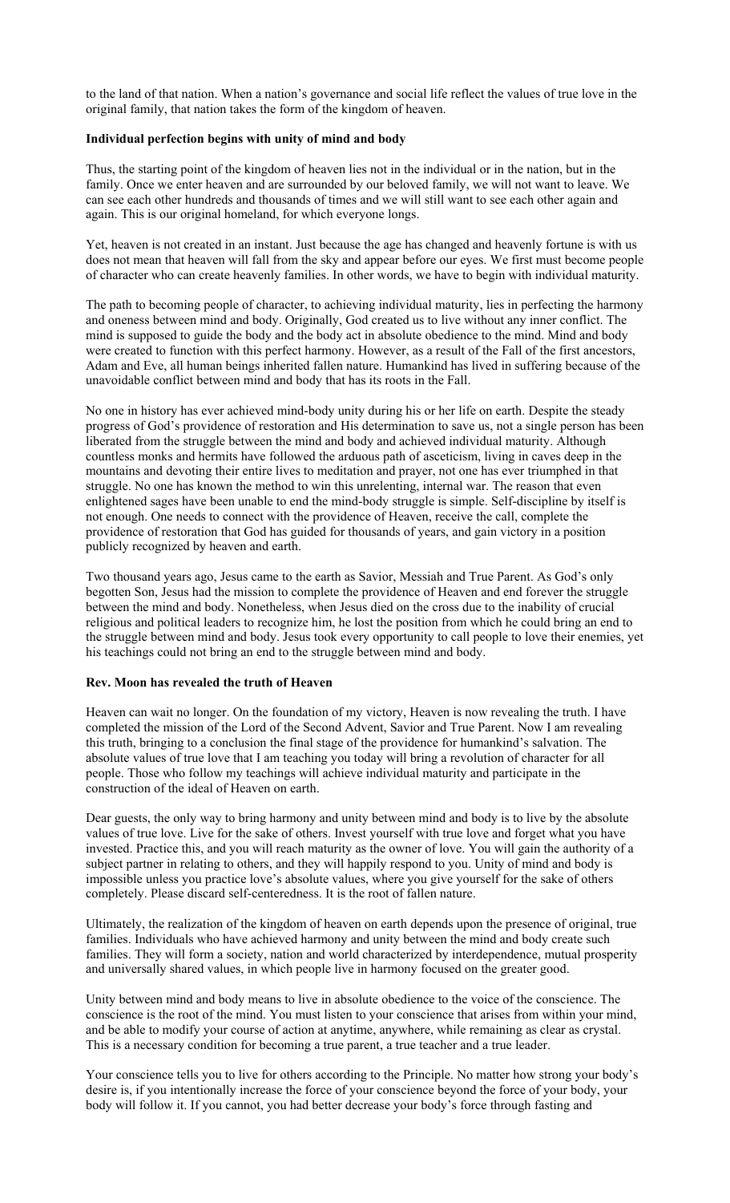to the land of that nation. When a nation's governance and social life reflect the values of true love in the original family, that nation takes the form of the kingdom of heaven.

**Individual perfection begins with unity of mind and body**

Thus, the starting point of the kingdom of heaven lies not in the individual or in the nation, but in the family. Once we enter heaven and are surrounded by our beloved family, we will not want to leave. We can see each other hundreds and thousands of times and we will still want to see each other again and again. This is our original homeland, for which everyone longs.

Yet, heaven is not created in an instant. Just because the age has changed and heavenly fortune is with us does not mean that heaven will fall from the sky and appear before our eyes. We first must become people of character who can create heavenly families. In other words, we have to begin with individual maturity.

The path to becoming people of character, to achieving individual maturity, lies in perfecting the harmony and oneness between mind and body. Originally, God created us to live without any inner conflict. The mind is supposed to guide the body and the body act in absolute obedience to the mind. Mind and body were created to function with this perfect harmony. However, as a result of the Fall of the first ancestors, Adam and Eve, all human beings inherited fallen nature. Humankind has lived in suffering because of the unavoidable conflict between mind and body that has its roots in the Fall.

No one in history has ever achieved mind-body unity during his or her life on earth. Despite the steady progress of God's providence of restoration and His determination to save us, not a single person has been liberated from the struggle between the mind and body and achieved individual maturity. Although countless monks and hermits have followed the arduous path of asceticism, living in caves deep in the mountains and devoting their entire lives to meditation and prayer, not one has ever triumphed in that struggle. No one has known the method to win this unrelenting, internal war. The reason that even enlightened sages have been unable to end the mind-body struggle is simple. Self-discipline by itself is not enough. One needs to connect with the providence of Heaven, receive the call, complete the providence of restoration that God has guided for thousands of years, and gain victory in a position publicly recognized by heaven and earth.

Two thousand years ago, Jesus came to the earth as Savior, Messiah and True Parent. As God's only begotten Son, Jesus had the mission to complete the providence of Heaven and end forever the struggle between the mind and body. Nonetheless, when Jesus died on the cross due to the inability of crucial religious and political leaders to recognize him, he lost the position from which he could bring an end to the struggle between mind and body. Jesus took every opportunity to call people to love their enemies, yet his teachings could not bring an end to the struggle between mind and body.

**Rev. Moon has revealed the truth of Heaven**

Heaven can wait no longer. On the foundation of my victory, Heaven is now revealing the truth. I have completed the mission of the Lord of the Second Advent, Savior and True Parent. Now I am revealing this truth, bringing to a conclusion the final stage of the providence for humankind's salvation. The absolute values of true love that I am teaching you today will bring a revolution of character for all people. Those who follow my teachings will achieve individual maturity and participate in the construction of the ideal of Heaven on earth.

Dear guests, the only way to bring harmony and unity between mind and body is to live by the absolute values of true love. Live for the sake of others. Invest yourself with true love and forget what you have invested. Practice this, and you will reach maturity as the owner of love. You will gain the authority of a subject partner in relating to others, and they will happily respond to you. Unity of mind and body is impossible unless you practice love's absolute values, where you give yourself for the sake of others completely. Please discard self-centeredness. It is the root of fallen nature.

Ultimately, the realization of the kingdom of heaven on earth depends upon the presence of original, true families. Individuals who have achieved harmony and unity between the mind and body create such families. They will form a society, nation and world characterized by interdependence, mutual prosperity and universally shared values, in which people live in harmony focused on the greater good.

Unity between mind and body means to live in absolute obedience to the voice of the conscience. The conscience is the root of the mind. You must listen to your conscience that arises from within your mind, and be able to modify your course of action at anytime, anywhere, while remaining as clear as crystal. This is a necessary condition for becoming a true parent, a true teacher and a true leader.

Your conscience tells you to live for others according to the Principle. No matter how strong your body's desire is, if you intentionally increase the force of your conscience beyond the force of your body, your body will follow it. If you cannot, you had better decrease your body's force through fasting and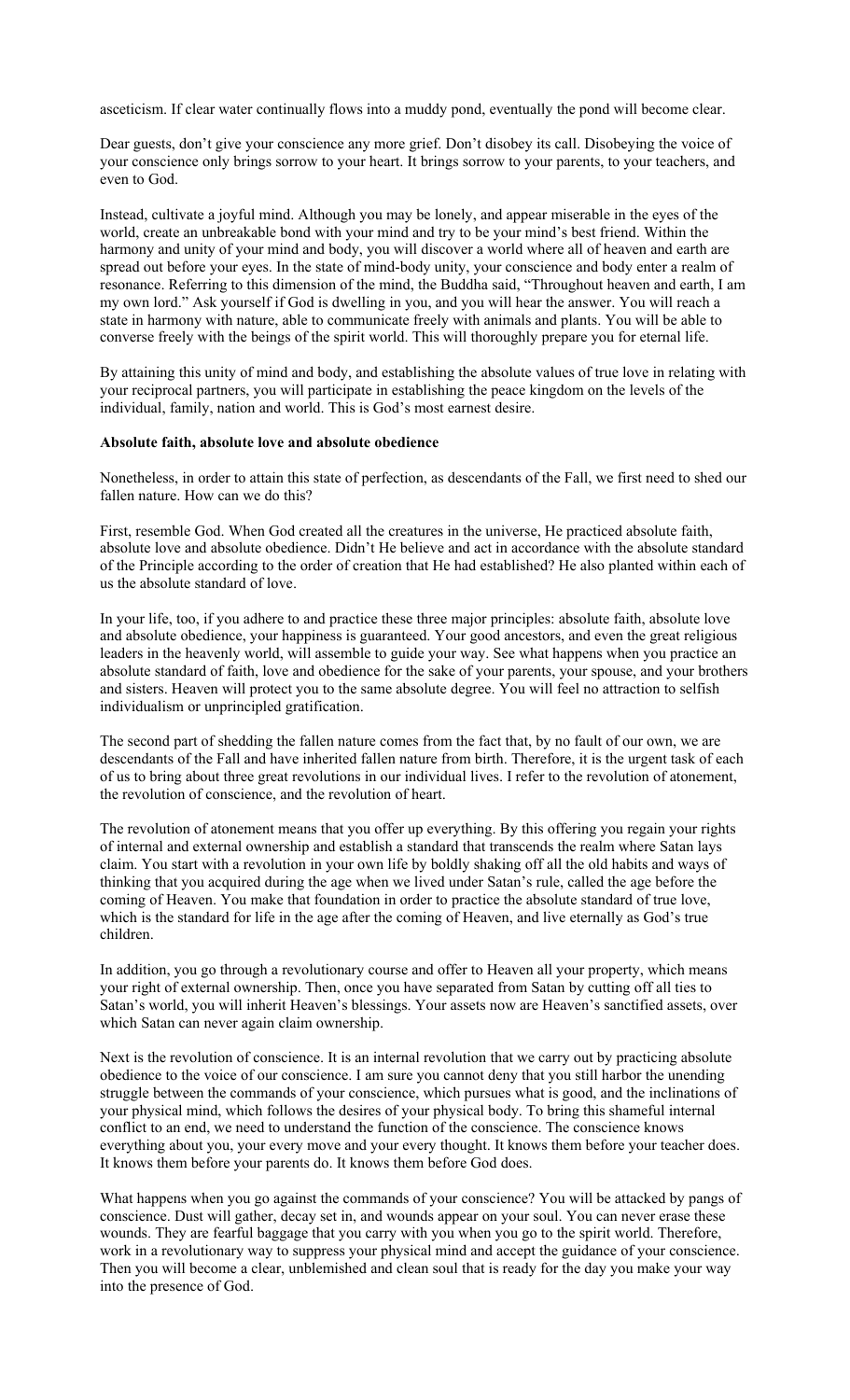asceticism. If clear water continually flows into a muddy pond, eventually the pond will become clear.

Dear guests, don't give your conscience any more grief. Don't disobey its call. Disobeying the voice of your conscience only brings sorrow to your heart. It brings sorrow to your parents, to your teachers, and even to God.

Instead, cultivate a joyful mind. Although you may be lonely, and appear miserable in the eyes of the world, create an unbreakable bond with your mind and try to be your mind's best friend. Within the harmony and unity of your mind and body, you will discover a world where all of heaven and earth are spread out before your eyes. In the state of mind-body unity, your conscience and body enter a realm of resonance. Referring to this dimension of the mind, the Buddha said, "Throughout heaven and earth, I am my own lord." Ask yourself if God is dwelling in you, and you will hear the answer. You will reach a state in harmony with nature, able to communicate freely with animals and plants. You will be able to converse freely with the beings of the spirit world. This will thoroughly prepare you for eternal life.

By attaining this unity of mind and body, and establishing the absolute values of true love in relating with your reciprocal partners, you will participate in establishing the peace kingdom on the levels of the individual, family, nation and world. This is God's most earnest desire.

**Absolute faith, absolute love and absolute obedience**

Nonetheless, in order to attain this state of perfection, as descendants of the Fall, we first need to shed our fallen nature. How can we do this?

First, resemble God. When God created all the creatures in the universe, He practiced absolute faith, absolute love and absolute obedience. Didn't He believe and act in accordance with the absolute standard of the Principle according to the order of creation that He had established? He also planted within each of us the absolute standard of love.

In your life, too, if you adhere to and practice these three major principles: absolute faith, absolute love and absolute obedience, your happiness is guaranteed. Your good ancestors, and even the great religious leaders in the heavenly world, will assemble to guide your way. See what happens when you practice an absolute standard of faith, love and obedience for the sake of your parents, your spouse, and your brothers and sisters. Heaven will protect you to the same absolute degree. You will feel no attraction to selfish individualism or unprincipled gratification.

The second part of shedding the fallen nature comes from the fact that, by no fault of our own, we are descendants of the Fall and have inherited fallen nature from birth. Therefore, it is the urgent task of each of us to bring about three great revolutions in our individual lives. I refer to the revolution of atonement, the revolution of conscience, and the revolution of heart.

The revolution of atonement means that you offer up everything. By this offering you regain your rights of internal and external ownership and establish a standard that transcends the realm where Satan lays claim. You start with a revolution in your own life by boldly shaking off all the old habits and ways of thinking that you acquired during the age when we lived under Satan's rule, called the age before the coming of Heaven. You make that foundation in order to practice the absolute standard of true love, which is the standard for life in the age after the coming of Heaven, and live eternally as God's true children.

In addition, you go through a revolutionary course and offer to Heaven all your property, which means your right of external ownership. Then, once you have separated from Satan by cutting off all ties to Satan's world, you will inherit Heaven's blessings. Your assets now are Heaven's sanctified assets, over which Satan can never again claim ownership.

Next is the revolution of conscience. It is an internal revolution that we carry out by practicing absolute obedience to the voice of our conscience. I am sure you cannot deny that you still harbor the unending struggle between the commands of your conscience, which pursues what is good, and the inclinations of your physical mind, which follows the desires of your physical body. To bring this shameful internal conflict to an end, we need to understand the function of the conscience. The conscience knows everything about you, your every move and your every thought. It knows them before your teacher does. It knows them before your parents do. It knows them before God does.

What happens when you go against the commands of your conscience? You will be attacked by pangs of conscience. Dust will gather, decay set in, and wounds appear on your soul. You can never erase these wounds. They are fearful baggage that you carry with you when you go to the spirit world. Therefore, work in a revolutionary way to suppress your physical mind and accept the guidance of your conscience. Then you will become a clear, unblemished and clean soul that is ready for the day you make your way into the presence of God.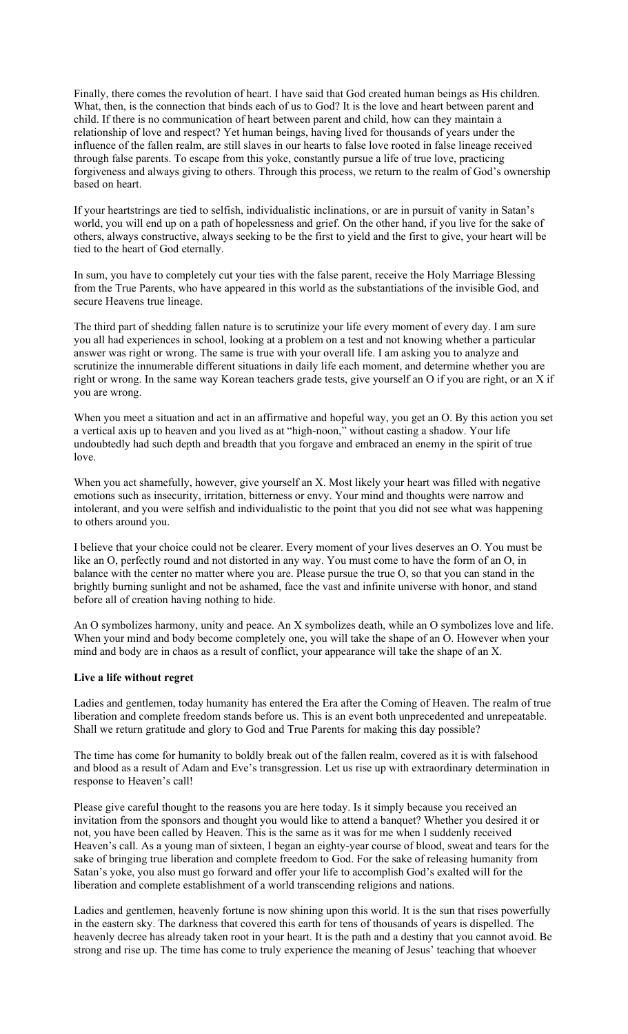Finally, there comes the revolution of heart. I have said that God created human beings as His children. What, then, is the connection that binds each of us to God? It is the love and heart between parent and child. If there is no communication of heart between parent and child, how can they maintain a relationship of love and respect? Yet human beings, having lived for thousands of years under the influence of the fallen realm, are still slaves in our hearts to false love rooted in false lineage received through false parents. To escape from this yoke, constantly pursue a life of true love, practicing forgiveness and always giving to others. Through this process, we return to the realm of God's ownership based on heart.

If your heartstrings are tied to selfish, individualistic inclinations, or are in pursuit of vanity in Satan's world, you will end up on a path of hopelessness and grief. On the other hand, if you live for the sake of others, always constructive, always seeking to be the first to yield and the first to give, your heart will be tied to the heart of God eternally.

In sum, you have to completely cut your ties with the false parent, receive the Holy Marriage Blessing from the True Parents, who have appeared in this world as the substantiations of the invisible God, and secure Heavens true lineage.

The third part of shedding fallen nature is to scrutinize your life every moment of every day. I am sure you all had experiences in school, looking at a problem on a test and not knowing whether a particular answer was right or wrong. The same is true with your overall life. I am asking you to analyze and scrutinize the innumerable different situations in daily life each moment, and determine whether you are right or wrong. In the same way Korean teachers grade tests, give yourself an O if you are right, or an X if you are wrong.

When you meet a situation and act in an affirmative and hopeful way, you get an O. By this action you set a vertical axis up to heaven and you lived as at "high-noon," without casting a shadow. Your life undoubtedly had such depth and breadth that you forgave and embraced an enemy in the spirit of true love.

When you act shamefully, however, give yourself an X. Most likely your heart was filled with negative emotions such as insecurity, irritation, bitterness or envy. Your mind and thoughts were narrow and intolerant, and you were selfish and individualistic to the point that you did not see what was happening to others around you.

I believe that your choice could not be clearer. Every moment of your lives deserves an O. You must be like an O, perfectly round and not distorted in any way. You must come to have the form of an O, in balance with the center no matter where you are. Please pursue the true O, so that you can stand in the brightly burning sunlight and not be ashamed, face the vast and infinite universe with honor, and stand before all of creation having nothing to hide.

An O symbolizes harmony, unity and peace. An X symbolizes death, while an O symbolizes love and life. When your mind and body become completely one, you will take the shape of an O. However when your mind and body are in chaos as a result of conflict, your appearance will take the shape of an X.

**Live a life without regret**

Ladies and gentlemen, today humanity has entered the Era after the Coming of Heaven. The realm of true liberation and complete freedom stands before us. This is an event both unprecedented and unrepeatable. Shall we return gratitude and glory to God and True Parents for making this day possible?

The time has come for humanity to boldly break out of the fallen realm, covered as it is with falsehood and blood as a result of Adam and Eve's transgression. Let us rise up with extraordinary determination in response to Heaven's call!

Please give careful thought to the reasons you are here today. Is it simply because you received an invitation from the sponsors and thought you would like to attend a banquet? Whether you desired it or not, you have been called by Heaven. This is the same as it was for me when I suddenly received Heaven's call. As a young man of sixteen, I began an eighty-year course of blood, sweat and tears for the sake of bringing true liberation and complete freedom to God. For the sake of releasing humanity from Satan's yoke, you also must go forward and offer your life to accomplish God's exalted will for the liberation and complete establishment of a world transcending religions and nations.

Ladies and gentlemen, heavenly fortune is now shining upon this world. It is the sun that rises powerfully in the eastern sky. The darkness that covered this earth for tens of thousands of years is dispelled. The heavenly decree has already taken root in your heart. It is the path and a destiny that you cannot avoid. Be strong and rise up. The time has come to truly experience the meaning of Jesus' teaching that whoever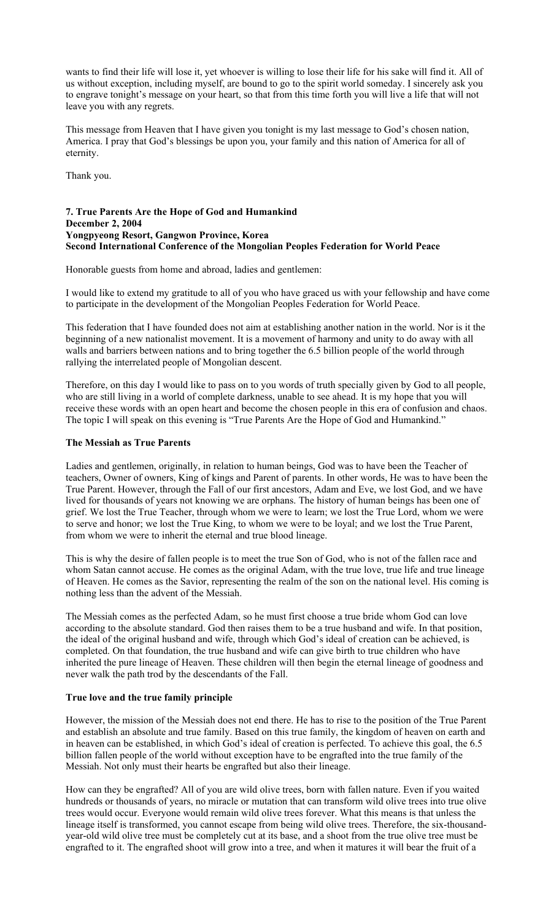wants to find their life will lose it, yet whoever is willing to lose their life for his sake will find it. All of us without exception, including myself, are bound to go to the spirit world someday. I sincerely ask you to engrave tonight's message on your heart, so that from this time forth you will live a life that will not leave you with any regrets.

This message from Heaven that I have given you tonight is my last message to God's chosen nation, America. I pray that God's blessings be upon you, your family and this nation of America for all of eternity.

Thank you.

**7. True Parents Are the Hope of God and Humankind**
**December 2, 2004**
**Yongpyeong Resort, Gangwon Province, Korea**
**Second International Conference of the Mongolian Peoples Federation for World Peace**

Honorable guests from home and abroad, ladies and gentlemen:

I would like to extend my gratitude to all of you who have graced us with your fellowship and have come to participate in the development of the Mongolian Peoples Federation for World Peace.

This federation that I have founded does not aim at establishing another nation in the world. Nor is it the beginning of a new nationalist movement. It is a movement of harmony and unity to do away with all walls and barriers between nations and to bring together the 6.5 billion people of the world through rallying the interrelated people of Mongolian descent.

Therefore, on this day I would like to pass on to you words of truth specially given by God to all people, who are still living in a world of complete darkness, unable to see ahead. It is my hope that you will receive these words with an open heart and become the chosen people in this era of confusion and chaos. The topic I will speak on this evening is "True Parents Are the Hope of God and Humankind."

**The Messiah as True Parents**

Ladies and gentlemen, originally, in relation to human beings, God was to have been the Teacher of teachers, Owner of owners, King of kings and Parent of parents. In other words, He was to have been the True Parent. However, through the Fall of our first ancestors, Adam and Eve, we lost God, and we have lived for thousands of years not knowing we are orphans. The history of human beings has been one of grief. We lost the True Teacher, through whom we were to learn; we lost the True Lord, whom we were to serve and honor; we lost the True King, to whom we were to be loyal; and we lost the True Parent, from whom we were to inherit the eternal and true blood lineage.

This is why the desire of fallen people is to meet the true Son of God, who is not of the fallen race and whom Satan cannot accuse. He comes as the original Adam, with the true love, true life and true lineage of Heaven. He comes as the Savior, representing the realm of the son on the national level. His coming is nothing less than the advent of the Messiah.

The Messiah comes as the perfected Adam, so he must first choose a true bride whom God can love according to the absolute standard. God then raises them to be a true husband and wife. In that position, the ideal of the original husband and wife, through which God's ideal of creation can be achieved, is completed. On that foundation, the true husband and wife can give birth to true children who have inherited the pure lineage of Heaven. These children will then begin the eternal lineage of goodness and never walk the path trod by the descendants of the Fall.

**True love and the true family principle**

However, the mission of the Messiah does not end there. He has to rise to the position of the True Parent and establish an absolute and true family. Based on this true family, the kingdom of heaven on earth and in heaven can be established, in which God's ideal of creation is perfected. To achieve this goal, the 6.5 billion fallen people of the world without exception have to be engrafted into the true family of the Messiah. Not only must their hearts be engrafted but also their lineage.

How can they be engrafted? All of you are wild olive trees, born with fallen nature. Even if you waited hundreds or thousands of years, no miracle or mutation that can transform wild olive trees into true olive trees would occur. Everyone would remain wild olive trees forever. What this means is that unless the lineage itself is transformed, you cannot escape from being wild olive trees. Therefore, the six-thousand-year-old wild olive tree must be completely cut at its base, and a shoot from the true olive tree must be engrafted to it. The engrafted shoot will grow into a tree, and when it matures it will bear the fruit of a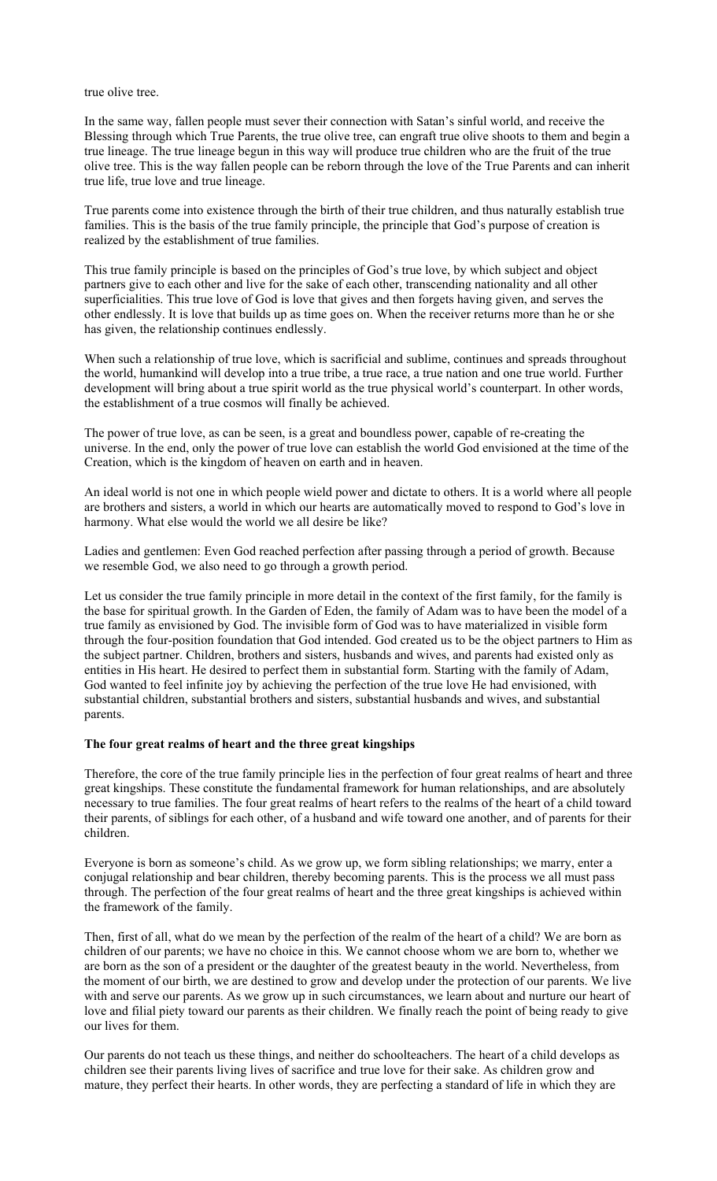true olive tree.

In the same way, fallen people must sever their connection with Satan's sinful world, and receive the Blessing through which True Parents, the true olive tree, can engraft true olive shoots to them and begin a true lineage. The true lineage begun in this way will produce true children who are the fruit of the true olive tree. This is the way fallen people can be reborn through the love of the True Parents and can inherit true life, true love and true lineage.

True parents come into existence through the birth of their true children, and thus naturally establish true families. This is the basis of the true family principle, the principle that God's purpose of creation is realized by the establishment of true families.

This true family principle is based on the principles of God's true love, by which subject and object partners give to each other and live for the sake of each other, transcending nationality and all other superficialities. This true love of God is love that gives and then forgets having given, and serves the other endlessly. It is love that builds up as time goes on. When the receiver returns more than he or she has given, the relationship continues endlessly.

When such a relationship of true love, which is sacrificial and sublime, continues and spreads throughout the world, humankind will develop into a true tribe, a true race, a true nation and one true world. Further development will bring about a true spirit world as the true physical world's counterpart. In other words, the establishment of a true cosmos will finally be achieved.

The power of true love, as can be seen, is a great and boundless power, capable of re-creating the universe. In the end, only the power of true love can establish the world God envisioned at the time of the Creation, which is the kingdom of heaven on earth and in heaven.

An ideal world is not one in which people wield power and dictate to others. It is a world where all people are brothers and sisters, a world in which our hearts are automatically moved to respond to God's love in harmony. What else would the world we all desire be like?

Ladies and gentlemen: Even God reached perfection after passing through a period of growth. Because we resemble God, we also need to go through a growth period.

Let us consider the true family principle in more detail in the context of the first family, for the family is the base for spiritual growth. In the Garden of Eden, the family of Adam was to have been the model of a true family as envisioned by God. The invisible form of God was to have materialized in visible form through the four-position foundation that God intended. God created us to be the object partners to Him as the subject partner. Children, brothers and sisters, husbands and wives, and parents had existed only as entities in His heart. He desired to perfect them in substantial form. Starting with the family of Adam, God wanted to feel infinite joy by achieving the perfection of the true love He had envisioned, with substantial children, substantial brothers and sisters, substantial husbands and wives, and substantial parents.

**The four great realms of heart and the three great kingships**

Therefore, the core of the true family principle lies in the perfection of four great realms of heart and three great kingships. These constitute the fundamental framework for human relationships, and are absolutely necessary to true families. The four great realms of heart refers to the realms of the heart of a child toward their parents, of siblings for each other, of a husband and wife toward one another, and of parents for their children.

Everyone is born as someone's child. As we grow up, we form sibling relationships; we marry, enter a conjugal relationship and bear children, thereby becoming parents. This is the process we all must pass through. The perfection of the four great realms of heart and the three great kingships is achieved within the framework of the family.

Then, first of all, what do we mean by the perfection of the realm of the heart of a child? We are born as children of our parents; we have no choice in this. We cannot choose whom we are born to, whether we are born as the son of a president or the daughter of the greatest beauty in the world. Nevertheless, from the moment of our birth, we are destined to grow and develop under the protection of our parents. We live with and serve our parents. As we grow up in such circumstances, we learn about and nurture our heart of love and filial piety toward our parents as their children. We finally reach the point of being ready to give our lives for them.

Our parents do not teach us these things, and neither do schoolteachers. The heart of a child develops as children see their parents living lives of sacrifice and true love for their sake. As children grow and mature, they perfect their hearts. In other words, they are perfecting a standard of life in which they are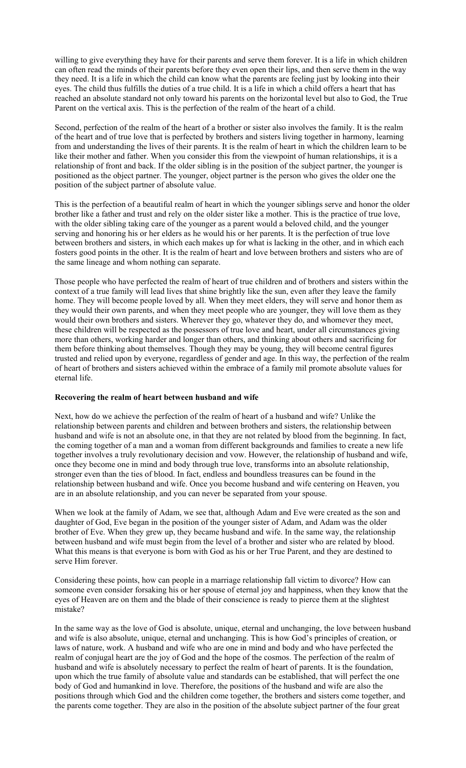willing to give everything they have for their parents and serve them forever. It is a life in which children can often read the minds of their parents before they even open their lips, and then serve them in the way they need. It is a life in which the child can know what the parents are feeling just by looking into their eyes. The child thus fulfills the duties of a true child. It is a life in which a child offers a heart that has reached an absolute standard not only toward his parents on the horizontal level but also to God, the True Parent on the vertical axis. This is the perfection of the realm of the heart of a child.

Second, perfection of the realm of the heart of a brother or sister also involves the family. It is the realm of the heart and of true love that is perfected by brothers and sisters living together in harmony, learning from and understanding the lives of their parents. It is the realm of heart in which the children learn to be like their mother and father. When you consider this from the viewpoint of human relationships, it is a relationship of front and back. If the older sibling is in the position of the subject partner, the younger is positioned as the object partner. The younger, object partner is the person who gives the older one the position of the subject partner of absolute value.

This is the perfection of a beautiful realm of heart in which the younger siblings serve and honor the older brother like a father and trust and rely on the older sister like a mother. This is the practice of true love, with the older sibling taking care of the younger as a parent would a beloved child, and the younger serving and honoring his or her elders as he would his or her parents. It is the perfection of true love between brothers and sisters, in which each makes up for what is lacking in the other, and in which each fosters good points in the other. It is the realm of heart and love between brothers and sisters who are of the same lineage and whom nothing can separate.

Those people who have perfected the realm of heart of true children and of brothers and sisters within the context of a true family will lead lives that shine brightly like the sun, even after they leave the family home. They will become people loved by all. When they meet elders, they will serve and honor them as they would their own parents, and when they meet people who are younger, they will love them as they would their own brothers and sisters. Wherever they go, whatever they do, and whomever they meet, these children will be respected as the possessors of true love and heart, under all circumstances giving more than others, working harder and longer than others, and thinking about others and sacrificing for them before thinking about themselves. Though they may be young, they will become central figures trusted and relied upon by everyone, regardless of gender and age. In this way, the perfection of the realm of heart of brothers and sisters achieved within the embrace of a family mil promote absolute values for eternal life.

**Recovering the realm of heart between husband and wife**

Next, how do we achieve the perfection of the realm of heart of a husband and wife? Unlike the relationship between parents and children and between brothers and sisters, the relationship between husband and wife is not an absolute one, in that they are not related by blood from the beginning. In fact, the coming together of a man and a woman from different backgrounds and families to create a new life together involves a truly revolutionary decision and vow. However, the relationship of husband and wife, once they become one in mind and body through true love, transforms into an absolute relationship, stronger even than the ties of blood. In fact, endless and boundless treasures can be found in the relationship between husband and wife. Once you become husband and wife centering on Heaven, you are in an absolute relationship, and you can never be separated from your spouse.

When we look at the family of Adam, we see that, although Adam and Eve were created as the son and daughter of God, Eve began in the position of the younger sister of Adam, and Adam was the older brother of Eve. When they grew up, they became husband and wife. In the same way, the relationship between husband and wife must begin from the level of a brother and sister who are related by blood. What this means is that everyone is born with God as his or her True Parent, and they are destined to serve Him forever.

Considering these points, how can people in a marriage relationship fall victim to divorce? How can someone even consider forsaking his or her spouse of eternal joy and happiness, when they know that the eyes of Heaven are on them and the blade of their conscience is ready to pierce them at the slightest mistake?

In the same way as the love of God is absolute, unique, eternal and unchanging, the love between husband and wife is also absolute, unique, eternal and unchanging. This is how God's principles of creation, or laws of nature, work. A husband and wife who are one in mind and body and who have perfected the realm of conjugal heart are the joy of God and the hope of the cosmos. The perfection of the realm of husband and wife is absolutely necessary to perfect the realm of heart of parents. It is the foundation, upon which the true family of absolute value and standards can be established, that will perfect the one body of God and humankind in love. Therefore, the positions of the husband and wife are also the positions through which God and the children come together, the brothers and sisters come together, and the parents come together. They are also in the position of the absolute subject partner of the four great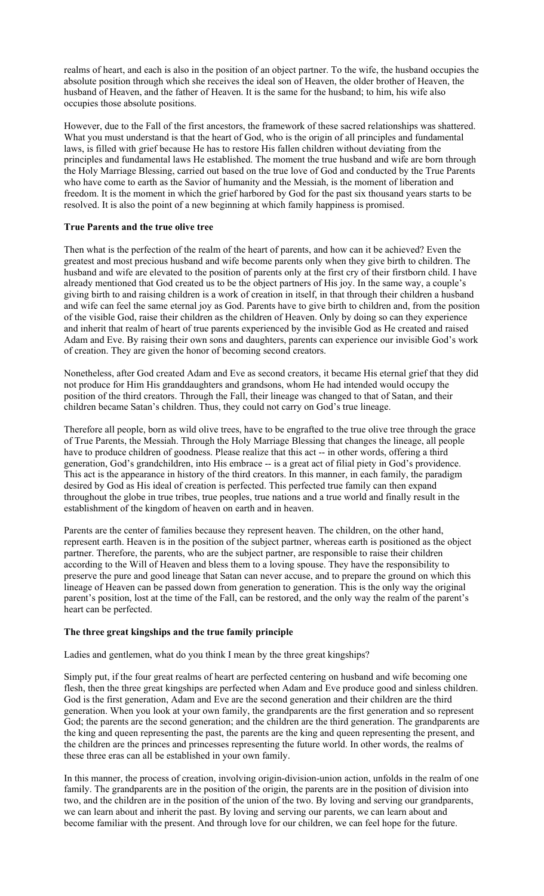realms of heart, and each is also in the position of an object partner. To the wife, the husband occupies the absolute position through which she receives the ideal son of Heaven, the older brother of Heaven, the husband of Heaven, and the father of Heaven. It is the same for the husband; to him, his wife also occupies those absolute positions.

However, due to the Fall of the first ancestors, the framework of these sacred relationships was shattered. What you must understand is that the heart of God, who is the origin of all principles and fundamental laws, is filled with grief because He has to restore His fallen children without deviating from the principles and fundamental laws He established. The moment the true husband and wife are born through the Holy Marriage Blessing, carried out based on the true love of God and conducted by the True Parents who have come to earth as the Savior of humanity and the Messiah, is the moment of liberation and freedom. It is the moment in which the grief harbored by God for the past six thousand years starts to be resolved. It is also the point of a new beginning at which family happiness is promised.

**True Parents and the true olive tree**

Then what is the perfection of the realm of the heart of parents, and how can it be achieved? Even the greatest and most precious husband and wife become parents only when they give birth to children. The husband and wife are elevated to the position of parents only at the first cry of their firstborn child. I have already mentioned that God created us to be the object partners of His joy. In the same way, a couple's giving birth to and raising children is a work of creation in itself, in that through their children a husband and wife can feel the same eternal joy as God. Parents have to give birth to children and, from the position of the visible God, raise their children as the children of Heaven. Only by doing so can they experience and inherit that realm of heart of true parents experienced by the invisible God as He created and raised Adam and Eve. By raising their own sons and daughters, parents can experience our invisible God's work of creation. They are given the honor of becoming second creators.

Nonetheless, after God created Adam and Eve as second creators, it became His eternal grief that they did not produce for Him His granddaughters and grandsons, whom He had intended would occupy the position of the third creators. Through the Fall, their lineage was changed to that of Satan, and their children became Satan's children. Thus, they could not carry on God's true lineage.

Therefore all people, born as wild olive trees, have to be engrafted to the true olive tree through the grace of True Parents, the Messiah. Through the Holy Marriage Blessing that changes the lineage, all people have to produce children of goodness. Please realize that this act -- in other words, offering a third generation, God's grandchildren, into His embrace -- is a great act of filial piety in God's providence. This act is the appearance in history of the third creators. In this manner, in each family, the paradigm desired by God as His ideal of creation is perfected. This perfected true family can then expand throughout the globe in true tribes, true peoples, true nations and a true world and finally result in the establishment of the kingdom of heaven on earth and in heaven.

Parents are the center of families because they represent heaven. The children, on the other hand, represent earth. Heaven is in the position of the subject partner, whereas earth is positioned as the object partner. Therefore, the parents, who are the subject partner, are responsible to raise their children according to the Will of Heaven and bless them to a loving spouse. They have the responsibility to preserve the pure and good lineage that Satan can never accuse, and to prepare the ground on which this lineage of Heaven can be passed down from generation to generation. This is the only way the original parent's position, lost at the time of the Fall, can be restored, and the only way the realm of the parent's heart can be perfected.

**The three great kingships and the true family principle**

Ladies and gentlemen, what do you think I mean by the three great kingships?

Simply put, if the four great realms of heart are perfected centering on husband and wife becoming one flesh, then the three great kingships are perfected when Adam and Eve produce good and sinless children. God is the first generation, Adam and Eve are the second generation and their children are the third generation. When you look at your own family, the grandparents are the first generation and so represent God; the parents are the second generation; and the children are the third generation. The grandparents are the king and queen representing the past, the parents are the king and queen representing the present, and the children are the princes and princesses representing the future world. In other words, the realms of these three eras can all be established in your own family.

In this manner, the process of creation, involving origin-division-union action, unfolds in the realm of one family. The grandparents are in the position of the origin, the parents are in the position of division into two, and the children are in the position of the union of the two. By loving and serving our grandparents, we can learn about and inherit the past. By loving and serving our parents, we can learn about and become familiar with the present. And through love for our children, we can feel hope for the future.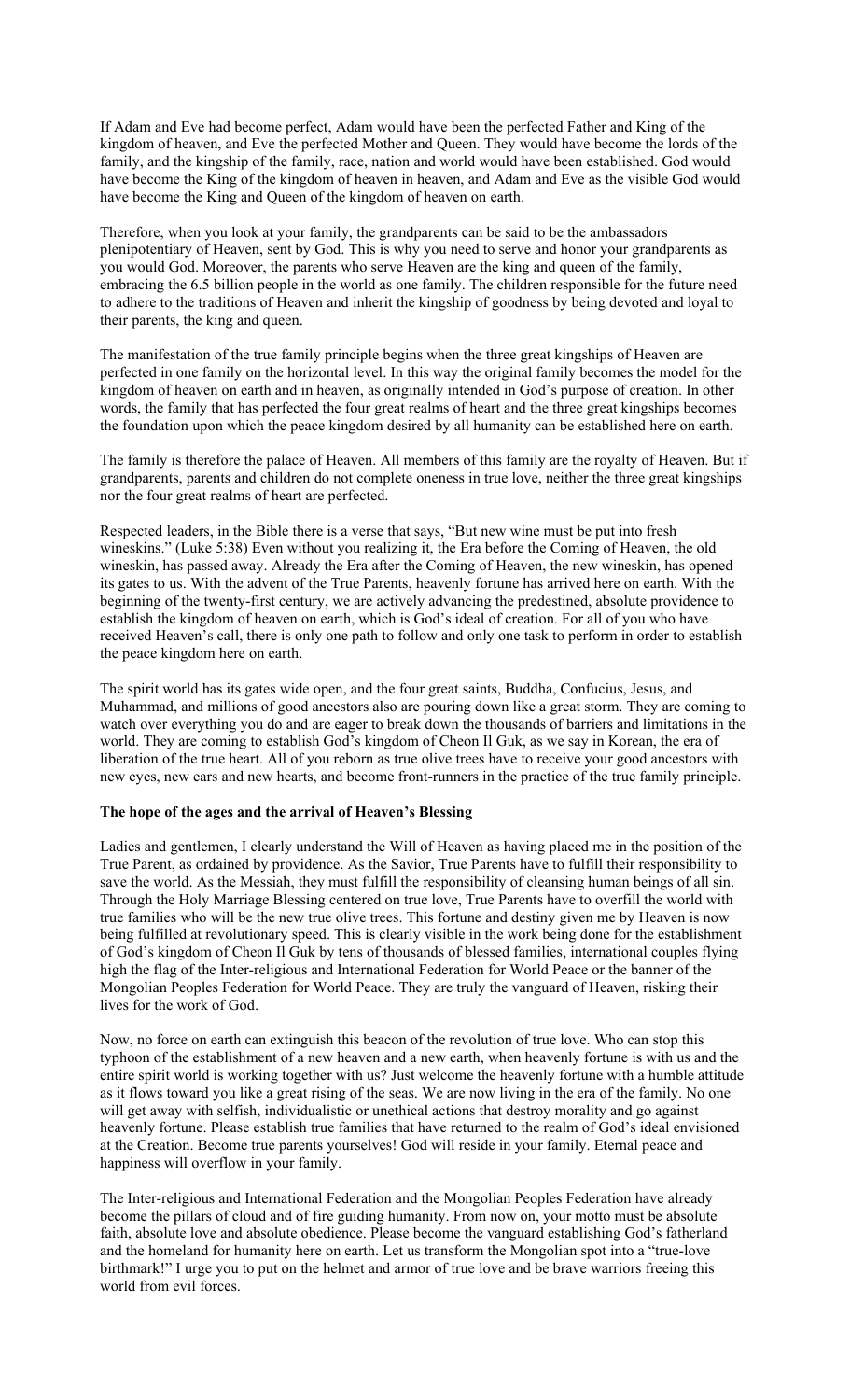If Adam and Eve had become perfect, Adam would have been the perfected Father and King of the kingdom of heaven, and Eve the perfected Mother and Queen. They would have become the lords of the family, and the kingship of the family, race, nation and world would have been established. God would have become the King of the kingdom of heaven in heaven, and Adam and Eve as the visible God would have become the King and Queen of the kingdom of heaven on earth.

Therefore, when you look at your family, the grandparents can be said to be the ambassadors plenipotentiary of Heaven, sent by God. This is why you need to serve and honor your grandparents as you would God. Moreover, the parents who serve Heaven are the king and queen of the family, embracing the 6.5 billion people in the world as one family. The children responsible for the future need to adhere to the traditions of Heaven and inherit the kingship of goodness by being devoted and loyal to their parents, the king and queen.

The manifestation of the true family principle begins when the three great kingships of Heaven are perfected in one family on the horizontal level. In this way the original family becomes the model for the kingdom of heaven on earth and in heaven, as originally intended in God's purpose of creation. In other words, the family that has perfected the four great realms of heart and the three great kingships becomes the foundation upon which the peace kingdom desired by all humanity can be established here on earth.

The family is therefore the palace of Heaven. All members of this family are the royalty of Heaven. But if grandparents, parents and children do not complete oneness in true love, neither the three great kingships nor the four great realms of heart are perfected.

Respected leaders, in the Bible there is a verse that says, "But new wine must be put into fresh wineskins." (Luke 5:38) Even without you realizing it, the Era before the Coming of Heaven, the old wineskin, has passed away. Already the Era after the Coming of Heaven, the new wineskin, has opened its gates to us. With the advent of the True Parents, heavenly fortune has arrived here on earth. With the beginning of the twenty-first century, we are actively advancing the predestined, absolute providence to establish the kingdom of heaven on earth, which is God's ideal of creation. For all of you who have received Heaven's call, there is only one path to follow and only one task to perform in order to establish the peace kingdom here on earth.

The spirit world has its gates wide open, and the four great saints, Buddha, Confucius, Jesus, and Muhammad, and millions of good ancestors also are pouring down like a great storm. They are coming to watch over everything you do and are eager to break down the thousands of barriers and limitations in the world. They are coming to establish God's kingdom of Cheon Il Guk, as we say in Korean, the era of liberation of the true heart. All of you reborn as true olive trees have to receive your good ancestors with new eyes, new ears and new hearts, and become front-runners in the practice of the true family principle.

**The hope of the ages and the arrival of Heaven's Blessing**

Ladies and gentlemen, I clearly understand the Will of Heaven as having placed me in the position of the True Parent, as ordained by providence. As the Savior, True Parents have to fulfill their responsibility to save the world. As the Messiah, they must fulfill the responsibility of cleansing human beings of all sin. Through the Holy Marriage Blessing centered on true love, True Parents have to overfill the world with true families who will be the new true olive trees. This fortune and destiny given me by Heaven is now being fulfilled at revolutionary speed. This is clearly visible in the work being done for the establishment of God's kingdom of Cheon Il Guk by tens of thousands of blessed families, international couples flying high the flag of the Inter-religious and International Federation for World Peace or the banner of the Mongolian Peoples Federation for World Peace. They are truly the vanguard of Heaven, risking their lives for the work of God.

Now, no force on earth can extinguish this beacon of the revolution of true love. Who can stop this typhoon of the establishment of a new heaven and a new earth, when heavenly fortune is with us and the entire spirit world is working together with us? Just welcome the heavenly fortune with a humble attitude as it flows toward you like a great rising of the seas. We are now living in the era of the family. No one will get away with selfish, individualistic or unethical actions that destroy morality and go against heavenly fortune. Please establish true families that have returned to the realm of God's ideal envisioned at the Creation. Become true parents yourselves! God will reside in your family. Eternal peace and happiness will overflow in your family.

The Inter-religious and International Federation and the Mongolian Peoples Federation have already become the pillars of cloud and of fire guiding humanity. From now on, your motto must be absolute faith, absolute love and absolute obedience. Please become the vanguard establishing God's fatherland and the homeland for humanity here on earth. Let us transform the Mongolian spot into a "true-love birthmark!" I urge you to put on the helmet and armor of true love and be brave warriors freeing this world from evil forces.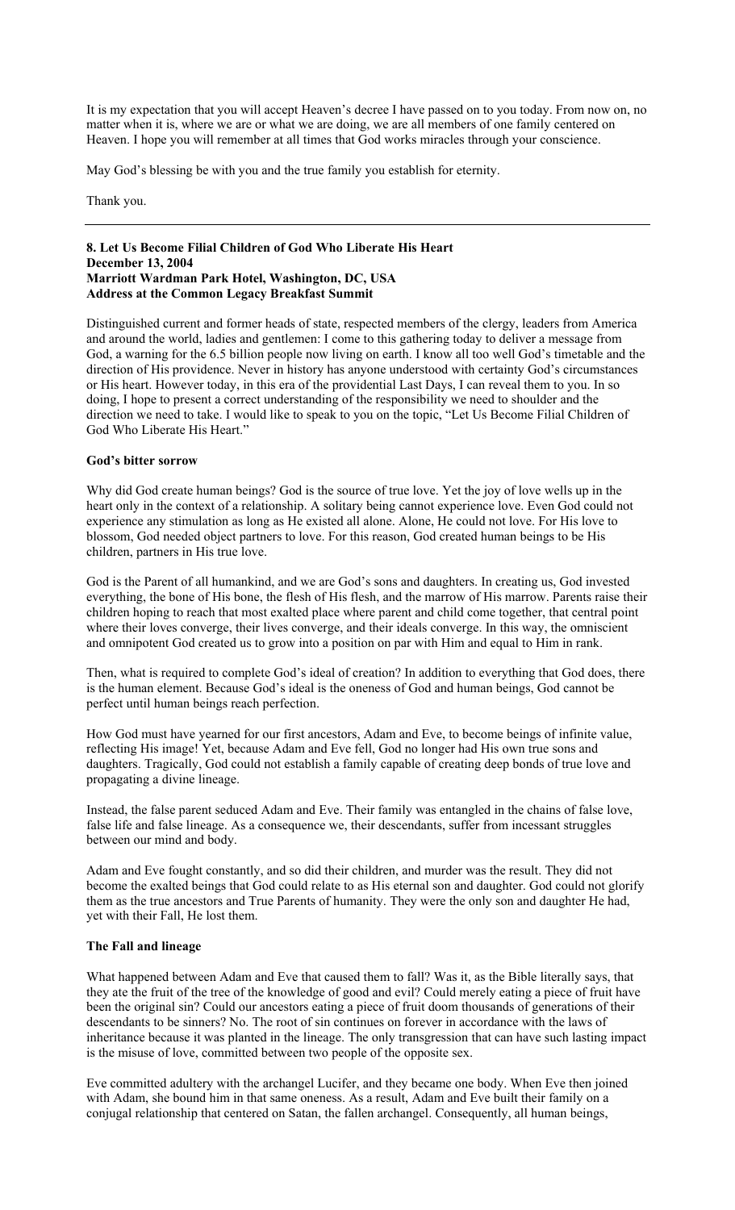It is my expectation that you will accept Heaven's decree I have passed on to you today. From now on, no matter when it is, where we are or what we are doing, we are all members of one family centered on Heaven. I hope you will remember at all times that God works miracles through your conscience.

May God's blessing be with you and the true family you establish for eternity.

Thank you.

---

**8. Let Us Become Filial Children of God Who Liberate His Heart**
**December 13, 2004**
**Marriott Wardman Park Hotel, Washington, DC, USA**
**Address at the Common Legacy Breakfast Summit**

Distinguished current and former heads of state, respected members of the clergy, leaders from America and around the world, ladies and gentlemen: I come to this gathering today to deliver a message from God, a warning for the 6.5 billion people now living on earth. I know all too well God's timetable and the direction of His providence. Never in history has anyone understood with certainty God's circumstances or His heart. However today, in this era of the providential Last Days, I can reveal them to you. In so doing, I hope to present a correct understanding of the responsibility we need to shoulder and the direction we need to take. I would like to speak to you on the topic, "Let Us Become Filial Children of God Who Liberate His Heart."

**God's bitter sorrow**

Why did God create human beings? God is the source of true love. Yet the joy of love wells up in the heart only in the context of a relationship. A solitary being cannot experience love. Even God could not experience any stimulation as long as He existed all alone. Alone, He could not love. For His love to blossom, God needed object partners to love. For this reason, God created human beings to be His children, partners in His true love.

God is the Parent of all humankind, and we are God's sons and daughters. In creating us, God invested everything, the bone of His bone, the flesh of His flesh, and the marrow of His marrow. Parents raise their children hoping to reach that most exalted place where parent and child come together, that central point where their loves converge, their lives converge, and their ideals converge. In this way, the omniscient and omnipotent God created us to grow into a position on par with Him and equal to Him in rank.

Then, what is required to complete God's ideal of creation? In addition to everything that God does, there is the human element. Because God's ideal is the oneness of God and human beings, God cannot be perfect until human beings reach perfection.

How God must have yearned for our first ancestors, Adam and Eve, to become beings of infinite value, reflecting His image! Yet, because Adam and Eve fell, God no longer had His own true sons and daughters. Tragically, God could not establish a family capable of creating deep bonds of true love and propagating a divine lineage.

Instead, the false parent seduced Adam and Eve. Their family was entangled in the chains of false love, false life and false lineage. As a consequence we, their descendants, suffer from incessant struggles between our mind and body.

Adam and Eve fought constantly, and so did their children, and murder was the result. They did not become the exalted beings that God could relate to as His eternal son and daughter. God could not glorify them as the true ancestors and True Parents of humanity. They were the only son and daughter He had, yet with their Fall, He lost them.

**The Fall and lineage**

What happened between Adam and Eve that caused them to fall? Was it, as the Bible literally says, that they ate the fruit of the tree of the knowledge of good and evil? Could merely eating a piece of fruit have been the original sin? Could our ancestors eating a piece of fruit doom thousands of generations of their descendants to be sinners? No. The root of sin continues on forever in accordance with the laws of inheritance because it was planted in the lineage. The only transgression that can have such lasting impact is the misuse of love, committed between two people of the opposite sex.

Eve committed adultery with the archangel Lucifer, and they became one body. When Eve then joined with Adam, she bound him in that same oneness. As a result, Adam and Eve built their family on a conjugal relationship that centered on Satan, the fallen archangel. Consequently, all human beings,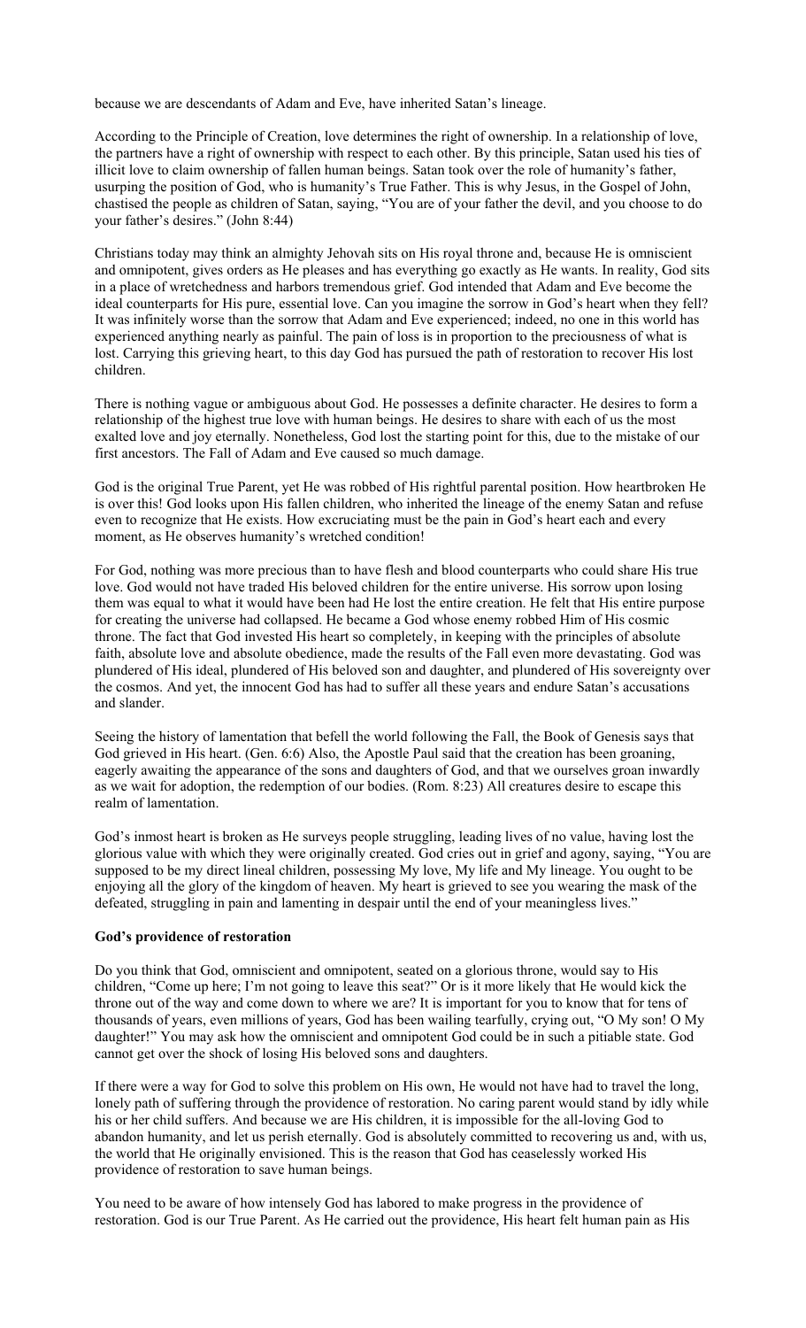because we are descendants of Adam and Eve, have inherited Satan's lineage.

According to the Principle of Creation, love determines the right of ownership. In a relationship of love, the partners have a right of ownership with respect to each other. By this principle, Satan used his ties of illicit love to claim ownership of fallen human beings. Satan took over the role of humanity's father, usurping the position of God, who is humanity's True Father. This is why Jesus, in the Gospel of John, chastised the people as children of Satan, saying, "You are of your father the devil, and you choose to do your father's desires." (John 8:44)

Christians today may think an almighty Jehovah sits on His royal throne and, because He is omniscient and omnipotent, gives orders as He pleases and has everything go exactly as He wants. In reality, God sits in a place of wretchedness and harbors tremendous grief. God intended that Adam and Eve become the ideal counterparts for His pure, essential love. Can you imagine the sorrow in God's heart when they fell? It was infinitely worse than the sorrow that Adam and Eve experienced; indeed, no one in this world has experienced anything nearly as painful. The pain of loss is in proportion to the preciousness of what is lost. Carrying this grieving heart, to this day God has pursued the path of restoration to recover His lost children.

There is nothing vague or ambiguous about God. He possesses a definite character. He desires to form a relationship of the highest true love with human beings. He desires to share with each of us the most exalted love and joy eternally. Nonetheless, God lost the starting point for this, due to the mistake of our first ancestors. The Fall of Adam and Eve caused so much damage.

God is the original True Parent, yet He was robbed of His rightful parental position. How heartbroken He is over this! God looks upon His fallen children, who inherited the lineage of the enemy Satan and refuse even to recognize that He exists. How excruciating must be the pain in God's heart each and every moment, as He observes humanity's wretched condition!

For God, nothing was more precious than to have flesh and blood counterparts who could share His true love. God would not have traded His beloved children for the entire universe. His sorrow upon losing them was equal to what it would have been had He lost the entire creation. He felt that His entire purpose for creating the universe had collapsed. He became a God whose enemy robbed Him of His cosmic throne. The fact that God invested His heart so completely, in keeping with the principles of absolute faith, absolute love and absolute obedience, made the results of the Fall even more devastating. God was plundered of His ideal, plundered of His beloved son and daughter, and plundered of His sovereignty over the cosmos. And yet, the innocent God has had to suffer all these years and endure Satan's accusations and slander.

Seeing the history of lamentation that befell the world following the Fall, the Book of Genesis says that God grieved in His heart. (Gen. 6:6) Also, the Apostle Paul said that the creation has been groaning, eagerly awaiting the appearance of the sons and daughters of God, and that we ourselves groan inwardly as we wait for adoption, the redemption of our bodies. (Rom. 8:23) All creatures desire to escape this realm of lamentation.

God's inmost heart is broken as He surveys people struggling, leading lives of no value, having lost the glorious value with which they were originally created. God cries out in grief and agony, saying, "You are supposed to be my direct lineal children, possessing My love, My life and My lineage. You ought to be enjoying all the glory of the kingdom of heaven. My heart is grieved to see you wearing the mask of the defeated, struggling in pain and lamenting in despair until the end of your meaningless lives."

**God's providence of restoration**

Do you think that God, omniscient and omnipotent, seated on a glorious throne, would say to His children, "Come up here; I'm not going to leave this seat?" Or is it more likely that He would kick the throne out of the way and come down to where we are? It is important for you to know that for tens of thousands of years, even millions of years, God has been wailing tearfully, crying out, "O My son! O My daughter!" You may ask how the omniscient and omnipotent God could be in such a pitiable state. God cannot get over the shock of losing His beloved sons and daughters.

If there were a way for God to solve this problem on His own, He would not have had to travel the long, lonely path of suffering through the providence of restoration. No caring parent would stand by idly while his or her child suffers. And because we are His children, it is impossible for the all-loving God to abandon humanity, and let us perish eternally. God is absolutely committed to recovering us and, with us, the world that He originally envisioned. This is the reason that God has ceaselessly worked His providence of restoration to save human beings.

You need to be aware of how intensely God has labored to make progress in the providence of restoration. God is our True Parent. As He carried out the providence, His heart felt human pain as His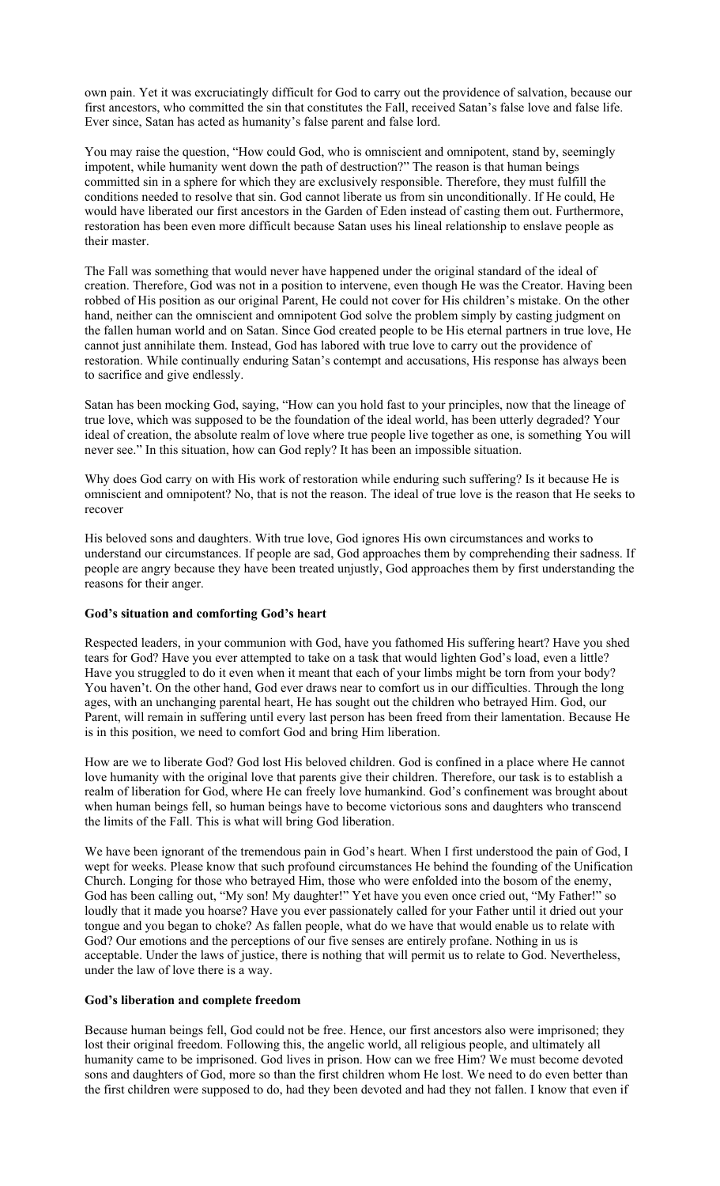own pain. Yet it was excruciatingly difficult for God to carry out the providence of salvation, because our first ancestors, who committed the sin that constitutes the Fall, received Satan's false love and false life. Ever since, Satan has acted as humanity's false parent and false lord.

You may raise the question, "How could God, who is omniscient and omnipotent, stand by, seemingly impotent, while humanity went down the path of destruction?" The reason is that human beings committed sin in a sphere for which they are exclusively responsible. Therefore, they must fulfill the conditions needed to resolve that sin. God cannot liberate us from sin unconditionally. If He could, He would have liberated our first ancestors in the Garden of Eden instead of casting them out. Furthermore, restoration has been even more difficult because Satan uses his lineal relationship to enslave people as their master.

The Fall was something that would never have happened under the original standard of the ideal of creation. Therefore, God was not in a position to intervene, even though He was the Creator. Having been robbed of His position as our original Parent, He could not cover for His children's mistake. On the other hand, neither can the omniscient and omnipotent God solve the problem simply by casting judgment on the fallen human world and on Satan. Since God created people to be His eternal partners in true love, He cannot just annihilate them. Instead, God has labored with true love to carry out the providence of restoration. While continually enduring Satan's contempt and accusations, His response has always been to sacrifice and give endlessly.

Satan has been mocking God, saying, "How can you hold fast to your principles, now that the lineage of true love, which was supposed to be the foundation of the ideal world, has been utterly degraded? Your ideal of creation, the absolute realm of love where true people live together as one, is something You will never see." In this situation, how can God reply? It has been an impossible situation.

Why does God carry on with His work of restoration while enduring such suffering? Is it because He is omniscient and omnipotent? No, that is not the reason. The ideal of true love is the reason that He seeks to recover

His beloved sons and daughters. With true love, God ignores His own circumstances and works to understand our circumstances. If people are sad, God approaches them by comprehending their sadness. If people are angry because they have been treated unjustly, God approaches them by first understanding the reasons for their anger.

**God's situation and comforting God's heart**

Respected leaders, in your communion with God, have you fathomed His suffering heart? Have you shed tears for God? Have you ever attempted to take on a task that would lighten God's load, even a little? Have you struggled to do it even when it meant that each of your limbs might be torn from your body? You haven't. On the other hand, God ever draws near to comfort us in our difficulties. Through the long ages, with an unchanging parental heart, He has sought out the children who betrayed Him. God, our Parent, will remain in suffering until every last person has been freed from their lamentation. Because He is in this position, we need to comfort God and bring Him liberation.

How are we to liberate God? God lost His beloved children. God is confined in a place where He cannot love humanity with the original love that parents give their children. Therefore, our task is to establish a realm of liberation for God, where He can freely love humankind. God's confinement was brought about when human beings fell, so human beings have to become victorious sons and daughters who transcend the limits of the Fall. This is what will bring God liberation.

We have been ignorant of the tremendous pain in God's heart. When I first understood the pain of God, I wept for weeks. Please know that such profound circumstances He behind the founding of the Unification Church. Longing for those who betrayed Him, those who were enfolded into the bosom of the enemy, God has been calling out, "My son! My daughter!" Yet have you even once cried out, "My Father!" so loudly that it made you hoarse? Have you ever passionately called for your Father until it dried out your tongue and you began to choke? As fallen people, what do we have that would enable us to relate with God? Our emotions and the perceptions of our five senses are entirely profane. Nothing in us is acceptable. Under the laws of justice, there is nothing that will permit us to relate to God. Nevertheless, under the law of love there is a way.

**God's liberation and complete freedom**

Because human beings fell, God could not be free. Hence, our first ancestors also were imprisoned; they lost their original freedom. Following this, the angelic world, all religious people, and ultimately all humanity came to be imprisoned. God lives in prison. How can we free Him? We must become devoted sons and daughters of God, more so than the first children whom He lost. We need to do even better than the first children were supposed to do, had they been devoted and had they not fallen. I know that even if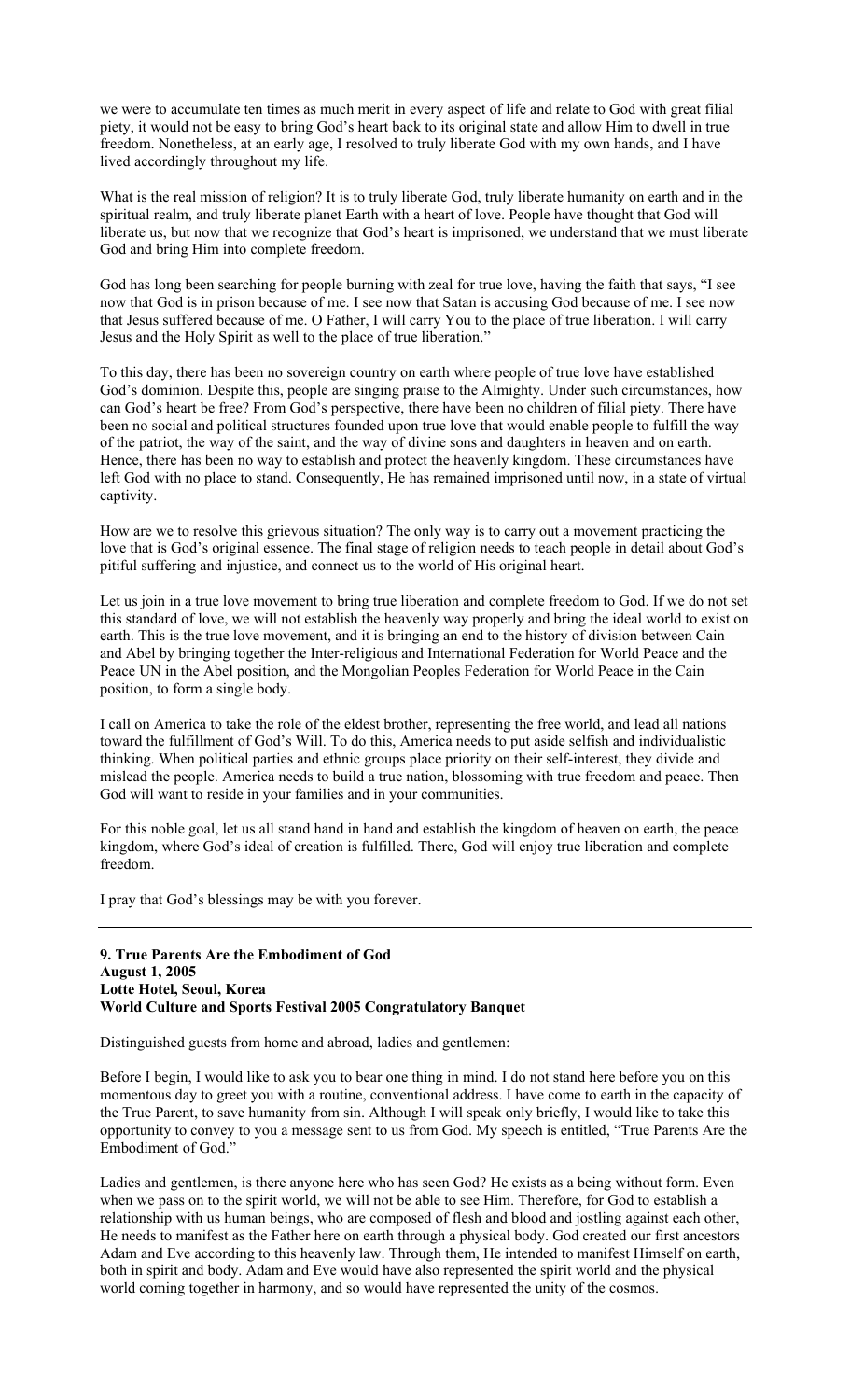we were to accumulate ten times as much merit in every aspect of life and relate to God with great filial piety, it would not be easy to bring God's heart back to its original state and allow Him to dwell in true freedom. Nonetheless, at an early age, I resolved to truly liberate God with my own hands, and I have lived accordingly throughout my life.

What is the real mission of religion? It is to truly liberate God, truly liberate humanity on earth and in the spiritual realm, and truly liberate planet Earth with a heart of love. People have thought that God will liberate us, but now that we recognize that God's heart is imprisoned, we understand that we must liberate God and bring Him into complete freedom.

God has long been searching for people burning with zeal for true love, having the faith that says, "I see now that God is in prison because of me. I see now that Satan is accusing God because of me. I see now that Jesus suffered because of me. O Father, I will carry You to the place of true liberation. I will carry Jesus and the Holy Spirit as well to the place of true liberation."

To this day, there has been no sovereign country on earth where people of true love have established God's dominion. Despite this, people are singing praise to the Almighty. Under such circumstances, how can God's heart be free? From God's perspective, there have been no children of filial piety. There have been no social and political structures founded upon true love that would enable people to fulfill the way of the patriot, the way of the saint, and the way of divine sons and daughters in heaven and on earth. Hence, there has been no way to establish and protect the heavenly kingdom. These circumstances have left God with no place to stand. Consequently, He has remained imprisoned until now, in a state of virtual captivity.

How are we to resolve this grievous situation? The only way is to carry out a movement practicing the love that is God's original essence. The final stage of religion needs to teach people in detail about God's pitiful suffering and injustice, and connect us to the world of His original heart.

Let us join in a true love movement to bring true liberation and complete freedom to God. If we do not set this standard of love, we will not establish the heavenly way properly and bring the ideal world to exist on earth. This is the true love movement, and it is bringing an end to the history of division between Cain and Abel by bringing together the Inter-religious and International Federation for World Peace and the Peace UN in the Abel position, and the Mongolian Peoples Federation for World Peace in the Cain position, to form a single body.

I call on America to take the role of the eldest brother, representing the free world, and lead all nations toward the fulfillment of God's Will. To do this, America needs to put aside selfish and individualistic thinking. When political parties and ethnic groups place priority on their self-interest, they divide and mislead the people. America needs to build a true nation, blossoming with true freedom and peace. Then God will want to reside in your families and in your communities.

For this noble goal, let us all stand hand in hand and establish the kingdom of heaven on earth, the peace kingdom, where God's ideal of creation is fulfilled. There, God will enjoy true liberation and complete freedom.

I pray that God's blessings may be with you forever.

---

**9. True Parents Are the Embodiment of God**
**August 1, 2005**
**Lotte Hotel, Seoul, Korea**
**World Culture and Sports Festival 2005 Congratulatory Banquet**

Distinguished guests from home and abroad, ladies and gentlemen:

Before I begin, I would like to ask you to bear one thing in mind. I do not stand here before you on this momentous day to greet you with a routine, conventional address. I have come to earth in the capacity of the True Parent, to save humanity from sin. Although I will speak only briefly, I would like to take this opportunity to convey to you a message sent to us from God. My speech is entitled, "True Parents Are the Embodiment of God."

Ladies and gentlemen, is there anyone here who has seen God? He exists as a being without form. Even when we pass on to the spirit world, we will not be able to see Him. Therefore, for God to establish a relationship with us human beings, who are composed of flesh and blood and jostling against each other, He needs to manifest as the Father here on earth through a physical body. God created our first ancestors Adam and Eve according to this heavenly law. Through them, He intended to manifest Himself on earth, both in spirit and body. Adam and Eve would have also represented the spirit world and the physical world coming together in harmony, and so would have represented the unity of the cosmos.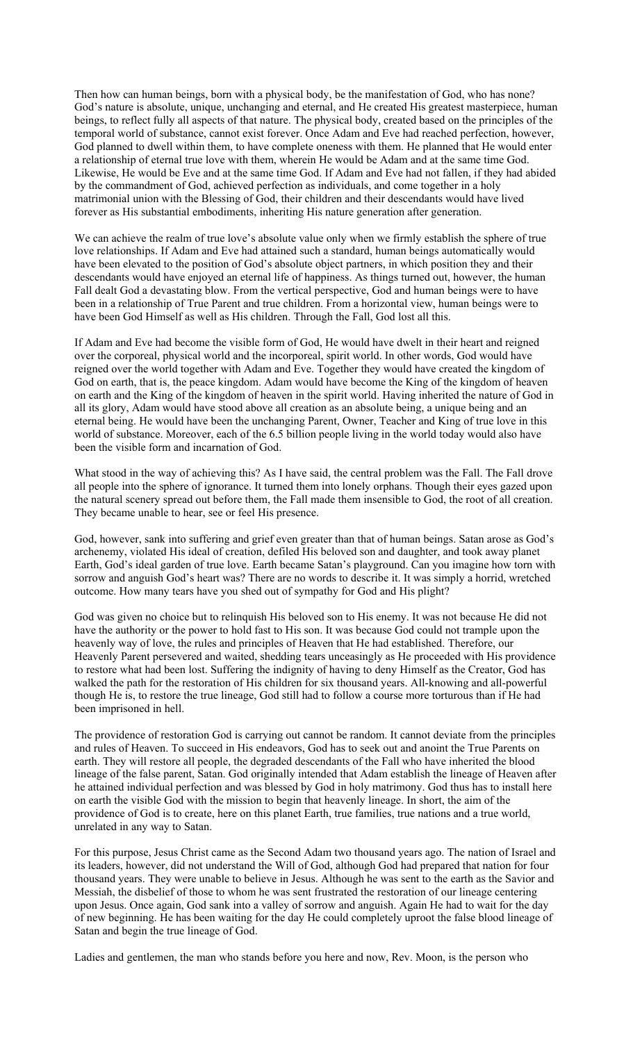Then how can human beings, born with a physical body, be the manifestation of God, who has none? God's nature is absolute, unique, unchanging and eternal, and He created His greatest masterpiece, human beings, to reflect fully all aspects of that nature. The physical body, created based on the principles of the temporal world of substance, cannot exist forever. Once Adam and Eve had reached perfection, however, God planned to dwell within them, to have complete oneness with them. He planned that He would enter a relationship of eternal true love with them, wherein He would be Adam and at the same time God. Likewise, He would be Eve and at the same time God. If Adam and Eve had not fallen, if they had abided by the commandment of God, achieved perfection as individuals, and come together in a holy matrimonial union with the Blessing of God, their children and their descendants would have lived forever as His substantial embodiments, inheriting His nature generation after generation.

We can achieve the realm of true love's absolute value only when we firmly establish the sphere of true love relationships. If Adam and Eve had attained such a standard, human beings automatically would have been elevated to the position of God's absolute object partners, in which position they and their descendants would have enjoyed an eternal life of happiness. As things turned out, however, the human Fall dealt God a devastating blow. From the vertical perspective, God and human beings were to have been in a relationship of True Parent and true children. From a horizontal view, human beings were to have been God Himself as well as His children. Through the Fall, God lost all this.

If Adam and Eve had become the visible form of God, He would have dwelt in their heart and reigned over the corporeal, physical world and the incorporeal, spirit world. In other words, God would have reigned over the world together with Adam and Eve. Together they would have created the kingdom of God on earth, that is, the peace kingdom. Adam would have become the King of the kingdom of heaven on earth and the King of the kingdom of heaven in the spirit world. Having inherited the nature of God in all its glory, Adam would have stood above all creation as an absolute being, a unique being and an eternal being. He would have been the unchanging Parent, Owner, Teacher and King of true love in this world of substance. Moreover, each of the 6.5 billion people living in the world today would also have been the visible form and incarnation of God.

What stood in the way of achieving this? As I have said, the central problem was the Fall. The Fall drove all people into the sphere of ignorance. It turned them into lonely orphans. Though their eyes gazed upon the natural scenery spread out before them, the Fall made them insensible to God, the root of all creation. They became unable to hear, see or feel His presence.

God, however, sank into suffering and grief even greater than that of human beings. Satan arose as God's archenemy, violated His ideal of creation, defiled His beloved son and daughter, and took away planet Earth, God's ideal garden of true love. Earth became Satan's playground. Can you imagine how torn with sorrow and anguish God's heart was? There are no words to describe it. It was simply a horrid, wretched outcome. How many tears have you shed out of sympathy for God and His plight?

God was given no choice but to relinquish His beloved son to His enemy. It was not because He did not have the authority or the power to hold fast to His son. It was because God could not trample upon the heavenly way of love, the rules and principles of Heaven that He had established. Therefore, our Heavenly Parent persevered and waited, shedding tears unceasingly as He proceeded with His providence to restore what had been lost. Suffering the indignity of having to deny Himself as the Creator, God has walked the path for the restoration of His children for six thousand years. All-knowing and all-powerful though He is, to restore the true lineage, God still had to follow a course more torturous than if He had been imprisoned in hell.

The providence of restoration God is carrying out cannot be random. It cannot deviate from the principles and rules of Heaven. To succeed in His endeavors, God has to seek out and anoint the True Parents on earth. They will restore all people, the degraded descendants of the Fall who have inherited the blood lineage of the false parent, Satan. God originally intended that Adam establish the lineage of Heaven after he attained individual perfection and was blessed by God in holy matrimony. God thus has to install here on earth the visible God with the mission to begin that heavenly lineage. In short, the aim of the providence of God is to create, here on this planet Earth, true families, true nations and a true world, unrelated in any way to Satan.

For this purpose, Jesus Christ came as the Second Adam two thousand years ago. The nation of Israel and its leaders, however, did not understand the Will of God, although God had prepared that nation for four thousand years. They were unable to believe in Jesus. Although he was sent to the earth as the Savior and Messiah, the disbelief of those to whom he was sent frustrated the restoration of our lineage centering upon Jesus. Once again, God sank into a valley of sorrow and anguish. Again He had to wait for the day of new beginning. He has been waiting for the day He could completely uproot the false blood lineage of Satan and begin the true lineage of God.

Ladies and gentlemen, the man who stands before you here and now, Rev. Moon, is the person who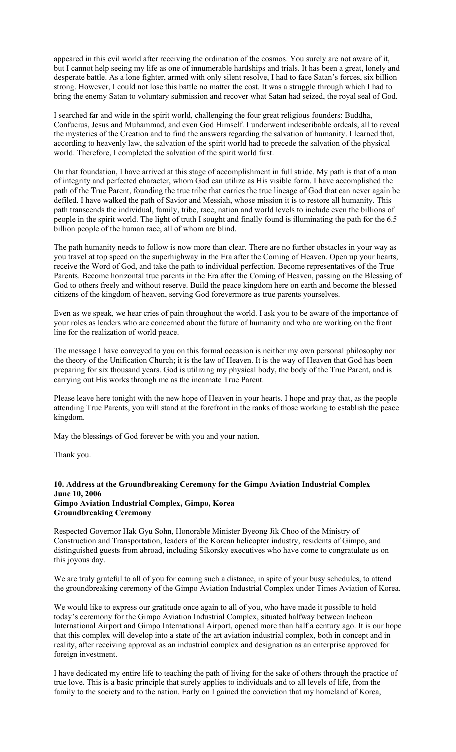appeared in this evil world after receiving the ordination of the cosmos. You surely are not aware of it, but I cannot help seeing my life as one of innumerable hardships and trials. It has been a great, lonely and desperate battle. As a lone fighter, armed with only silent resolve, I had to face Satan's forces, six billion strong. However, I could not lose this battle no matter the cost. It was a struggle through which I had to bring the enemy Satan to voluntary submission and recover what Satan had seized, the royal seal of God.

I searched far and wide in the spirit world, challenging the four great religious founders: Buddha, Confucius, Jesus and Muhammad, and even God Himself. I underwent indescribable ordeals, all to reveal the mysteries of the Creation and to find the answers regarding the salvation of humanity. I learned that, according to heavenly law, the salvation of the spirit world had to precede the salvation of the physical world. Therefore, I completed the salvation of the spirit world first.

On that foundation, I have arrived at this stage of accomplishment in full stride. My path is that of a man of integrity and perfected character, whom God can utilize as His visible form. I have accomplished the path of the True Parent, founding the true tribe that carries the true lineage of God that can never again be defiled. I have walked the path of Savior and Messiah, whose mission it is to restore all humanity. This path transcends the individual, family, tribe, race, nation and world levels to include even the billions of people in the spirit world. The light of truth I sought and finally found is illuminating the path for the 6.5 billion people of the human race, all of whom are blind.

The path humanity needs to follow is now more than clear. There are no further obstacles in your way as you travel at top speed on the superhighway in the Era after the Coming of Heaven. Open up your hearts, receive the Word of God, and take the path to individual perfection. Become representatives of the True Parents. Become horizontal true parents in the Era after the Coming of Heaven, passing on the Blessing of God to others freely and without reserve. Build the peace kingdom here on earth and become the blessed citizens of the kingdom of heaven, serving God forevermore as true parents yourselves.

Even as we speak, we hear cries of pain throughout the world. I ask you to be aware of the importance of your roles as leaders who are concerned about the future of humanity and who are working on the front line for the realization of world peace.

The message I have conveyed to you on this formal occasion is neither my own personal philosophy nor the theory of the Unification Church; it is the law of Heaven. It is the way of Heaven that God has been preparing for six thousand years. God is utilizing my physical body, the body of the True Parent, and is carrying out His works through me as the incarnate True Parent.

Please leave here tonight with the new hope of Heaven in your hearts. I hope and pray that, as the people attending True Parents, you will stand at the forefront in the ranks of those working to establish the peace kingdom.

May the blessings of God forever be with you and your nation.

Thank you.

---

**10. Address at the Groundbreaking Ceremony for the Gimpo Aviation Industrial Complex**
**June 10, 2006**
**Gimpo Aviation Industrial Complex, Gimpo, Korea**
**Groundbreaking Ceremony**

Respected Governor Hak Gyu Sohn, Honorable Minister Byeong Jik Choo of the Ministry of Construction and Transportation, leaders of the Korean helicopter industry, residents of Gimpo, and distinguished guests from abroad, including Sikorsky executives who have come to congratulate us on this joyous day.

We are truly grateful to all of you for coming such a distance, in spite of your busy schedules, to attend the groundbreaking ceremony of the Gimpo Aviation Industrial Complex under Times Aviation of Korea.

We would like to express our gratitude once again to all of you, who have made it possible to hold today's ceremony for the Gimpo Aviation Industrial Complex, situated halfway between Incheon International Airport and Gimpo International Airport, opened more than half a century ago. It is our hope that this complex will develop into a state of the art aviation industrial complex, both in concept and in reality, after receiving approval as an industrial complex and designation as an enterprise approved for foreign investment.

I have dedicated my entire life to teaching the path of living for the sake of others through the practice of true love. This is a basic principle that surely applies to individuals and to all levels of life, from the family to the society and to the nation. Early on I gained the conviction that my homeland of Korea,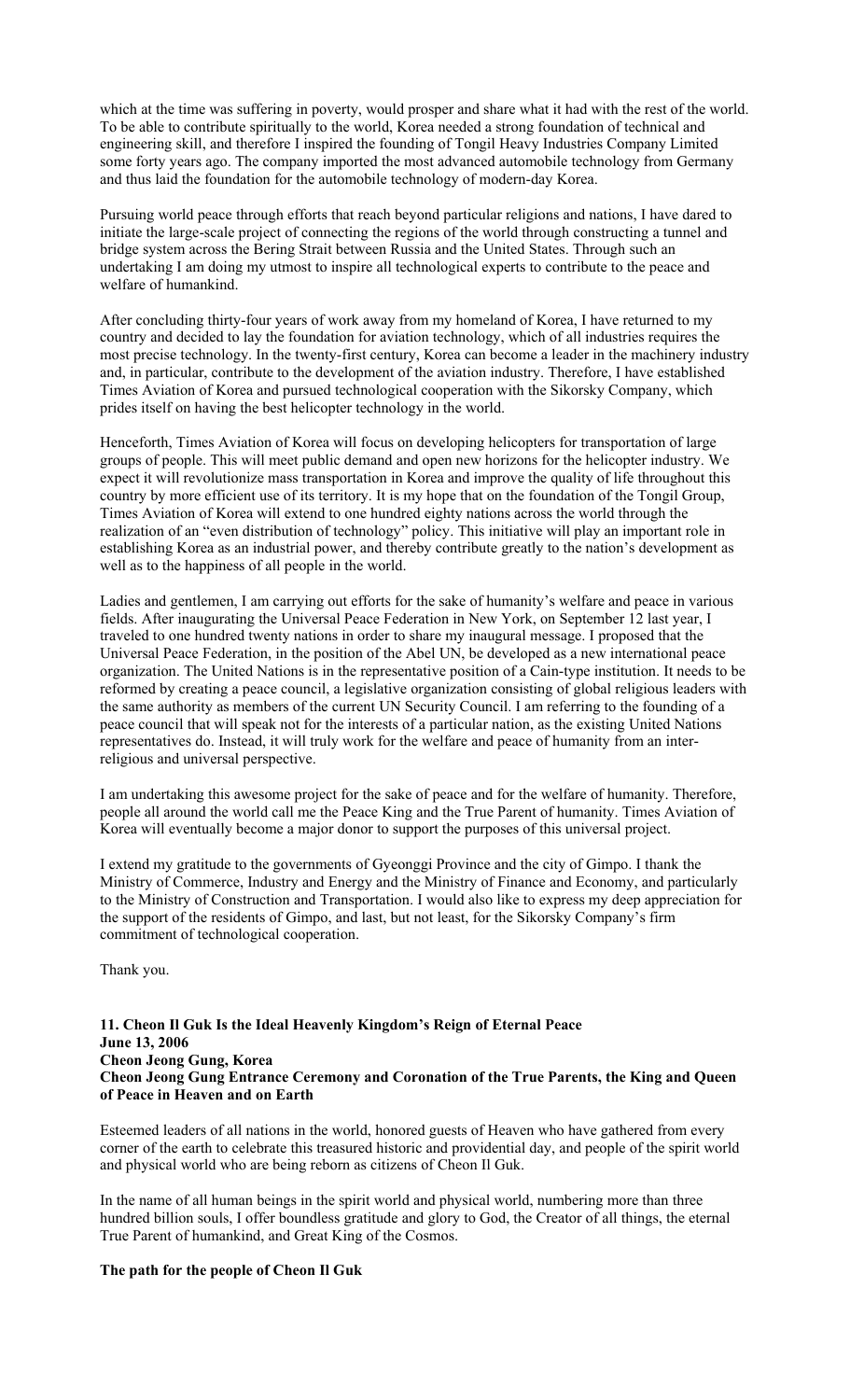which at the time was suffering in poverty, would prosper and share what it had with the rest of the world. To be able to contribute spiritually to the world, Korea needed a strong foundation of technical and engineering skill, and therefore I inspired the founding of Tongil Heavy Industries Company Limited some forty years ago. The company imported the most advanced automobile technology from Germany and thus laid the foundation for the automobile technology of modern-day Korea.

Pursuing world peace through efforts that reach beyond particular religions and nations, I have dared to initiate the large-scale project of connecting the regions of the world through constructing a tunnel and bridge system across the Bering Strait between Russia and the United States. Through such an undertaking I am doing my utmost to inspire all technological experts to contribute to the peace and welfare of humankind.

After concluding thirty-four years of work away from my homeland of Korea, I have returned to my country and decided to lay the foundation for aviation technology, which of all industries requires the most precise technology. In the twenty-first century, Korea can become a leader in the machinery industry and, in particular, contribute to the development of the aviation industry. Therefore, I have established Times Aviation of Korea and pursued technological cooperation with the Sikorsky Company, which prides itself on having the best helicopter technology in the world.

Henceforth, Times Aviation of Korea will focus on developing helicopters for transportation of large groups of people. This will meet public demand and open new horizons for the helicopter industry. We expect it will revolutionize mass transportation in Korea and improve the quality of life throughout this country by more efficient use of its territory. It is my hope that on the foundation of the Tongil Group, Times Aviation of Korea will extend to one hundred eighty nations across the world through the realization of an "even distribution of technology" policy. This initiative will play an important role in establishing Korea as an industrial power, and thereby contribute greatly to the nation's development as well as to the happiness of all people in the world.

Ladies and gentlemen, I am carrying out efforts for the sake of humanity's welfare and peace in various fields. After inaugurating the Universal Peace Federation in New York, on September 12 last year, I traveled to one hundred twenty nations in order to share my inaugural message. I proposed that the Universal Peace Federation, in the position of the Abel UN, be developed as a new international peace organization. The United Nations is in the representative position of a Cain-type institution. It needs to be reformed by creating a peace council, a legislative organization consisting of global religious leaders with the same authority as members of the current UN Security Council. I am referring to the founding of a peace council that will speak not for the interests of a particular nation, as the existing United Nations representatives do. Instead, it will truly work for the welfare and peace of humanity from an inter-religious and universal perspective.

I am undertaking this awesome project for the sake of peace and for the welfare of humanity. Therefore, people all around the world call me the Peace King and the True Parent of humanity. Times Aviation of Korea will eventually become a major donor to support the purposes of this universal project.

I extend my gratitude to the governments of Gyeonggi Province and the city of Gimpo. I thank the Ministry of Commerce, Industry and Energy and the Ministry of Finance and Economy, and particularly to the Ministry of Construction and Transportation. I would also like to express my deep appreciation for the support of the residents of Gimpo, and last, but not least, for the Sikorsky Company's firm commitment of technological cooperation.

Thank you.

## 11. Cheon Il Guk Is the Ideal Heavenly Kingdom's Reign of Eternal Peace

**June 13, 2006**
**Cheon Jeong Gung, Korea**
**Cheon Jeong Gung Entrance Ceremony and Coronation of the True Parents, the King and Queen of Peace in Heaven and on Earth**

Esteemed leaders of all nations in the world, honored guests of Heaven who have gathered from every corner of the earth to celebrate this treasured historic and providential day, and people of the spirit world and physical world who are being reborn as citizens of Cheon Il Guk.

In the name of all human beings in the spirit world and physical world, numbering more than three hundred billion souls, I offer boundless gratitude and glory to God, the Creator of all things, the eternal True Parent of humankind, and Great King of the Cosmos.

### The path for the people of Cheon Il Guk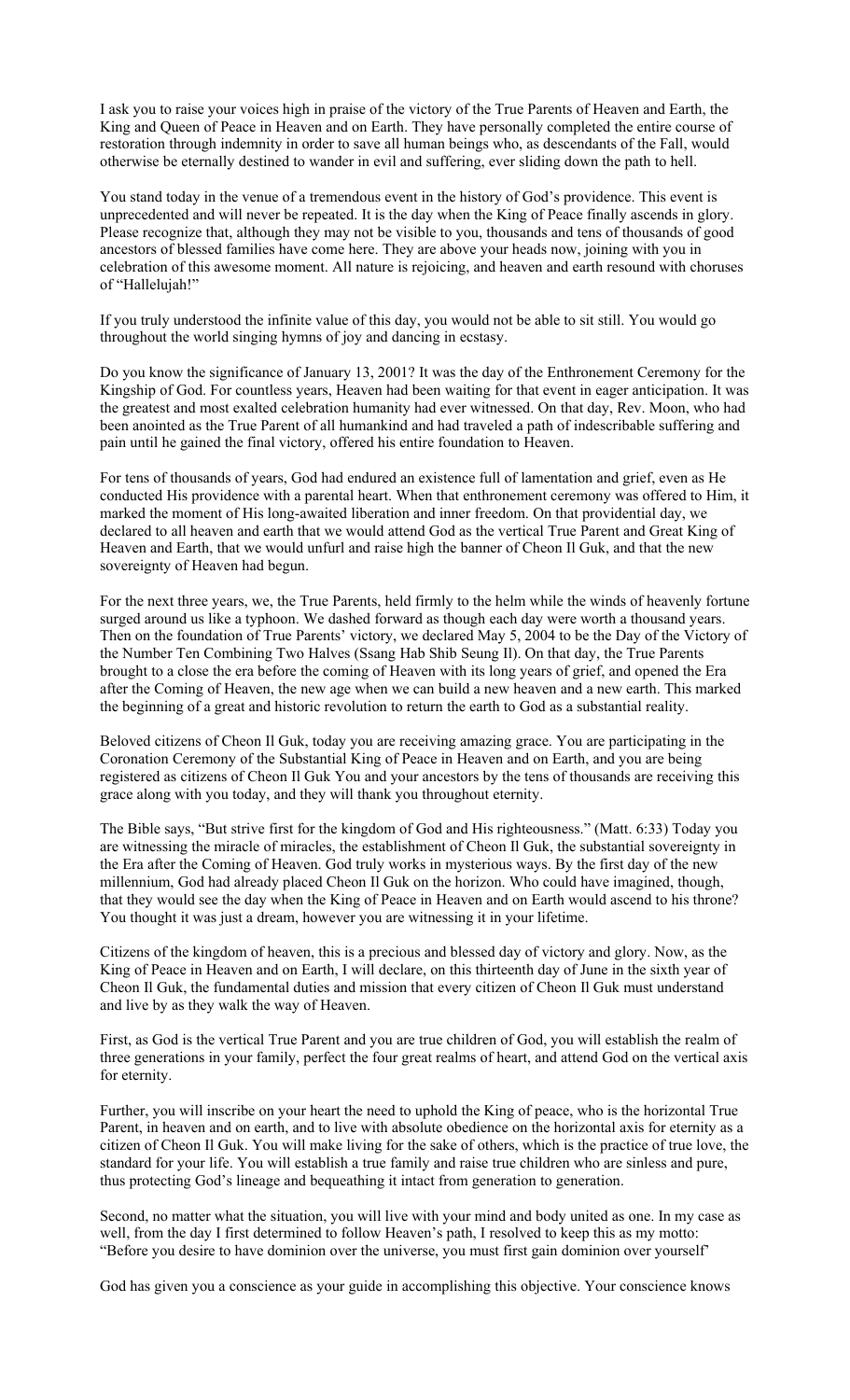I ask you to raise your voices high in praise of the victory of the True Parents of Heaven and Earth, the King and Queen of Peace in Heaven and on Earth. They have personally completed the entire course of restoration through indemnity in order to save all human beings who, as descendants of the Fall, would otherwise be eternally destined to wander in evil and suffering, ever sliding down the path to hell.

You stand today in the venue of a tremendous event in the history of God's providence. This event is unprecedented and will never be repeated. It is the day when the King of Peace finally ascends in glory. Please recognize that, although they may not be visible to you, thousands and tens of thousands of good ancestors of blessed families have come here. They are above your heads now, joining with you in celebration of this awesome moment. All nature is rejoicing, and heaven and earth resound with choruses of "Hallelujah!"

If you truly understood the infinite value of this day, you would not be able to sit still. You would go throughout the world singing hymns of joy and dancing in ecstasy.

Do you know the significance of January 13, 2001? It was the day of the Enthronement Ceremony for the Kingship of God. For countless years, Heaven had been waiting for that event in eager anticipation. It was the greatest and most exalted celebration humanity had ever witnessed. On that day, Rev. Moon, who had been anointed as the True Parent of all humankind and had traveled a path of indescribable suffering and pain until he gained the final victory, offered his entire foundation to Heaven.

For tens of thousands of years, God had endured an existence full of lamentation and grief, even as He conducted His providence with a parental heart. When that enthronement ceremony was offered to Him, it marked the moment of His long-awaited liberation and inner freedom. On that providential day, we declared to all heaven and earth that we would attend God as the vertical True Parent and Great King of Heaven and Earth, that we would unfurl and raise high the banner of Cheon Il Guk, and that the new sovereignty of Heaven had begun.

For the next three years, we, the True Parents, held firmly to the helm while the winds of heavenly fortune surged around us like a typhoon. We dashed forward as though each day were worth a thousand years. Then on the foundation of True Parents' victory, we declared May 5, 2004 to be the Day of the Victory of the Number Ten Combining Two Halves (Ssang Hab Shib Seung Il). On that day, the True Parents brought to a close the era before the coming of Heaven with its long years of grief, and opened the Era after the Coming of Heaven, the new age when we can build a new heaven and a new earth. This marked the beginning of a great and historic revolution to return the earth to God as a substantial reality.

Beloved citizens of Cheon Il Guk, today you are receiving amazing grace. You are participating in the Coronation Ceremony of the Substantial King of Peace in Heaven and on Earth, and you are being registered as citizens of Cheon Il Guk You and your ancestors by the tens of thousands are receiving this grace along with you today, and they will thank you throughout eternity.

The Bible says, "But strive first for the kingdom of God and His righteousness." (Matt. 6:33) Today you are witnessing the miracle of miracles, the establishment of Cheon Il Guk, the substantial sovereignty in the Era after the Coming of Heaven. God truly works in mysterious ways. By the first day of the new millennium, God had already placed Cheon Il Guk on the horizon. Who could have imagined, though, that they would see the day when the King of Peace in Heaven and on Earth would ascend to his throne? You thought it was just a dream, however you are witnessing it in your lifetime.

Citizens of the kingdom of heaven, this is a precious and blessed day of victory and glory. Now, as the King of Peace in Heaven and on Earth, I will declare, on this thirteenth day of June in the sixth year of Cheon Il Guk, the fundamental duties and mission that every citizen of Cheon Il Guk must understand and live by as they walk the way of Heaven.

First, as God is the vertical True Parent and you are true children of God, you will establish the realm of three generations in your family, perfect the four great realms of heart, and attend God on the vertical axis for eternity.

Further, you will inscribe on your heart the need to uphold the King of peace, who is the horizontal True Parent, in heaven and on earth, and to live with absolute obedience on the horizontal axis for eternity as a citizen of Cheon Il Guk. You will make living for the sake of others, which is the practice of true love, the standard for your life. You will establish a true family and raise true children who are sinless and pure, thus protecting God's lineage and bequeathing it intact from generation to generation.

Second, no matter what the situation, you will live with your mind and body united as one. In my case as well, from the day I first determined to follow Heaven's path, I resolved to keep this as my motto: "Before you desire to have dominion over the universe, you must first gain dominion over yourself"

God has given you a conscience as your guide in accomplishing this objective. Your conscience knows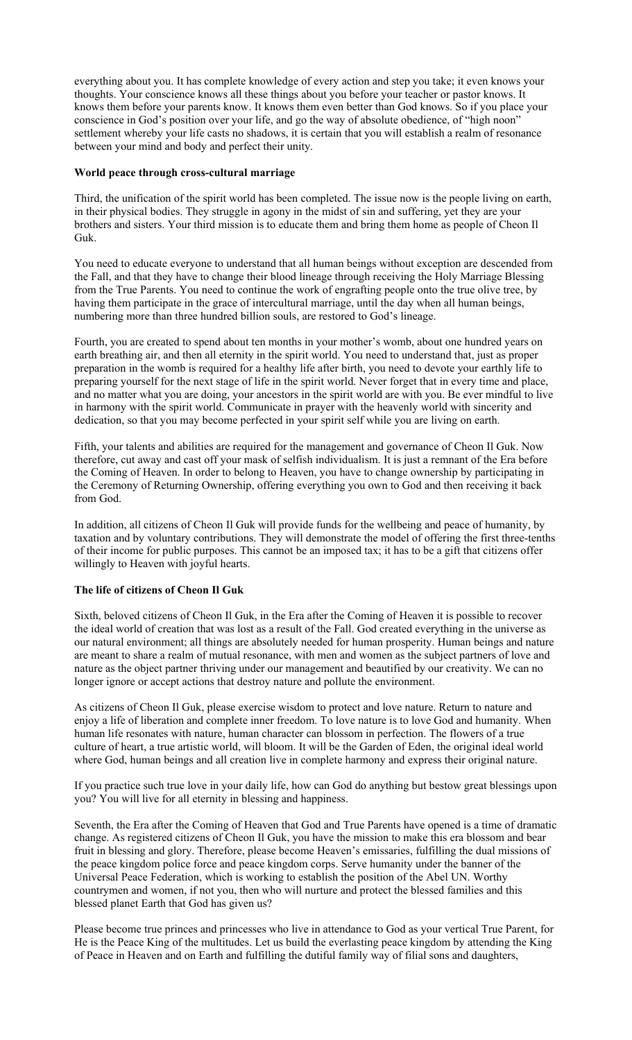everything about you. It has complete knowledge of every action and step you take; it even knows your thoughts. Your conscience knows all these things about you before your teacher or pastor knows. It knows them before your parents know. It knows them even better than God knows. So if you place your conscience in God's position over your life, and go the way of absolute obedience, of "high noon" settlement whereby your life casts no shadows, it is certain that you will establish a realm of resonance between your mind and body and perfect their unity.

**World peace through cross-cultural marriage**

Third, the unification of the spirit world has been completed. The issue now is the people living on earth, in their physical bodies. They struggle in agony in the midst of sin and suffering, yet they are your brothers and sisters. Your third mission is to educate them and bring them home as people of Cheon Il Guk.

You need to educate everyone to understand that all human beings without exception are descended from the Fall, and that they have to change their blood lineage through receiving the Holy Marriage Blessing from the True Parents. You need to continue the work of engrafting people onto the true olive tree, by having them participate in the grace of intercultural marriage, until the day when all human beings, numbering more than three hundred billion souls, are restored to God's lineage.

Fourth, you are created to spend about ten months in your mother's womb, about one hundred years on earth breathing air, and then all eternity in the spirit world. You need to understand that, just as proper preparation in the womb is required for a healthy life after birth, you need to devote your earthly life to preparing yourself for the next stage of life in the spirit world. Never forget that in every time and place, and no matter what you are doing, your ancestors in the spirit world are with you. Be ever mindful to live in harmony with the spirit world. Communicate in prayer with the heavenly world with sincerity and dedication, so that you may become perfected in your spirit self while you are living on earth.

Fifth, your talents and abilities are required for the management and governance of Cheon Il Guk. Now therefore, cut away and cast off your mask of selfish individualism. It is just a remnant of the Era before the Coming of Heaven. In order to belong to Heaven, you have to change ownership by participating in the Ceremony of Returning Ownership, offering everything you own to God and then receiving it back from God.

In addition, all citizens of Cheon Il Guk will provide funds for the wellbeing and peace of humanity, by taxation and by voluntary contributions. They will demonstrate the model of offering the first three-tenths of their income for public purposes. This cannot be an imposed tax; it has to be a gift that citizens offer willingly to Heaven with joyful hearts.

**The life of citizens of Cheon Il Guk**

Sixth, beloved citizens of Cheon Il Guk, in the Era after the Coming of Heaven it is possible to recover the ideal world of creation that was lost as a result of the Fall. God created everything in the universe as our natural environment; all things are absolutely needed for human prosperity. Human beings and nature are meant to share a realm of mutual resonance, with men and women as the subject partners of love and nature as the object partner thriving under our management and beautified by our creativity. We can no longer ignore or accept actions that destroy nature and pollute the environment.

As citizens of Cheon Il Guk, please exercise wisdom to protect and love nature. Return to nature and enjoy a life of liberation and complete inner freedom. To love nature is to love God and humanity. When human life resonates with nature, human character can blossom in perfection. The flowers of a true culture of heart, a true artistic world, will bloom. It will be the Garden of Eden, the original ideal world where God, human beings and all creation live in complete harmony and express their original nature.

If you practice such true love in your daily life, how can God do anything but bestow great blessings upon you? You will live for all eternity in blessing and happiness.

Seventh, the Era after the Coming of Heaven that God and True Parents have opened is a time of dramatic change. As registered citizens of Cheon Il Guk, you have the mission to make this era blossom and bear fruit in blessing and glory. Therefore, please become Heaven's emissaries, fulfilling the dual missions of the peace kingdom police force and peace kingdom corps. Serve humanity under the banner of the Universal Peace Federation, which is working to establish the position of the Abel UN. Worthy countrymen and women, if not you, then who will nurture and protect the blessed families and this blessed planet Earth that God has given us?

Please become true princes and princesses who live in attendance to God as your vertical True Parent, for He is the Peace King of the multitudes. Let us build the everlasting peace kingdom by attending the King of Peace in Heaven and on Earth and fulfilling the dutiful family way of filial sons and daughters,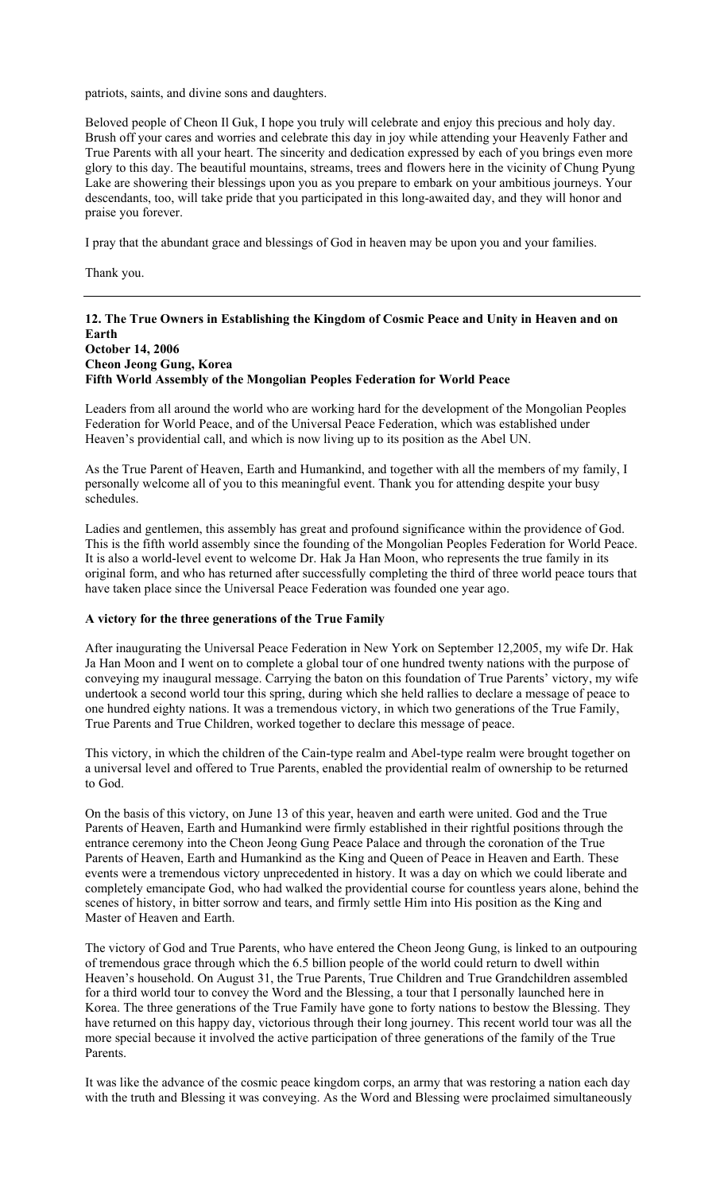patriots, saints, and divine sons and daughters.

Beloved people of Cheon Il Guk, I hope you truly will celebrate and enjoy this precious and holy day. Brush off your cares and worries and celebrate this day in joy while attending your Heavenly Father and True Parents with all your heart. The sincerity and dedication expressed by each of you brings even more glory to this day. The beautiful mountains, streams, trees and flowers here in the vicinity of Chung Pyung Lake are showering their blessings upon you as you prepare to embark on your ambitious journeys. Your descendants, too, will take pride that you participated in this long-awaited day, and they will honor and praise you forever.

I pray that the abundant grace and blessings of God in heaven may be upon you and your families.

Thank you.

---

**12. The True Owners in Establishing the Kingdom of Cosmic Peace and Unity in Heaven and on Earth**
**October 14, 2006**
**Cheon Jeong Gung, Korea**
**Fifth World Assembly of the Mongolian Peoples Federation for World Peace**

Leaders from all around the world who are working hard for the development of the Mongolian Peoples Federation for World Peace, and of the Universal Peace Federation, which was established under Heaven's providential call, and which is now living up to its position as the Abel UN.

As the True Parent of Heaven, Earth and Humankind, and together with all the members of my family, I personally welcome all of you to this meaningful event. Thank you for attending despite your busy schedules.

Ladies and gentlemen, this assembly has great and profound significance within the providence of God. This is the fifth world assembly since the founding of the Mongolian Peoples Federation for World Peace. It is also a world-level event to welcome Dr. Hak Ja Han Moon, who represents the true family in its original form, and who has returned after successfully completing the third of three world peace tours that have taken place since the Universal Peace Federation was founded one year ago.

**A victory for the three generations of the True Family**

After inaugurating the Universal Peace Federation in New York on September 12,2005, my wife Dr. Hak Ja Han Moon and I went on to complete a global tour of one hundred twenty nations with the purpose of conveying my inaugural message. Carrying the baton on this foundation of True Parents' victory, my wife undertook a second world tour this spring, during which she held rallies to declare a message of peace to one hundred eighty nations. It was a tremendous victory, in which two generations of the True Family, True Parents and True Children, worked together to declare this message of peace.

This victory, in which the children of the Cain-type realm and Abel-type realm were brought together on a universal level and offered to True Parents, enabled the providential realm of ownership to be returned to God.

On the basis of this victory, on June 13 of this year, heaven and earth were united. God and the True Parents of Heaven, Earth and Humankind were firmly established in their rightful positions through the entrance ceremony into the Cheon Jeong Gung Peace Palace and through the coronation of the True Parents of Heaven, Earth and Humankind as the King and Queen of Peace in Heaven and Earth. These events were a tremendous victory unprecedented in history. It was a day on which we could liberate and completely emancipate God, who had walked the providential course for countless years alone, behind the scenes of history, in bitter sorrow and tears, and firmly settle Him into His position as the King and Master of Heaven and Earth.

The victory of God and True Parents, who have entered the Cheon Jeong Gung, is linked to an outpouring of tremendous grace through which the 6.5 billion people of the world could return to dwell within Heaven's household. On August 31, the True Parents, True Children and True Grandchildren assembled for a third world tour to convey the Word and the Blessing, a tour that I personally launched here in Korea. The three generations of the True Family have gone to forty nations to bestow the Blessing. They have returned on this happy day, victorious through their long journey. This recent world tour was all the more special because it involved the active participation of three generations of the family of the True Parents.

It was like the advance of the cosmic peace kingdom corps, an army that was restoring a nation each day with the truth and Blessing it was conveying. As the Word and Blessing were proclaimed simultaneously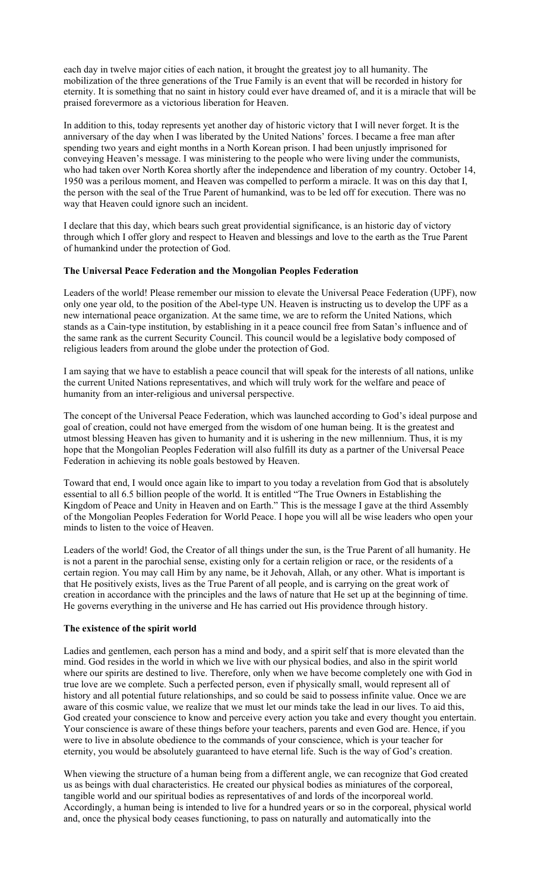each day in twelve major cities of each nation, it brought the greatest joy to all humanity. The mobilization of the three generations of the True Family is an event that will be recorded in history for eternity. It is something that no saint in history could ever have dreamed of, and it is a miracle that will be praised forevermore as a victorious liberation for Heaven.

In addition to this, today represents yet another day of historic victory that I will never forget. It is the anniversary of the day when I was liberated by the United Nations' forces. I became a free man after spending two years and eight months in a North Korean prison. I had been unjustly imprisoned for conveying Heaven's message. I was ministering to the people who were living under the communists, who had taken over North Korea shortly after the independence and liberation of my country. October 14, 1950 was a perilous moment, and Heaven was compelled to perform a miracle. It was on this day that I, the person with the seal of the True Parent of humankind, was to be led off for execution. There was no way that Heaven could ignore such an incident.

I declare that this day, which bears such great providential significance, is an historic day of victory through which I offer glory and respect to Heaven and blessings and love to the earth as the True Parent of humankind under the protection of God.

**The Universal Peace Federation and the Mongolian Peoples Federation**

Leaders of the world! Please remember our mission to elevate the Universal Peace Federation (UPF), now only one year old, to the position of the Abel-type UN. Heaven is instructing us to develop the UPF as a new international peace organization. At the same time, we are to reform the United Nations, which stands as a Cain-type institution, by establishing in it a peace council free from Satan's influence and of the same rank as the current Security Council. This council would be a legislative body composed of religious leaders from around the globe under the protection of God.

I am saying that we have to establish a peace council that will speak for the interests of all nations, unlike the current United Nations representatives, and which will truly work for the welfare and peace of humanity from an inter-religious and universal perspective.

The concept of the Universal Peace Federation, which was launched according to God's ideal purpose and goal of creation, could not have emerged from the wisdom of one human being. It is the greatest and utmost blessing Heaven has given to humanity and it is ushering in the new millennium. Thus, it is my hope that the Mongolian Peoples Federation will also fulfill its duty as a partner of the Universal Peace Federation in achieving its noble goals bestowed by Heaven.

Toward that end, I would once again like to impart to you today a revelation from God that is absolutely essential to all 6.5 billion people of the world. It is entitled "The True Owners in Establishing the Kingdom of Peace and Unity in Heaven and on Earth." This is the message I gave at the third Assembly of the Mongolian Peoples Federation for World Peace. I hope you will all be wise leaders who open your minds to listen to the voice of Heaven.

Leaders of the world! God, the Creator of all things under the sun, is the True Parent of all humanity. He is not a parent in the parochial sense, existing only for a certain religion or race, or the residents of a certain region. You may call Him by any name, be it Jehovah, Allah, or any other. What is important is that He positively exists, lives as the True Parent of all people, and is carrying on the great work of creation in accordance with the principles and the laws of nature that He set up at the beginning of time. He governs everything in the universe and He has carried out His providence through history.

**The existence of the spirit world**

Ladies and gentlemen, each person has a mind and body, and a spirit self that is more elevated than the mind. God resides in the world in which we live with our physical bodies, and also in the spirit world where our spirits are destined to live. Therefore, only when we have become completely one with God in true love are we complete. Such a perfected person, even if physically small, would represent all of history and all potential future relationships, and so could be said to possess infinite value. Once we are aware of this cosmic value, we realize that we must let our minds take the lead in our lives. To aid this, God created your conscience to know and perceive every action you take and every thought you entertain. Your conscience is aware of these things before your teachers, parents and even God are. Hence, if you were to live in absolute obedience to the commands of your conscience, which is your teacher for eternity, you would be absolutely guaranteed to have eternal life. Such is the way of God's creation.

When viewing the structure of a human being from a different angle, we can recognize that God created us as beings with dual characteristics. He created our physical bodies as miniatures of the corporeal, tangible world and our spiritual bodies as representatives of and lords of the incorporeal world. Accordingly, a human being is intended to live for a hundred years or so in the corporeal, physical world and, once the physical body ceases functioning, to pass on naturally and automatically into the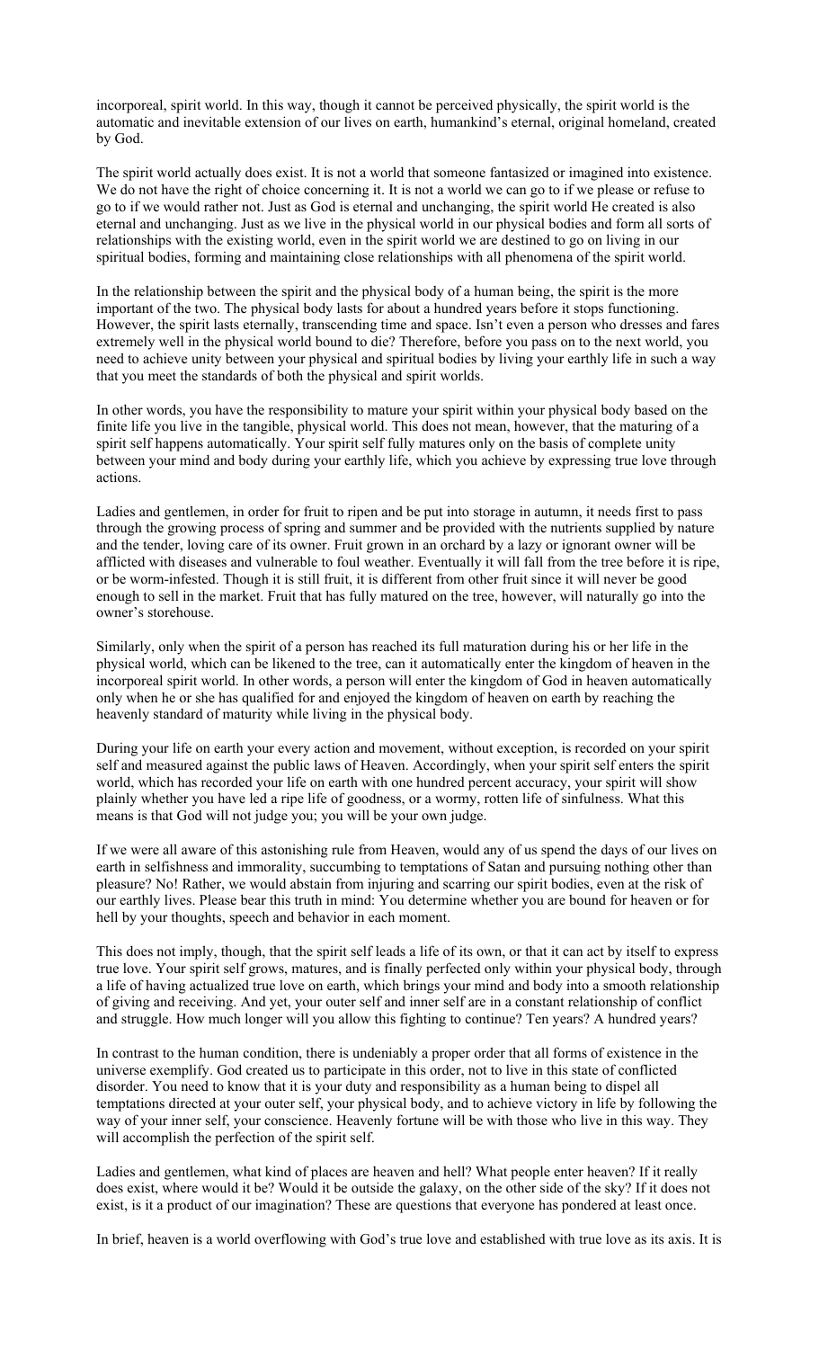incorporeal, spirit world. In this way, though it cannot be perceived physically, the spirit world is the automatic and inevitable extension of our lives on earth, humankind's eternal, original homeland, created by God.

The spirit world actually does exist. It is not a world that someone fantasized or imagined into existence. We do not have the right of choice concerning it. It is not a world we can go to if we please or refuse to go to if we would rather not. Just as God is eternal and unchanging, the spirit world He created is also eternal and unchanging. Just as we live in the physical world in our physical bodies and form all sorts of relationships with the existing world, even in the spirit world we are destined to go on living in our spiritual bodies, forming and maintaining close relationships with all phenomena of the spirit world.

In the relationship between the spirit and the physical body of a human being, the spirit is the more important of the two. The physical body lasts for about a hundred years before it stops functioning. However, the spirit lasts eternally, transcending time and space. Isn't even a person who dresses and fares extremely well in the physical world bound to die? Therefore, before you pass on to the next world, you need to achieve unity between your physical and spiritual bodies by living your earthly life in such a way that you meet the standards of both the physical and spirit worlds.

In other words, you have the responsibility to mature your spirit within your physical body based on the finite life you live in the tangible, physical world. This does not mean, however, that the maturing of a spirit self happens automatically. Your spirit self fully matures only on the basis of complete unity between your mind and body during your earthly life, which you achieve by expressing true love through actions.

Ladies and gentlemen, in order for fruit to ripen and be put into storage in autumn, it needs first to pass through the growing process of spring and summer and be provided with the nutrients supplied by nature and the tender, loving care of its owner. Fruit grown in an orchard by a lazy or ignorant owner will be afflicted with diseases and vulnerable to foul weather. Eventually it will fall from the tree before it is ripe, or be worm-infested. Though it is still fruit, it is different from other fruit since it will never be good enough to sell in the market. Fruit that has fully matured on the tree, however, will naturally go into the owner's storehouse.

Similarly, only when the spirit of a person has reached its full maturation during his or her life in the physical world, which can be likened to the tree, can it automatically enter the kingdom of heaven in the incorporeal spirit world. In other words, a person will enter the kingdom of God in heaven automatically only when he or she has qualified for and enjoyed the kingdom of heaven on earth by reaching the heavenly standard of maturity while living in the physical body.

During your life on earth your every action and movement, without exception, is recorded on your spirit self and measured against the public laws of Heaven. Accordingly, when your spirit self enters the spirit world, which has recorded your life on earth with one hundred percent accuracy, your spirit will show plainly whether you have led a ripe life of goodness, or a wormy, rotten life of sinfulness. What this means is that God will not judge you; you will be your own judge.

If we were all aware of this astonishing rule from Heaven, would any of us spend the days of our lives on earth in selfishness and immorality, succumbing to temptations of Satan and pursuing nothing other than pleasure? No! Rather, we would abstain from injuring and scarring our spirit bodies, even at the risk of our earthly lives. Please bear this truth in mind: You determine whether you are bound for heaven or for hell by your thoughts, speech and behavior in each moment.

This does not imply, though, that the spirit self leads a life of its own, or that it can act by itself to express true love. Your spirit self grows, matures, and is finally perfected only within your physical body, through a life of having actualized true love on earth, which brings your mind and body into a smooth relationship of giving and receiving. And yet, your outer self and inner self are in a constant relationship of conflict and struggle. How much longer will you allow this fighting to continue? Ten years? A hundred years?

In contrast to the human condition, there is undeniably a proper order that all forms of existence in the universe exemplify. God created us to participate in this order, not to live in this state of conflicted disorder. You need to know that it is your duty and responsibility as a human being to dispel all temptations directed at your outer self, your physical body, and to achieve victory in life by following the way of your inner self, your conscience. Heavenly fortune will be with those who live in this way. They will accomplish the perfection of the spirit self.

Ladies and gentlemen, what kind of places are heaven and hell? What people enter heaven? If it really does exist, where would it be? Would it be outside the galaxy, on the other side of the sky? If it does not exist, is it a product of our imagination? These are questions that everyone has pondered at least once.

In brief, heaven is a world overflowing with God's true love and established with true love as its axis. It is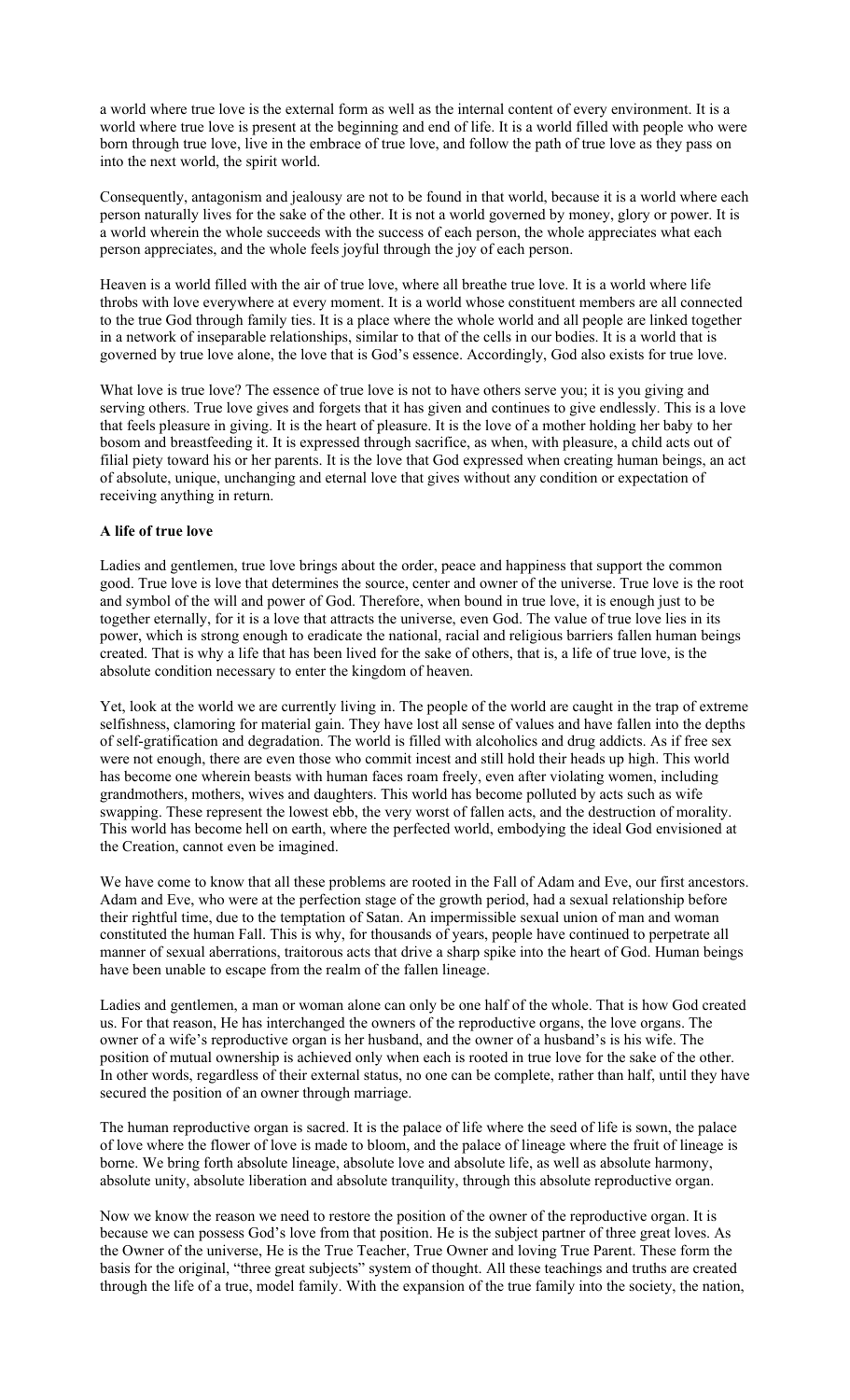a world where true love is the external form as well as the internal content of every environment. It is a world where true love is present at the beginning and end of life. It is a world filled with people who were born through true love, live in the embrace of true love, and follow the path of true love as they pass on into the next world, the spirit world.

Consequently, antagonism and jealousy are not to be found in that world, because it is a world where each person naturally lives for the sake of the other. It is not a world governed by money, glory or power. It is a world wherein the whole succeeds with the success of each person, the whole appreciates what each person appreciates, and the whole feels joyful through the joy of each person.

Heaven is a world filled with the air of true love, where all breathe true love. It is a world where life throbs with love everywhere at every moment. It is a world whose constituent members are all connected to the true God through family ties. It is a place where the whole world and all people are linked together in a network of inseparable relationships, similar to that of the cells in our bodies. It is a world that is governed by true love alone, the love that is God's essence. Accordingly, God also exists for true love.

What love is true love? The essence of true love is not to have others serve you; it is you giving and serving others. True love gives and forgets that it has given and continues to give endlessly. This is a love that feels pleasure in giving. It is the heart of pleasure. It is the love of a mother holding her baby to her bosom and breastfeeding it. It is expressed through sacrifice, as when, with pleasure, a child acts out of filial piety toward his or her parents. It is the love that God expressed when creating human beings, an act of absolute, unique, unchanging and eternal love that gives without any condition or expectation of receiving anything in return.

**A life of true love**

Ladies and gentlemen, true love brings about the order, peace and happiness that support the common good. True love is love that determines the source, center and owner of the universe. True love is the root and symbol of the will and power of God. Therefore, when bound in true love, it is enough just to be together eternally, for it is a love that attracts the universe, even God. The value of true love lies in its power, which is strong enough to eradicate the national, racial and religious barriers fallen human beings created. That is why a life that has been lived for the sake of others, that is, a life of true love, is the absolute condition necessary to enter the kingdom of heaven.

Yet, look at the world we are currently living in. The people of the world are caught in the trap of extreme selfishness, clamoring for material gain. They have lost all sense of values and have fallen into the depths of self-gratification and degradation. The world is filled with alcoholics and drug addicts. As if free sex were not enough, there are even those who commit incest and still hold their heads up high. This world has become one wherein beasts with human faces roam freely, even after violating women, including grandmothers, mothers, wives and daughters. This world has become polluted by acts such as wife swapping. These represent the lowest ebb, the very worst of fallen acts, and the destruction of morality. This world has become hell on earth, where the perfected world, embodying the ideal God envisioned at the Creation, cannot even be imagined.

We have come to know that all these problems are rooted in the Fall of Adam and Eve, our first ancestors. Adam and Eve, who were at the perfection stage of the growth period, had a sexual relationship before their rightful time, due to the temptation of Satan. An impermissible sexual union of man and woman constituted the human Fall. This is why, for thousands of years, people have continued to perpetrate all manner of sexual aberrations, traitorous acts that drive a sharp spike into the heart of God. Human beings have been unable to escape from the realm of the fallen lineage.

Ladies and gentlemen, a man or woman alone can only be one half of the whole. That is how God created us. For that reason, He has interchanged the owners of the reproductive organs, the love organs. The owner of a wife's reproductive organ is her husband, and the owner of a husband's is his wife. The position of mutual ownership is achieved only when each is rooted in true love for the sake of the other. In other words, regardless of their external status, no one can be complete, rather than half, until they have secured the position of an owner through marriage.

The human reproductive organ is sacred. It is the palace of life where the seed of life is sown, the palace of love where the flower of love is made to bloom, and the palace of lineage where the fruit of lineage is borne. We bring forth absolute lineage, absolute love and absolute life, as well as absolute harmony, absolute unity, absolute liberation and absolute tranquility, through this absolute reproductive organ.

Now we know the reason we need to restore the position of the owner of the reproductive organ. It is because we can possess God's love from that position. He is the subject partner of three great loves. As the Owner of the universe, He is the True Teacher, True Owner and loving True Parent. These form the basis for the original, "three great subjects" system of thought. All these teachings and truths are created through the life of a true, model family. With the expansion of the true family into the society, the nation,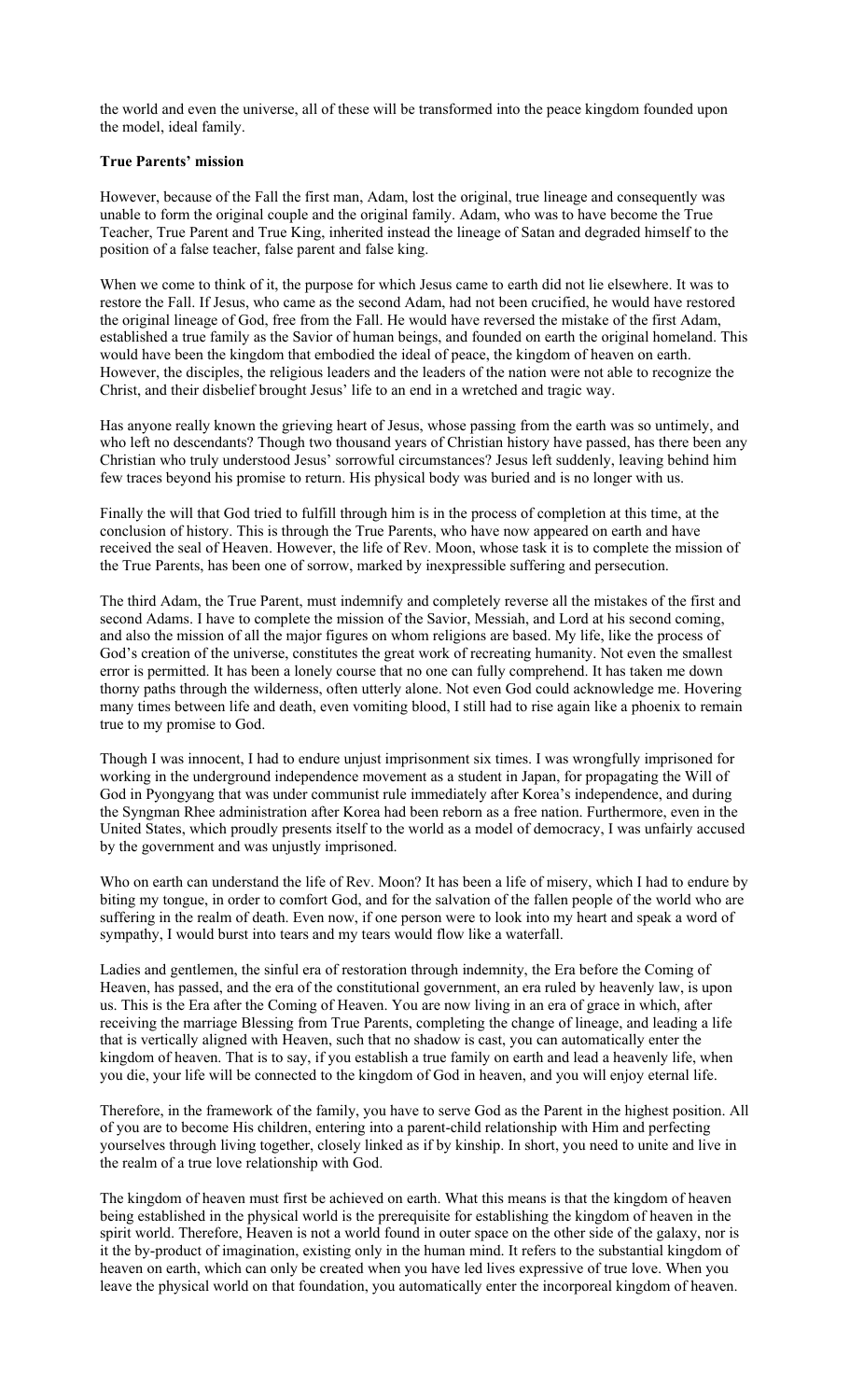the world and even the universe, all of these will be transformed into the peace kingdom founded upon the model, ideal family.

**True Parents' mission**

However, because of the Fall the first man, Adam, lost the original, true lineage and consequently was unable to form the original couple and the original family. Adam, who was to have become the True Teacher, True Parent and True King, inherited instead the lineage of Satan and degraded himself to the position of a false teacher, false parent and false king.

When we come to think of it, the purpose for which Jesus came to earth did not lie elsewhere. It was to restore the Fall. If Jesus, who came as the second Adam, had not been crucified, he would have restored the original lineage of God, free from the Fall. He would have reversed the mistake of the first Adam, established a true family as the Savior of human beings, and founded on earth the original homeland. This would have been the kingdom that embodied the ideal of peace, the kingdom of heaven on earth. However, the disciples, the religious leaders and the leaders of the nation were not able to recognize the Christ, and their disbelief brought Jesus' life to an end in a wretched and tragic way.

Has anyone really known the grieving heart of Jesus, whose passing from the earth was so untimely, and who left no descendants? Though two thousand years of Christian history have passed, has there been any Christian who truly understood Jesus' sorrowful circumstances? Jesus left suddenly, leaving behind him few traces beyond his promise to return. His physical body was buried and is no longer with us.

Finally the will that God tried to fulfill through him is in the process of completion at this time, at the conclusion of history. This is through the True Parents, who have now appeared on earth and have received the seal of Heaven. However, the life of Rev. Moon, whose task it is to complete the mission of the True Parents, has been one of sorrow, marked by inexpressible suffering and persecution.

The third Adam, the True Parent, must indemnify and completely reverse all the mistakes of the first and second Adams. I have to complete the mission of the Savior, Messiah, and Lord at his second coming, and also the mission of all the major figures on whom religions are based. My life, like the process of God's creation of the universe, constitutes the great work of recreating humanity. Not even the smallest error is permitted. It has been a lonely course that no one can fully comprehend. It has taken me down thorny paths through the wilderness, often utterly alone. Not even God could acknowledge me. Hovering many times between life and death, even vomiting blood, I still had to rise again like a phoenix to remain true to my promise to God.

Though I was innocent, I had to endure unjust imprisonment six times. I was wrongfully imprisoned for working in the underground independence movement as a student in Japan, for propagating the Will of God in Pyongyang that was under communist rule immediately after Korea's independence, and during the Syngman Rhee administration after Korea had been reborn as a free nation. Furthermore, even in the United States, which proudly presents itself to the world as a model of democracy, I was unfairly accused by the government and was unjustly imprisoned.

Who on earth can understand the life of Rev. Moon? It has been a life of misery, which I had to endure by biting my tongue, in order to comfort God, and for the salvation of the fallen people of the world who are suffering in the realm of death. Even now, if one person were to look into my heart and speak a word of sympathy, I would burst into tears and my tears would flow like a waterfall.

Ladies and gentlemen, the sinful era of restoration through indemnity, the Era before the Coming of Heaven, has passed, and the era of the constitutional government, an era ruled by heavenly law, is upon us. This is the Era after the Coming of Heaven. You are now living in an era of grace in which, after receiving the marriage Blessing from True Parents, completing the change of lineage, and leading a life that is vertically aligned with Heaven, such that no shadow is cast, you can automatically enter the kingdom of heaven. That is to say, if you establish a true family on earth and lead a heavenly life, when you die, your life will be connected to the kingdom of God in heaven, and you will enjoy eternal life.

Therefore, in the framework of the family, you have to serve God as the Parent in the highest position. All of you are to become His children, entering into a parent-child relationship with Him and perfecting yourselves through living together, closely linked as if by kinship. In short, you need to unite and live in the realm of a true love relationship with God.

The kingdom of heaven must first be achieved on earth. What this means is that the kingdom of heaven being established in the physical world is the prerequisite for establishing the kingdom of heaven in the spirit world. Therefore, Heaven is not a world found in outer space on the other side of the galaxy, nor is it the by-product of imagination, existing only in the human mind. It refers to the substantial kingdom of heaven on earth, which can only be created when you have led lives expressive of true love. When you leave the physical world on that foundation, you automatically enter the incorporeal kingdom of heaven.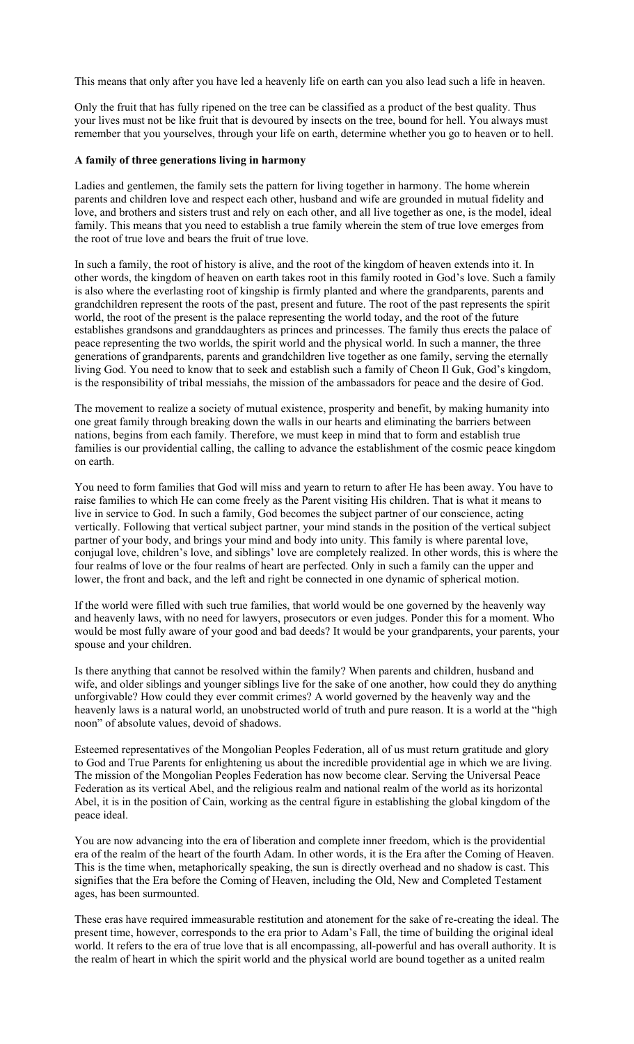This means that only after you have led a heavenly life on earth can you also lead such a life in heaven.

Only the fruit that has fully ripened on the tree can be classified as a product of the best quality. Thus your lives must not be like fruit that is devoured by insects on the tree, bound for hell. You always must remember that you yourselves, through your life on earth, determine whether you go to heaven or to hell.

**A family of three generations living in harmony**

Ladies and gentlemen, the family sets the pattern for living together in harmony. The home wherein parents and children love and respect each other, husband and wife are grounded in mutual fidelity and love, and brothers and sisters trust and rely on each other, and all live together as one, is the model, ideal family. This means that you need to establish a true family wherein the stem of true love emerges from the root of true love and bears the fruit of true love.

In such a family, the root of history is alive, and the root of the kingdom of heaven extends into it. In other words, the kingdom of heaven on earth takes root in this family rooted in God's love. Such a family is also where the everlasting root of kingship is firmly planted and where the grandparents, parents and grandchildren represent the roots of the past, present and future. The root of the past represents the spirit world, the root of the present is the palace representing the world today, and the root of the future establishes grandsons and granddaughters as princes and princesses. The family thus erects the palace of peace representing the two worlds, the spirit world and the physical world. In such a manner, the three generations of grandparents, parents and grandchildren live together as one family, serving the eternally living God. You need to know that to seek and establish such a family of Cheon Il Guk, God's kingdom, is the responsibility of tribal messiahs, the mission of the ambassadors for peace and the desire of God.

The movement to realize a society of mutual existence, prosperity and benefit, by making humanity into one great family through breaking down the walls in our hearts and eliminating the barriers between nations, begins from each family. Therefore, we must keep in mind that to form and establish true families is our providential calling, the calling to advance the establishment of the cosmic peace kingdom on earth.

You need to form families that God will miss and yearn to return to after He has been away. You have to raise families to which He can come freely as the Parent visiting His children. That is what it means to live in service to God. In such a family, God becomes the subject partner of our conscience, acting vertically. Following that vertical subject partner, your mind stands in the position of the vertical subject partner of your body, and brings your mind and body into unity. This family is where parental love, conjugal love, children's love, and siblings' love are completely realized. In other words, this is where the four realms of love or the four realms of heart are perfected. Only in such a family can the upper and lower, the front and back, and the left and right be connected in one dynamic of spherical motion.

If the world were filled with such true families, that world would be one governed by the heavenly way and heavenly laws, with no need for lawyers, prosecutors or even judges. Ponder this for a moment. Who would be most fully aware of your good and bad deeds? It would be your grandparents, your parents, your spouse and your children.

Is there anything that cannot be resolved within the family? When parents and children, husband and wife, and older siblings and younger siblings live for the sake of one another, how could they do anything unforgivable? How could they ever commit crimes? A world governed by the heavenly way and the heavenly laws is a natural world, an unobstructed world of truth and pure reason. It is a world at the "high noon" of absolute values, devoid of shadows.

Esteemed representatives of the Mongolian Peoples Federation, all of us must return gratitude and glory to God and True Parents for enlightening us about the incredible providential age in which we are living. The mission of the Mongolian Peoples Federation has now become clear. Serving the Universal Peace Federation as its vertical Abel, and the religious realm and national realm of the world as its horizontal Abel, it is in the position of Cain, working as the central figure in establishing the global kingdom of the peace ideal.

You are now advancing into the era of liberation and complete inner freedom, which is the providential era of the realm of the heart of the fourth Adam. In other words, it is the Era after the Coming of Heaven. This is the time when, metaphorically speaking, the sun is directly overhead and no shadow is cast. This signifies that the Era before the Coming of Heaven, including the Old, New and Completed Testament ages, has been surmounted.

These eras have required immeasurable restitution and atonement for the sake of re-creating the ideal. The present time, however, corresponds to the era prior to Adam's Fall, the time of building the original ideal world. It refers to the era of true love that is all encompassing, all-powerful and has overall authority. It is the realm of heart in which the spirit world and the physical world are bound together as a united realm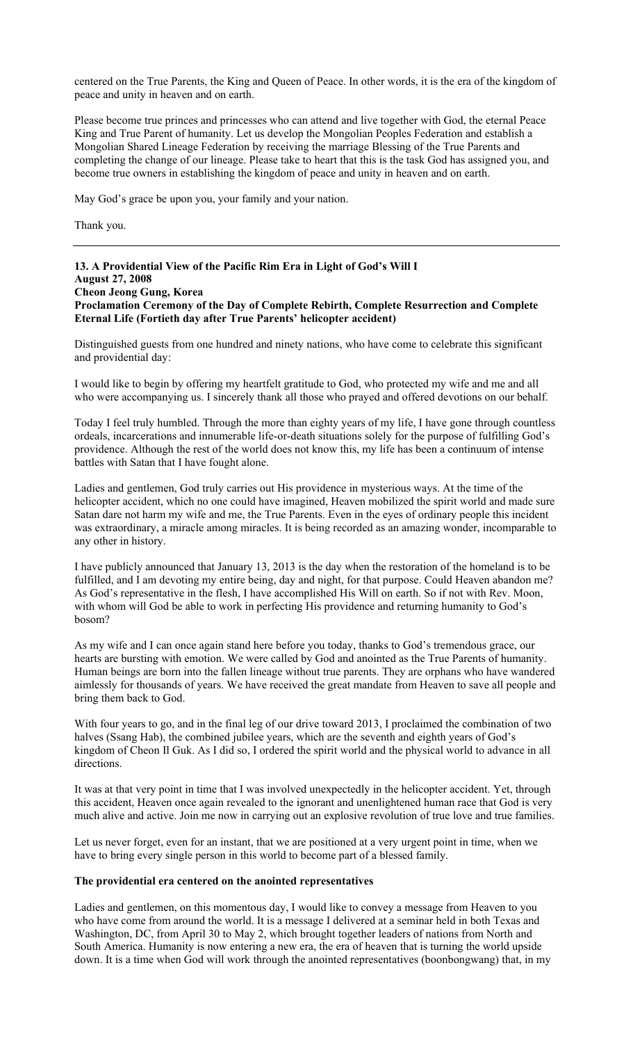centered on the True Parents, the King and Queen of Peace. In other words, it is the era of the kingdom of peace and unity in heaven and on earth.

Please become true princes and princesses who can attend and live together with God, the eternal Peace King and True Parent of humanity. Let us develop the Mongolian Peoples Federation and establish a Mongolian Shared Lineage Federation by receiving the marriage Blessing of the True Parents and completing the change of our lineage. Please take to heart that this is the task God has assigned you, and become true owners in establishing the kingdom of peace and unity in heaven and on earth.

May God's grace be upon you, your family and your nation.

Thank you.

---

**13. A Providential View of the Pacific Rim Era in Light of God's Will I**
**August 27, 2008**
**Cheon Jeong Gung, Korea**
**Proclamation Ceremony of the Day of Complete Rebirth, Complete Resurrection and Complete Eternal Life (Fortieth day after True Parents' helicopter accident)**

Distinguished guests from one hundred and ninety nations, who have come to celebrate this significant and providential day:

I would like to begin by offering my heartfelt gratitude to God, who protected my wife and me and all who were accompanying us. I sincerely thank all those who prayed and offered devotions on our behalf.

Today I feel truly humbled. Through the more than eighty years of my life, I have gone through countless ordeals, incarcerations and innumerable life-or-death situations solely for the purpose of fulfilling God's providence. Although the rest of the world does not know this, my life has been a continuum of intense battles with Satan that I have fought alone.

Ladies and gentlemen, God truly carries out His providence in mysterious ways. At the time of the helicopter accident, which no one could have imagined, Heaven mobilized the spirit world and made sure Satan dare not harm my wife and me, the True Parents. Even in the eyes of ordinary people this incident was extraordinary, a miracle among miracles. It is being recorded as an amazing wonder, incomparable to any other in history.

I have publicly announced that January 13, 2013 is the day when the restoration of the homeland is to be fulfilled, and I am devoting my entire being, day and night, for that purpose. Could Heaven abandon me? As God's representative in the flesh, I have accomplished His Will on earth. So if not with Rev. Moon, with whom will God be able to work in perfecting His providence and returning humanity to God's bosom?

As my wife and I can once again stand here before you today, thanks to God's tremendous grace, our hearts are bursting with emotion. We were called by God and anointed as the True Parents of humanity. Human beings are born into the fallen lineage without true parents. They are orphans who have wandered aimlessly for thousands of years. We have received the great mandate from Heaven to save all people and bring them back to God.

With four years to go, and in the final leg of our drive toward 2013, I proclaimed the combination of two halves (Ssang Hab), the combined jubilee years, which are the seventh and eighth years of God's kingdom of Cheon Il Guk. As I did so, I ordered the spirit world and the physical world to advance in all directions.

It was at that very point in time that I was involved unexpectedly in the helicopter accident. Yet, through this accident, Heaven once again revealed to the ignorant and unenlightened human race that God is very much alive and active. Join me now in carrying out an explosive revolution of true love and true families.

Let us never forget, even for an instant, that we are positioned at a very urgent point in time, when we have to bring every single person in this world to become part of a blessed family.

**The providential era centered on the anointed representatives**

Ladies and gentlemen, on this momentous day, I would like to convey a message from Heaven to you who have come from around the world. It is a message I delivered at a seminar held in both Texas and Washington, DC, from April 30 to May 2, which brought together leaders of nations from North and South America. Humanity is now entering a new era, the era of heaven that is turning the world upside down. It is a time when God will work through the anointed representatives (boonbongwang) that, in my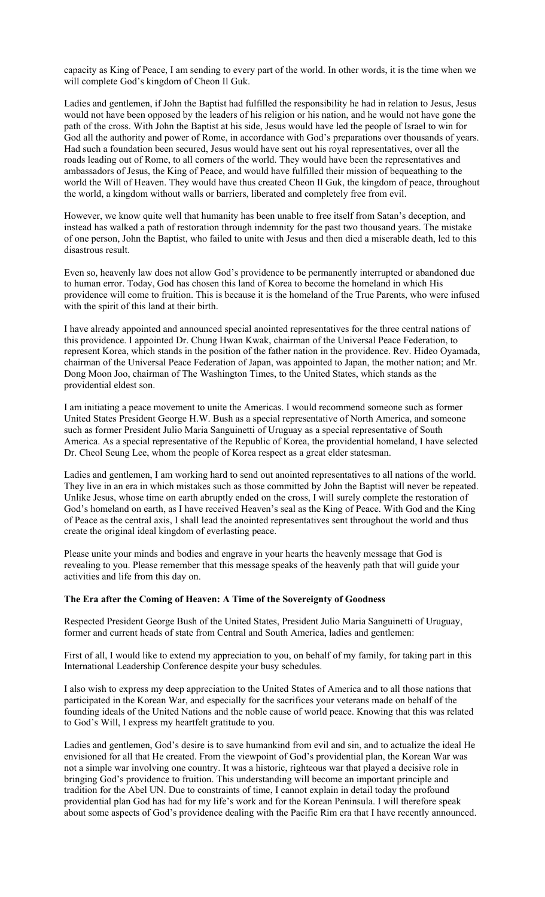capacity as King of Peace, I am sending to every part of the world. In other words, it is the time when we will complete God's kingdom of Cheon Il Guk.

Ladies and gentlemen, if John the Baptist had fulfilled the responsibility he had in relation to Jesus, Jesus would not have been opposed by the leaders of his religion or his nation, and he would not have gone the path of the cross. With John the Baptist at his side, Jesus would have led the people of Israel to win for God all the authority and power of Rome, in accordance with God's preparations over thousands of years. Had such a foundation been secured, Jesus would have sent out his royal representatives, over all the roads leading out of Rome, to all corners of the world. They would have been the representatives and ambassadors of Jesus, the King of Peace, and would have fulfilled their mission of bequeathing to the world the Will of Heaven. They would have thus created Cheon Il Guk, the kingdom of peace, throughout the world, a kingdom without walls or barriers, liberated and completely free from evil.

However, we know quite well that humanity has been unable to free itself from Satan's deception, and instead has walked a path of restoration through indemnity for the past two thousand years. The mistake of one person, John the Baptist, who failed to unite with Jesus and then died a miserable death, led to this disastrous result.

Even so, heavenly law does not allow God's providence to be permanently interrupted or abandoned due to human error. Today, God has chosen this land of Korea to become the homeland in which His providence will come to fruition. This is because it is the homeland of the True Parents, who were infused with the spirit of this land at their birth.

I have already appointed and announced special anointed representatives for the three central nations of this providence. I appointed Dr. Chung Hwan Kwak, chairman of the Universal Peace Federation, to represent Korea, which stands in the position of the father nation in the providence. Rev. Hideo Oyamada, chairman of the Universal Peace Federation of Japan, was appointed to Japan, the mother nation; and Mr. Dong Moon Joo, chairman of The Washington Times, to the United States, which stands as the providential eldest son.

I am initiating a peace movement to unite the Americas. I would recommend someone such as former United States President George H.W. Bush as a special representative of North America, and someone such as former President Julio Maria Sanguinetti of Uruguay as a special representative of South America. As a special representative of the Republic of Korea, the providential homeland, I have selected Dr. Cheol Seung Lee, whom the people of Korea respect as a great elder statesman.

Ladies and gentlemen, I am working hard to send out anointed representatives to all nations of the world. They live in an era in which mistakes such as those committed by John the Baptist will never be repeated. Unlike Jesus, whose time on earth abruptly ended on the cross, I will surely complete the restoration of God's homeland on earth, as I have received Heaven's seal as the King of Peace. With God and the King of Peace as the central axis, I shall lead the anointed representatives sent throughout the world and thus create the original ideal kingdom of everlasting peace.

Please unite your minds and bodies and engrave in your hearts the heavenly message that God is revealing to you. Please remember that this message speaks of the heavenly path that will guide your activities and life from this day on.

### The Era after the Coming of Heaven: A Time of the Sovereignty of Goodness

Respected President George Bush of the United States, President Julio Maria Sanguinetti of Uruguay, former and current heads of state from Central and South America, ladies and gentlemen:

First of all, I would like to extend my appreciation to you, on behalf of my family, for taking part in this International Leadership Conference despite your busy schedules.

I also wish to express my deep appreciation to the United States of America and to all those nations that participated in the Korean War, and especially for the sacrifices your veterans made on behalf of the founding ideals of the United Nations and the noble cause of world peace. Knowing that this was related to God's Will, I express my heartfelt gratitude to you.

Ladies and gentlemen, God's desire is to save humankind from evil and sin, and to actualize the ideal He envisioned for all that He created. From the viewpoint of God's providential plan, the Korean War was not a simple war involving one country. It was a historic, righteous war that played a decisive role in bringing God's providence to fruition. This understanding will become an important principle and tradition for the Abel UN. Due to constraints of time, I cannot explain in detail today the profound providential plan God has had for my life's work and for the Korean Peninsula. I will therefore speak about some aspects of God's providence dealing with the Pacific Rim era that I have recently announced.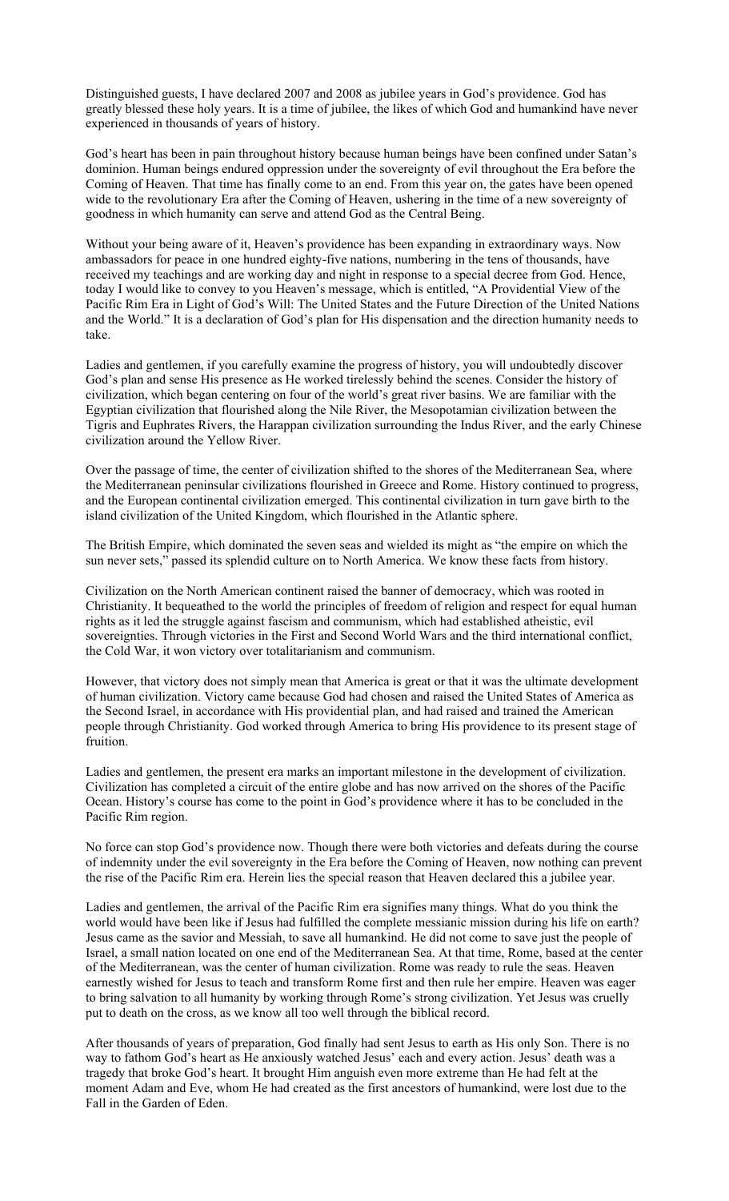Distinguished guests, I have declared 2007 and 2008 as jubilee years in God's providence. God has greatly blessed these holy years. It is a time of jubilee, the likes of which God and humankind have never experienced in thousands of years of history.

God's heart has been in pain throughout history because human beings have been confined under Satan's dominion. Human beings endured oppression under the sovereignty of evil throughout the Era before the Coming of Heaven. That time has finally come to an end. From this year on, the gates have been opened wide to the revolutionary Era after the Coming of Heaven, ushering in the time of a new sovereignty of goodness in which humanity can serve and attend God as the Central Being.

Without your being aware of it, Heaven's providence has been expanding in extraordinary ways. Now ambassadors for peace in one hundred eighty-five nations, numbering in the tens of thousands, have received my teachings and are working day and night in response to a special decree from God. Hence, today I would like to convey to you Heaven's message, which is entitled, "A Providential View of the Pacific Rim Era in Light of God's Will: The United States and the Future Direction of the United Nations and the World." It is a declaration of God's plan for His dispensation and the direction humanity needs to take.

Ladies and gentlemen, if you carefully examine the progress of history, you will undoubtedly discover God's plan and sense His presence as He worked tirelessly behind the scenes. Consider the history of civilization, which began centering on four of the world's great river basins. We are familiar with the Egyptian civilization that flourished along the Nile River, the Mesopotamian civilization between the Tigris and Euphrates Rivers, the Harappan civilization surrounding the Indus River, and the early Chinese civilization around the Yellow River.

Over the passage of time, the center of civilization shifted to the shores of the Mediterranean Sea, where the Mediterranean peninsular civilizations flourished in Greece and Rome. History continued to progress, and the European continental civilization emerged. This continental civilization in turn gave birth to the island civilization of the United Kingdom, which flourished in the Atlantic sphere.

The British Empire, which dominated the seven seas and wielded its might as "the empire on which the sun never sets," passed its splendid culture on to North America. We know these facts from history.

Civilization on the North American continent raised the banner of democracy, which was rooted in Christianity. It bequeathed to the world the principles of freedom of religion and respect for equal human rights as it led the struggle against fascism and communism, which had established atheistic, evil sovereignties. Through victories in the First and Second World Wars and the third international conflict, the Cold War, it won victory over totalitarianism and communism.

However, that victory does not simply mean that America is great or that it was the ultimate development of human civilization. Victory came because God had chosen and raised the United States of America as the Second Israel, in accordance with His providential plan, and had raised and trained the American people through Christianity. God worked through America to bring His providence to its present stage of fruition.

Ladies and gentlemen, the present era marks an important milestone in the development of civilization. Civilization has completed a circuit of the entire globe and has now arrived on the shores of the Pacific Ocean. History's course has come to the point in God's providence where it has to be concluded in the Pacific Rim region.

No force can stop God's providence now. Though there were both victories and defeats during the course of indemnity under the evil sovereignty in the Era before the Coming of Heaven, now nothing can prevent the rise of the Pacific Rim era. Herein lies the special reason that Heaven declared this a jubilee year.

Ladies and gentlemen, the arrival of the Pacific Rim era signifies many things. What do you think the world would have been like if Jesus had fulfilled the complete messianic mission during his life on earth? Jesus came as the savior and Messiah, to save all humankind. He did not come to save just the people of Israel, a small nation located on one end of the Mediterranean Sea. At that time, Rome, based at the center of the Mediterranean, was the center of human civilization. Rome was ready to rule the seas. Heaven earnestly wished for Jesus to teach and transform Rome first and then rule her empire. Heaven was eager to bring salvation to all humanity by working through Rome's strong civilization. Yet Jesus was cruelly put to death on the cross, as we know all too well through the biblical record.

After thousands of years of preparation, God finally had sent Jesus to earth as His only Son. There is no way to fathom God's heart as He anxiously watched Jesus' each and every action. Jesus' death was a tragedy that broke God's heart. It brought Him anguish even more extreme than He had felt at the moment Adam and Eve, whom He had created as the first ancestors of humankind, were lost due to the Fall in the Garden of Eden.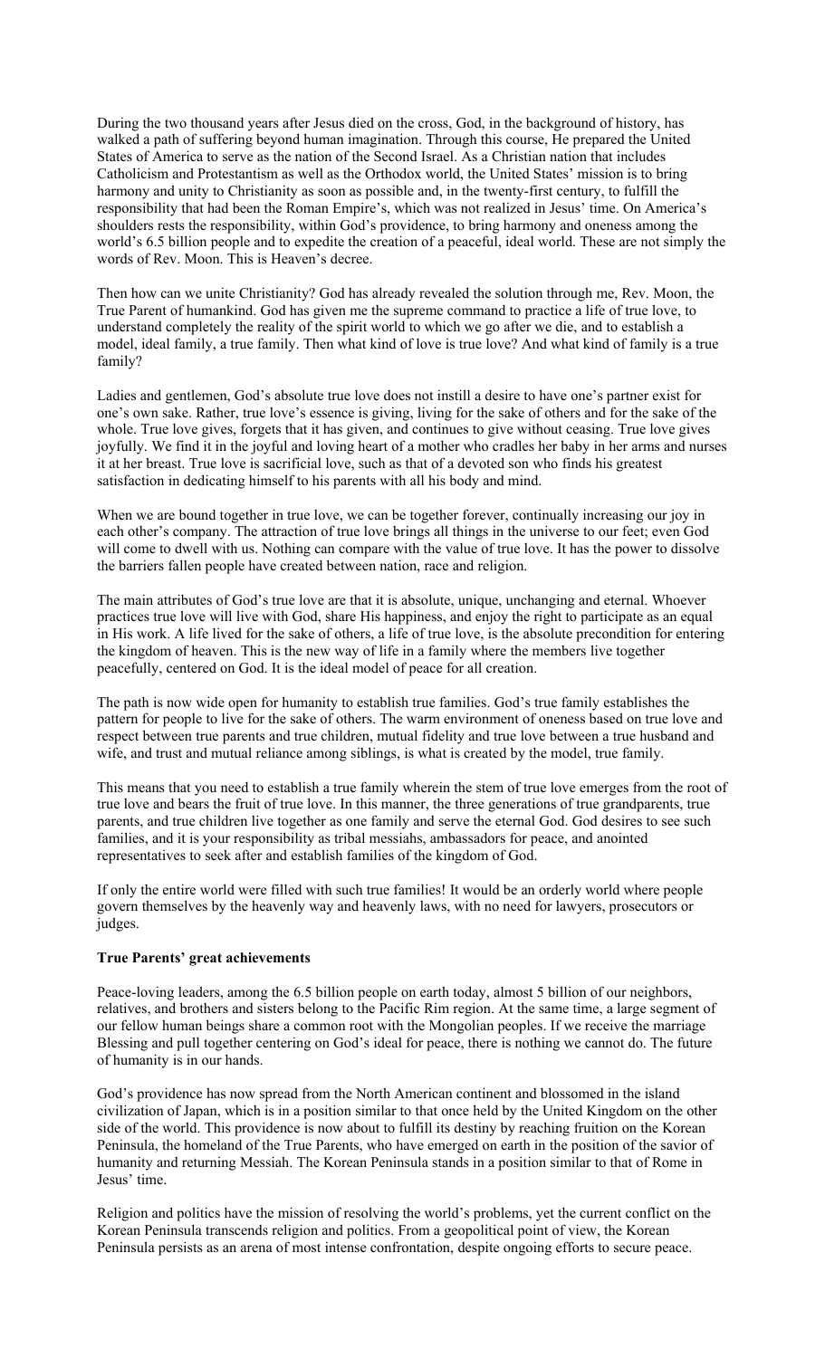During the two thousand years after Jesus died on the cross, God, in the background of history, has walked a path of suffering beyond human imagination. Through this course, He prepared the United States of America to serve as the nation of the Second Israel. As a Christian nation that includes Catholicism and Protestantism as well as the Orthodox world, the United States' mission is to bring harmony and unity to Christianity as soon as possible and, in the twenty-first century, to fulfill the responsibility that had been the Roman Empire's, which was not realized in Jesus' time. On America's shoulders rests the responsibility, within God's providence, to bring harmony and oneness among the world's 6.5 billion people and to expedite the creation of a peaceful, ideal world. These are not simply the words of Rev. Moon. This is Heaven's decree.

Then how can we unite Christianity? God has already revealed the solution through me, Rev. Moon, the True Parent of humankind. God has given me the supreme command to practice a life of true love, to understand completely the reality of the spirit world to which we go after we die, and to establish a model, ideal family, a true family. Then what kind of love is true love? And what kind of family is a true family?

Ladies and gentlemen, God's absolute true love does not instill a desire to have one's partner exist for one's own sake. Rather, true love's essence is giving, living for the sake of others and for the sake of the whole. True love gives, forgets that it has given, and continues to give without ceasing. True love gives joyfully. We find it in the joyful and loving heart of a mother who cradles her baby in her arms and nurses it at her breast. True love is sacrificial love, such as that of a devoted son who finds his greatest satisfaction in dedicating himself to his parents with all his body and mind.

When we are bound together in true love, we can be together forever, continually increasing our joy in each other's company. The attraction of true love brings all things in the universe to our feet; even God will come to dwell with us. Nothing can compare with the value of true love. It has the power to dissolve the barriers fallen people have created between nation, race and religion.

The main attributes of God's true love are that it is absolute, unique, unchanging and eternal. Whoever practices true love will live with God, share His happiness, and enjoy the right to participate as an equal in His work. A life lived for the sake of others, a life of true love, is the absolute precondition for entering the kingdom of heaven. This is the new way of life in a family where the members live together peacefully, centered on God. It is the ideal model of peace for all creation.

The path is now wide open for humanity to establish true families. God's true family establishes the pattern for people to live for the sake of others. The warm environment of oneness based on true love and respect between true parents and true children, mutual fidelity and true love between a true husband and wife, and trust and mutual reliance among siblings, is what is created by the model, true family.

This means that you need to establish a true family wherein the stem of true love emerges from the root of true love and bears the fruit of true love. In this manner, the three generations of true grandparents, true parents, and true children live together as one family and serve the eternal God. God desires to see such families, and it is your responsibility as tribal messiahs, ambassadors for peace, and anointed representatives to seek after and establish families of the kingdom of God.

If only the entire world were filled with such true families! It would be an orderly world where people govern themselves by the heavenly way and heavenly laws, with no need for lawyers, prosecutors or judges.

**True Parents' great achievements**

Peace-loving leaders, among the 6.5 billion people on earth today, almost 5 billion of our neighbors, relatives, and brothers and sisters belong to the Pacific Rim region. At the same time, a large segment of our fellow human beings share a common root with the Mongolian peoples. If we receive the marriage Blessing and pull together centering on God's ideal for peace, there is nothing we cannot do. The future of humanity is in our hands.

God's providence has now spread from the North American continent and blossomed in the island civilization of Japan, which is in a position similar to that once held by the United Kingdom on the other side of the world. This providence is now about to fulfill its destiny by reaching fruition on the Korean Peninsula, the homeland of the True Parents, who have emerged on earth in the position of the savior of humanity and returning Messiah. The Korean Peninsula stands in a position similar to that of Rome in Jesus' time.

Religion and politics have the mission of resolving the world's problems, yet the current conflict on the Korean Peninsula transcends religion and politics. From a geopolitical point of view, the Korean Peninsula persists as an arena of most intense confrontation, despite ongoing efforts to secure peace.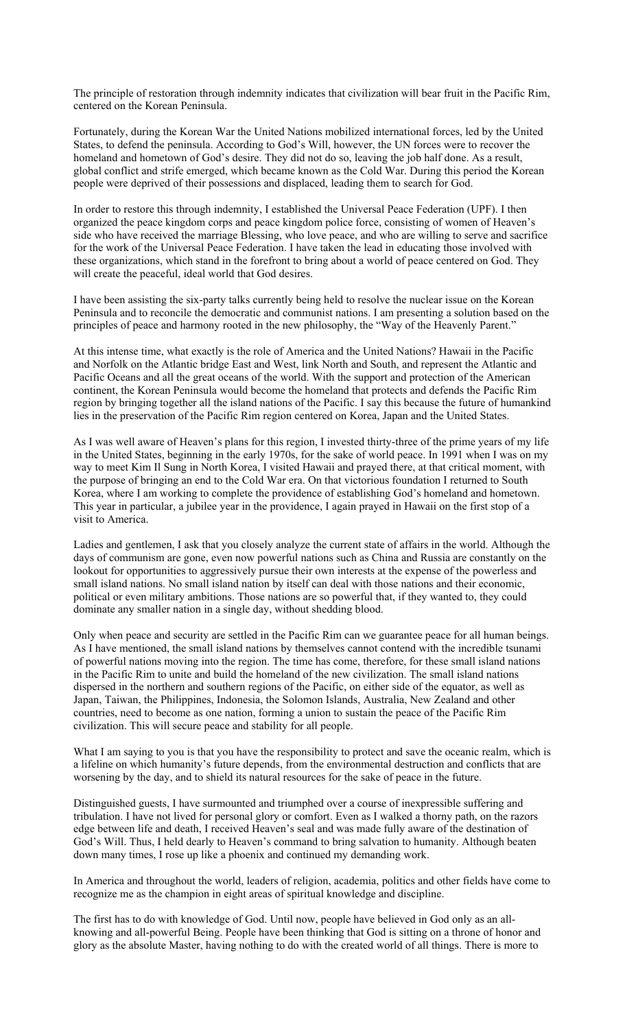The principle of restoration through indemnity indicates that civilization will bear fruit in the Pacific Rim, centered on the Korean Peninsula.

Fortunately, during the Korean War the United Nations mobilized international forces, led by the United States, to defend the peninsula. According to God's Will, however, the UN forces were to recover the homeland and hometown of God's desire. They did not do so, leaving the job half done. As a result, global conflict and strife emerged, which became known as the Cold War. During this period the Korean people were deprived of their possessions and displaced, leading them to search for God.

In order to restore this through indemnity, I established the Universal Peace Federation (UPF). I then organized the peace kingdom corps and peace kingdom police force, consisting of women of Heaven's side who have received the marriage Blessing, who love peace, and who are willing to serve and sacrifice for the work of the Universal Peace Federation. I have taken the lead in educating those involved with these organizations, which stand in the forefront to bring about a world of peace centered on God. They will create the peaceful, ideal world that God desires.

I have been assisting the six-party talks currently being held to resolve the nuclear issue on the Korean Peninsula and to reconcile the democratic and communist nations. I am presenting a solution based on the principles of peace and harmony rooted in the new philosophy, the "Way of the Heavenly Parent."

At this intense time, what exactly is the role of America and the United Nations? Hawaii in the Pacific and Norfolk on the Atlantic bridge East and West, link North and South, and represent the Atlantic and Pacific Oceans and all the great oceans of the world. With the support and protection of the American continent, the Korean Peninsula would become the homeland that protects and defends the Pacific Rim region by bringing together all the island nations of the Pacific. I say this because the future of humankind lies in the preservation of the Pacific Rim region centered on Korea, Japan and the United States.

As I was well aware of Heaven's plans for this region, I invested thirty-three of the prime years of my life in the United States, beginning in the early 1970s, for the sake of world peace. In 1991 when I was on my way to meet Kim Il Sung in North Korea, I visited Hawaii and prayed there, at that critical moment, with the purpose of bringing an end to the Cold War era. On that victorious foundation I returned to South Korea, where I am working to complete the providence of establishing God's homeland and hometown. This year in particular, a jubilee year in the providence, I again prayed in Hawaii on the first stop of a visit to America.

Ladies and gentlemen, I ask that you closely analyze the current state of affairs in the world. Although the days of communism are gone, even now powerful nations such as China and Russia are constantly on the lookout for opportunities to aggressively pursue their own interests at the expense of the powerless and small island nations. No small island nation by itself can deal with those nations and their economic, political or even military ambitions. Those nations are so powerful that, if they wanted to, they could dominate any smaller nation in a single day, without shedding blood.

Only when peace and security are settled in the Pacific Rim can we guarantee peace for all human beings. As I have mentioned, the small island nations by themselves cannot contend with the incredible tsunami of powerful nations moving into the region. The time has come, therefore, for these small island nations in the Pacific Rim to unite and build the homeland of the new civilization. The small island nations dispersed in the northern and southern regions of the Pacific, on either side of the equator, as well as Japan, Taiwan, the Philippines, Indonesia, the Solomon Islands, Australia, New Zealand and other countries, need to become as one nation, forming a union to sustain the peace of the Pacific Rim civilization. This will secure peace and stability for all people.

What I am saying to you is that you have the responsibility to protect and save the oceanic realm, which is a lifeline on which humanity's future depends, from the environmental destruction and conflicts that are worsening by the day, and to shield its natural resources for the sake of peace in the future.

Distinguished guests, I have surmounted and triumphed over a course of inexpressible suffering and tribulation. I have not lived for personal glory or comfort. Even as I walked a thorny path, on the razors edge between life and death, I received Heaven's seal and was made fully aware of the destination of God's Will. Thus, I held dearly to Heaven's command to bring salvation to humanity. Although beaten down many times, I rose up like a phoenix and continued my demanding work.

In America and throughout the world, leaders of religion, academia, politics and other fields have come to recognize me as the champion in eight areas of spiritual knowledge and discipline.

The first has to do with knowledge of God. Until now, people have believed in God only as an all-knowing and all-powerful Being. People have been thinking that God is sitting on a throne of honor and glory as the absolute Master, having nothing to do with the created world of all things. There is more to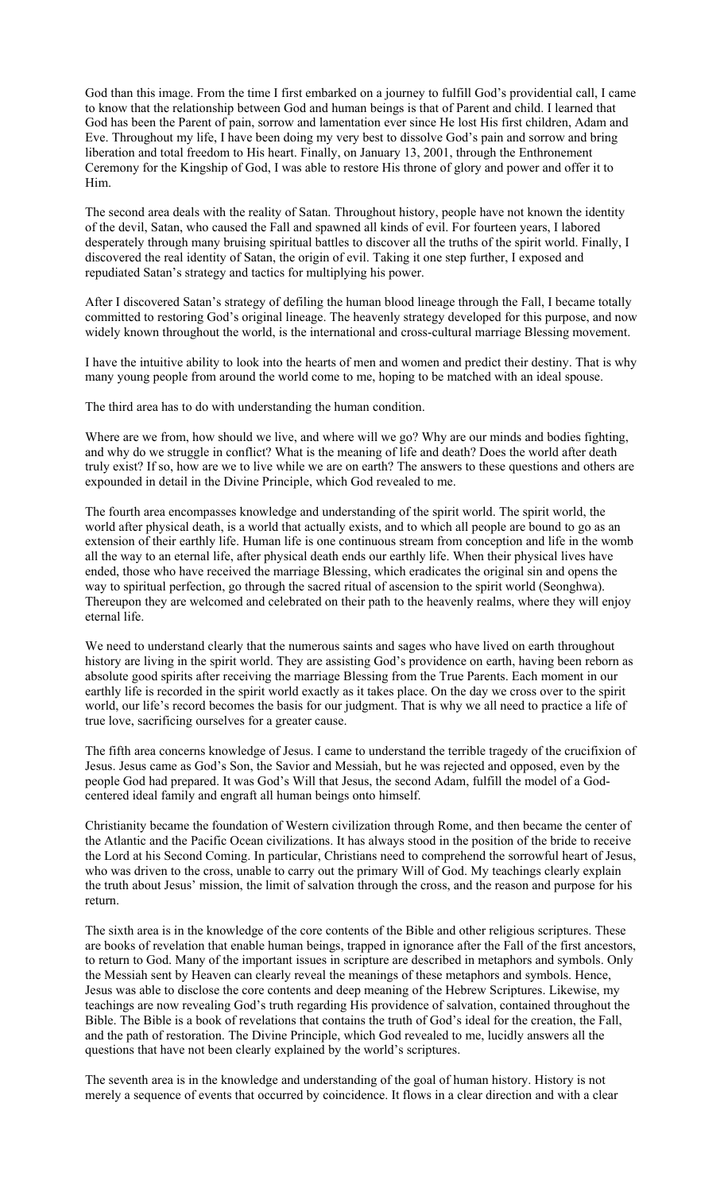God than this image. From the time I first embarked on a journey to fulfill God's providential call, I came to know that the relationship between God and human beings is that of Parent and child. I learned that God has been the Parent of pain, sorrow and lamentation ever since He lost His first children, Adam and Eve. Throughout my life, I have been doing my very best to dissolve God's pain and sorrow and bring liberation and total freedom to His heart. Finally, on January 13, 2001, through the Enthronement Ceremony for the Kingship of God, I was able to restore His throne of glory and power and offer it to Him.

The second area deals with the reality of Satan. Throughout history, people have not known the identity of the devil, Satan, who caused the Fall and spawned all kinds of evil. For fourteen years, I labored desperately through many bruising spiritual battles to discover all the truths of the spirit world. Finally, I discovered the real identity of Satan, the origin of evil. Taking it one step further, I exposed and repudiated Satan's strategy and tactics for multiplying his power.

After I discovered Satan's strategy of defiling the human blood lineage through the Fall, I became totally committed to restoring God's original lineage. The heavenly strategy developed for this purpose, and now widely known throughout the world, is the international and cross-cultural marriage Blessing movement.

I have the intuitive ability to look into the hearts of men and women and predict their destiny. That is why many young people from around the world come to me, hoping to be matched with an ideal spouse.

The third area has to do with understanding the human condition.

Where are we from, how should we live, and where will we go? Why are our minds and bodies fighting, and why do we struggle in conflict? What is the meaning of life and death? Does the world after death truly exist? If so, how are we to live while we are on earth? The answers to these questions and others are expounded in detail in the Divine Principle, which God revealed to me.

The fourth area encompasses knowledge and understanding of the spirit world. The spirit world, the world after physical death, is a world that actually exists, and to which all people are bound to go as an extension of their earthly life. Human life is one continuous stream from conception and life in the womb all the way to an eternal life, after physical death ends our earthly life. When their physical lives have ended, those who have received the marriage Blessing, which eradicates the original sin and opens the way to spiritual perfection, go through the sacred ritual of ascension to the spirit world (Seonghwa). Thereupon they are welcomed and celebrated on their path to the heavenly realms, where they will enjoy eternal life.

We need to understand clearly that the numerous saints and sages who have lived on earth throughout history are living in the spirit world. They are assisting God's providence on earth, having been reborn as absolute good spirits after receiving the marriage Blessing from the True Parents. Each moment in our earthly life is recorded in the spirit world exactly as it takes place. On the day we cross over to the spirit world, our life's record becomes the basis for our judgment. That is why we all need to practice a life of true love, sacrificing ourselves for a greater cause.

The fifth area concerns knowledge of Jesus. I came to understand the terrible tragedy of the crucifixion of Jesus. Jesus came as God's Son, the Savior and Messiah, but he was rejected and opposed, even by the people God had prepared. It was God's Will that Jesus, the second Adam, fulfill the model of a God-centered ideal family and engraft all human beings onto himself.

Christianity became the foundation of Western civilization through Rome, and then became the center of the Atlantic and the Pacific Ocean civilizations. It has always stood in the position of the bride to receive the Lord at his Second Coming. In particular, Christians need to comprehend the sorrowful heart of Jesus, who was driven to the cross, unable to carry out the primary Will of God. My teachings clearly explain the truth about Jesus' mission, the limit of salvation through the cross, and the reason and purpose for his return.

The sixth area is in the knowledge of the core contents of the Bible and other religious scriptures. These are books of revelation that enable human beings, trapped in ignorance after the Fall of the first ancestors, to return to God. Many of the important issues in scripture are described in metaphors and symbols. Only the Messiah sent by Heaven can clearly reveal the meanings of these metaphors and symbols. Hence, Jesus was able to disclose the core contents and deep meaning of the Hebrew Scriptures. Likewise, my teachings are now revealing God's truth regarding His providence of salvation, contained throughout the Bible. The Bible is a book of revelations that contains the truth of God's ideal for the creation, the Fall, and the path of restoration. The Divine Principle, which God revealed to me, lucidly answers all the questions that have not been clearly explained by the world's scriptures.

The seventh area is in the knowledge and understanding of the goal of human history. History is not merely a sequence of events that occurred by coincidence. It flows in a clear direction and with a clear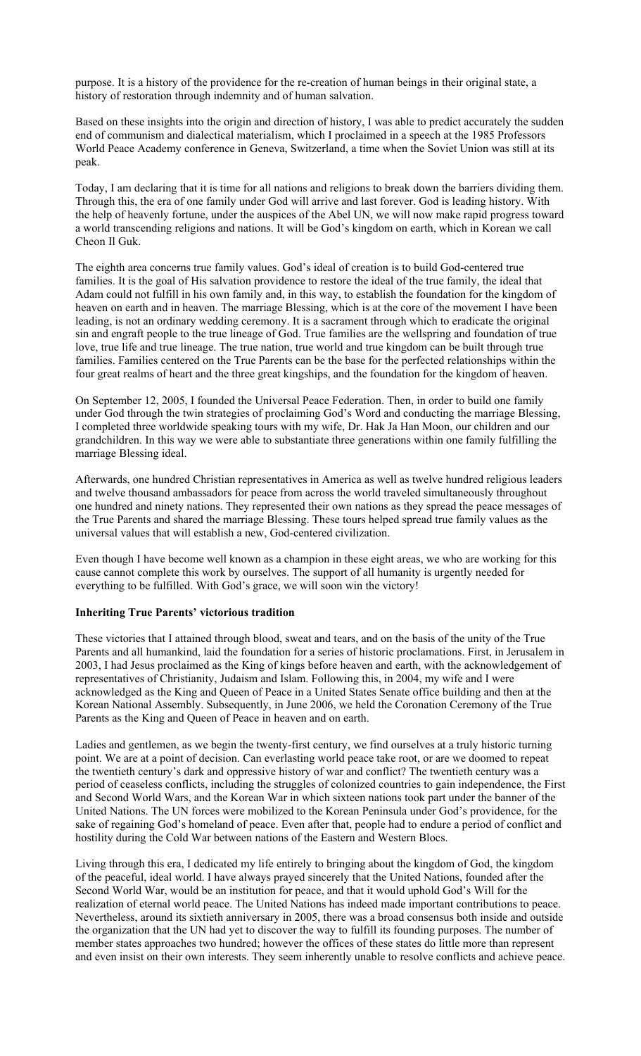purpose. It is a history of the providence for the re-creation of human beings in their original state, a history of restoration through indemnity and of human salvation.

Based on these insights into the origin and direction of history, I was able to predict accurately the sudden end of communism and dialectical materialism, which I proclaimed in a speech at the 1985 Professors World Peace Academy conference in Geneva, Switzerland, a time when the Soviet Union was still at its peak.

Today, I am declaring that it is time for all nations and religions to break down the barriers dividing them. Through this, the era of one family under God will arrive and last forever. God is leading history. With the help of heavenly fortune, under the auspices of the Abel UN, we will now make rapid progress toward a world transcending religions and nations. It will be God's kingdom on earth, which in Korean we call Cheon Il Guk.

The eighth area concerns true family values. God's ideal of creation is to build God-centered true families. It is the goal of His salvation providence to restore the ideal of the true family, the ideal that Adam could not fulfill in his own family and, in this way, to establish the foundation for the kingdom of heaven on earth and in heaven. The marriage Blessing, which is at the core of the movement I have been leading, is not an ordinary wedding ceremony. It is a sacrament through which to eradicate the original sin and engraft people to the true lineage of God. True families are the wellspring and foundation of true love, true life and true lineage. The true nation, true world and true kingdom can be built through true families. Families centered on the True Parents can be the base for the perfected relationships within the four great realms of heart and the three great kingships, and the foundation for the kingdom of heaven.

On September 12, 2005, I founded the Universal Peace Federation. Then, in order to build one family under God through the twin strategies of proclaiming God's Word and conducting the marriage Blessing, I completed three worldwide speaking tours with my wife, Dr. Hak Ja Han Moon, our children and our grandchildren. In this way we were able to substantiate three generations within one family fulfilling the marriage Blessing ideal.

Afterwards, one hundred Christian representatives in America as well as twelve hundred religious leaders and twelve thousand ambassadors for peace from across the world traveled simultaneously throughout one hundred and ninety nations. They represented their own nations as they spread the peace messages of the True Parents and shared the marriage Blessing. These tours helped spread true family values as the universal values that will establish a new, God-centered civilization.

Even though I have become well known as a champion in these eight areas, we who are working for this cause cannot complete this work by ourselves. The support of all humanity is urgently needed for everything to be fulfilled. With God's grace, we will soon win the victory!

**Inheriting True Parents' victorious tradition**

These victories that I attained through blood, sweat and tears, and on the basis of the unity of the True Parents and all humankind, laid the foundation for a series of historic proclamations. First, in Jerusalem in 2003, I had Jesus proclaimed as the King of kings before heaven and earth, with the acknowledgement of representatives of Christianity, Judaism and Islam. Following this, in 2004, my wife and I were acknowledged as the King and Queen of Peace in a United States Senate office building and then at the Korean National Assembly. Subsequently, in June 2006, we held the Coronation Ceremony of the True Parents as the King and Queen of Peace in heaven and on earth.

Ladies and gentlemen, as we begin the twenty-first century, we find ourselves at a truly historic turning point. We are at a point of decision. Can everlasting world peace take root, or are we doomed to repeat the twentieth century's dark and oppressive history of war and conflict? The twentieth century was a period of ceaseless conflicts, including the struggles of colonized countries to gain independence, the First and Second World Wars, and the Korean War in which sixteen nations took part under the banner of the United Nations. The UN forces were mobilized to the Korean Peninsula under God's providence, for the sake of regaining God's homeland of peace. Even after that, people had to endure a period of conflict and hostility during the Cold War between nations of the Eastern and Western Blocs.

Living through this era, I dedicated my life entirely to bringing about the kingdom of God, the kingdom of the peaceful, ideal world. I have always prayed sincerely that the United Nations, founded after the Second World War, would be an institution for peace, and that it would uphold God's Will for the realization of eternal world peace. The United Nations has indeed made important contributions to peace. Nevertheless, around its sixtieth anniversary in 2005, there was a broad consensus both inside and outside the organization that the UN had yet to discover the way to fulfill its founding purposes. The number of member states approaches two hundred; however the offices of these states do little more than represent and even insist on their own interests. They seem inherently unable to resolve conflicts and achieve peace.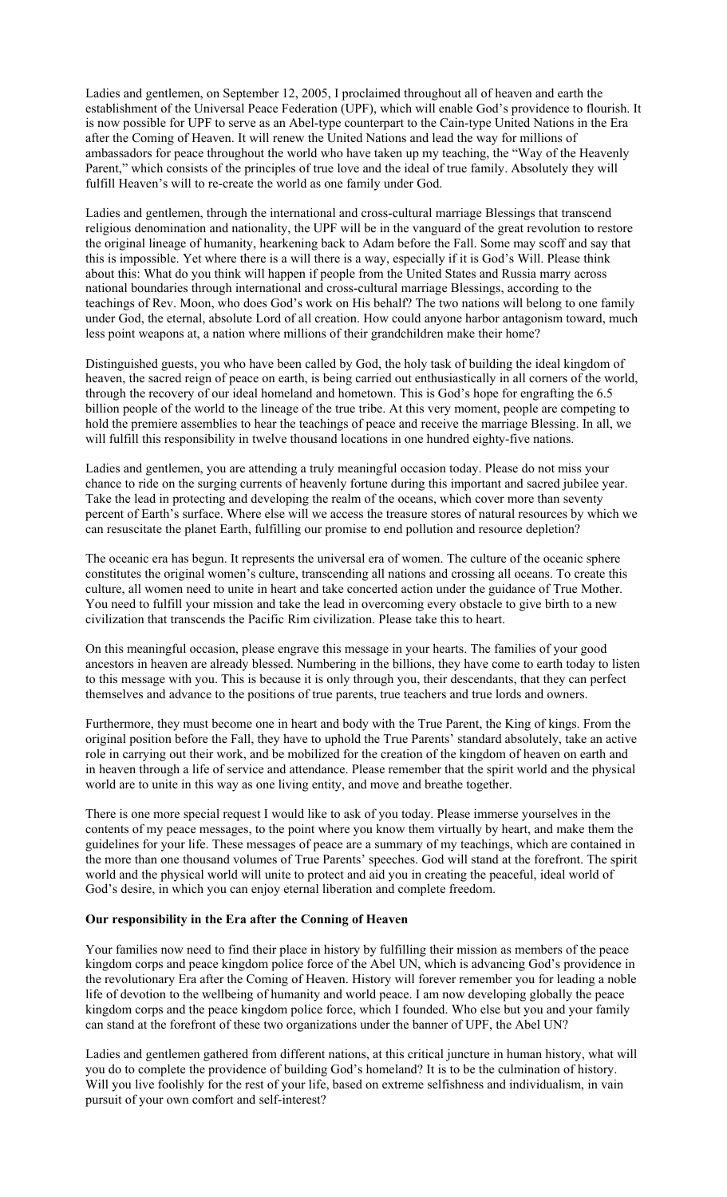Ladies and gentlemen, on September 12, 2005, I proclaimed throughout all of heaven and earth the establishment of the Universal Peace Federation (UPF), which will enable God's providence to flourish. It is now possible for UPF to serve as an Abel-type counterpart to the Cain-type United Nations in the Era after the Coming of Heaven. It will renew the United Nations and lead the way for millions of ambassadors for peace throughout the world who have taken up my teaching, the "Way of the Heavenly Parent," which consists of the principles of true love and the ideal of true family. Absolutely they will fulfill Heaven's will to re-create the world as one family under God.

Ladies and gentlemen, through the international and cross-cultural marriage Blessings that transcend religious denomination and nationality, the UPF will be in the vanguard of the great revolution to restore the original lineage of humanity, hearkening back to Adam before the Fall. Some may scoff and say that this is impossible. Yet where there is a will there is a way, especially if it is God's Will. Please think about this: What do you think will happen if people from the United States and Russia marry across national boundaries through international and cross-cultural marriage Blessings, according to the teachings of Rev. Moon, who does God's work on His behalf? The two nations will belong to one family under God, the eternal, absolute Lord of all creation. How could anyone harbor antagonism toward, much less point weapons at, a nation where millions of their grandchildren make their home?

Distinguished guests, you who have been called by God, the holy task of building the ideal kingdom of heaven, the sacred reign of peace on earth, is being carried out enthusiastically in all corners of the world, through the recovery of our ideal homeland and hometown. This is God's hope for engrafting the 6.5 billion people of the world to the lineage of the true tribe. At this very moment, people are competing to hold the premiere assemblies to hear the teachings of peace and receive the marriage Blessing. In all, we will fulfill this responsibility in twelve thousand locations in one hundred eighty-five nations.

Ladies and gentlemen, you are attending a truly meaningful occasion today. Please do not miss your chance to ride on the surging currents of heavenly fortune during this important and sacred jubilee year. Take the lead in protecting and developing the realm of the oceans, which cover more than seventy percent of Earth's surface. Where else will we access the treasure stores of natural resources by which we can resuscitate the planet Earth, fulfilling our promise to end pollution and resource depletion?

The oceanic era has begun. It represents the universal era of women. The culture of the oceanic sphere constitutes the original women's culture, transcending all nations and crossing all oceans. To create this culture, all women need to unite in heart and take concerted action under the guidance of True Mother. You need to fulfill your mission and take the lead in overcoming every obstacle to give birth to a new civilization that transcends the Pacific Rim civilization. Please take this to heart.

On this meaningful occasion, please engrave this message in your hearts. The families of your good ancestors in heaven are already blessed. Numbering in the billions, they have come to earth today to listen to this message with you. This is because it is only through you, their descendants, that they can perfect themselves and advance to the positions of true parents, true teachers and true lords and owners.

Furthermore, they must become one in heart and body with the True Parent, the King of kings. From the original position before the Fall, they have to uphold the True Parents' standard absolutely, take an active role in carrying out their work, and be mobilized for the creation of the kingdom of heaven on earth and in heaven through a life of service and attendance. Please remember that the spirit world and the physical world are to unite in this way as one living entity, and move and breathe together.

There is one more special request I would like to ask of you today. Please immerse yourselves in the contents of my peace messages, to the point where you know them virtually by heart, and make them the guidelines for your life. These messages of peace are a summary of my teachings, which are contained in the more than one thousand volumes of True Parents' speeches. God will stand at the forefront. The spirit world and the physical world will unite to protect and aid you in creating the peaceful, ideal world of God's desire, in which you can enjoy eternal liberation and complete freedom.

**Our responsibility in the Era after the Conning of Heaven**

Your families now need to find their place in history by fulfilling their mission as members of the peace kingdom corps and peace kingdom police force of the Abel UN, which is advancing God's providence in the revolutionary Era after the Coming of Heaven. History will forever remember you for leading a noble life of devotion to the wellbeing of humanity and world peace. I am now developing globally the peace kingdom corps and the peace kingdom police force, which I founded. Who else but you and your family can stand at the forefront of these two organizations under the banner of UPF, the Abel UN?

Ladies and gentlemen gathered from different nations, at this critical juncture in human history, what will you do to complete the providence of building God's homeland? It is to be the culmination of history. Will you live foolishly for the rest of your life, based on extreme selfishness and individualism, in vain pursuit of your own comfort and self-interest?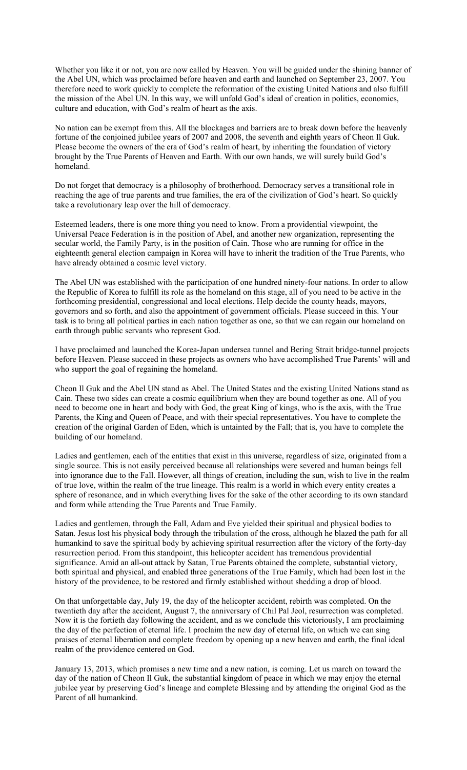Whether you like it or not, you are now called by Heaven. You will be guided under the shining banner of the Abel UN, which was proclaimed before heaven and earth and launched on September 23, 2007. You therefore need to work quickly to complete the reformation of the existing United Nations and also fulfill the mission of the Abel UN. In this way, we will unfold God's ideal of creation in politics, economics, culture and education, with God's realm of heart as the axis.

No nation can be exempt from this. All the blockages and barriers are to break down before the heavenly fortune of the conjoined jubilee years of 2007 and 2008, the seventh and eighth years of Cheon Il Guk. Please become the owners of the era of God's realm of heart, by inheriting the foundation of victory brought by the True Parents of Heaven and Earth. With our own hands, we will surely build God's homeland.

Do not forget that democracy is a philosophy of brotherhood. Democracy serves a transitional role in reaching the age of true parents and true families, the era of the civilization of God's heart. So quickly take a revolutionary leap over the hill of democracy.

Esteemed leaders, there is one more thing you need to know. From a providential viewpoint, the Universal Peace Federation is in the position of Abel, and another new organization, representing the secular world, the Family Party, is in the position of Cain. Those who are running for office in the eighteenth general election campaign in Korea will have to inherit the tradition of the True Parents, who have already obtained a cosmic level victory.

The Abel UN was established with the participation of one hundred ninety-four nations. In order to allow the Republic of Korea to fulfill its role as the homeland on this stage, all of you need to be active in the forthcoming presidential, congressional and local elections. Help decide the county heads, mayors, governors and so forth, and also the appointment of government officials. Please succeed in this. Your task is to bring all political parties in each nation together as one, so that we can regain our homeland on earth through public servants who represent God.

I have proclaimed and launched the Korea-Japan undersea tunnel and Bering Strait bridge-tunnel projects before Heaven. Please succeed in these projects as owners who have accomplished True Parents' will and who support the goal of regaining the homeland.

Cheon Il Guk and the Abel UN stand as Abel. The United States and the existing United Nations stand as Cain. These two sides can create a cosmic equilibrium when they are bound together as one. All of you need to become one in heart and body with God, the great King of kings, who is the axis, with the True Parents, the King and Queen of Peace, and with their special representatives. You have to complete the creation of the original Garden of Eden, which is untainted by the Fall; that is, you have to complete the building of our homeland.

Ladies and gentlemen, each of the entities that exist in this universe, regardless of size, originated from a single source. This is not easily perceived because all relationships were severed and human beings fell into ignorance due to the Fall. However, all things of creation, including the sun, wish to live in the realm of true love, within the realm of the true lineage. This realm is a world in which every entity creates a sphere of resonance, and in which everything lives for the sake of the other according to its own standard and form while attending the True Parents and True Family.

Ladies and gentlemen, through the Fall, Adam and Eve yielded their spiritual and physical bodies to Satan. Jesus lost his physical body through the tribulation of the cross, although he blazed the path for all humankind to save the spiritual body by achieving spiritual resurrection after the victory of the forty-day resurrection period. From this standpoint, this helicopter accident has tremendous providential significance. Amid an all-out attack by Satan, True Parents obtained the complete, substantial victory, both spiritual and physical, and enabled three generations of the True Family, which had been lost in the history of the providence, to be restored and firmly established without shedding a drop of blood.

On that unforgettable day, July 19, the day of the helicopter accident, rebirth was completed. On the twentieth day after the accident, August 7, the anniversary of Chil Pal Jeol, resurrection was completed. Now it is the fortieth day following the accident, and as we conclude this victoriously, I am proclaiming the day of the perfection of eternal life. I proclaim the new day of eternal life, on which we can sing praises of eternal liberation and complete freedom by opening up a new heaven and earth, the final ideal realm of the providence centered on God.

January 13, 2013, which promises a new time and a new nation, is coming. Let us march on toward the day of the nation of Cheon Il Guk, the substantial kingdom of peace in which we may enjoy the eternal jubilee year by preserving God's lineage and complete Blessing and by attending the original God as the Parent of all humankind.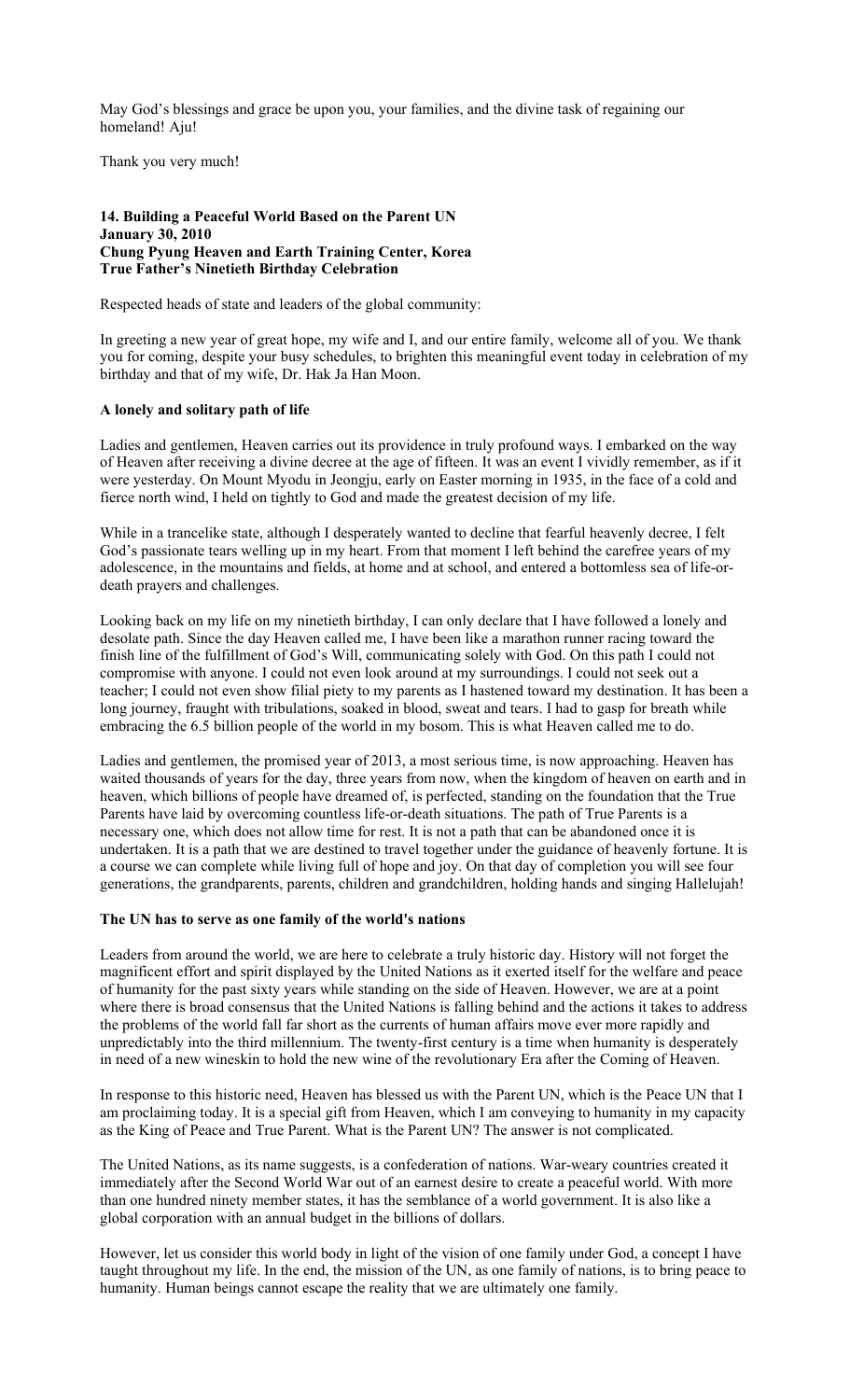May God's blessings and grace be upon you, your families, and the divine task of regaining our homeland! Aju!

Thank you very much!

**14. Building a Peaceful World Based on the Parent UN**
**January 30, 2010**
**Chung Pyung Heaven and Earth Training Center, Korea**
**True Father's Ninetieth Birthday Celebration**

Respected heads of state and leaders of the global community:

In greeting a new year of great hope, my wife and I, and our entire family, welcome all of you. We thank you for coming, despite your busy schedules, to brighten this meaningful event today in celebration of my birthday and that of my wife, Dr. Hak Ja Han Moon.

**A lonely and solitary path of life**

Ladies and gentlemen, Heaven carries out its providence in truly profound ways. I embarked on the way of Heaven after receiving a divine decree at the age of fifteen. It was an event I vividly remember, as if it were yesterday. On Mount Myodu in Jeongju, early on Easter morning in 1935, in the face of a cold and fierce north wind, I held on tightly to God and made the greatest decision of my life.

While in a trancelike state, although I desperately wanted to decline that fearful heavenly decree, I felt God's passionate tears welling up in my heart. From that moment I left behind the carefree years of my adolescence, in the mountains and fields, at home and at school, and entered a bottomless sea of life-or-death prayers and challenges.

Looking back on my life on my ninetieth birthday, I can only declare that I have followed a lonely and desolate path. Since the day Heaven called me, I have been like a marathon runner racing toward the finish line of the fulfillment of God's Will, communicating solely with God. On this path I could not compromise with anyone. I could not even look around at my surroundings. I could not seek out a teacher; I could not even show filial piety to my parents as I hastened toward my destination. It has been a long journey, fraught with tribulations, soaked in blood, sweat and tears. I had to gasp for breath while embracing the 6.5 billion people of the world in my bosom. This is what Heaven called me to do.

Ladies and gentlemen, the promised year of 2013, a most serious time, is now approaching. Heaven has waited thousands of years for the day, three years from now, when the kingdom of heaven on earth and in heaven, which billions of people have dreamed of, is perfected, standing on the foundation that the True Parents have laid by overcoming countless life-or-death situations. The path of True Parents is a necessary one, which does not allow time for rest. It is not a path that can be abandoned once it is undertaken. It is a path that we are destined to travel together under the guidance of heavenly fortune. It is a course we can complete while living full of hope and joy. On that day of completion you will see four generations, the grandparents, parents, children and grandchildren, holding hands and singing Hallelujah!

**The UN has to serve as one family of the world's nations**

Leaders from around the world, we are here to celebrate a truly historic day. History will not forget the magnificent effort and spirit displayed by the United Nations as it exerted itself for the welfare and peace of humanity for the past sixty years while standing on the side of Heaven. However, we are at a point where there is broad consensus that the United Nations is falling behind and the actions it takes to address the problems of the world fall far short as the currents of human affairs move ever more rapidly and unpredictably into the third millennium. The twenty-first century is a time when humanity is desperately in need of a new wineskin to hold the new wine of the revolutionary Era after the Coming of Heaven.

In response to this historic need, Heaven has blessed us with the Parent UN, which is the Peace UN that I am proclaiming today. It is a special gift from Heaven, which I am conveying to humanity in my capacity as the King of Peace and True Parent. What is the Parent UN? The answer is not complicated.

The United Nations, as its name suggests, is a confederation of nations. War-weary countries created it immediately after the Second World War out of an earnest desire to create a peaceful world. With more than one hundred ninety member states, it has the semblance of a world government. It is also like a global corporation with an annual budget in the billions of dollars.

However, let us consider this world body in light of the vision of one family under God, a concept I have taught throughout my life. In the end, the mission of the UN, as one family of nations, is to bring peace to humanity. Human beings cannot escape the reality that we are ultimately one family.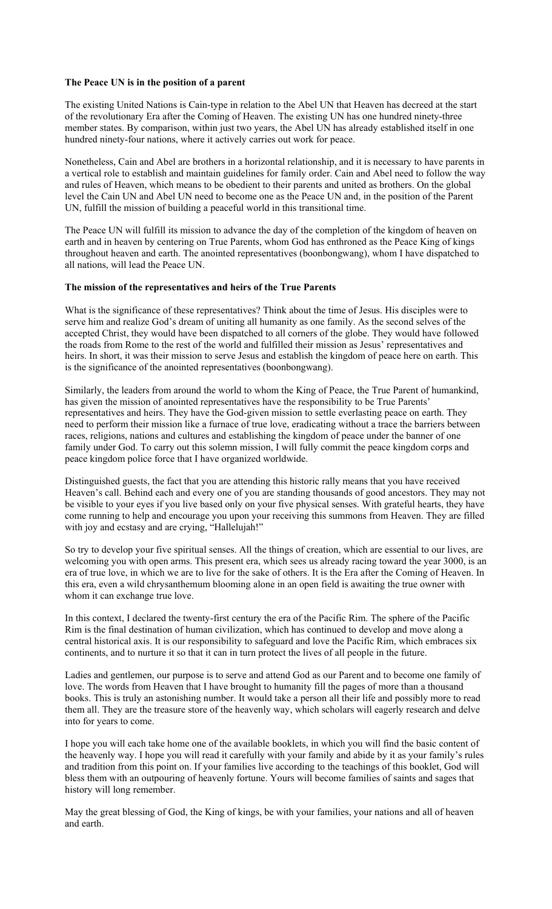**The Peace UN is in the position of a parent**

The existing United Nations is Cain-type in relation to the Abel UN that Heaven has decreed at the start of the revolutionary Era after the Coming of Heaven. The existing UN has one hundred ninety-three member states. By comparison, within just two years, the Abel UN has already established itself in one hundred ninety-four nations, where it actively carries out work for peace.

Nonetheless, Cain and Abel are brothers in a horizontal relationship, and it is necessary to have parents in a vertical role to establish and maintain guidelines for family order. Cain and Abel need to follow the way and rules of Heaven, which means to be obedient to their parents and united as brothers. On the global level the Cain UN and Abel UN need to become one as the Peace UN and, in the position of the Parent UN, fulfill the mission of building a peaceful world in this transitional time.

The Peace UN will fulfill its mission to advance the day of the completion of the kingdom of heaven on earth and in heaven by centering on True Parents, whom God has enthroned as the Peace King of kings throughout heaven and earth. The anointed representatives (boonbongwang), whom I have dispatched to all nations, will lead the Peace UN.

**The mission of the representatives and heirs of the True Parents**

What is the significance of these representatives? Think about the time of Jesus. His disciples were to serve him and realize God's dream of uniting all humanity as one family. As the second selves of the accepted Christ, they would have been dispatched to all corners of the globe. They would have followed the roads from Rome to the rest of the world and fulfilled their mission as Jesus' representatives and heirs. In short, it was their mission to serve Jesus and establish the kingdom of peace here on earth. This is the significance of the anointed representatives (boonbongwang).

Similarly, the leaders from around the world to whom the King of Peace, the True Parent of humankind, has given the mission of anointed representatives have the responsibility to be True Parents' representatives and heirs. They have the God-given mission to settle everlasting peace on earth. They need to perform their mission like a furnace of true love, eradicating without a trace the barriers between races, religions, nations and cultures and establishing the kingdom of peace under the banner of one family under God. To carry out this solemn mission, I will fully commit the peace kingdom corps and peace kingdom police force that I have organized worldwide.

Distinguished guests, the fact that you are attending this historic rally means that you have received Heaven's call. Behind each and every one of you are standing thousands of good ancestors. They may not be visible to your eyes if you live based only on your five physical senses. With grateful hearts, they have come running to help and encourage you upon your receiving this summons from Heaven. They are filled with joy and ecstasy and are crying, "Hallelujah!"

So try to develop your five spiritual senses. All the things of creation, which are essential to our lives, are welcoming you with open arms. This present era, which sees us already racing toward the year 3000, is an era of true love, in which we are to live for the sake of others. It is the Era after the Coming of Heaven. In this era, even a wild chrysanthemum blooming alone in an open field is awaiting the true owner with whom it can exchange true love.

In this context, I declared the twenty-first century the era of the Pacific Rim. The sphere of the Pacific Rim is the final destination of human civilization, which has continued to develop and move along a central historical axis. It is our responsibility to safeguard and love the Pacific Rim, which embraces six continents, and to nurture it so that it can in turn protect the lives of all people in the future.

Ladies and gentlemen, our purpose is to serve and attend God as our Parent and to become one family of love. The words from Heaven that I have brought to humanity fill the pages of more than a thousand books. This is truly an astonishing number. It would take a person all their life and possibly more to read them all. They are the treasure store of the heavenly way, which scholars will eagerly research and delve into for years to come.

I hope you will each take home one of the available booklets, in which you will find the basic content of the heavenly way. I hope you will read it carefully with your family and abide by it as your family's rules and tradition from this point on. If your families live according to the teachings of this booklet, God will bless them with an outpouring of heavenly fortune. Yours will become families of saints and sages that history will long remember.

May the great blessing of God, the King of kings, be with your families, your nations and all of heaven and earth.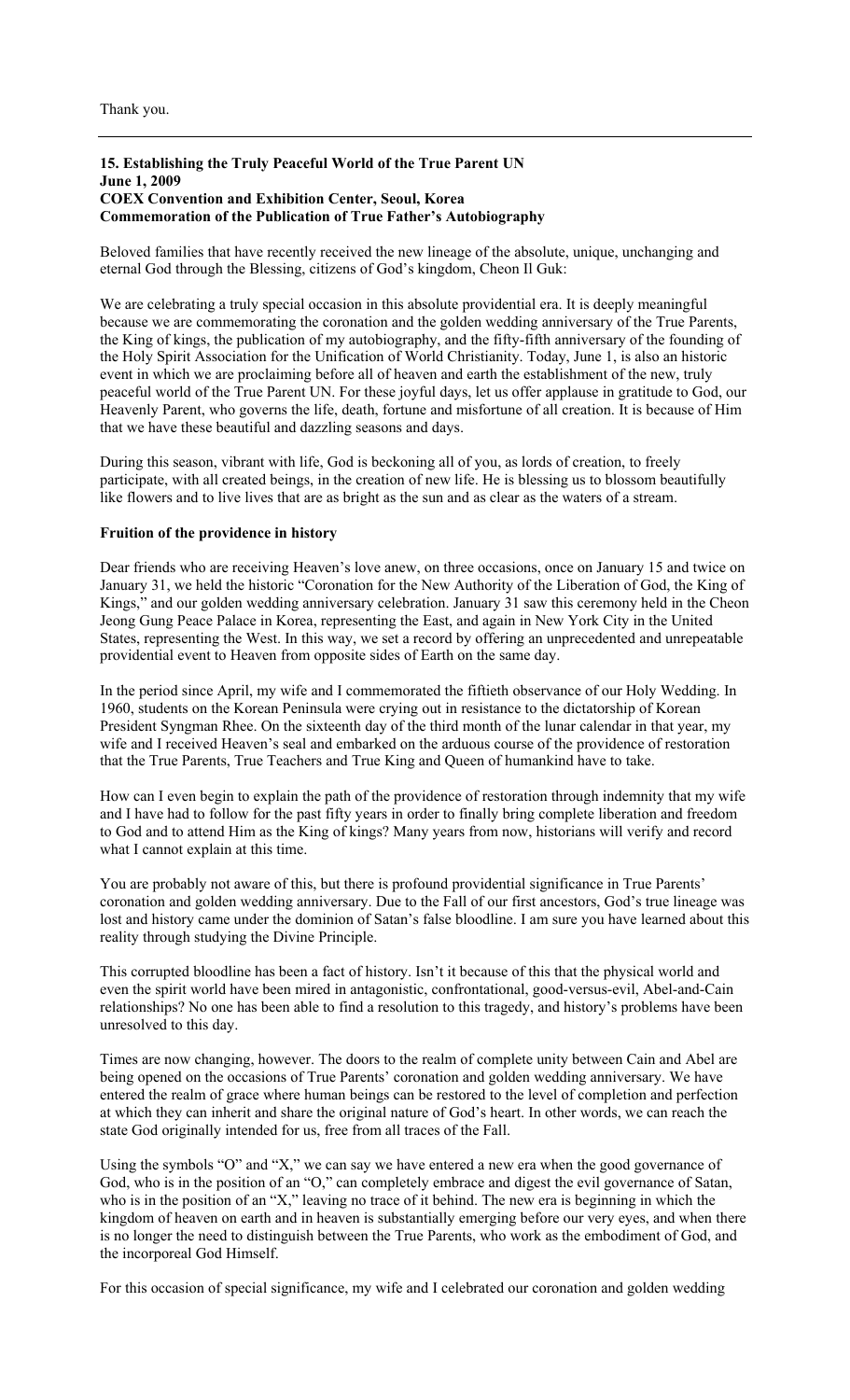Thank you.

---

**15. Establishing the Truly Peaceful World of the True Parent UN**
**June 1, 2009**
**COEX Convention and Exhibition Center, Seoul, Korea**
**Commemoration of the Publication of True Father's Autobiography**

Beloved families that have recently received the new lineage of the absolute, unique, unchanging and eternal God through the Blessing, citizens of God's kingdom, Cheon Il Guk:

We are celebrating a truly special occasion in this absolute providential era. It is deeply meaningful because we are commemorating the coronation and the golden wedding anniversary of the True Parents, the King of kings, the publication of my autobiography, and the fifty-fifth anniversary of the founding of the Holy Spirit Association for the Unification of World Christianity. Today, June 1, is also an historic event in which we are proclaiming before all of heaven and earth the establishment of the new, truly peaceful world of the True Parent UN. For these joyful days, let us offer applause in gratitude to God, our Heavenly Parent, who governs the life, death, fortune and misfortune of all creation. It is because of Him that we have these beautiful and dazzling seasons and days.

During this season, vibrant with life, God is beckoning all of you, as lords of creation, to freely participate, with all created beings, in the creation of new life. He is blessing us to blossom beautifully like flowers and to live lives that are as bright as the sun and as clear as the waters of a stream.

**Fruition of the providence in history**

Dear friends who are receiving Heaven's love anew, on three occasions, once on January 15 and twice on January 31, we held the historic "Coronation for the New Authority of the Liberation of God, the King of Kings," and our golden wedding anniversary celebration. January 31 saw this ceremony held in the Cheon Jeong Gung Peace Palace in Korea, representing the East, and again in New York City in the United States, representing the West. In this way, we set a record by offering an unprecedented and unrepeatable providential event to Heaven from opposite sides of Earth on the same day.

In the period since April, my wife and I commemorated the fiftieth observance of our Holy Wedding. In 1960, students on the Korean Peninsula were crying out in resistance to the dictatorship of Korean President Syngman Rhee. On the sixteenth day of the third month of the lunar calendar in that year, my wife and I received Heaven's seal and embarked on the arduous course of the providence of restoration that the True Parents, True Teachers and True King and Queen of humankind have to take.

How can I even begin to explain the path of the providence of restoration through indemnity that my wife and I have had to follow for the past fifty years in order to finally bring complete liberation and freedom to God and to attend Him as the King of kings? Many years from now, historians will verify and record what I cannot explain at this time.

You are probably not aware of this, but there is profound providential significance in True Parents' coronation and golden wedding anniversary. Due to the Fall of our first ancestors, God's true lineage was lost and history came under the dominion of Satan's false bloodline. I am sure you have learned about this reality through studying the Divine Principle.

This corrupted bloodline has been a fact of history. Isn't it because of this that the physical world and even the spirit world have been mired in antagonistic, confrontational, good-versus-evil, Abel-and-Cain relationships? No one has been able to find a resolution to this tragedy, and history's problems have been unresolved to this day.

Times are now changing, however. The doors to the realm of complete unity between Cain and Abel are being opened on the occasions of True Parents' coronation and golden wedding anniversary. We have entered the realm of grace where human beings can be restored to the level of completion and perfection at which they can inherit and share the original nature of God's heart. In other words, we can reach the state God originally intended for us, free from all traces of the Fall.

Using the symbols "O" and "X," we can say we have entered a new era when the good governance of God, who is in the position of an "O," can completely embrace and digest the evil governance of Satan, who is in the position of an "X," leaving no trace of it behind. The new era is beginning in which the kingdom of heaven on earth and in heaven is substantially emerging before our very eyes, and when there is no longer the need to distinguish between the True Parents, who work as the embodiment of God, and the incorporeal God Himself.

For this occasion of special significance, my wife and I celebrated our coronation and golden wedding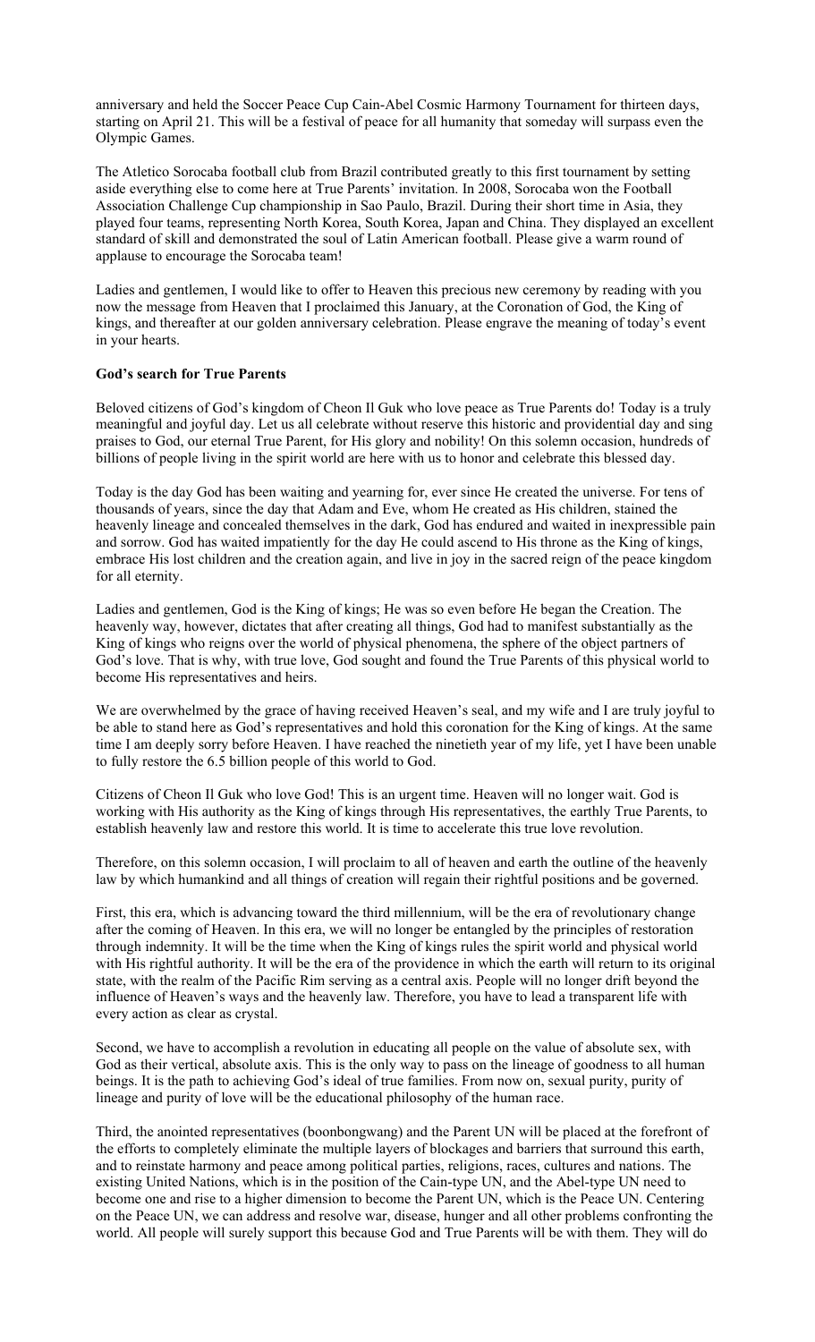anniversary and held the Soccer Peace Cup Cain-Abel Cosmic Harmony Tournament for thirteen days, starting on April 21. This will be a festival of peace for all humanity that someday will surpass even the Olympic Games.

The Atletico Sorocaba football club from Brazil contributed greatly to this first tournament by setting aside everything else to come here at True Parents' invitation. In 2008, Sorocaba won the Football Association Challenge Cup championship in Sao Paulo, Brazil. During their short time in Asia, they played four teams, representing North Korea, South Korea, Japan and China. They displayed an excellent standard of skill and demonstrated the soul of Latin American football. Please give a warm round of applause to encourage the Sorocaba team!

Ladies and gentlemen, I would like to offer to Heaven this precious new ceremony by reading with you now the message from Heaven that I proclaimed this January, at the Coronation of God, the King of kings, and thereafter at our golden anniversary celebration. Please engrave the meaning of today's event in your hearts.

**God's search for True Parents**

Beloved citizens of God's kingdom of Cheon Il Guk who love peace as True Parents do! Today is a truly meaningful and joyful day. Let us all celebrate without reserve this historic and providential day and sing praises to God, our eternal True Parent, for His glory and nobility! On this solemn occasion, hundreds of billions of people living in the spirit world are here with us to honor and celebrate this blessed day.

Today is the day God has been waiting and yearning for, ever since He created the universe. For tens of thousands of years, since the day that Adam and Eve, whom He created as His children, stained the heavenly lineage and concealed themselves in the dark, God has endured and waited in inexpressible pain and sorrow. God has waited impatiently for the day He could ascend to His throne as the King of kings, embrace His lost children and the creation again, and live in joy in the sacred reign of the peace kingdom for all eternity.

Ladies and gentlemen, God is the King of kings; He was so even before He began the Creation. The heavenly way, however, dictates that after creating all things, God had to manifest substantially as the King of kings who reigns over the world of physical phenomena, the sphere of the object partners of God's love. That is why, with true love, God sought and found the True Parents of this physical world to become His representatives and heirs.

We are overwhelmed by the grace of having received Heaven's seal, and my wife and I are truly joyful to be able to stand here as God's representatives and hold this coronation for the King of kings. At the same time I am deeply sorry before Heaven. I have reached the ninetieth year of my life, yet I have been unable to fully restore the 6.5 billion people of this world to God.

Citizens of Cheon Il Guk who love God! This is an urgent time. Heaven will no longer wait. God is working with His authority as the King of kings through His representatives, the earthly True Parents, to establish heavenly law and restore this world. It is time to accelerate this true love revolution.

Therefore, on this solemn occasion, I will proclaim to all of heaven and earth the outline of the heavenly law by which humankind and all things of creation will regain their rightful positions and be governed.

First, this era, which is advancing toward the third millennium, will be the era of revolutionary change after the coming of Heaven. In this era, we will no longer be entangled by the principles of restoration through indemnity. It will be the time when the King of kings rules the spirit world and physical world with His rightful authority. It will be the era of the providence in which the earth will return to its original state, with the realm of the Pacific Rim serving as a central axis. People will no longer drift beyond the influence of Heaven's ways and the heavenly law. Therefore, you have to lead a transparent life with every action as clear as crystal.

Second, we have to accomplish a revolution in educating all people on the value of absolute sex, with God as their vertical, absolute axis. This is the only way to pass on the lineage of goodness to all human beings. It is the path to achieving God's ideal of true families. From now on, sexual purity, purity of lineage and purity of love will be the educational philosophy of the human race.

Third, the anointed representatives (boonbongwang) and the Parent UN will be placed at the forefront of the efforts to completely eliminate the multiple layers of blockages and barriers that surround this earth, and to reinstate harmony and peace among political parties, religions, races, cultures and nations. The existing United Nations, which is in the position of the Cain-type UN, and the Abel-type UN need to become one and rise to a higher dimension to become the Parent UN, which is the Peace UN. Centering on the Peace UN, we can address and resolve war, disease, hunger and all other problems confronting the world. All people will surely support this because God and True Parents will be with them. They will do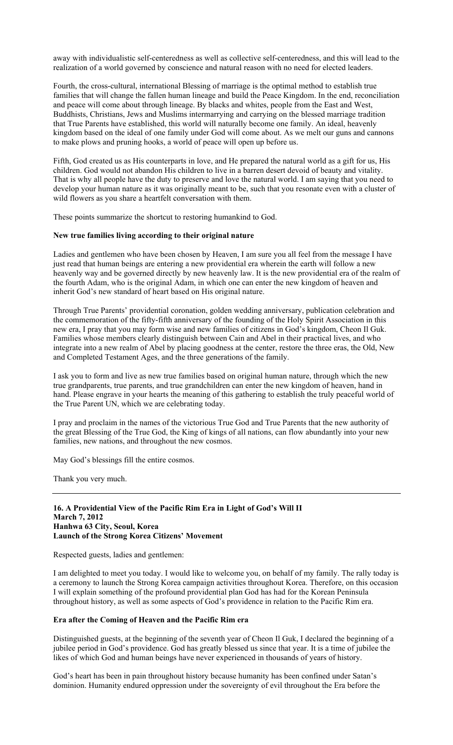away with individualistic self-centeredness as well as collective self-centeredness, and this will lead to the realization of a world governed by conscience and natural reason with no need for elected leaders.

Fourth, the cross-cultural, international Blessing of marriage is the optimal method to establish true families that will change the fallen human lineage and build the Peace Kingdom. In the end, reconciliation and peace will come about through lineage. By blacks and whites, people from the East and West, Buddhists, Christians, Jews and Muslims intermarrying and carrying on the blessed marriage tradition that True Parents have established, this world will naturally become one family. An ideal, heavenly kingdom based on the ideal of one family under God will come about. As we melt our guns and cannons to make plows and pruning hooks, a world of peace will open up before us.

Fifth, God created us as His counterparts in love, and He prepared the natural world as a gift for us, His children. God would not abandon His children to live in a barren desert devoid of beauty and vitality. That is why all people have the duty to preserve and love the natural world. I am saying that you need to develop your human nature as it was originally meant to be, such that you resonate even with a cluster of wild flowers as you share a heartfelt conversation with them.

These points summarize the shortcut to restoring humankind to God.

**New true families living according to their original nature**

Ladies and gentlemen who have been chosen by Heaven, I am sure you all feel from the message I have just read that human beings are entering a new providential era wherein the earth will follow a new heavenly way and be governed directly by new heavenly law. It is the new providential era of the realm of the fourth Adam, who is the original Adam, in which one can enter the new kingdom of heaven and inherit God's new standard of heart based on His original nature.

Through True Parents' providential coronation, golden wedding anniversary, publication celebration and the commemoration of the fifty-fifth anniversary of the founding of the Holy Spirit Association in this new era, I pray that you may form wise and new families of citizens in God's kingdom, Cheon Il Guk. Families whose members clearly distinguish between Cain and Abel in their practical lives, and who integrate into a new realm of Abel by placing goodness at the center, restore the three eras, the Old, New and Completed Testament Ages, and the three generations of the family.

I ask you to form and live as new true families based on original human nature, through which the new true grandparents, true parents, and true grandchildren can enter the new kingdom of heaven, hand in hand. Please engrave in your hearts the meaning of this gathering to establish the truly peaceful world of the True Parent UN, which we are celebrating today.

I pray and proclaim in the names of the victorious True God and True Parents that the new authority of the great Blessing of the True God, the King of kings of all nations, can flow abundantly into your new families, new nations, and throughout the new cosmos.

May God's blessings fill the entire cosmos.

Thank you very much.

---

## 16. A Providential View of the Pacific Rim Era in Light of God's Will II
**March 7, 2012**
**Hanhwa 63 City, Seoul, Korea**
**Launch of the Strong Korea Citizens' Movement**

Respected guests, ladies and gentlemen:

I am delighted to meet you today. I would like to welcome you, on behalf of my family. The rally today is a ceremony to launch the Strong Korea campaign activities throughout Korea. Therefore, on this occasion I will explain something of the profound providential plan God has had for the Korean Peninsula throughout history, as well as some aspects of God's providence in relation to the Pacific Rim era.

**Era after the Coming of Heaven and the Pacific Rim era**

Distinguished guests, at the beginning of the seventh year of Cheon Il Guk, I declared the beginning of a jubilee period in God's providence. God has greatly blessed us since that year. It is a time of jubilee the likes of which God and human beings have never experienced in thousands of years of history.

God's heart has been in pain throughout history because humanity has been confined under Satan's dominion. Humanity endured oppression under the sovereignty of evil throughout the Era before the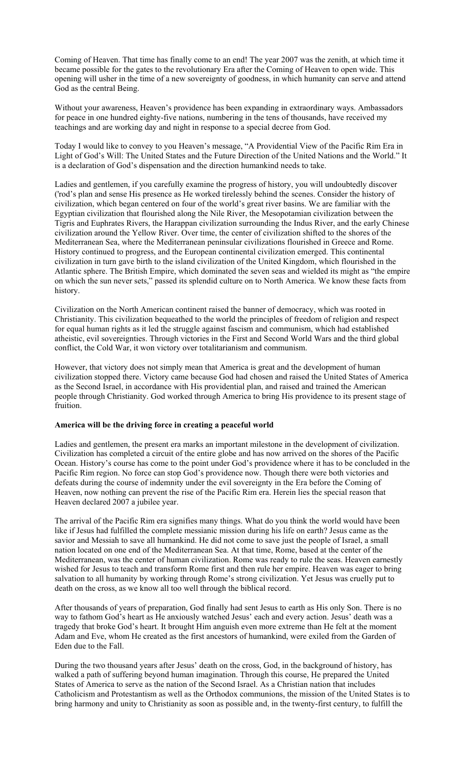Coming of Heaven. That time has finally come to an end! The year 2007 was the zenith, at which time it became possible for the gates to the revolutionary Era after the Coming of Heaven to open wide. This opening will usher in the time of a new sovereignty of goodness, in which humanity can serve and attend God as the central Being.

Without your awareness, Heaven's providence has been expanding in extraordinary ways. Ambassadors for peace in one hundred eighty-five nations, numbering in the tens of thousands, have received my teachings and are working day and night in response to a special decree from God.

Today I would like to convey to you Heaven's message, "A Providential View of the Pacific Rim Era in Light of God's Will: The United States and the Future Direction of the United Nations and the World." It is a declaration of God's dispensation and the direction humankind needs to take.

Ladies and gentlemen, if you carefully examine the progress of history, you will undoubtedly discover ('rod's plan and sense His presence as He worked tirelessly behind the scenes. Consider the history of civilization, which began centered on four of the world's great river basins. We are familiar with the Egyptian civilization that flourished along the Nile River, the Mesopotamian civilization between the Tigris and Euphrates Rivers, the Harappan civilization surrounding the Indus River, and the early Chinese civilization around the Yellow River. Over time, the center of civilization shifted to the shores of the Mediterranean Sea, where the Mediterranean peninsular civilizations flourished in Greece and Rome. History continued to progress, and the European continental civilization emerged. This continental civilization in turn gave birth to the island civilization of the United Kingdom, which flourished in the Atlantic sphere. The British Empire, which dominated the seven seas and wielded its might as "the empire on which the sun never sets," passed its splendid culture on to North America. We know these facts from history.

Civilization on the North American continent raised the banner of democracy, which was rooted in Christianity. This civilization bequeathed to the world the principles of freedom of religion and respect for equal human rights as it led the struggle against fascism and communism, which had established atheistic, evil sovereignties. Through victories in the First and Second World Wars and the third global conflict, the Cold War, it won victory over totalitarianism and communism.

However, that victory does not simply mean that America is great and the development of human civilization stopped there. Victory came because God had chosen and raised the United States of America as the Second Israel, in accordance with His providential plan, and raised and trained the American people through Christianity. God worked through America to bring His providence to its present stage of fruition.

**America will be the driving force in creating a peaceful world**

Ladies and gentlemen, the present era marks an important milestone in the development of civilization. Civilization has completed a circuit of the entire globe and has now arrived on the shores of the Pacific Ocean. History's course has come to the point under God's providence where it has to be concluded in the Pacific Rim region. No force can stop God's providence now. Though there were both victories and defeats during the course of indemnity under the evil sovereignty in the Era before the Coming of Heaven, now nothing can prevent the rise of the Pacific Rim era. Herein lies the special reason that Heaven declared 2007 a jubilee year.

The arrival of the Pacific Rim era signifies many things. What do you think the world would have been like if Jesus had fulfilled the complete messianic mission during his life on earth? Jesus came as the savior and Messiah to save all humankind. He did not come to save just the people of Israel, a small nation located on one end of the Mediterranean Sea. At that time, Rome, based at the center of the Mediterranean, was the center of human civilization. Rome was ready to rule the seas. Heaven earnestly wished for Jesus to teach and transform Rome first and then rule her empire. Heaven was eager to bring salvation to all humanity by working through Rome's strong civilization. Yet Jesus was cruelly put to death on the cross, as we know all too well through the biblical record.

After thousands of years of preparation, God finally had sent Jesus to earth as His only Son. There is no way to fathom God's heart as He anxiously watched Jesus' each and every action. Jesus' death was a tragedy that broke God's heart. It brought Him anguish even more extreme than He felt at the moment Adam and Eve, whom He created as the first ancestors of humankind, were exiled from the Garden of Eden due to the Fall.

During the two thousand years after Jesus' death on the cross, God, in the background of history, has walked a path of suffering beyond human imagination. Through this course, He prepared the United States of America to serve as the nation of the Second Israel. As a Christian nation that includes Catholicism and Protestantism as well as the Orthodox communions, the mission of the United States is to bring harmony and unity to Christianity as soon as possible and, in the twenty-first century, to fulfill the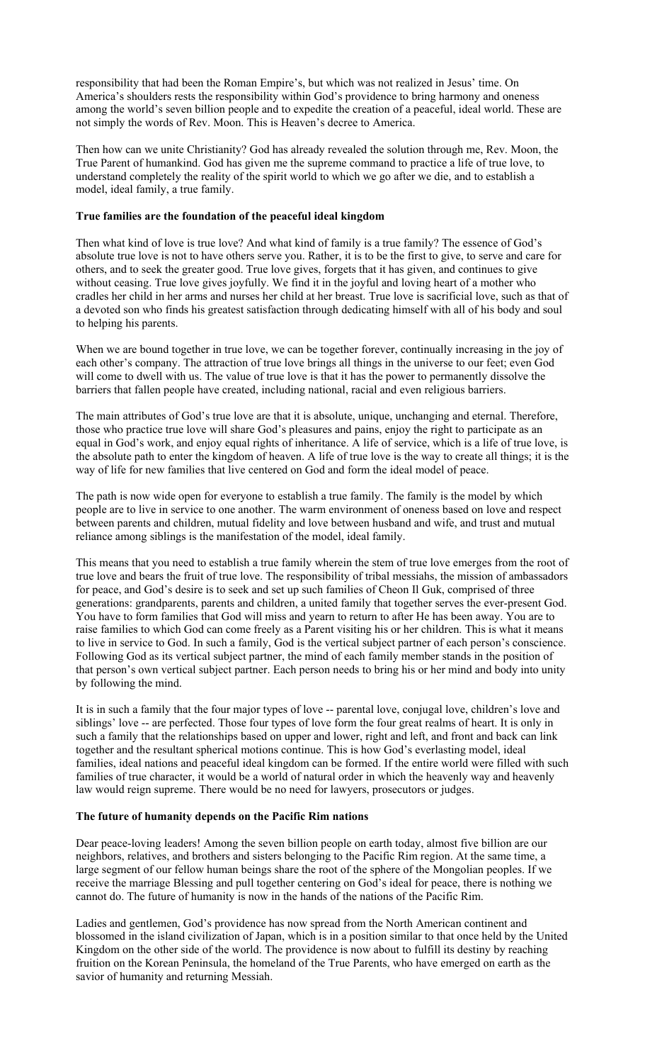responsibility that had been the Roman Empire's, but which was not realized in Jesus' time. On America's shoulders rests the responsibility within God's providence to bring harmony and oneness among the world's seven billion people and to expedite the creation of a peaceful, ideal world. These are not simply the words of Rev. Moon. This is Heaven's decree to America.

Then how can we unite Christianity? God has already revealed the solution through me, Rev. Moon, the True Parent of humankind. God has given me the supreme command to practice a life of true love, to understand completely the reality of the spirit world to which we go after we die, and to establish a model, ideal family, a true family.

**True families are the foundation of the peaceful ideal kingdom**

Then what kind of love is true love? And what kind of family is a true family? The essence of God's absolute true love is not to have others serve you. Rather, it is to be the first to give, to serve and care for others, and to seek the greater good. True love gives, forgets that it has given, and continues to give without ceasing. True love gives joyfully. We find it in the joyful and loving heart of a mother who cradles her child in her arms and nurses her child at her breast. True love is sacrificial love, such as that of a devoted son who finds his greatest satisfaction through dedicating himself with all of his body and soul to helping his parents.

When we are bound together in true love, we can be together forever, continually increasing in the joy of each other's company. The attraction of true love brings all things in the universe to our feet; even God will come to dwell with us. The value of true love is that it has the power to permanently dissolve the barriers that fallen people have created, including national, racial and even religious barriers.

The main attributes of God's true love are that it is absolute, unique, unchanging and eternal. Therefore, those who practice true love will share God's pleasures and pains, enjoy the right to participate as an equal in God's work, and enjoy equal rights of inheritance. A life of service, which is a life of true love, is the absolute path to enter the kingdom of heaven. A life of true love is the way to create all things; it is the way of life for new families that live centered on God and form the ideal model of peace.

The path is now wide open for everyone to establish a true family. The family is the model by which people are to live in service to one another. The warm environment of oneness based on love and respect between parents and children, mutual fidelity and love between husband and wife, and trust and mutual reliance among siblings is the manifestation of the model, ideal family.

This means that you need to establish a true family wherein the stem of true love emerges from the root of true love and bears the fruit of true love. The responsibility of tribal messiahs, the mission of ambassadors for peace, and God's desire is to seek and set up such families of Cheon Il Guk, comprised of three generations: grandparents, parents and children, a united family that together serves the ever-present God. You have to form families that God will miss and yearn to return to after He has been away. You are to raise families to which God can come freely as a Parent visiting his or her children. This is what it means to live in service to God. In such a family, God is the vertical subject partner of each person's conscience. Following God as its vertical subject partner, the mind of each family member stands in the position of that person's own vertical subject partner. Each person needs to bring his or her mind and body into unity by following the mind.

It is in such a family that the four major types of love -- parental love, conjugal love, children's love and siblings' love -- are perfected. Those four types of love form the four great realms of heart. It is only in such a family that the relationships based on upper and lower, right and left, and front and back can link together and the resultant spherical motions continue. This is how God's everlasting model, ideal families, ideal nations and peaceful ideal kingdom can be formed. If the entire world were filled with such families of true character, it would be a world of natural order in which the heavenly way and heavenly law would reign supreme. There would be no need for lawyers, prosecutors or judges.

**The future of humanity depends on the Pacific Rim nations**

Dear peace-loving leaders! Among the seven billion people on earth today, almost five billion are our neighbors, relatives, and brothers and sisters belonging to the Pacific Rim region. At the same time, a large segment of our fellow human beings share the root of the sphere of the Mongolian peoples. If we receive the marriage Blessing and pull together centering on God's ideal for peace, there is nothing we cannot do. The future of humanity is now in the hands of the nations of the Pacific Rim.

Ladies and gentlemen, God's providence has now spread from the North American continent and blossomed in the island civilization of Japan, which is in a position similar to that once held by the United Kingdom on the other side of the world. The providence is now about to fulfill its destiny by reaching fruition on the Korean Peninsula, the homeland of the True Parents, who have emerged on earth as the savior of humanity and returning Messiah.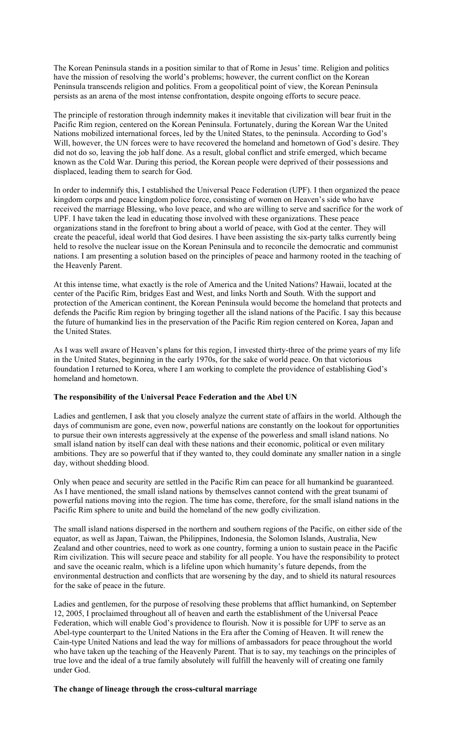The Korean Peninsula stands in a position similar to that of Rome in Jesus' time. Religion and politics have the mission of resolving the world's problems; however, the current conflict on the Korean Peninsula transcends religion and politics. From a geopolitical point of view, the Korean Peninsula persists as an arena of the most intense confrontation, despite ongoing efforts to secure peace.

The principle of restoration through indemnity makes it inevitable that civilization will bear fruit in the Pacific Rim region, centered on the Korean Peninsula. Fortunately, during the Korean War the United Nations mobilized international forces, led by the United States, to the peninsula. According to God's Will, however, the UN forces were to have recovered the homeland and hometown of God's desire. They did not do so, leaving the job half done. As a result, global conflict and strife emerged, which became known as the Cold War. During this period, the Korean people were deprived of their possessions and displaced, leading them to search for God.

In order to indemnify this, I established the Universal Peace Federation (UPF). I then organized the peace kingdom corps and peace kingdom police force, consisting of women on Heaven's side who have received the marriage Blessing, who love peace, and who are willing to serve and sacrifice for the work of UPF. I have taken the lead in educating those involved with these organizations. These peace organizations stand in the forefront to bring about a world of peace, with God at the center. They will create the peaceful, ideal world that God desires. I have been assisting the six-party talks currently being held to resolve the nuclear issue on the Korean Peninsula and to reconcile the democratic and communist nations. I am presenting a solution based on the principles of peace and harmony rooted in the teaching of the Heavenly Parent.

At this intense time, what exactly is the role of America and the United Nations? Hawaii, located at the center of the Pacific Rim, bridges East and West, and links North and South. With the support and protection of the American continent, the Korean Peninsula would become the homeland that protects and defends the Pacific Rim region by bringing together all the island nations of the Pacific. I say this because the future of humankind lies in the preservation of the Pacific Rim region centered on Korea, Japan and the United States.

As I was well aware of Heaven's plans for this region, I invested thirty-three of the prime years of my life in the United States, beginning in the early 1970s, for the sake of world peace. On that victorious foundation I returned to Korea, where I am working to complete the providence of establishing God's homeland and hometown.

**The responsibility of the Universal Peace Federation and the Abel UN**

Ladies and gentlemen, I ask that you closely analyze the current state of affairs in the world. Although the days of communism are gone, even now, powerful nations are constantly on the lookout for opportunities to pursue their own interests aggressively at the expense of the powerless and small island nations. No small island nation by itself can deal with these nations and their economic, political or even military ambitions. They are so powerful that if they wanted to, they could dominate any smaller nation in a single day, without shedding blood.

Only when peace and security are settled in the Pacific Rim can peace for all humankind be guaranteed. As I have mentioned, the small island nations by themselves cannot contend with the great tsunami of powerful nations moving into the region. The time has come, therefore, for the small island nations in the Pacific Rim sphere to unite and build the homeland of the new godly civilization.

The small island nations dispersed in the northern and southern regions of the Pacific, on either side of the equator, as well as Japan, Taiwan, the Philippines, Indonesia, the Solomon Islands, Australia, New Zealand and other countries, need to work as one country, forming a union to sustain peace in the Pacific Rim civilization. This will secure peace and stability for all people. You have the responsibility to protect and save the oceanic realm, which is a lifeline upon which humanity's future depends, from the environmental destruction and conflicts that are worsening by the day, and to shield its natural resources for the sake of peace in the future.

Ladies and gentlemen, for the purpose of resolving these problems that afflict humankind, on September 12, 2005, I proclaimed throughout all of heaven and earth the establishment of the Universal Peace Federation, which will enable God's providence to flourish. Now it is possible for UPF to serve as an Abel-type counterpart to the United Nations in the Era after the Coming of Heaven. It will renew the Cain-type United Nations and lead the way for millions of ambassadors for peace throughout the world who have taken up the teaching of the Heavenly Parent. That is to say, my teachings on the principles of true love and the ideal of a true family absolutely will fulfill the heavenly will of creating one family under God.

**The change of lineage through the cross-cultural marriage**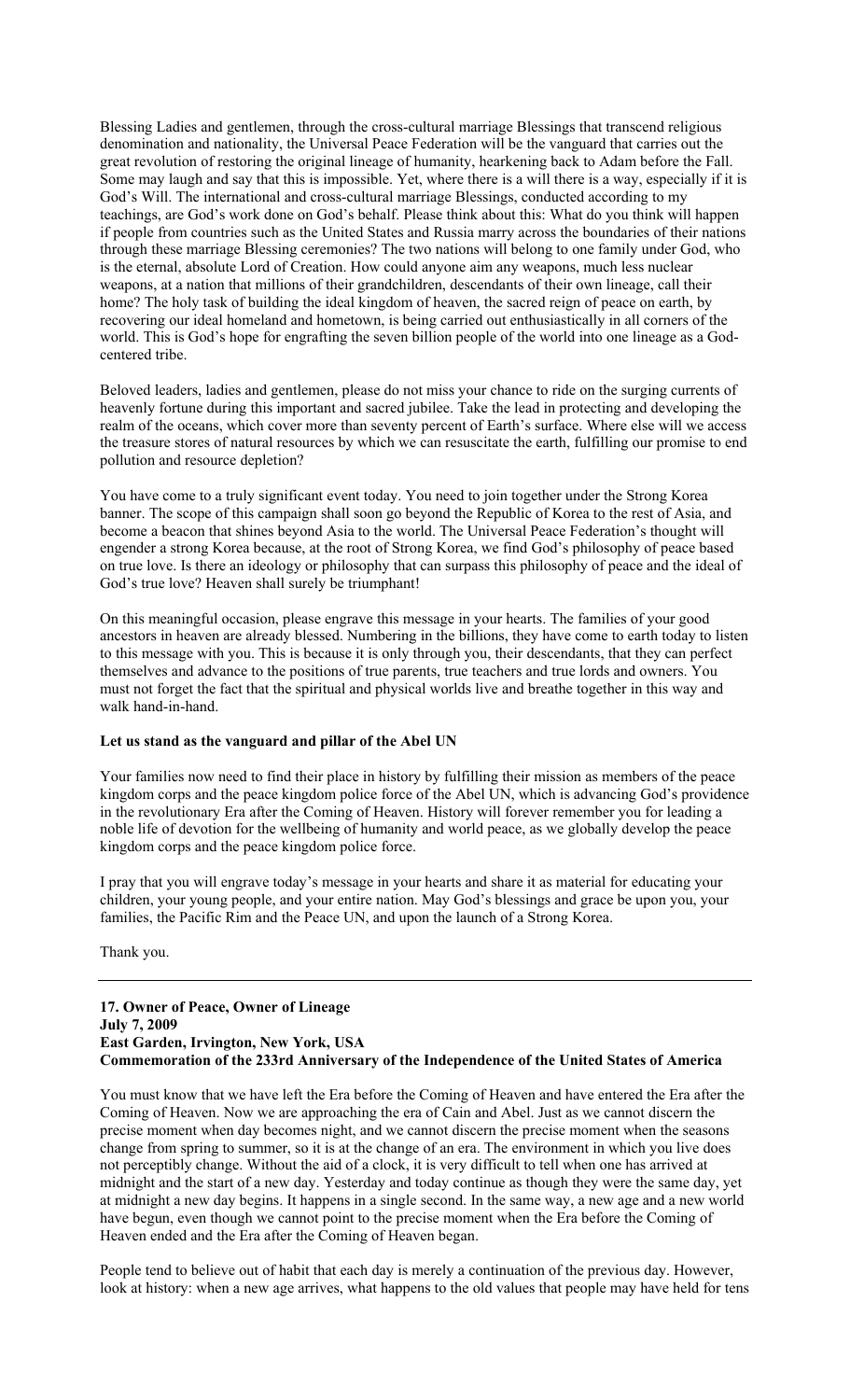Blessing Ladies and gentlemen, through the cross-cultural marriage Blessings that transcend religious denomination and nationality, the Universal Peace Federation will be the vanguard that carries out the great revolution of restoring the original lineage of humanity, hearkening back to Adam before the Fall. Some may laugh and say that this is impossible. Yet, where there is a will there is a way, especially if it is God's Will. The international and cross-cultural marriage Blessings, conducted according to my teachings, are God's work done on God's behalf. Please think about this: What do you think will happen if people from countries such as the United States and Russia marry across the boundaries of their nations through these marriage Blessing ceremonies? The two nations will belong to one family under God, who is the eternal, absolute Lord of Creation. How could anyone aim any weapons, much less nuclear weapons, at a nation that millions of their grandchildren, descendants of their own lineage, call their home? The holy task of building the ideal kingdom of heaven, the sacred reign of peace on earth, by recovering our ideal homeland and hometown, is being carried out enthusiastically in all corners of the world. This is God's hope for engrafting the seven billion people of the world into one lineage as a God-centered tribe.

Beloved leaders, ladies and gentlemen, please do not miss your chance to ride on the surging currents of heavenly fortune during this important and sacred jubilee. Take the lead in protecting and developing the realm of the oceans, which cover more than seventy percent of Earth's surface. Where else will we access the treasure stores of natural resources by which we can resuscitate the earth, fulfilling our promise to end pollution and resource depletion?

You have come to a truly significant event today. You need to join together under the Strong Korea banner. The scope of this campaign shall soon go beyond the Republic of Korea to the rest of Asia, and become a beacon that shines beyond Asia to the world. The Universal Peace Federation's thought will engender a strong Korea because, at the root of Strong Korea, we find God's philosophy of peace based on true love. Is there an ideology or philosophy that can surpass this philosophy of peace and the ideal of God's true love? Heaven shall surely be triumphant!

On this meaningful occasion, please engrave this message in your hearts. The families of your good ancestors in heaven are already blessed. Numbering in the billions, they have come to earth today to listen to this message with you. This is because it is only through you, their descendants, that they can perfect themselves and advance to the positions of true parents, true teachers and true lords and owners. You must not forget the fact that the spiritual and physical worlds live and breathe together in this way and walk hand-in-hand.

**Let us stand as the vanguard and pillar of the Abel UN**

Your families now need to find their place in history by fulfilling their mission as members of the peace kingdom corps and the peace kingdom police force of the Abel UN, which is advancing God's providence in the revolutionary Era after the Coming of Heaven. History will forever remember you for leading a noble life of devotion for the wellbeing of humanity and world peace, as we globally develop the peace kingdom corps and the peace kingdom police force.

I pray that you will engrave today's message in your hearts and share it as material for educating your children, your young people, and your entire nation. May God's blessings and grace be upon you, your families, the Pacific Rim and the Peace UN, and upon the launch of a Strong Korea.

Thank you.

---

**17. Owner of Peace, Owner of Lineage**
**July 7, 2009**
**East Garden, Irvington, New York, USA**
**Commemoration of the 233rd Anniversary of the Independence of the United States of America**

You must know that we have left the Era before the Coming of Heaven and have entered the Era after the Coming of Heaven. Now we are approaching the era of Cain and Abel. Just as we cannot discern the precise moment when day becomes night, and we cannot discern the precise moment when the seasons change from spring to summer, so it is at the change of an era. The environment in which you live does not perceptibly change. Without the aid of a clock, it is very difficult to tell when one has arrived at midnight and the start of a new day. Yesterday and today continue as though they were the same day, yet at midnight a new day begins. It happens in a single second. In the same way, a new age and a new world have begun, even though we cannot point to the precise moment when the Era before the Coming of Heaven ended and the Era after the Coming of Heaven began.

People tend to believe out of habit that each day is merely a continuation of the previous day. However, look at history: when a new age arrives, what happens to the old values that people may have held for tens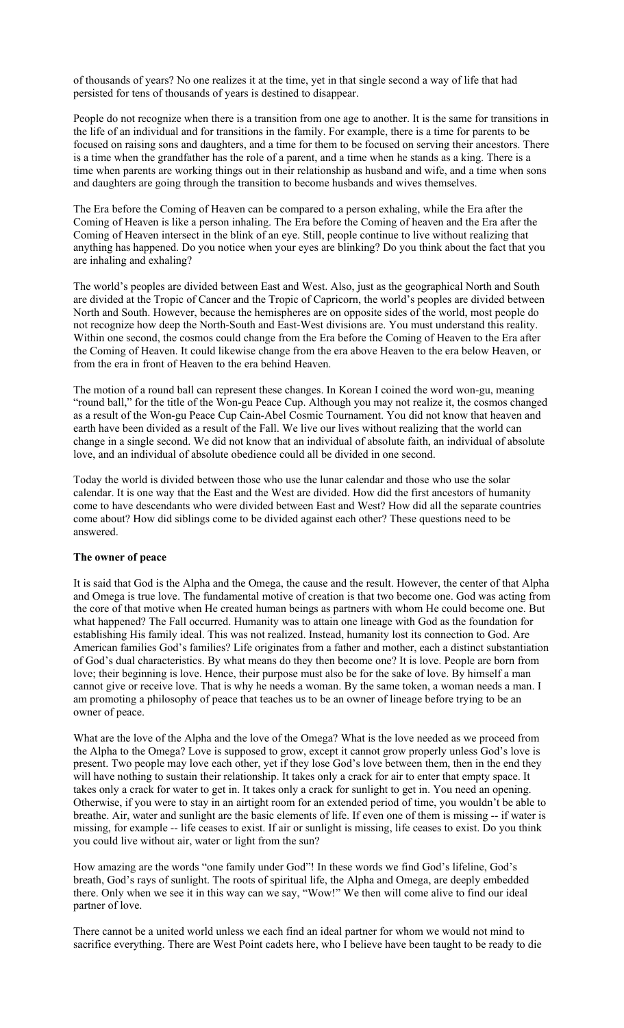of thousands of years? No one realizes it at the time, yet in that single second a way of life that had persisted for tens of thousands of years is destined to disappear.

People do not recognize when there is a transition from one age to another. It is the same for transitions in the life of an individual and for transitions in the family. For example, there is a time for parents to be focused on raising sons and daughters, and a time for them to be focused on serving their ancestors. There is a time when the grandfather has the role of a parent, and a time when he stands as a king. There is a time when parents are working things out in their relationship as husband and wife, and a time when sons and daughters are going through the transition to become husbands and wives themselves.

The Era before the Coming of Heaven can be compared to a person exhaling, while the Era after the Coming of Heaven is like a person inhaling. The Era before the Coming of heaven and the Era after the Coming of Heaven intersect in the blink of an eye. Still, people continue to live without realizing that anything has happened. Do you notice when your eyes are blinking? Do you think about the fact that you are inhaling and exhaling?

The world's peoples are divided between East and West. Also, just as the geographical North and South are divided at the Tropic of Cancer and the Tropic of Capricorn, the world's peoples are divided between North and South. However, because the hemispheres are on opposite sides of the world, most people do not recognize how deep the North-South and East-West divisions are. You must understand this reality. Within one second, the cosmos could change from the Era before the Coming of Heaven to the Era after the Coming of Heaven. It could likewise change from the era above Heaven to the era below Heaven, or from the era in front of Heaven to the era behind Heaven.

The motion of a round ball can represent these changes. In Korean I coined the word won-gu, meaning "round ball," for the title of the Won-gu Peace Cup. Although you may not realize it, the cosmos changed as a result of the Won-gu Peace Cup Cain-Abel Cosmic Tournament. You did not know that heaven and earth have been divided as a result of the Fall. We live our lives without realizing that the world can change in a single second. We did not know that an individual of absolute faith, an individual of absolute love, and an individual of absolute obedience could all be divided in one second.

Today the world is divided between those who use the lunar calendar and those who use the solar calendar. It is one way that the East and the West are divided. How did the first ancestors of humanity come to have descendants who were divided between East and West? How did all the separate countries come about? How did siblings come to be divided against each other? These questions need to be answered.

**The owner of peace**

It is said that God is the Alpha and the Omega, the cause and the result. However, the center of that Alpha and Omega is true love. The fundamental motive of creation is that two become one. God was acting from the core of that motive when He created human beings as partners with whom He could become one. But what happened? The Fall occurred. Humanity was to attain one lineage with God as the foundation for establishing His family ideal. This was not realized. Instead, humanity lost its connection to God. Are American families God's families? Life originates from a father and mother, each a distinct substantiation of God's dual characteristics. By what means do they then become one? It is love. People are born from love; their beginning is love. Hence, their purpose must also be for the sake of love. By himself a man cannot give or receive love. That is why he needs a woman. By the same token, a woman needs a man. I am promoting a philosophy of peace that teaches us to be an owner of lineage before trying to be an owner of peace.

What are the love of the Alpha and the love of the Omega? What is the love needed as we proceed from the Alpha to the Omega? Love is supposed to grow, except it cannot grow properly unless God's love is present. Two people may love each other, yet if they lose God's love between them, then in the end they will have nothing to sustain their relationship. It takes only a crack for air to enter that empty space. It takes only a crack for water to get in. It takes only a crack for sunlight to get in. You need an opening. Otherwise, if you were to stay in an airtight room for an extended period of time, you wouldn't be able to breathe. Air, water and sunlight are the basic elements of life. If even one of them is missing -- if water is missing, for example -- life ceases to exist. If air or sunlight is missing, life ceases to exist. Do you think you could live without air, water or light from the sun?

How amazing are the words "one family under God"! In these words we find God's lifeline, God's breath, God's rays of sunlight. The roots of spiritual life, the Alpha and Omega, are deeply embedded there. Only when we see it in this way can we say, "Wow!" We then will come alive to find our ideal partner of love.

There cannot be a united world unless we each find an ideal partner for whom we would not mind to sacrifice everything. There are West Point cadets here, who I believe have been taught to be ready to die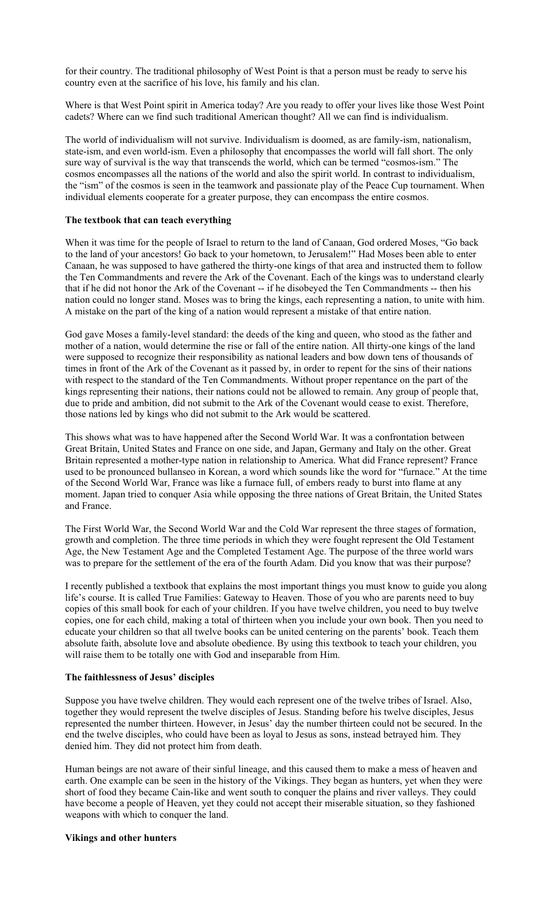for their country. The traditional philosophy of West Point is that a person must be ready to serve his country even at the sacrifice of his love, his family and his clan.

Where is that West Point spirit in America today? Are you ready to offer your lives like those West Point cadets? Where can we find such traditional American thought? All we can find is individualism.

The world of individualism will not survive. Individualism is doomed, as are family-ism, nationalism, state-ism, and even world-ism. Even a philosophy that encompasses the world will fall short. The only sure way of survival is the way that transcends the world, which can be termed "cosmos-ism." The cosmos encompasses all the nations of the world and also the spirit world. In contrast to individualism, the "ism" of the cosmos is seen in the teamwork and passionate play of the Peace Cup tournament. When individual elements cooperate for a greater purpose, they can encompass the entire cosmos.

**The textbook that can teach everything**

When it was time for the people of Israel to return to the land of Canaan, God ordered Moses, "Go back to the land of your ancestors! Go back to your hometown, to Jerusalem!" Had Moses been able to enter Canaan, he was supposed to have gathered the thirty-one kings of that area and instructed them to follow the Ten Commandments and revere the Ark of the Covenant. Each of the kings was to understand clearly that if he did not honor the Ark of the Covenant -- if he disobeyed the Ten Commandments -- then his nation could no longer stand. Moses was to bring the kings, each representing a nation, to unite with him. A mistake on the part of the king of a nation would represent a mistake of that entire nation.

God gave Moses a family-level standard: the deeds of the king and queen, who stood as the father and mother of a nation, would determine the rise or fall of the entire nation. All thirty-one kings of the land were supposed to recognize their responsibility as national leaders and bow down tens of thousands of times in front of the Ark of the Covenant as it passed by, in order to repent for the sins of their nations with respect to the standard of the Ten Commandments. Without proper repentance on the part of the kings representing their nations, their nations could not be allowed to remain. Any group of people that, due to pride and ambition, did not submit to the Ark of the Covenant would cease to exist. Therefore, those nations led by kings who did not submit to the Ark would be scattered.

This shows what was to have happened after the Second World War. It was a confrontation between Great Britain, United States and France on one side, and Japan, Germany and Italy on the other. Great Britain represented a mother-type nation in relationship to America. What did France represent? France used to be pronounced bullanseo in Korean, a word which sounds like the word for "furnace." At the time of the Second World War, France was like a furnace full, of embers ready to burst into flame at any moment. Japan tried to conquer Asia while opposing the three nations of Great Britain, the United States and France.

The First World War, the Second World War and the Cold War represent the three stages of formation, growth and completion. The three time periods in which they were fought represent the Old Testament Age, the New Testament Age and the Completed Testament Age. The purpose of the three world wars was to prepare for the settlement of the era of the fourth Adam. Did you know that was their purpose?

I recently published a textbook that explains the most important things you must know to guide you along life's course. It is called True Families: Gateway to Heaven. Those of you who are parents need to buy copies of this small book for each of your children. If you have twelve children, you need to buy twelve copies, one for each child, making a total of thirteen when you include your own book. Then you need to educate your children so that all twelve books can be united centering on the parents' book. Teach them absolute faith, absolute love and absolute obedience. By using this textbook to teach your children, you will raise them to be totally one with God and inseparable from Him.

**The faithlessness of Jesus' disciples**

Suppose you have twelve children. They would each represent one of the twelve tribes of Israel. Also, together they would represent the twelve disciples of Jesus. Standing before his twelve disciples, Jesus represented the number thirteen. However, in Jesus' day the number thirteen could not be secured. In the end the twelve disciples, who could have been as loyal to Jesus as sons, instead betrayed him. They denied him. They did not protect him from death.

Human beings are not aware of their sinful lineage, and this caused them to make a mess of heaven and earth. One example can be seen in the history of the Vikings. They began as hunters, yet when they were short of food they became Cain-like and went south to conquer the plains and river valleys. They could have become a people of Heaven, yet they could not accept their miserable situation, so they fashioned weapons with which to conquer the land.

**Vikings and other hunters**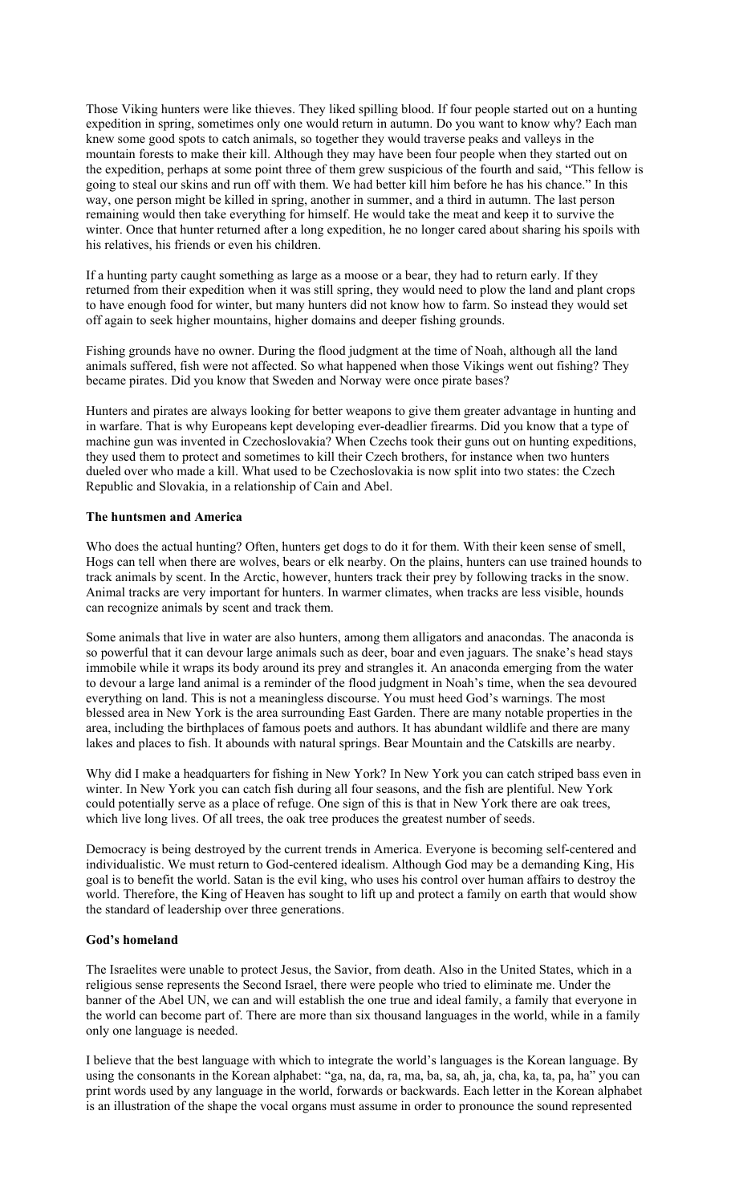Those Viking hunters were like thieves. They liked spilling blood. If four people started out on a hunting expedition in spring, sometimes only one would return in autumn. Do you want to know why? Each man knew some good spots to catch animals, so together they would traverse peaks and valleys in the mountain forests to make their kill. Although they may have been four people when they started out on the expedition, perhaps at some point three of them grew suspicious of the fourth and said, "This fellow is going to steal our skins and run off with them. We had better kill him before he has his chance." In this way, one person might be killed in spring, another in summer, and a third in autumn. The last person remaining would then take everything for himself. He would take the meat and keep it to survive the winter. Once that hunter returned after a long expedition, he no longer cared about sharing his spoils with his relatives, his friends or even his children.

If a hunting party caught something as large as a moose or a bear, they had to return early. If they returned from their expedition when it was still spring, they would need to plow the land and plant crops to have enough food for winter, but many hunters did not know how to farm. So instead they would set off again to seek higher mountains, higher domains and deeper fishing grounds.

Fishing grounds have no owner. During the flood judgment at the time of Noah, although all the land animals suffered, fish were not affected. So what happened when those Vikings went out fishing? They became pirates. Did you know that Sweden and Norway were once pirate bases?

Hunters and pirates are always looking for better weapons to give them greater advantage in hunting and in warfare. That is why Europeans kept developing ever-deadlier firearms. Did you know that a type of machine gun was invented in Czechoslovakia? When Czechs took their guns out on hunting expeditions, they used them to protect and sometimes to kill their Czech brothers, for instance when two hunters dueled over who made a kill. What used to be Czechoslovakia is now split into two states: the Czech Republic and Slovakia, in a relationship of Cain and Abel.

**The huntsmen and America**

Who does the actual hunting? Often, hunters get dogs to do it for them. With their keen sense of smell, Hogs can tell when there are wolves, bears or elk nearby. On the plains, hunters can use trained hounds to track animals by scent. In the Arctic, however, hunters track their prey by following tracks in the snow. Animal tracks are very important for hunters. In warmer climates, when tracks are less visible, hounds can recognize animals by scent and track them.

Some animals that live in water are also hunters, among them alligators and anacondas. The anaconda is so powerful that it can devour large animals such as deer, boar and even jaguars. The snake's head stays immobile while it wraps its body around its prey and strangles it. An anaconda emerging from the water to devour a large land animal is a reminder of the flood judgment in Noah's time, when the sea devoured everything on land. This is not a meaningless discourse. You must heed God's warnings. The most blessed area in New York is the area surrounding East Garden. There are many notable properties in the area, including the birthplaces of famous poets and authors. It has abundant wildlife and there are many lakes and places to fish. It abounds with natural springs. Bear Mountain and the Catskills are nearby.

Why did I make a headquarters for fishing in New York? In New York you can catch striped bass even in winter. In New York you can catch fish during all four seasons, and the fish are plentiful. New York could potentially serve as a place of refuge. One sign of this is that in New York there are oak trees, which live long lives. Of all trees, the oak tree produces the greatest number of seeds.

Democracy is being destroyed by the current trends in America. Everyone is becoming self-centered and individualistic. We must return to God-centered idealism. Although God may be a demanding King, His goal is to benefit the world. Satan is the evil king, who uses his control over human affairs to destroy the world. Therefore, the King of Heaven has sought to lift up and protect a family on earth that would show the standard of leadership over three generations.

**God's homeland**

The Israelites were unable to protect Jesus, the Savior, from death. Also in the United States, which in a religious sense represents the Second Israel, there were people who tried to eliminate me. Under the banner of the Abel UN, we can and will establish the one true and ideal family, a family that everyone in the world can become part of. There are more than six thousand languages in the world, while in a family only one language is needed.

I believe that the best language with which to integrate the world's languages is the Korean language. By using the consonants in the Korean alphabet: "ga, na, da, ra, ma, ba, sa, ah, ja, cha, ka, ta, pa, ha" you can print words used by any language in the world, forwards or backwards. Each letter in the Korean alphabet is an illustration of the shape the vocal organs must assume in order to pronounce the sound represented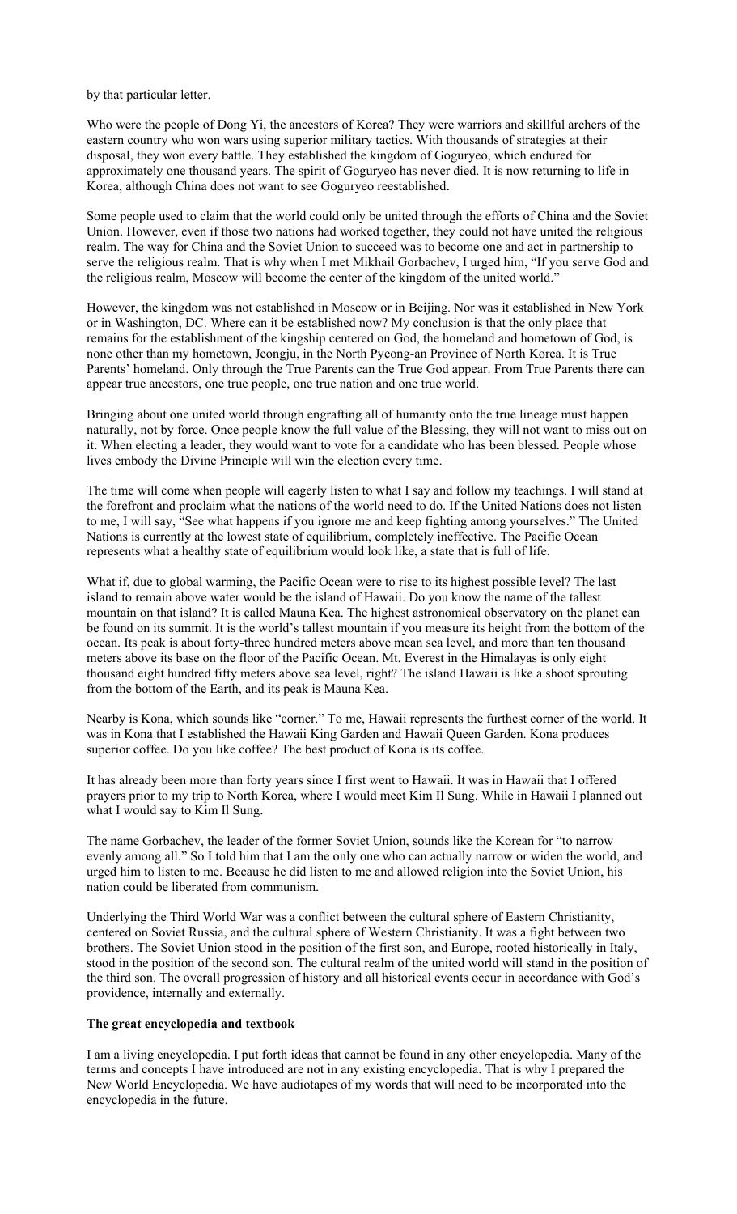by that particular letter.

Who were the people of Dong Yi, the ancestors of Korea? They were warriors and skillful archers of the eastern country who won wars using superior military tactics. With thousands of strategies at their disposal, they won every battle. They established the kingdom of Goguryeo, which endured for approximately one thousand years. The spirit of Goguryeo has never died. It is now returning to life in Korea, although China does not want to see Goguryeo reestablished.

Some people used to claim that the world could only be united through the efforts of China and the Soviet Union. However, even if those two nations had worked together, they could not have united the religious realm. The way for China and the Soviet Union to succeed was to become one and act in partnership to serve the religious realm. That is why when I met Mikhail Gorbachev, I urged him, "If you serve God and the religious realm, Moscow will become the center of the kingdom of the united world."

However, the kingdom was not established in Moscow or in Beijing. Nor was it established in New York or in Washington, DC. Where can it be established now? My conclusion is that the only place that remains for the establishment of the kingship centered on God, the homeland and hometown of God, is none other than my hometown, Jeongju, in the North Pyeong-an Province of North Korea. It is True Parents' homeland. Only through the True Parents can the True God appear. From True Parents there can appear true ancestors, one true people, one true nation and one true world.

Bringing about one united world through engrafting all of humanity onto the true lineage must happen naturally, not by force. Once people know the full value of the Blessing, they will not want to miss out on it. When electing a leader, they would want to vote for a candidate who has been blessed. People whose lives embody the Divine Principle will win the election every time.

The time will come when people will eagerly listen to what I say and follow my teachings. I will stand at the forefront and proclaim what the nations of the world need to do. If the United Nations does not listen to me, I will say, "See what happens if you ignore me and keep fighting among yourselves." The United Nations is currently at the lowest state of equilibrium, completely ineffective. The Pacific Ocean represents what a healthy state of equilibrium would look like, a state that is full of life.

What if, due to global warming, the Pacific Ocean were to rise to its highest possible level? The last island to remain above water would be the island of Hawaii. Do you know the name of the tallest mountain on that island? It is called Mauna Kea. The highest astronomical observatory on the planet can be found on its summit. It is the world's tallest mountain if you measure its height from the bottom of the ocean. Its peak is about forty-three hundred meters above mean sea level, and more than ten thousand meters above its base on the floor of the Pacific Ocean. Mt. Everest in the Himalayas is only eight thousand eight hundred fifty meters above sea level, right? The island Hawaii is like a shoot sprouting from the bottom of the Earth, and its peak is Mauna Kea.

Nearby is Kona, which sounds like "corner." To me, Hawaii represents the furthest corner of the world. It was in Kona that I established the Hawaii King Garden and Hawaii Queen Garden. Kona produces superior coffee. Do you like coffee? The best product of Kona is its coffee.

It has already been more than forty years since I first went to Hawaii. It was in Hawaii that I offered prayers prior to my trip to North Korea, where I would meet Kim Il Sung. While in Hawaii I planned out what I would say to Kim Il Sung.

The name Gorbachev, the leader of the former Soviet Union, sounds like the Korean for "to narrow evenly among all." So I told him that I am the only one who can actually narrow or widen the world, and urged him to listen to me. Because he did listen to me and allowed religion into the Soviet Union, his nation could be liberated from communism.

Underlying the Third World War was a conflict between the cultural sphere of Eastern Christianity, centered on Soviet Russia, and the cultural sphere of Western Christianity. It was a fight between two brothers. The Soviet Union stood in the position of the first son, and Europe, rooted historically in Italy, stood in the position of the second son. The cultural realm of the united world will stand in the position of the third son. The overall progression of history and all historical events occur in accordance with God's providence, internally and externally.

**The great encyclopedia and textbook**

I am a living encyclopedia. I put forth ideas that cannot be found in any other encyclopedia. Many of the terms and concepts I have introduced are not in any existing encyclopedia. That is why I prepared the New World Encyclopedia. We have audiotapes of my words that will need to be incorporated into the encyclopedia in the future.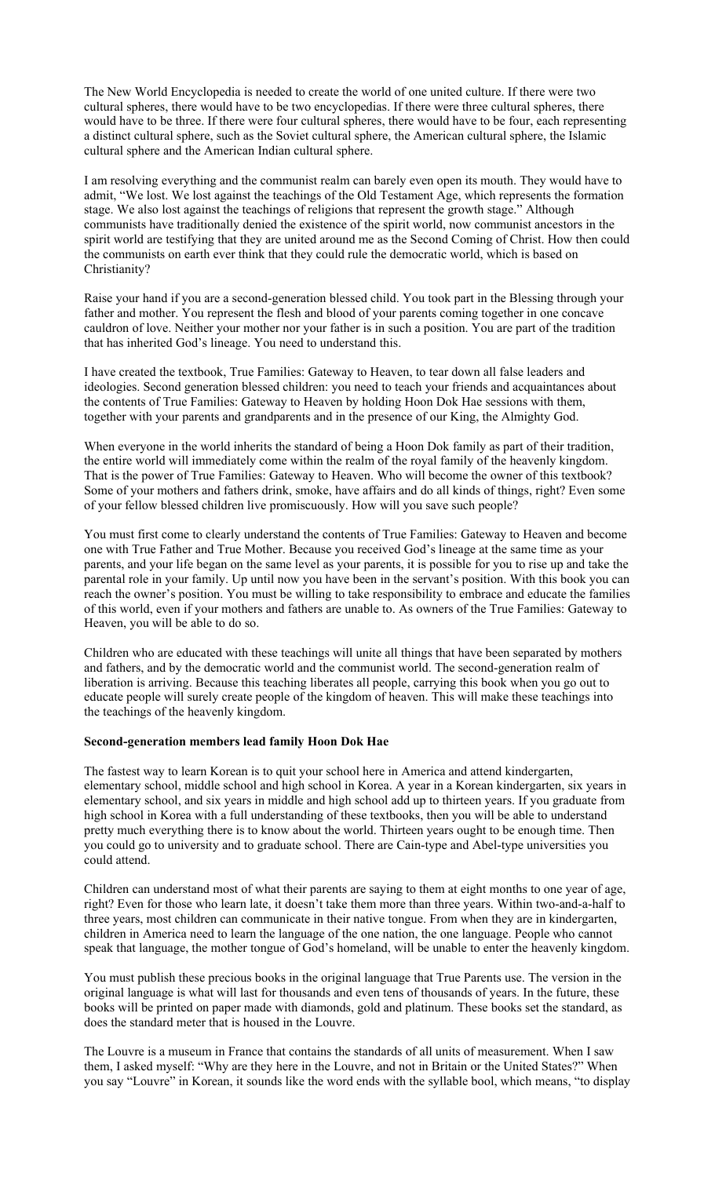The New World Encyclopedia is needed to create the world of one united culture. If there were two cultural spheres, there would have to be two encyclopedias. If there were three cultural spheres, there would have to be three. If there were four cultural spheres, there would have to be four, each representing a distinct cultural sphere, such as the Soviet cultural sphere, the American cultural sphere, the Islamic cultural sphere and the American Indian cultural sphere.

I am resolving everything and the communist realm can barely even open its mouth. They would have to admit, "We lost. We lost against the teachings of the Old Testament Age, which represents the formation stage. We also lost against the teachings of religions that represent the growth stage." Although communists have traditionally denied the existence of the spirit world, now communist ancestors in the spirit world are testifying that they are united around me as the Second Coming of Christ. How then could the communists on earth ever think that they could rule the democratic world, which is based on Christianity?

Raise your hand if you are a second-generation blessed child. You took part in the Blessing through your father and mother. You represent the flesh and blood of your parents coming together in one concave cauldron of love. Neither your mother nor your father is in such a position. You are part of the tradition that has inherited God's lineage. You need to understand this.

I have created the textbook, True Families: Gateway to Heaven, to tear down all false leaders and ideologies. Second generation blessed children: you need to teach your friends and acquaintances about the contents of True Families: Gateway to Heaven by holding Hoon Dok Hae sessions with them, together with your parents and grandparents and in the presence of our King, the Almighty God.

When everyone in the world inherits the standard of being a Hoon Dok family as part of their tradition, the entire world will immediately come within the realm of the royal family of the heavenly kingdom. That is the power of True Families: Gateway to Heaven. Who will become the owner of this textbook? Some of your mothers and fathers drink, smoke, have affairs and do all kinds of things, right? Even some of your fellow blessed children live promiscuously. How will you save such people?

You must first come to clearly understand the contents of True Families: Gateway to Heaven and become one with True Father and True Mother. Because you received God's lineage at the same time as your parents, and your life began on the same level as your parents, it is possible for you to rise up and take the parental role in your family. Up until now you have been in the servant's position. With this book you can reach the owner's position. You must be willing to take responsibility to embrace and educate the families of this world, even if your mothers and fathers are unable to. As owners of the True Families: Gateway to Heaven, you will be able to do so.

Children who are educated with these teachings will unite all things that have been separated by mothers and fathers, and by the democratic world and the communist world. The second-generation realm of liberation is arriving. Because this teaching liberates all people, carrying this book when you go out to educate people will surely create people of the kingdom of heaven. This will make these teachings into the teachings of the heavenly kingdom.

**Second-generation members lead family Hoon Dok Hae**

The fastest way to learn Korean is to quit your school here in America and attend kindergarten, elementary school, middle school and high school in Korea. A year in a Korean kindergarten, six years in elementary school, and six years in middle and high school add up to thirteen years. If you graduate from high school in Korea with a full understanding of these textbooks, then you will be able to understand pretty much everything there is to know about the world. Thirteen years ought to be enough time. Then you could go to university and to graduate school. There are Cain-type and Abel-type universities you could attend.

Children can understand most of what their parents are saying to them at eight months to one year of age, right? Even for those who learn late, it doesn't take them more than three years. Within two-and-a-half to three years, most children can communicate in their native tongue. From when they are in kindergarten, children in America need to learn the language of the one nation, the one language. People who cannot speak that language, the mother tongue of God's homeland, will be unable to enter the heavenly kingdom.

You must publish these precious books in the original language that True Parents use. The version in the original language is what will last for thousands and even tens of thousands of years. In the future, these books will be printed on paper made with diamonds, gold and platinum. These books set the standard, as does the standard meter that is housed in the Louvre.

The Louvre is a museum in France that contains the standards of all units of measurement. When I saw them, I asked myself: "Why are they here in the Louvre, and not in Britain or the United States?" When you say "Louvre" in Korean, it sounds like the word ends with the syllable bool, which means, "to display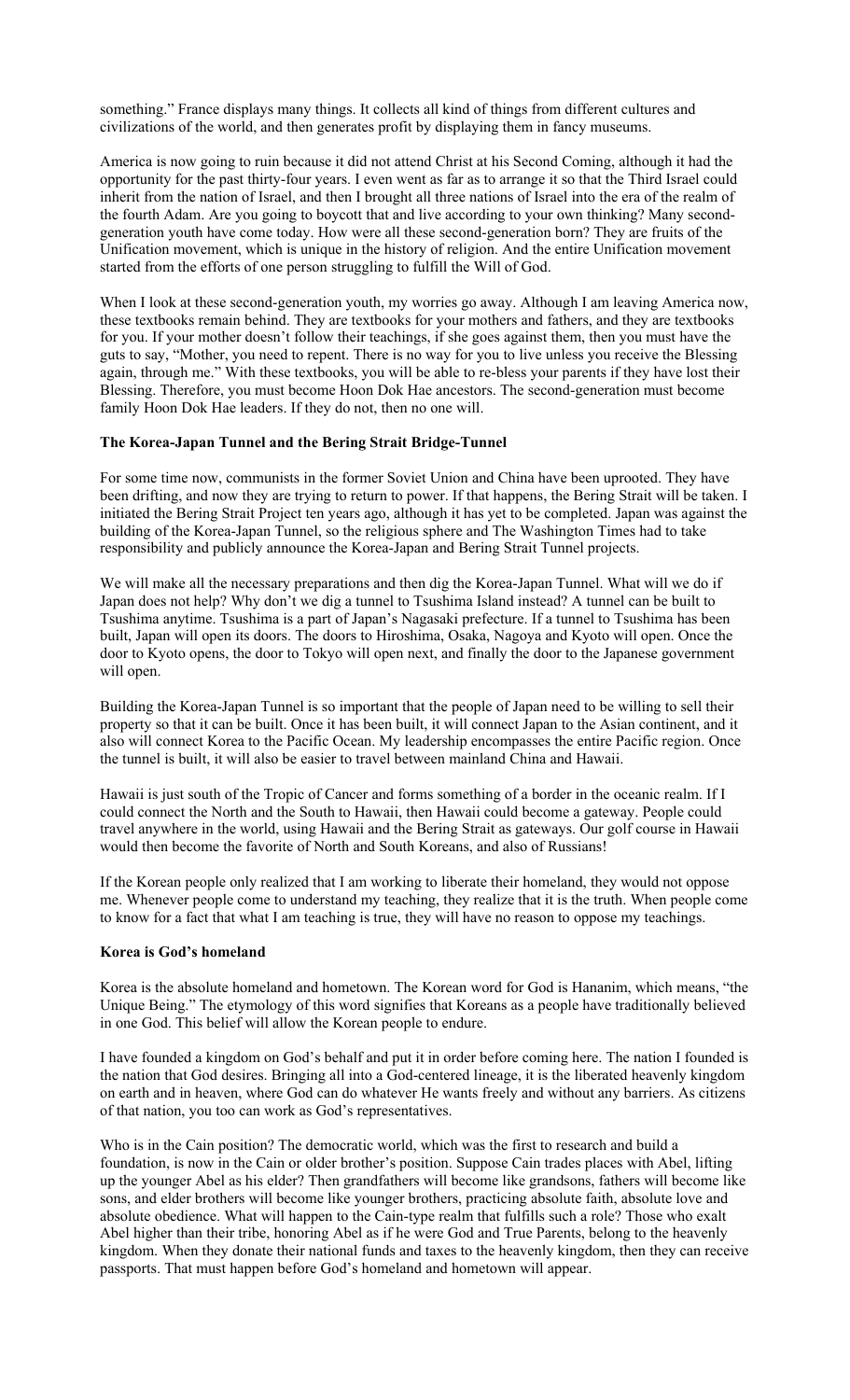something." France displays many things. It collects all kind of things from different cultures and civilizations of the world, and then generates profit by displaying them in fancy museums.

America is now going to ruin because it did not attend Christ at his Second Coming, although it had the opportunity for the past thirty-four years. I even went as far as to arrange it so that the Third Israel could inherit from the nation of Israel, and then I brought all three nations of Israel into the era of the realm of the fourth Adam. Are you going to boycott that and live according to your own thinking? Many second-generation youth have come today. How were all these second-generation born? They are fruits of the Unification movement, which is unique in the history of religion. And the entire Unification movement started from the efforts of one person struggling to fulfill the Will of God.

When I look at these second-generation youth, my worries go away. Although I am leaving America now, these textbooks remain behind. They are textbooks for your mothers and fathers, and they are textbooks for you. If your mother doesn't follow their teachings, if she goes against them, then you must have the guts to say, "Mother, you need to repent. There is no way for you to live unless you receive the Blessing again, through me." With these textbooks, you will be able to re-bless your parents if they have lost their Blessing. Therefore, you must become Hoon Dok Hae ancestors. The second-generation must become family Hoon Dok Hae leaders. If they do not, then no one will.

**The Korea-Japan Tunnel and the Bering Strait Bridge-Tunnel**

For some time now, communists in the former Soviet Union and China have been uprooted. They have been drifting, and now they are trying to return to power. If that happens, the Bering Strait will be taken. I initiated the Bering Strait Project ten years ago, although it has yet to be completed. Japan was against the building of the Korea-Japan Tunnel, so the religious sphere and The Washington Times had to take responsibility and publicly announce the Korea-Japan and Bering Strait Tunnel projects.

We will make all the necessary preparations and then dig the Korea-Japan Tunnel. What will we do if Japan does not help? Why don't we dig a tunnel to Tsushima Island instead? A tunnel can be built to Tsushima anytime. Tsushima is a part of Japan's Nagasaki prefecture. If a tunnel to Tsushima has been built, Japan will open its doors. The doors to Hiroshima, Osaka, Nagoya and Kyoto will open. Once the door to Kyoto opens, the door to Tokyo will open next, and finally the door to the Japanese government will open.

Building the Korea-Japan Tunnel is so important that the people of Japan need to be willing to sell their property so that it can be built. Once it has been built, it will connect Japan to the Asian continent, and it also will connect Korea to the Pacific Ocean. My leadership encompasses the entire Pacific region. Once the tunnel is built, it will also be easier to travel between mainland China and Hawaii.

Hawaii is just south of the Tropic of Cancer and forms something of a border in the oceanic realm. If I could connect the North and the South to Hawaii, then Hawaii could become a gateway. People could travel anywhere in the world, using Hawaii and the Bering Strait as gateways. Our golf course in Hawaii would then become the favorite of North and South Koreans, and also of Russians!

If the Korean people only realized that I am working to liberate their homeland, they would not oppose me. Whenever people come to understand my teaching, they realize that it is the truth. When people come to know for a fact that what I am teaching is true, they will have no reason to oppose my teachings.

**Korea is God's homeland**

Korea is the absolute homeland and hometown. The Korean word for God is Hananim, which means, "the Unique Being." The etymology of this word signifies that Koreans as a people have traditionally believed in one God. This belief will allow the Korean people to endure.

I have founded a kingdom on God's behalf and put it in order before coming here. The nation I founded is the nation that God desires. Bringing all into a God-centered lineage, it is the liberated heavenly kingdom on earth and in heaven, where God can do whatever He wants freely and without any barriers. As citizens of that nation, you too can work as God's representatives.

Who is in the Cain position? The democratic world, which was the first to research and build a foundation, is now in the Cain or older brother's position. Suppose Cain trades places with Abel, lifting up the younger Abel as his elder? Then grandfathers will become like grandsons, fathers will become like sons, and elder brothers will become like younger brothers, practicing absolute faith, absolute love and absolute obedience. What will happen to the Cain-type realm that fulfills such a role? Those who exalt Abel higher than their tribe, honoring Abel as if he were God and True Parents, belong to the heavenly kingdom. When they donate their national funds and taxes to the heavenly kingdom, then they can receive passports. That must happen before God's homeland and hometown will appear.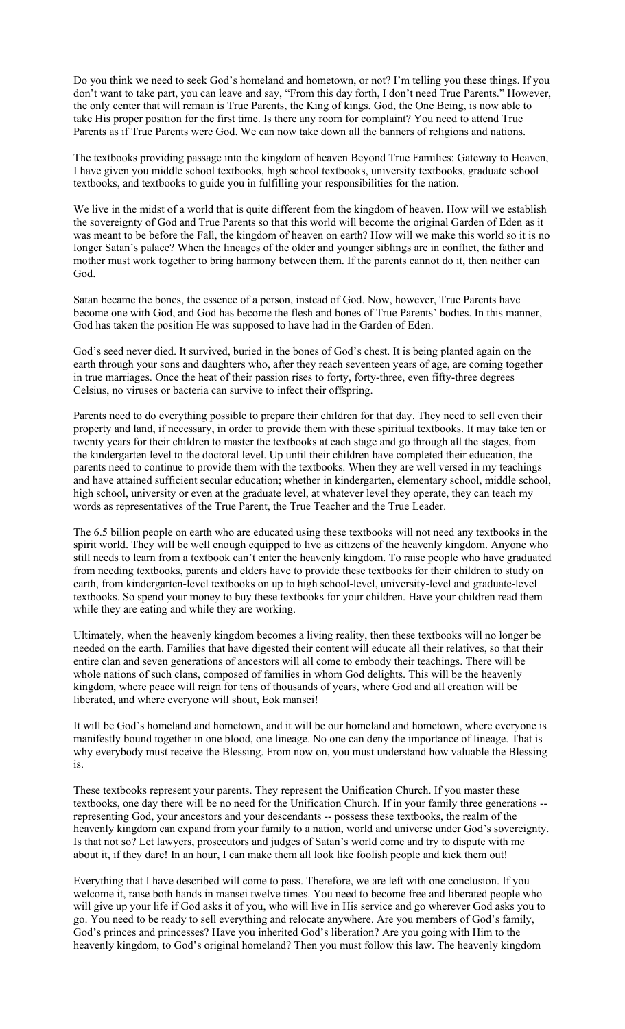Do you think we need to seek God's homeland and hometown, or not? I'm telling you these things. If you don't want to take part, you can leave and say, "From this day forth, I don't need True Parents." However, the only center that will remain is True Parents, the King of kings. God, the One Being, is now able to take His proper position for the first time. Is there any room for complaint? You need to attend True Parents as if True Parents were God. We can now take down all the banners of religions and nations.

The textbooks providing passage into the kingdom of heaven Beyond True Families: Gateway to Heaven, I have given you middle school textbooks, high school textbooks, university textbooks, graduate school textbooks, and textbooks to guide you in fulfilling your responsibilities for the nation.

We live in the midst of a world that is quite different from the kingdom of heaven. How will we establish the sovereignty of God and True Parents so that this world will become the original Garden of Eden as it was meant to be before the Fall, the kingdom of heaven on earth? How will we make this world so it is no longer Satan's palace? When the lineages of the older and younger siblings are in conflict, the father and mother must work together to bring harmony between them. If the parents cannot do it, then neither can God.

Satan became the bones, the essence of a person, instead of God. Now, however, True Parents have become one with God, and God has become the flesh and bones of True Parents' bodies. In this manner, God has taken the position He was supposed to have had in the Garden of Eden.

God's seed never died. It survived, buried in the bones of God's chest. It is being planted again on the earth through your sons and daughters who, after they reach seventeen years of age, are coming together in true marriages. Once the heat of their passion rises to forty, forty-three, even fifty-three degrees Celsius, no viruses or bacteria can survive to infect their offspring.

Parents need to do everything possible to prepare their children for that day. They need to sell even their property and land, if necessary, in order to provide them with these spiritual textbooks. It may take ten or twenty years for their children to master the textbooks at each stage and go through all the stages, from the kindergarten level to the doctoral level. Up until their children have completed their education, the parents need to continue to provide them with the textbooks. When they are well versed in my teachings and have attained sufficient secular education; whether in kindergarten, elementary school, middle school, high school, university or even at the graduate level, at whatever level they operate, they can teach my words as representatives of the True Parent, the True Teacher and the True Leader.

The 6.5 billion people on earth who are educated using these textbooks will not need any textbooks in the spirit world. They will be well enough equipped to live as citizens of the heavenly kingdom. Anyone who still needs to learn from a textbook can't enter the heavenly kingdom. To raise people who have graduated from needing textbooks, parents and elders have to provide these textbooks for their children to study on earth, from kindergarten-level textbooks on up to high school-level, university-level and graduate-level textbooks. So spend your money to buy these textbooks for your children. Have your children read them while they are eating and while they are working.

Ultimately, when the heavenly kingdom becomes a living reality, then these textbooks will no longer be needed on the earth. Families that have digested their content will educate all their relatives, so that their entire clan and seven generations of ancestors will all come to embody their teachings. There will be whole nations of such clans, composed of families in whom God delights. This will be the heavenly kingdom, where peace will reign for tens of thousands of years, where God and all creation will be liberated, and where everyone will shout, Eok mansei!

It will be God's homeland and hometown, and it will be our homeland and hometown, where everyone is manifestly bound together in one blood, one lineage. No one can deny the importance of lineage. That is why everybody must receive the Blessing. From now on, you must understand how valuable the Blessing is.

These textbooks represent your parents. They represent the Unification Church. If you master these textbooks, one day there will be no need for the Unification Church. If in your family three generations -- representing God, your ancestors and your descendants -- possess these textbooks, the realm of the heavenly kingdom can expand from your family to a nation, world and universe under God's sovereignty. Is that not so? Let lawyers, prosecutors and judges of Satan's world come and try to dispute with me about it, if they dare! In an hour, I can make them all look like foolish people and kick them out!

Everything that I have described will come to pass. Therefore, we are left with one conclusion. If you welcome it, raise both hands in mansei twelve times. You need to become free and liberated people who will give up your life if God asks it of you, who will live in His service and go wherever God asks you to go. You need to be ready to sell everything and relocate anywhere. Are you members of God's family, God's princes and princesses? Have you inherited God's liberation? Are you going with Him to the heavenly kingdom, to God's original homeland? Then you must follow this law. The heavenly kingdom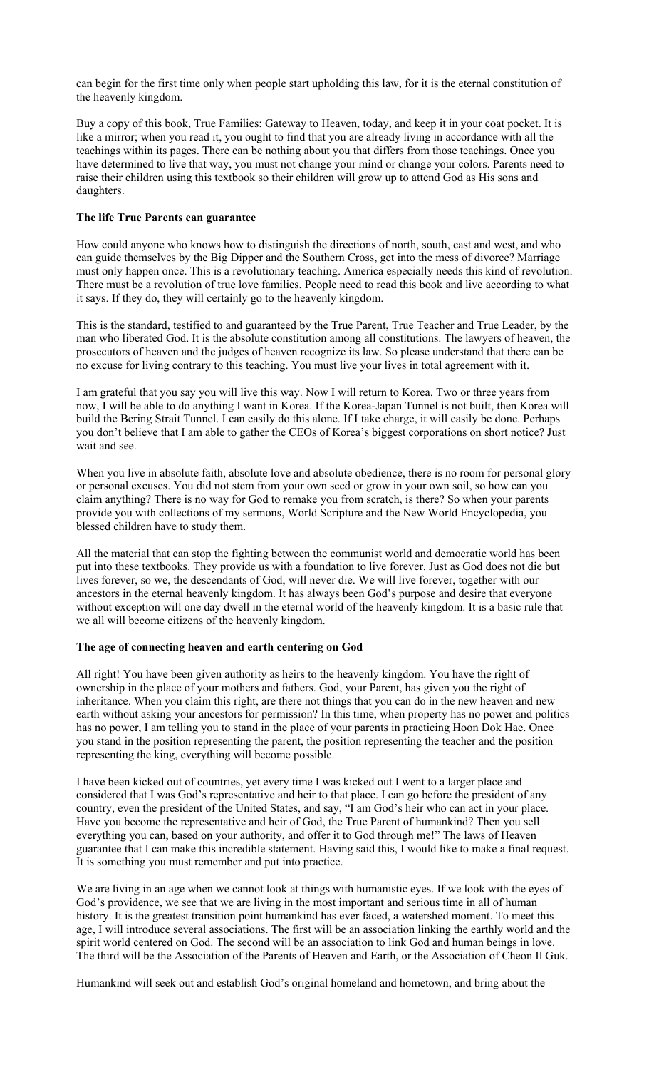can begin for the first time only when people start upholding this law, for it is the eternal constitution of the heavenly kingdom.

Buy a copy of this book, True Families: Gateway to Heaven, today, and keep it in your coat pocket. It is like a mirror; when you read it, you ought to find that you are already living in accordance with all the teachings within its pages. There can be nothing about you that differs from those teachings. Once you have determined to live that way, you must not change your mind or change your colors. Parents need to raise their children using this textbook so their children will grow up to attend God as His sons and daughters.

### The life True Parents can guarantee

How could anyone who knows how to distinguish the directions of north, south, east and west, and who can guide themselves by the Big Dipper and the Southern Cross, get into the mess of divorce? Marriage must only happen once. This is a revolutionary teaching. America especially needs this kind of revolution. There must be a revolution of true love families. People need to read this book and live according to what it says. If they do, they will certainly go to the heavenly kingdom.

This is the standard, testified to and guaranteed by the True Parent, True Teacher and True Leader, by the man who liberated God. It is the absolute constitution among all constitutions. The lawyers of heaven, the prosecutors of heaven and the judges of heaven recognize its law. So please understand that there can be no excuse for living contrary to this teaching. You must live your lives in total agreement with it.

I am grateful that you say you will live this way. Now I will return to Korea. Two or three years from now, I will be able to do anything I want in Korea. If the Korea-Japan Tunnel is not built, then Korea will build the Bering Strait Tunnel. I can easily do this alone. If I take charge, it will easily be done. Perhaps you don't believe that I am able to gather the CEOs of Korea's biggest corporations on short notice? Just wait and see.

When you live in absolute faith, absolute love and absolute obedience, there is no room for personal glory or personal excuses. You did not stem from your own seed or grow in your own soil, so how can you claim anything? There is no way for God to remake you from scratch, is there? So when your parents provide you with collections of my sermons, World Scripture and the New World Encyclopedia, you blessed children have to study them.

All the material that can stop the fighting between the communist world and democratic world has been put into these textbooks. They provide us with a foundation to live forever. Just as God does not die but lives forever, so we, the descendants of God, will never die. We will live forever, together with our ancestors in the eternal heavenly kingdom. It has always been God's purpose and desire that everyone without exception will one day dwell in the eternal world of the heavenly kingdom. It is a basic rule that we all will become citizens of the heavenly kingdom.

### The age of connecting heaven and earth centering on God

All right! You have been given authority as heirs to the heavenly kingdom. You have the right of ownership in the place of your mothers and fathers. God, your Parent, has given you the right of inheritance. When you claim this right, are there not things that you can do in the new heaven and new earth without asking your ancestors for permission? In this time, when property has no power and politics has no power, I am telling you to stand in the place of your parents in practicing Hoon Dok Hae. Once you stand in the position representing the parent, the position representing the teacher and the position representing the king, everything will become possible.

I have been kicked out of countries, yet every time I was kicked out I went to a larger place and considered that I was God's representative and heir to that place. I can go before the president of any country, even the president of the United States, and say, "I am God's heir who can act in your place. Have you become the representative and heir of God, the True Parent of humankind? Then you sell everything you can, based on your authority, and offer it to God through me!" The laws of Heaven guarantee that I can make this incredible statement. Having said this, I would like to make a final request. It is something you must remember and put into practice.

We are living in an age when we cannot look at things with humanistic eyes. If we look with the eyes of God's providence, we see that we are living in the most important and serious time in all of human history. It is the greatest transition point humankind has ever faced, a watershed moment. To meet this age, I will introduce several associations. The first will be an association linking the earthly world and the spirit world centered on God. The second will be an association to link God and human beings in love. The third will be the Association of the Parents of Heaven and Earth, or the Association of Cheon Il Guk.

Humankind will seek out and establish God's original homeland and hometown, and bring about the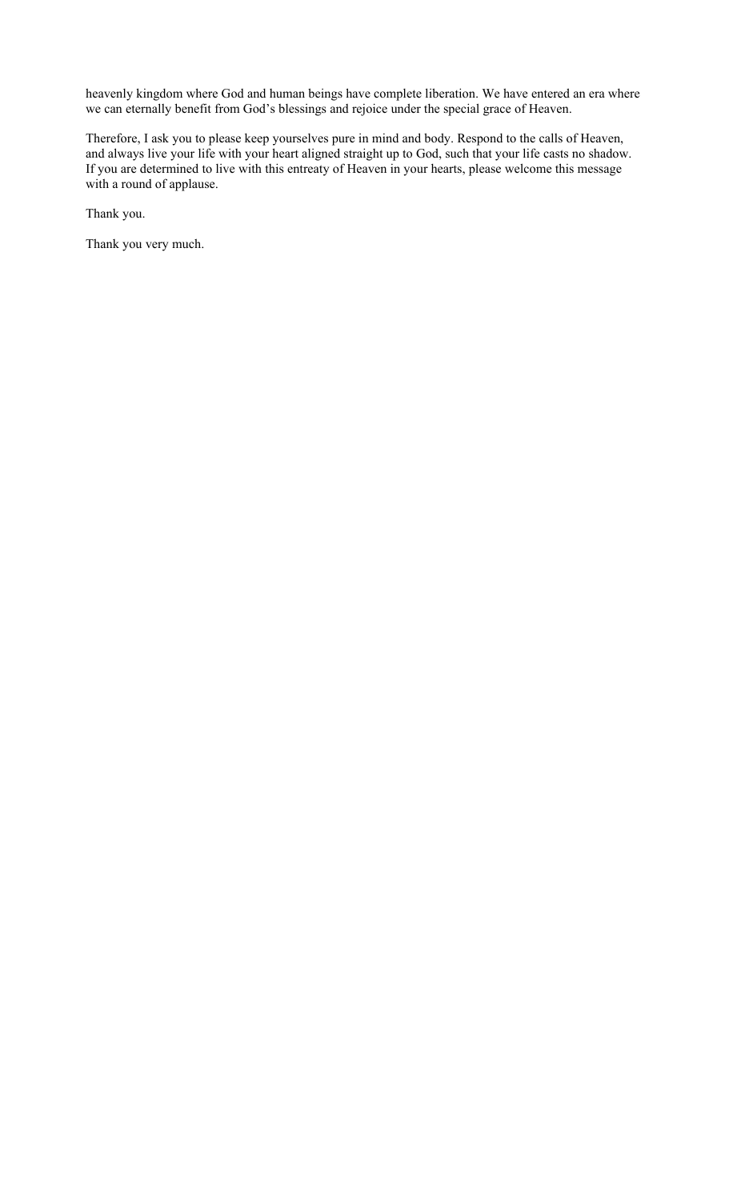heavenly kingdom where God and human beings have complete liberation. We have entered an era where we can eternally benefit from God's blessings and rejoice under the special grace of Heaven.

Therefore, I ask you to please keep yourselves pure in mind and body. Respond to the calls of Heaven, and always live your life with your heart aligned straight up to God, such that your life casts no shadow. If you are determined to live with this entreaty of Heaven in your hearts, please welcome this message with a round of applause.

Thank you.

Thank you very much.